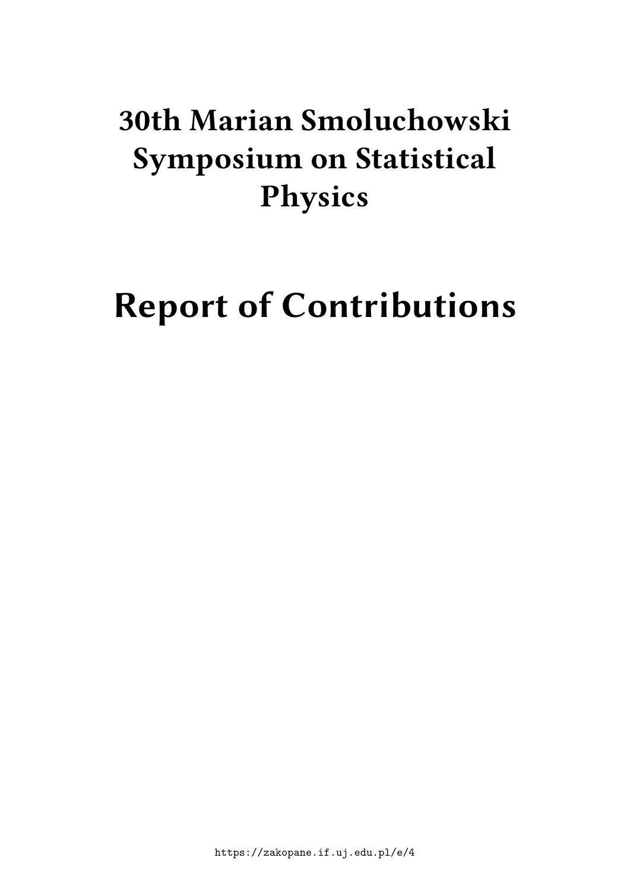# 30th Marian Smoluchowski Symposium on Statistical Physics

# Report of Contributions

https://zakopane.if.uj.edu.pl/e/4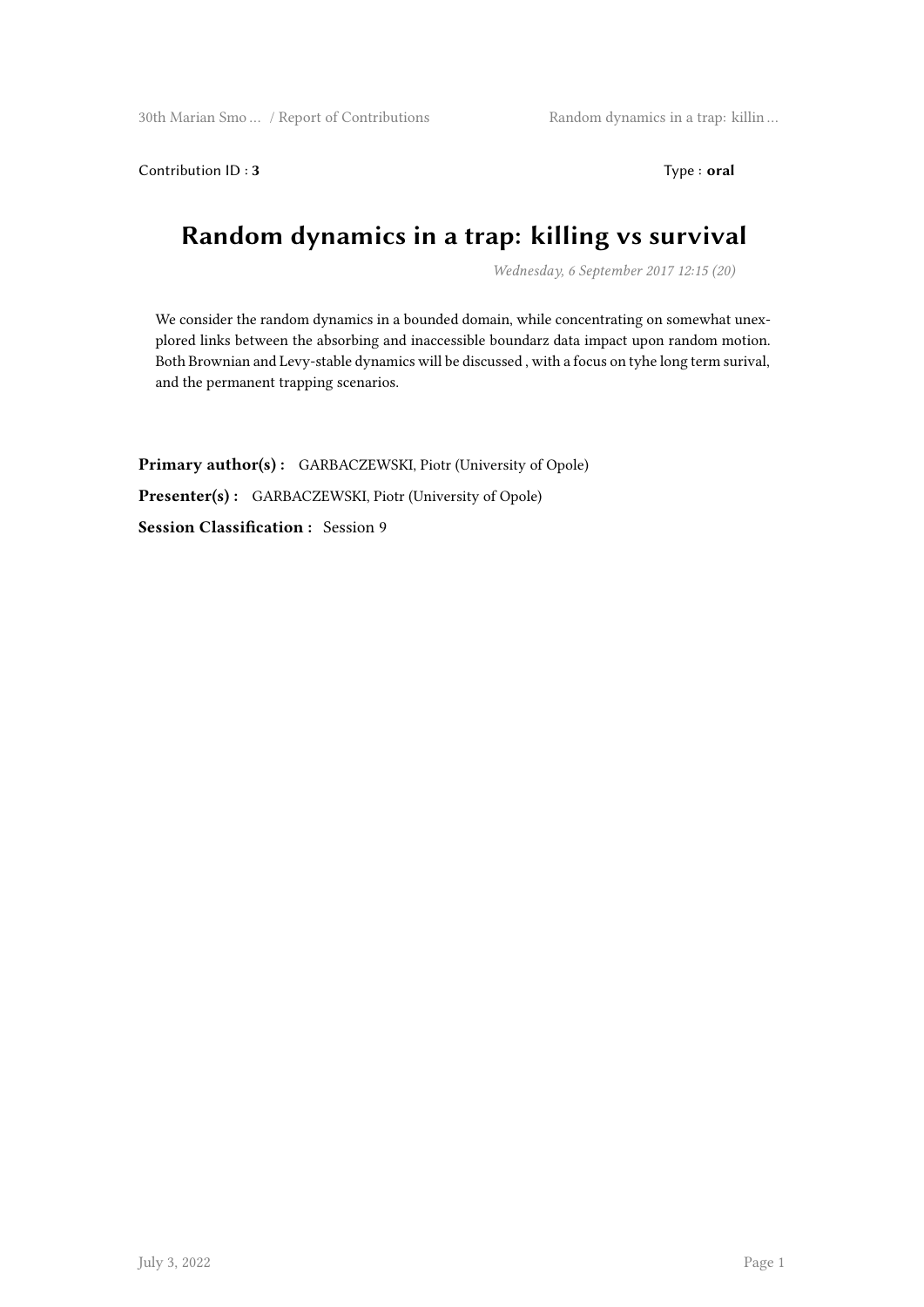Contribution ID : **3** Type : **oral**

# Random dynamics in a trap: killing vs survival

*Wednesday, 6 September 2017 12:15 (20)*

We consider the random dynamics in a bounded domain, while concentrating on somewhat unexplored links between the absorbing and inaccessible boundarz data impact upon random motion. Both Brownian and Levy-stable dynamics will be discussed , with a focus on tyhe long term surival, and the permanent trapping scenarios.

**Primary author(s) :** GARBACZEWSKI, Piotr (University of Opole)

**Presenter(s) :** GARBACZEWSKI, Piotr (University of Opole)

**Session Classification :** Session 9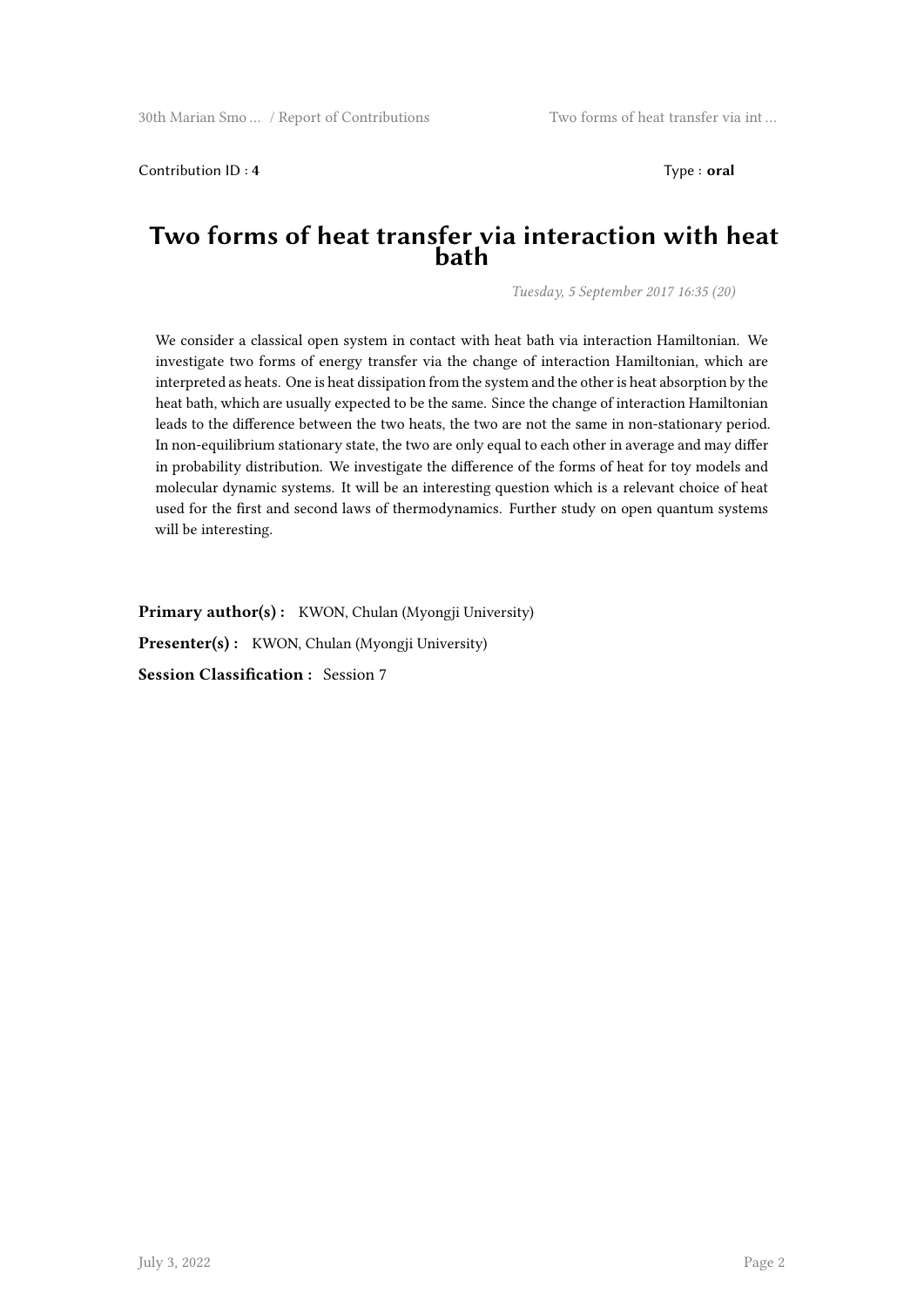Contribution ID : **4** Type : **oral**

# Two forms of heat transfer via interaction with heat bath

*Tuesday, 5 September 2017 16:35 (20)*

We consider a classical open system in contact with heat bath via interaction Hamiltonian. We investigate two forms of energy transfer via the change of interaction Hamiltonian, which are interpreted as heats. One is heat dissipation from the system and the other is heat absorption by the heat bath, which are usually expected to be the same. Since the change of interaction Hamiltonian leads to the difference between the two heats, the two are not the same in non-stationary period. In non-equilibrium stationary state, the two are only equal to each other in average and may differ in probability distribution. We investigate the difference of the forms of heat for toy models and molecular dynamic systems. It will be an interesting question which is a relevant choice of heat used for the first and second laws of thermodynamics. Further study on open quantum systems will be interesting.

**Primary author(s) :** KWON, Chulan (Myongji University)

**Presenter(s) :** KWON, Chulan (Myongji University)

**Session Classification :** Session 7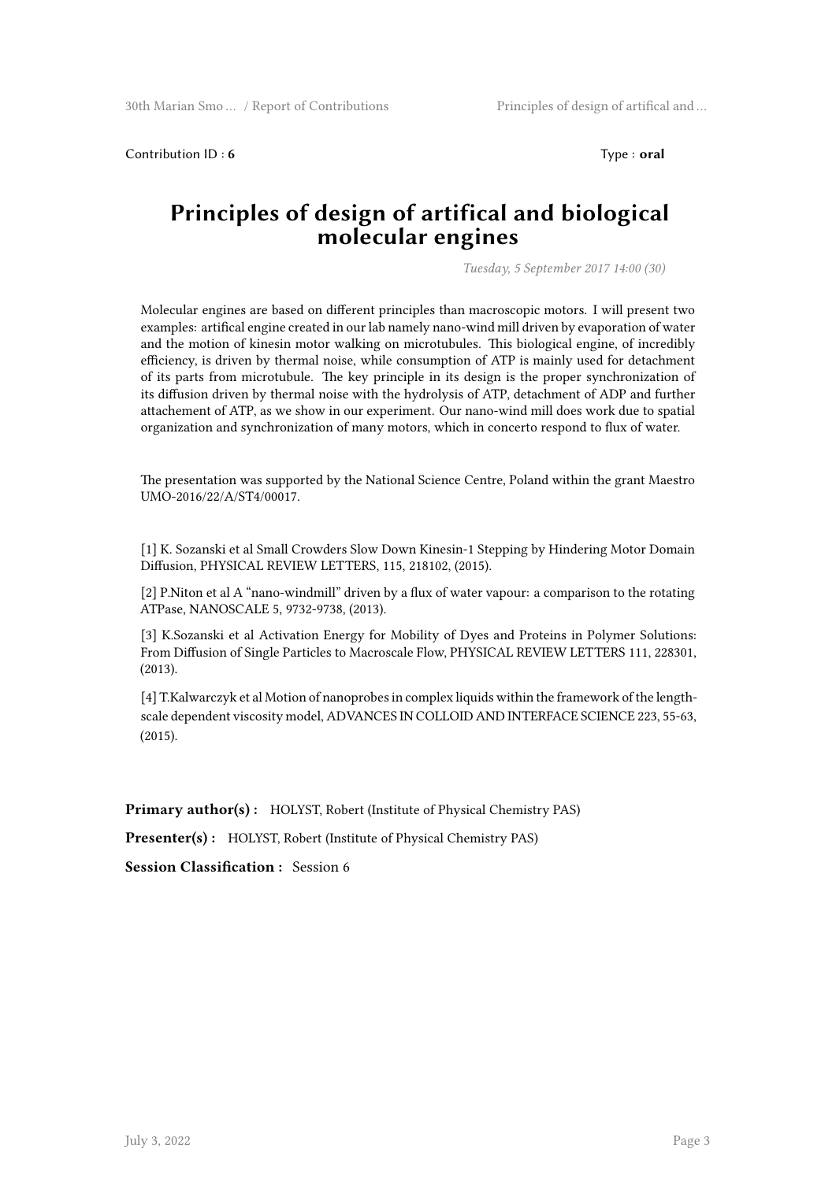Contribution ID : **6** Type : **oral**

# Principles of design of artifical and biological molecular engines

*Tuesday, 5 September 2017 14:00 (30)*

Molecular engines are based on different principles than macroscopic motors. I will present two examples: artifical engine created in our lab namely nano-wind mill driven by evaporation of water and the motion of kinesin motor walking on microtubules. This biological engine, of incredibly efficiency, is driven by thermal noise, while consumption of ATP is mainly used for detachment of its parts from microtubule. The key principle in its design is the proper synchronization of its diffusion driven by thermal noise with the hydrolysis of ATP, detachment of ADP and further attachement of ATP, as we show in our experiment. Our nano-wind mill does work due to spatial organization and synchronization of many motors, which in concerto respond to flux of water.

The presentation was supported by the National Science Centre, Poland within the grant Maestro UMO-2016/22/A/ST4/00017.

[1] K. Sozanski et al Small Crowders Slow Down Kinesin-1 Stepping by Hindering Motor Domain Diffusion, PHYSICAL REVIEW LETTERS, 115, 218102, (2015).

[2] P.Niton et al A "nano-windmill" driven by a flux of water vapour: a comparison to the rotating ATPase, NANOSCALE 5, 9732-9738, (2013).

[3] K.Sozanski et al Activation Energy for Mobility of Dyes and Proteins in Polymer Solutions: From Diffusion of Single Particles to Macroscale Flow, PHYSICAL REVIEW LETTERS 111, 228301, (2013).

[4] T.Kalwarczyk et al Motion of nanoprobes in complex liquids within the framework of the length-scale dependent viscosity model, ADVANCES IN COLLOID AND INTERFACE SCIENCE 223, 55-63, (2015).

**Primary author(s) :** HOLYST, Robert (Institute of Physical Chemistry PAS)

**Presenter(s) :** HOLYST, Robert (Institute of Physical Chemistry PAS)

**Session Classification :** Session 6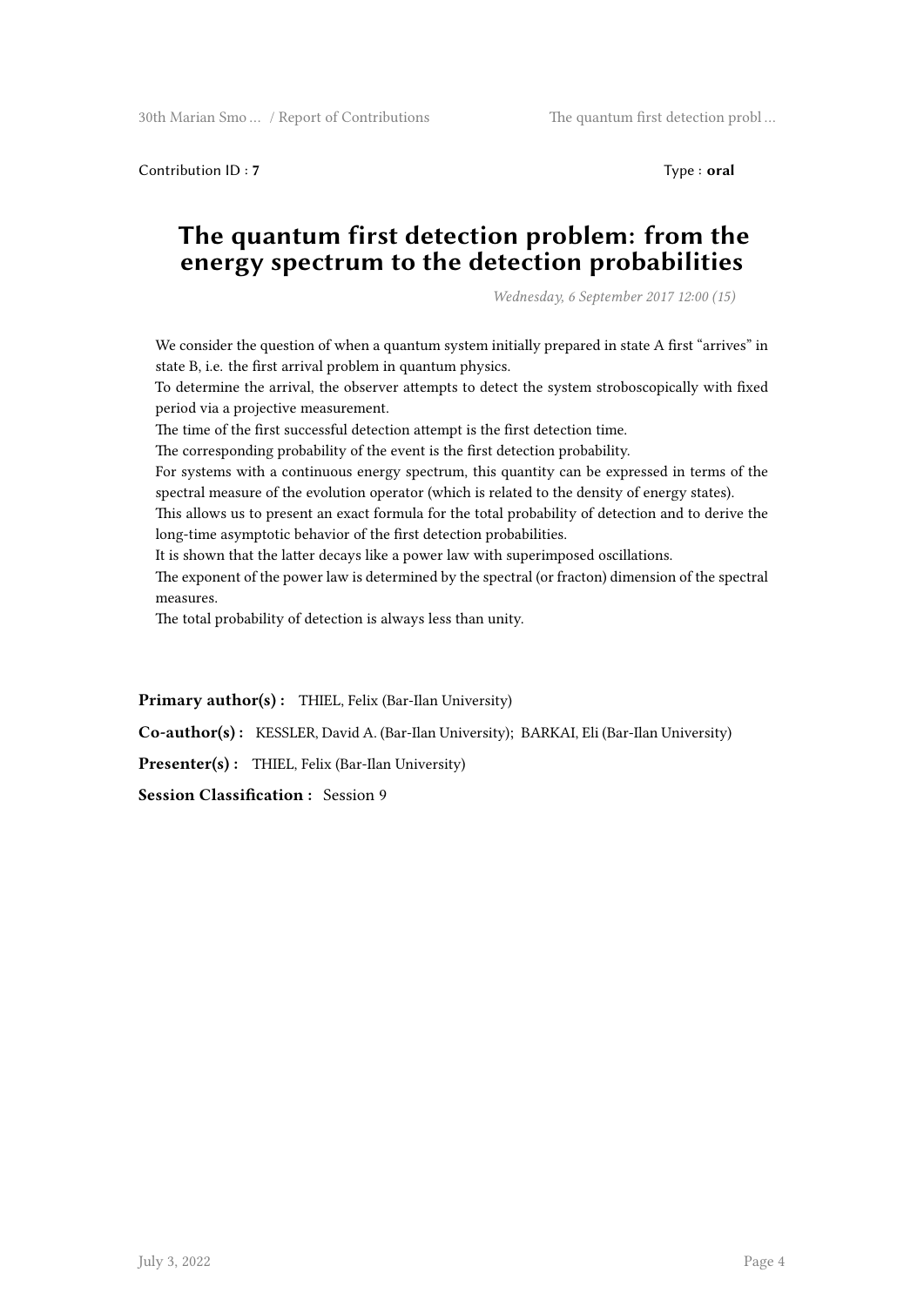Contribution ID : 7 Type : **oral**

# The quantum first detection problem: from the energy spectrum to the detection probabilities

*Wednesday, 6 September 2017 12:00 (15)*

We consider the question of when a quantum system initially prepared in state A first "arrives" in state B, i.e. the first arrival problem in quantum physics.
To determine the arrival, the observer attempts to detect the system stroboscopically with fixed period via a projective measurement.
The time of the first successful detection attempt is the first detection time.
The corresponding probability of the event is the first detection probability.
For systems with a continuous energy spectrum, this quantity can be expressed in terms of the spectral measure of the evolution operator (which is related to the density of energy states).
This allows us to present an exact formula for the total probability of detection and to derive the long-time asymptotic behavior of the first detection probabilities.
It is shown that the latter decays like a power law with superimposed oscillations.
The exponent of the power law is determined by the spectral (or fracton) dimension of the spectral measures.
The total probability of detection is always less than unity.

**Primary author(s) :** THIEL, Felix (Bar-Ilan University)

**Co-author(s) :** KESSLER, David A. (Bar-Ilan University); BARKAI, Eli (Bar-Ilan University)

**Presenter(s) :** THIEL, Felix (Bar-Ilan University)

**Session Classification :** Session 9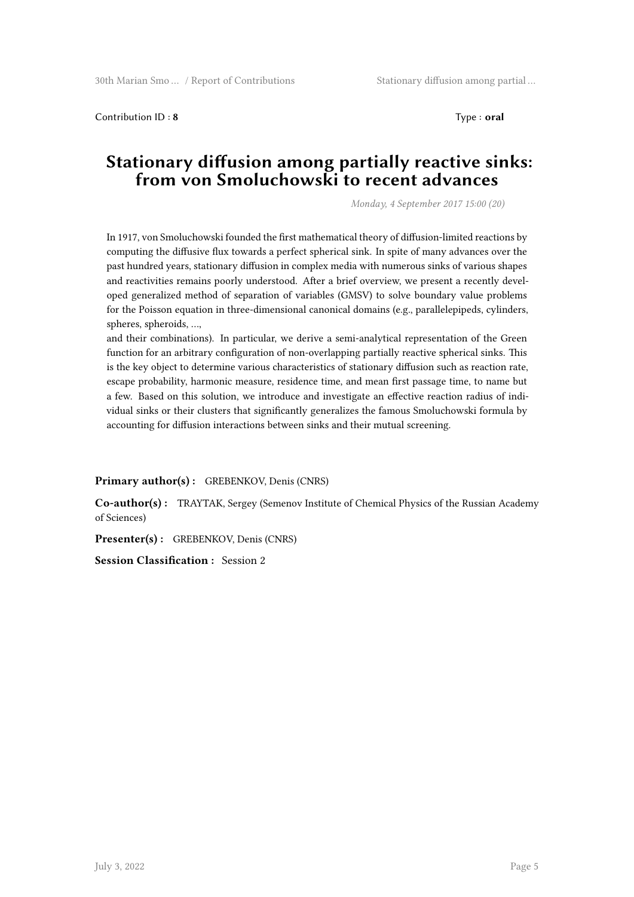Contribution ID : **8** Type : **oral**

# Stationary diffusion among partially reactive sinks: from von Smoluchowski to recent advances

*Monday, 4 September 2017 15:00 (20)*

In 1917, von Smoluchowski founded the first mathematical theory of diffusion-limited reactions by computing the diffusive flux towards a perfect spherical sink. In spite of many advances over the past hundred years, stationary diffusion in complex media with numerous sinks of various shapes and reactivities remains poorly understood. After a brief overview, we present a recently developed generalized method of separation of variables (GMSV) to solve boundary value problems for the Poisson equation in three-dimensional canonical domains (e.g., parallelepipeds, cylinders, spheres, spheroids, …,
and their combinations). In particular, we derive a semi-analytical representation of the Green function for an arbitrary configuration of non-overlapping partially reactive spherical sinks. This is the key object to determine various characteristics of stationary diffusion such as reaction rate, escape probability, harmonic measure, residence time, and mean first passage time, to name but a few. Based on this solution, we introduce and investigate an effective reaction radius of individual sinks or their clusters that significantly generalizes the famous Smoluchowski formula by accounting for diffusion interactions between sinks and their mutual screening.

**Primary author(s) :** GREBENKOV, Denis (CNRS)

**Co-author(s) :** TRAYTAK, Sergey (Semenov Institute of Chemical Physics of the Russian Academy of Sciences)

**Presenter(s) :** GREBENKOV, Denis (CNRS)

**Session Classification :** Session 2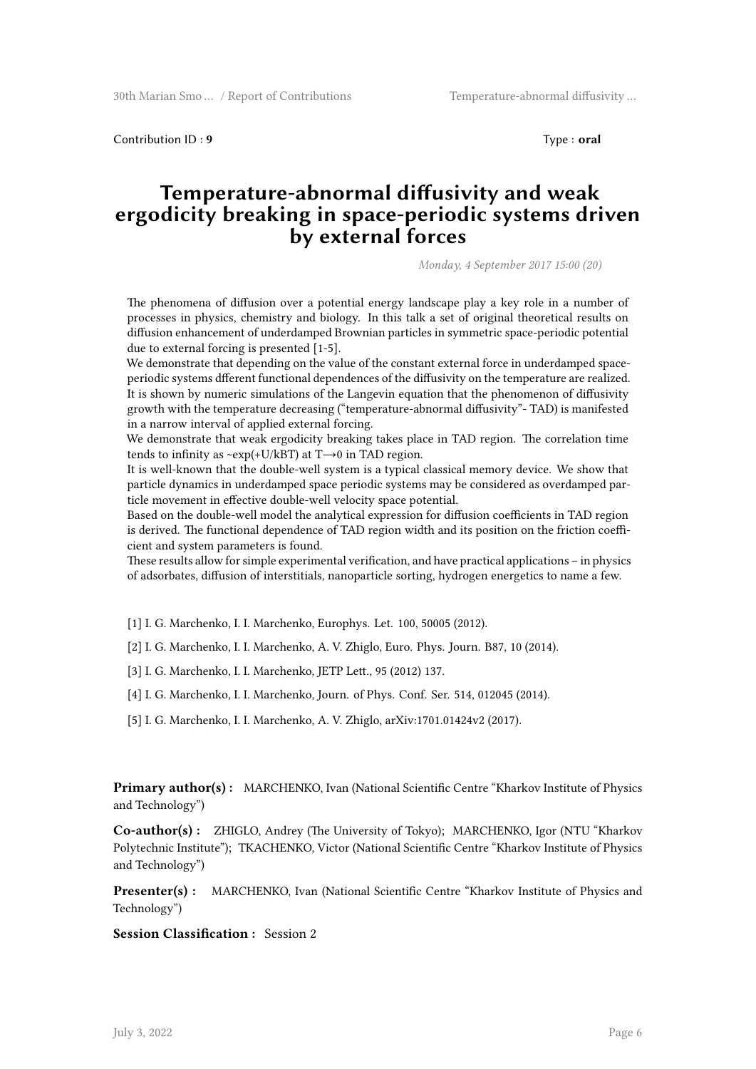Contribution ID : **9** Type : **oral**

# Temperature-abnormal diffusivity and weak ergodicity breaking in space-periodic systems driven by external forces

*Monday, 4 September 2017 15:00 (20)*

The phenomena of diffusion over a potential energy landscape play a key role in a number of processes in physics, chemistry and biology. In this talk a set of original theoretical results on diffusion enhancement of underdamped Brownian particles in symmetric space-periodic potential due to external forcing is presented [1-5].
We demonstrate that depending on the value of the constant external force in underdamped space-periodic systems dfferent functional dependences of the diffusivity on the temperature are realized. It is shown by numeric simulations of the Langevin equation that the phenomenon of diffusivity growth with the temperature decreasing ("temperature-abnormal diffusivity"- TAD) is manifested in a narrow interval of applied external forcing.
We demonstrate that weak ergodicity breaking takes place in TAD region. The correlation time tends to infinity as ~$\exp(+U/kBT)$ at $T\rightarrow 0$ in TAD region.
It is well-known that the double-well system is a typical classical memory device. We show that particle dynamics in underdamped space periodic systems may be considered as overdamped particle movement in effective double-well velocity space potential.
Based on the double-well model the analytical expression for diffusion coefficients in TAD region is derived. The functional dependence of TAD region width and its position on the friction coefficient and system parameters is found.
These results allow for simple experimental verification, and have practical applications – in physics of adsorbates, diffusion of interstitials, nanoparticle sorting, hydrogen energetics to name a few.

[1] I. G. Marchenko, I. I. Marchenko, Europhys. Let. 100, 50005 (2012).

[2] I. G. Marchenko, I. I. Marchenko, A. V. Zhiglo, Euro. Phys. Journ. B87, 10 (2014).

[3] I. G. Marchenko, I. I. Marchenko, JETP Lett., 95 (2012) 137.

[4] I. G. Marchenko, I. I. Marchenko, Journ. of Phys. Conf. Ser. 514, 012045 (2014).

[5] I. G. Marchenko, I. I. Marchenko, A. V. Zhiglo, arXiv:1701.01424v2 (2017).

**Primary author(s) :** MARCHENKO, Ivan (National Scientific Centre "Kharkov Institute of Physics and Technology")

**Co-author(s) :** ZHIGLO, Andrey (The University of Tokyo); MARCHENKO, Igor (NTU "Kharkov Polytechnic Institute"); TKACHENKO, Victor (National Scientific Centre "Kharkov Institute of Physics and Technology")

**Presenter(s) :** MARCHENKO, Ivan (National Scientific Centre "Kharkov Institute of Physics and Technology")

**Session Classification :** Session 2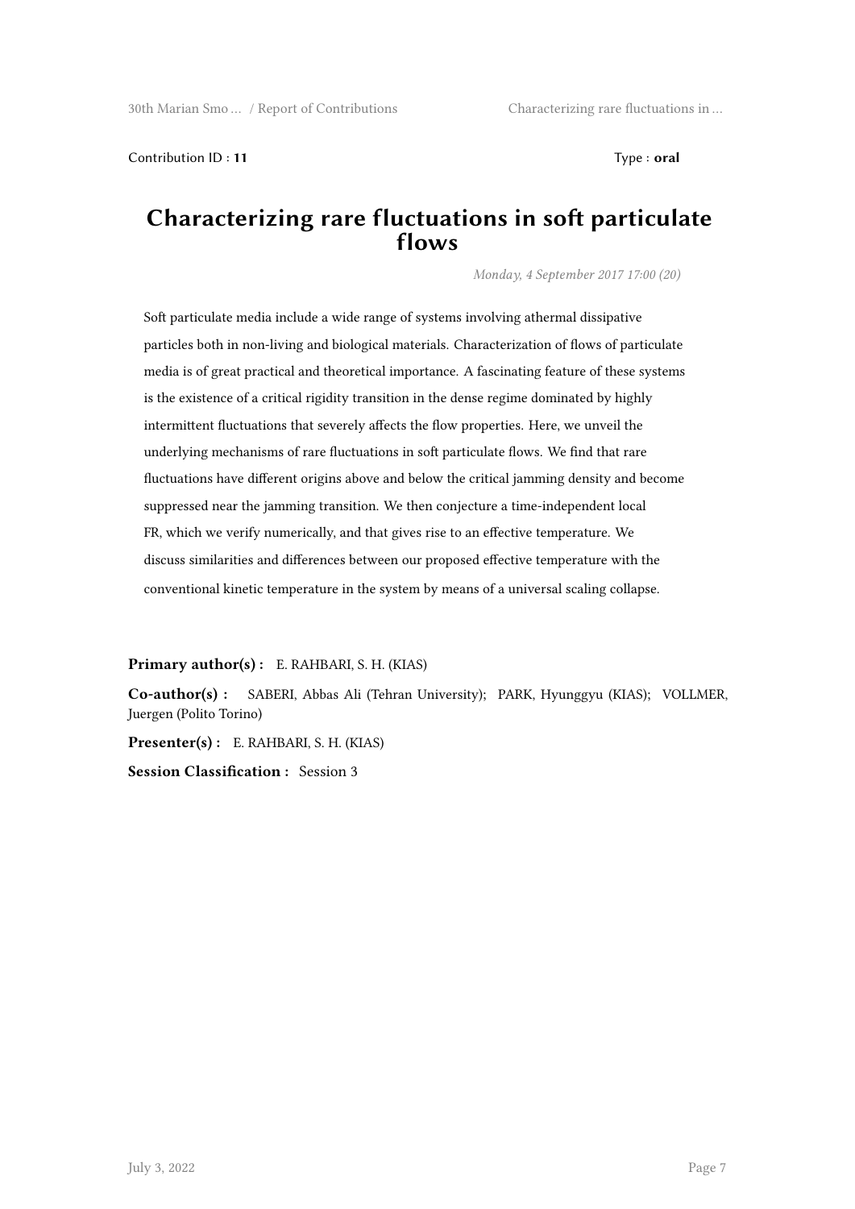Contribution ID : **11** Type : **oral**

# Characterizing rare fluctuations in soft particulate flows

*Monday, 4 September 2017 17:00 (20)*

Soft particulate media include a wide range of systems involving athermal dissipative particles both in non-living and biological materials. Characterization of flows of particulate media is of great practical and theoretical importance. A fascinating feature of these systems is the existence of a critical rigidity transition in the dense regime dominated by highly intermittent fluctuations that severely affects the flow properties. Here, we unveil the underlying mechanisms of rare fluctuations in soft particulate flows. We find that rare fluctuations have different origins above and below the critical jamming density and become suppressed near the jamming transition. We then conjecture a time-independent local FR, which we verify numerically, and that gives rise to an effective temperature. We discuss similarities and differences between our proposed effective temperature with the conventional kinetic temperature in the system by means of a universal scaling collapse.

**Primary author(s) :** E. RAHBARI, S. H. (KIAS)

**Co-author(s) :** SABERI, Abbas Ali (Tehran University); PARK, Hyunggyu (KIAS); VOLLMER, Juergen (Polito Torino)

**Presenter(s) :** E. RAHBARI, S. H. (KIAS)

**Session Classification :** Session 3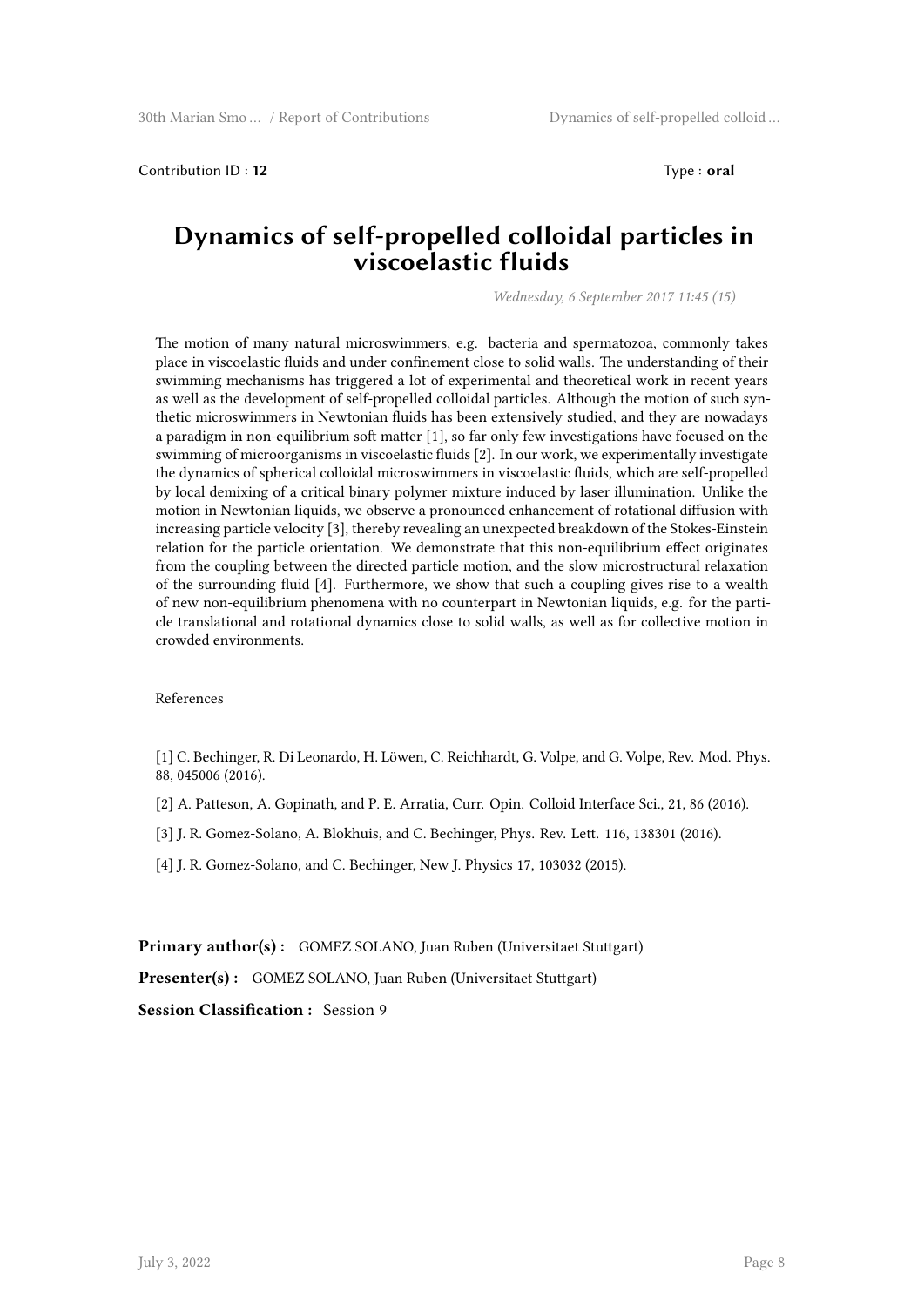Contribution ID : **12** Type : **oral**

# Dynamics of self-propelled colloidal particles in viscoelastic fluids

*Wednesday, 6 September 2017 11:45 (15)*

The motion of many natural microswimmers, e.g. bacteria and spermatozoa, commonly takes place in viscoelastic fluids and under confinement close to solid walls. The understanding of their swimming mechanisms has triggered a lot of experimental and theoretical work in recent years as well as the development of self-propelled colloidal particles. Although the motion of such synthetic microswimmers in Newtonian fluids has been extensively studied, and they are nowadays a paradigm in non-equilibrium soft matter [1], so far only few investigations have focused on the swimming of microorganisms in viscoelastic fluids [2]. In our work, we experimentally investigate the dynamics of spherical colloidal microswimmers in viscoelastic fluids, which are self-propelled by local demixing of a critical binary polymer mixture induced by laser illumination. Unlike the motion in Newtonian liquids, we observe a pronounced enhancement of rotational diffusion with increasing particle velocity [3], thereby revealing an unexpected breakdown of the Stokes-Einstein relation for the particle orientation. We demonstrate that this non-equilibrium effect originates from the coupling between the directed particle motion, and the slow microstructural relaxation of the surrounding fluid [4]. Furthermore, we show that such a coupling gives rise to a wealth of new non-equilibrium phenomena with no counterpart in Newtonian liquids, e.g. for the particle translational and rotational dynamics close to solid walls, as well as for collective motion in crowded environments.

References

[1] C. Bechinger, R. Di Leonardo, H. Löwen, C. Reichhardt, G. Volpe, and G. Volpe, Rev. Mod. Phys. 88, 045006 (2016).

[2] A. Patteson, A. Gopinath, and P. E. Arratia, Curr. Opin. Colloid Interface Sci., 21, 86 (2016).

[3] J. R. Gomez-Solano, A. Blokhuis, and C. Bechinger, Phys. Rev. Lett. 116, 138301 (2016).

[4] J. R. Gomez-Solano, and C. Bechinger, New J. Physics 17, 103032 (2015).

**Primary author(s) :** GOMEZ SOLANO, Juan Ruben (Universitaet Stuttgart)

**Presenter(s) :** GOMEZ SOLANO, Juan Ruben (Universitaet Stuttgart)

**Session Classification :** Session 9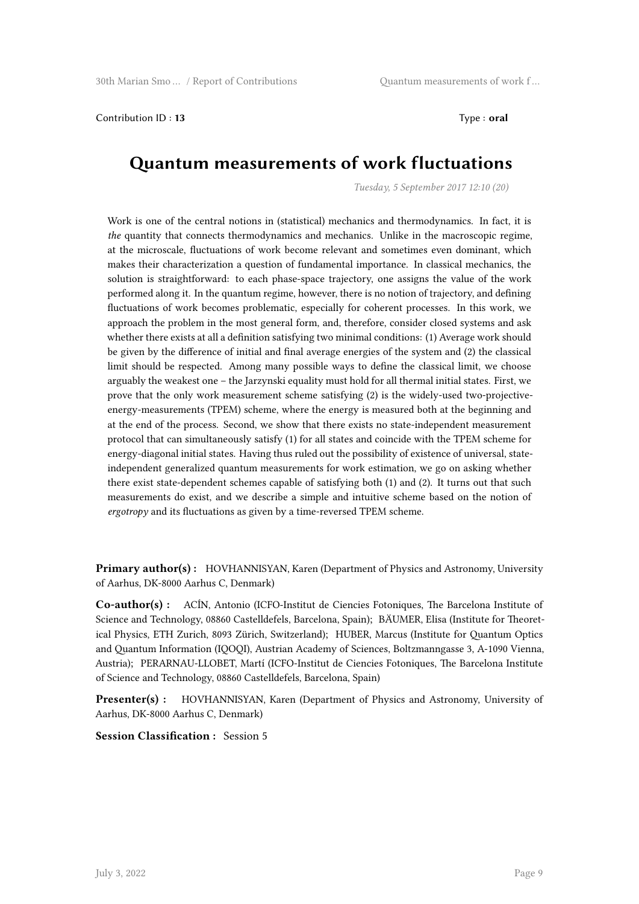Contribution ID : **13** Type : **oral**

# Quantum measurements of work fluctuations

*Tuesday, 5 September 2017 12:10 (20)*

Work is one of the central notions in (statistical) mechanics and thermodynamics. In fact, it is *the* quantity that connects thermodynamics and mechanics. Unlike in the macroscopic regime, at the microscale, fluctuations of work become relevant and sometimes even dominant, which makes their characterization a question of fundamental importance. In classical mechanics, the solution is straightforward: to each phase-space trajectory, one assigns the value of the work performed along it. In the quantum regime, however, there is no notion of trajectory, and defining fluctuations of work becomes problematic, especially for coherent processes. In this work, we approach the problem in the most general form, and, therefore, consider closed systems and ask whether there exists at all a definition satisfying two minimal conditions: (1) Average work should be given by the difference of initial and final average energies of the system and (2) the classical limit should be respected. Among many possible ways to define the classical limit, we choose arguably the weakest one – the Jarzynski equality must hold for all thermal initial states. First, we prove that the only work measurement scheme satisfying (2) is the widely-used two-projective-energy-measurements (TPEM) scheme, where the energy is measured both at the beginning and at the end of the process. Second, we show that there exists no state-independent measurement protocol that can simultaneously satisfy (1) for all states and coincide with the TPEM scheme for energy-diagonal initial states. Having thus ruled out the possibility of existence of universal, state-independent generalized quantum measurements for work estimation, we go on asking whether there exist state-dependent schemes capable of satisfying both (1) and (2). It turns out that such measurements do exist, and we describe a simple and intuitive scheme based on the notion of *ergotropy* and its fluctuations as given by a time-reversed TPEM scheme.

**Primary author(s) :** HOVHANNISYAN, Karen (Department of Physics and Astronomy, University of Aarhus, DK-8000 Aarhus C, Denmark)

**Co-author(s) :** ACÍN, Antonio (ICFO-Institut de Ciencies Fotoniques, The Barcelona Institute of Science and Technology, 08860 Castelldefels, Barcelona, Spain); BÄUMER, Elisa (Institute for Theoretical Physics, ETH Zurich, 8093 Zürich, Switzerland); HUBER, Marcus (Institute for Quantum Optics and Quantum Information (IQOQI), Austrian Academy of Sciences, Boltzmanngasse 3, A-1090 Vienna, Austria); PERARNAU-LLOBET, Martí (ICFO-Institut de Ciencies Fotoniques, The Barcelona Institute of Science and Technology, 08860 Castelldefels, Barcelona, Spain)

**Presenter(s) :** HOVHANNISYAN, Karen (Department of Physics and Astronomy, University of Aarhus, DK-8000 Aarhus C, Denmark)

**Session Classification :** Session 5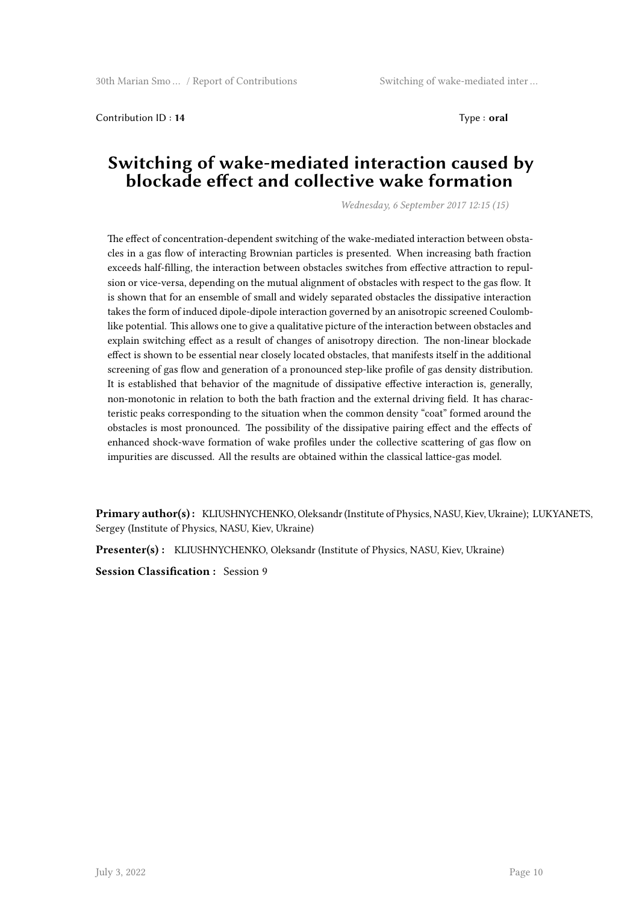Contribution ID : **14** Type : **oral**

# Switching of wake-mediated interaction caused by blockade effect and collective wake formation

*Wednesday, 6 September 2017 12:15 (15)*

The effect of concentration-dependent switching of the wake-mediated interaction between obstacles in a gas flow of interacting Brownian particles is presented. When increasing bath fraction exceeds half-filling, the interaction between obstacles switches from effective attraction to repulsion or vice-versa, depending on the mutual alignment of obstacles with respect to the gas flow. It is shown that for an ensemble of small and widely separated obstacles the dissipative interaction takes the form of induced dipole-dipole interaction governed by an anisotropic screened Coulomb-like potential. This allows one to give a qualitative picture of the interaction between obstacles and explain switching effect as a result of changes of anisotropy direction. The non-linear blockade effect is shown to be essential near closely located obstacles, that manifests itself in the additional screening of gas flow and generation of a pronounced step-like profile of gas density distribution. It is established that behavior of the magnitude of dissipative effective interaction is, generally, non-monotonic in relation to both the bath fraction and the external driving field. It has characteristic peaks corresponding to the situation when the common density "coat" formed around the obstacles is most pronounced. The possibility of the dissipative pairing effect and the effects of enhanced shock-wave formation of wake profiles under the collective scattering of gas flow on impurities are discussed. All the results are obtained within the classical lattice-gas model.

**Primary author(s) :** KLIUSHNYCHENKO, Oleksandr (Institute of Physics, NASU, Kiev, Ukraine); LUKYANETS, Sergey (Institute of Physics, NASU, Kiev, Ukraine)

**Presenter(s) :** KLIUSHNYCHENKO, Oleksandr (Institute of Physics, NASU, Kiev, Ukraine)

**Session Classification :** Session 9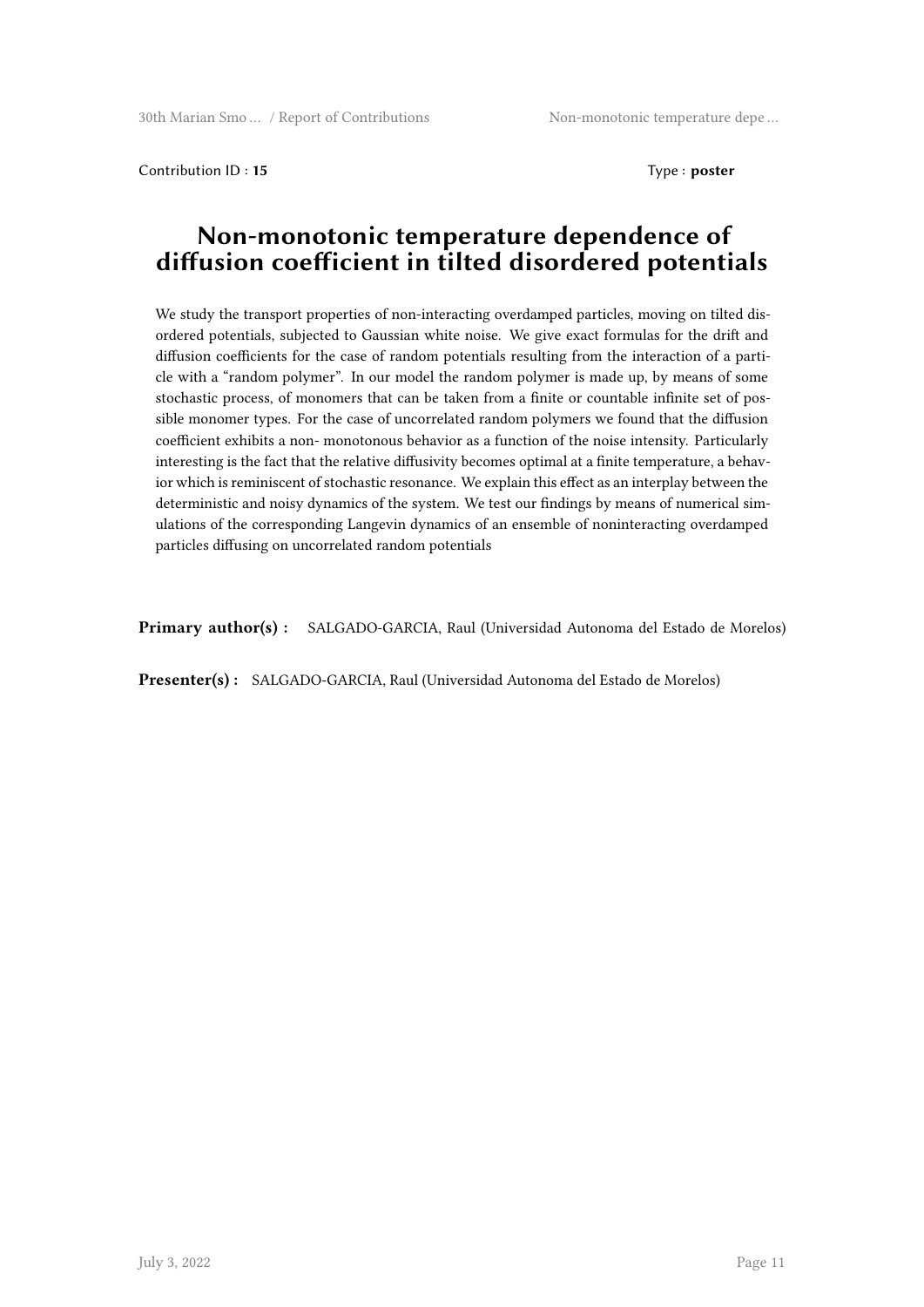Contribution ID : **15**

Type : **poster**

# Non-monotonic temperature dependence of diffusion coefficient in tilted disordered potentials

We study the transport properties of non-interacting overdamped particles, moving on tilted disordered potentials, subjected to Gaussian white noise. We give exact formulas for the drift and diffusion coefficients for the case of random potentials resulting from the interaction of a particle with a "random polymer". In our model the random polymer is made up, by means of some stochastic process, of monomers that can be taken from a finite or countable infinite set of possible monomer types. For the case of uncorrelated random polymers we found that the diffusion coefficient exhibits a non- monotonous behavior as a function of the noise intensity. Particularly interesting is the fact that the relative diffusivity becomes optimal at a finite temperature, a behavior which is reminiscent of stochastic resonance. We explain this effect as an interplay between the deterministic and noisy dynamics of the system. We test our findings by means of numerical simulations of the corresponding Langevin dynamics of an ensemble of noninteracting overdamped particles diffusing on uncorrelated random potentials

**Primary author(s) :** SALGADO-GARCIA, Raul (Universidad Autonoma del Estado de Morelos)

**Presenter(s) :** SALGADO-GARCIA, Raul (Universidad Autonoma del Estado de Morelos)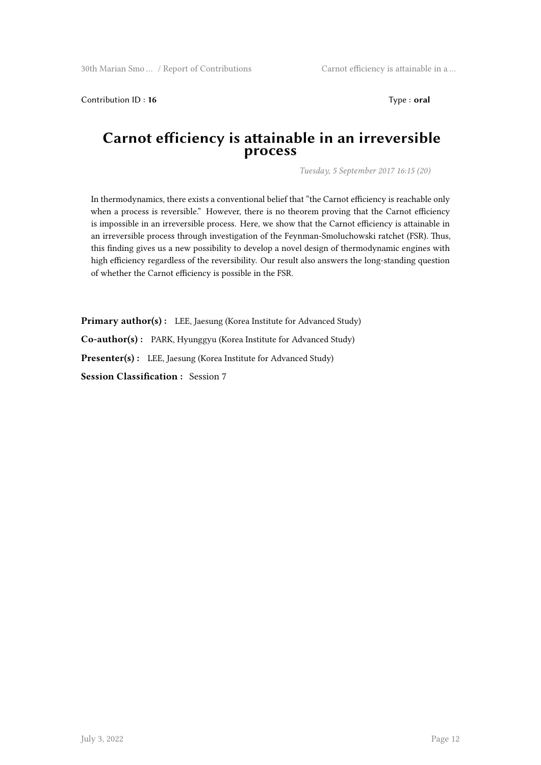Contribution ID : **16** Type : **oral**

# Carnot efficiency is attainable in an irreversible process

*Tuesday, 5 September 2017 16:15 (20)*

In thermodynamics, there exists a conventional belief that "the Carnot efficiency is reachable only when a process is reversible." However, there is no theorem proving that the Carnot efficiency is impossible in an irreversible process. Here, we show that the Carnot efficiency is attainable in an irreversible process through investigation of the Feynman-Smoluchowski ratchet (FSR). Thus, this finding gives us a new possibility to develop a novel design of thermodynamic engines with high efficiency regardless of the reversibility. Our result also answers the long-standing question of whether the Carnot efficiency is possible in the FSR.

**Primary author(s) :** LEE, Jaesung (Korea Institute for Advanced Study)

**Co-author(s) :** PARK, Hyunggyu (Korea Institute for Advanced Study)

**Presenter(s) :** LEE, Jaesung (Korea Institute for Advanced Study)

**Session Classification :** Session 7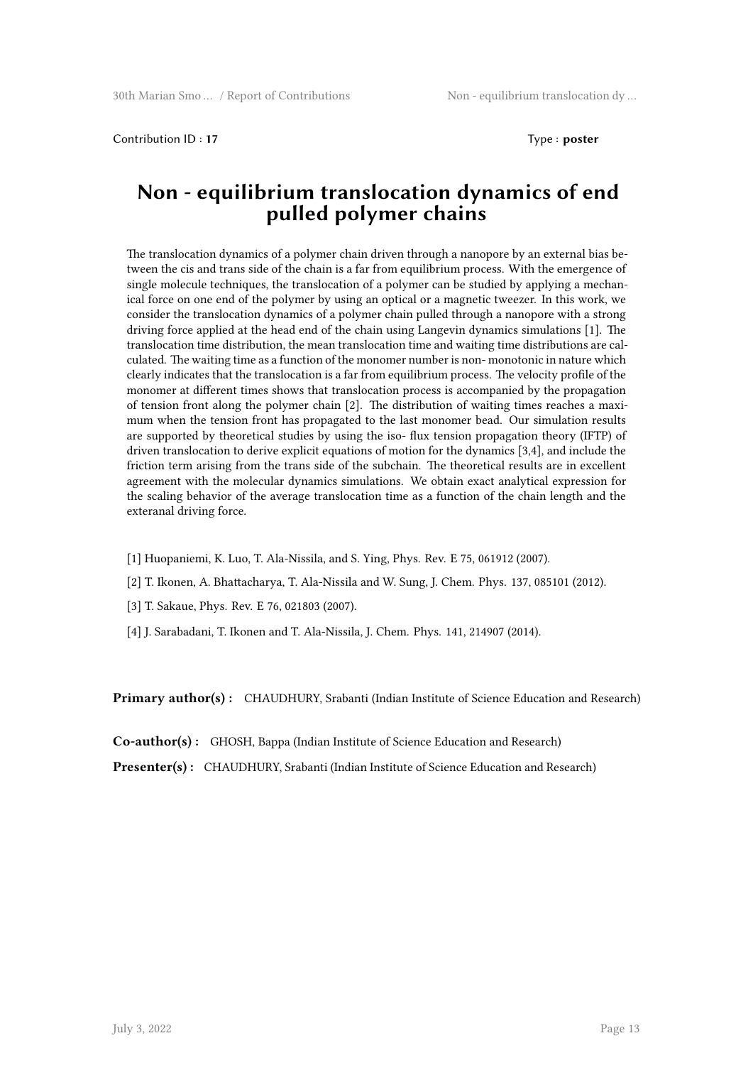Contribution ID : **17** Type : **poster**

# Non - equilibrium translocation dynamics of end pulled polymer chains

The translocation dynamics of a polymer chain driven through a nanopore by an external bias between the cis and trans side of the chain is a far from equilibrium process. With the emergence of single molecule techniques, the translocation of a polymer can be studied by applying a mechanical force on one end of the polymer by using an optical or a magnetic tweezer. In this work, we consider the translocation dynamics of a polymer chain pulled through a nanopore with a strong driving force applied at the head end of the chain using Langevin dynamics simulations [1]. The translocation time distribution, the mean translocation time and waiting time distributions are calculated. The waiting time as a function of the monomer number is non- monotonic in nature which clearly indicates that the translocation is a far from equilibrium process. The velocity profile of the monomer at different times shows that translocation process is accompanied by the propagation of tension front along the polymer chain [2]. The distribution of waiting times reaches a maximum when the tension front has propagated to the last monomer bead. Our simulation results are supported by theoretical studies by using the iso- flux tension propagation theory (IFTP) of driven translocation to derive explicit equations of motion for the dynamics [3,4], and include the friction term arising from the trans side of the subchain. The theoretical results are in excellent agreement with the molecular dynamics simulations. We obtain exact analytical expression for the scaling behavior of the average translocation time as a function of the chain length and the exteranal driving force.

[1] Huopaniemi, K. Luo, T. Ala-Nissila, and S. Ying, Phys. Rev. E 75, 061912 (2007).

[2] T. Ikonen, A. Bhattacharya, T. Ala-Nissila and W. Sung, J. Chem. Phys. 137, 085101 (2012).

[3] T. Sakaue, Phys. Rev. E 76, 021803 (2007).

[4] J. Sarabadani, T. Ikonen and T. Ala-Nissila, J. Chem. Phys. 141, 214907 (2014).

**Primary author(s) :** CHAUDHURY, Srabanti (Indian Institute of Science Education and Research)

**Co-author(s) :** GHOSH, Bappa (Indian Institute of Science Education and Research)

**Presenter(s) :** CHAUDHURY, Srabanti (Indian Institute of Science Education and Research)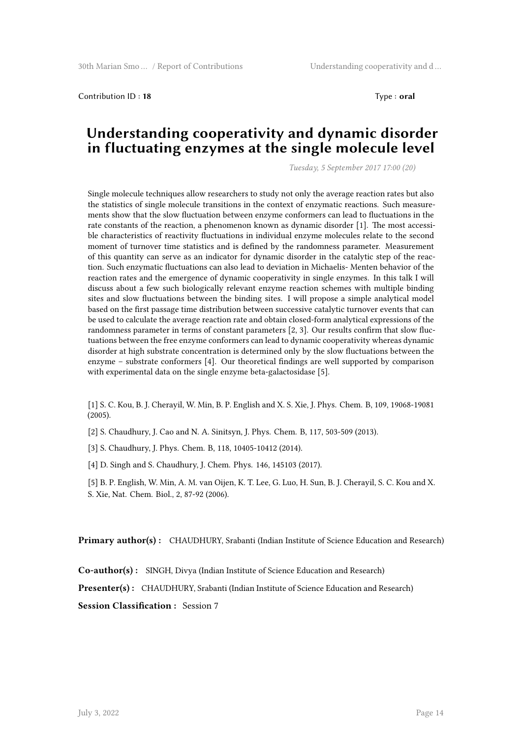Contribution ID : **18** Type : **oral**

# Understanding cooperativity and dynamic disorder in fluctuating enzymes at the single molecule level

*Tuesday, 5 September 2017 17:00 (20)*

Single molecule techniques allow researchers to study not only the average reaction rates but also the statistics of single molecule transitions in the context of enzymatic reactions. Such measurements show that the slow fluctuation between enzyme conformers can lead to fluctuations in the rate constants of the reaction, a phenomenon known as dynamic disorder [1]. The most accessible characteristics of reactivity fluctuations in individual enzyme molecules relate to the second moment of turnover time statistics and is defined by the randomness parameter. Measurement of this quantity can serve as an indicator for dynamic disorder in the catalytic step of the reaction. Such enzymatic fluctuations can also lead to deviation in Michaelis- Menten behavior of the reaction rates and the emergence of dynamic cooperativity in single enzymes. In this talk I will discuss about a few such biologically relevant enzyme reaction schemes with multiple binding sites and slow fluctuations between the binding sites. I will propose a simple analytical model based on the first passage time distribution between successive catalytic turnover events that can be used to calculate the average reaction rate and obtain closed-form analytical expressions of the randomness parameter in terms of constant parameters [2, 3]. Our results confirm that slow fluctuations between the free enzyme conformers can lead to dynamic cooperativity whereas dynamic disorder at high substrate concentration is determined only by the slow fluctuations between the enzyme – substrate conformers [4]. Our theoretical findings are well supported by comparison with experimental data on the single enzyme beta-galactosidase [5].

[1] S. C. Kou, B. J. Cherayil, W. Min, B. P. English and X. S. Xie, J. Phys. Chem. B, 109, 19068-19081 (2005).

[2] S. Chaudhury, J. Cao and N. A. Sinitsyn, J. Phys. Chem. B, 117, 503-509 (2013).

[3] S. Chaudhury, J. Phys. Chem. B, 118, 10405-10412 (2014).

[4] D. Singh and S. Chaudhury, J. Chem. Phys. 146, 145103 (2017).

[5] B. P. English, W. Min, A. M. van Oijen, K. T. Lee, G. Luo, H. Sun, B. J. Cherayil, S. C. Kou and X. S. Xie, Nat. Chem. Biol., 2, 87-92 (2006).

**Primary author(s) :** CHAUDHURY, Srabanti (Indian Institute of Science Education and Research)

**Co-author(s) :** SINGH, Divya (Indian Institute of Science Education and Research)

**Presenter(s) :** CHAUDHURY, Srabanti (Indian Institute of Science Education and Research)

**Session Classification :** Session 7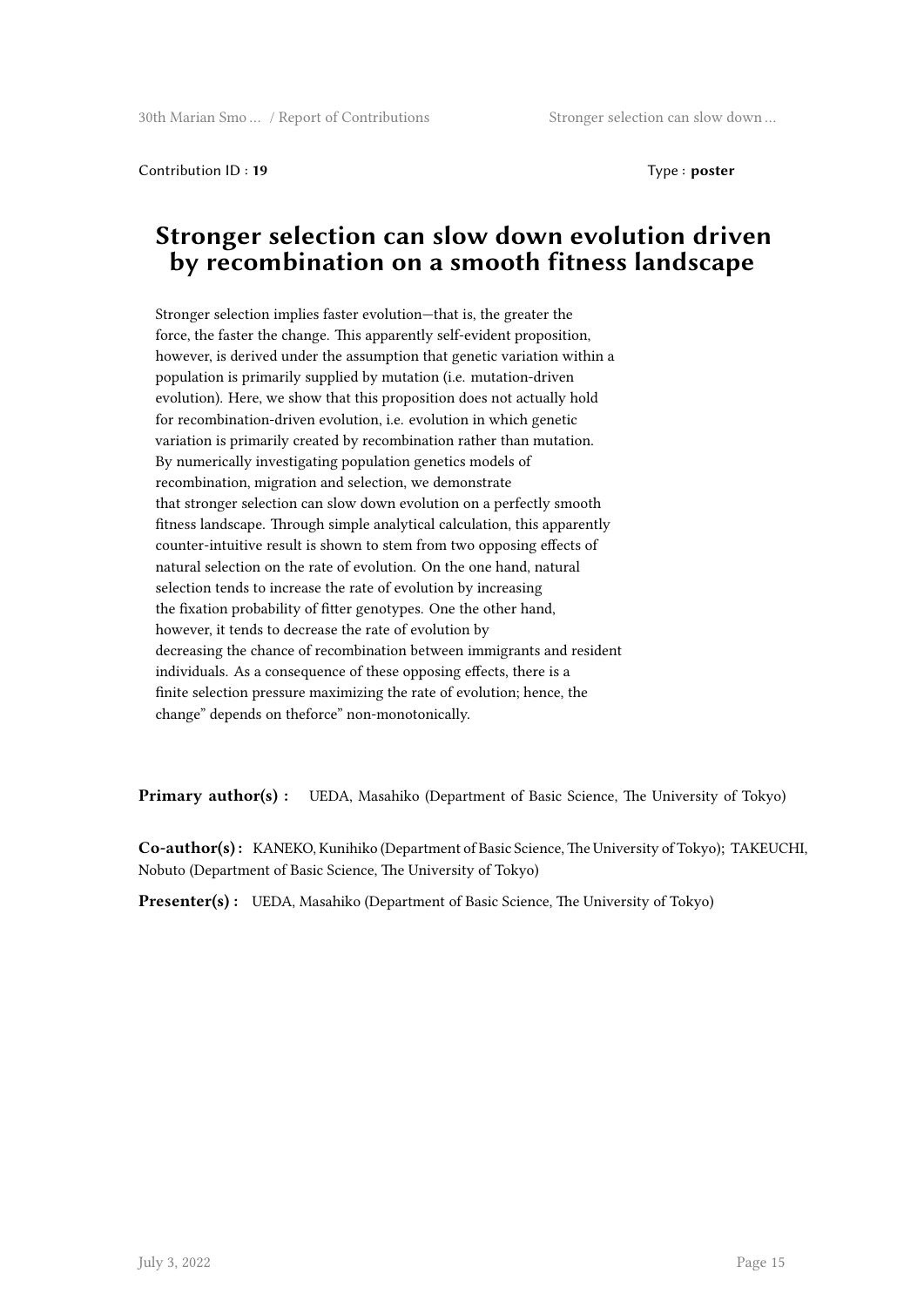Contribution ID : **19** Type : **poster**

# Stronger selection can slow down evolution driven by recombination on a smooth fitness landscape

Stronger selection implies faster evolution—that is, the greater the force, the faster the change. This apparently self-evident proposition, however, is derived under the assumption that genetic variation within a population is primarily supplied by mutation (i.e. mutation-driven evolution). Here, we show that this proposition does not actually hold for recombination-driven evolution, i.e. evolution in which genetic variation is primarily created by recombination rather than mutation. By numerically investigating population genetics models of recombination, migration and selection, we demonstrate that stronger selection can slow down evolution on a perfectly smooth fitness landscape. Through simple analytical calculation, this apparently counter-intuitive result is shown to stem from two opposing effects of natural selection on the rate of evolution. On the one hand, natural selection tends to increase the rate of evolution by increasing the fixation probability of fitter genotypes. One the other hand, however, it tends to decrease the rate of evolution by decreasing the chance of recombination between immigrants and resident individuals. As a consequence of these opposing effects, there is a finite selection pressure maximizing the rate of evolution; hence, the change" depends on theforce" non-monotonically.

**Primary author(s) :** UEDA, Masahiko (Department of Basic Science, The University of Tokyo)

**Co-author(s) :** KANEKO, Kunihiko (Department of Basic Science, The University of Tokyo); TAKEUCHI, Nobuto (Department of Basic Science, The University of Tokyo)

**Presenter(s) :** UEDA, Masahiko (Department of Basic Science, The University of Tokyo)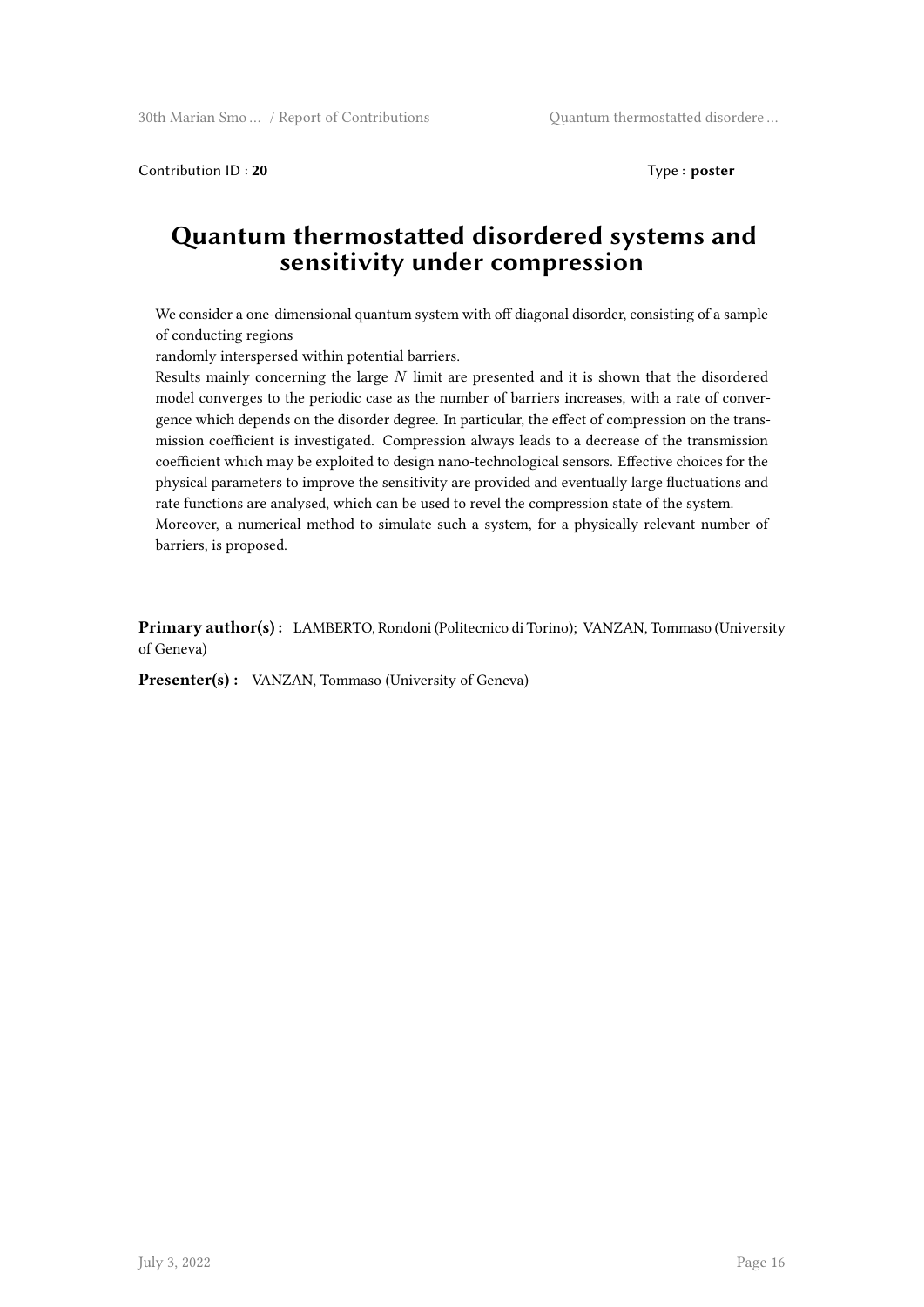Contribution ID : **20** Type : **poster**

# Quantum thermostatted disordered systems and sensitivity under compression

We consider a one-dimensional quantum system with off diagonal disorder, consisting of a sample of conducting regions
randomly interspersed within potential barriers.
Results mainly concerning the large $N$ limit are presented and it is shown that the disordered model converges to the periodic case as the number of barriers increases, with a rate of convergence which depends on the disorder degree. In particular, the effect of compression on the transmission coefficient is investigated. Compression always leads to a decrease of the transmission coefficient which may be exploited to design nano-technological sensors. Effective choices for the physical parameters to improve the sensitivity are provided and eventually large fluctuations and rate functions are analysed, which can be used to revel the compression state of the system.
Moreover, a numerical method to simulate such a system, for a physically relevant number of barriers, is proposed.

**Primary author(s) :** LAMBERTO, Rondoni (Politecnico di Torino); VANZAN, Tommaso (University of Geneva)

**Presenter(s) :** VANZAN, Tommaso (University of Geneva)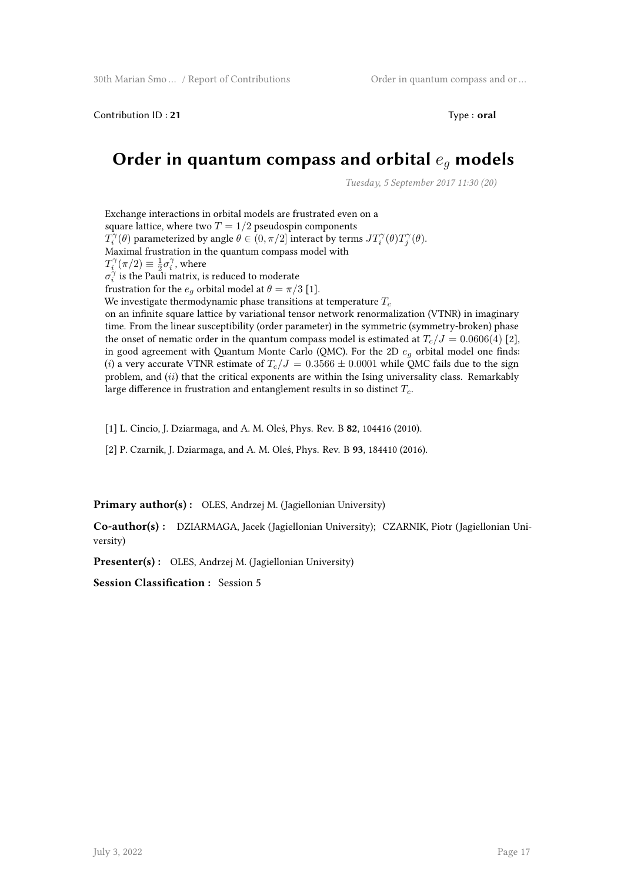Contribution ID : **21** Type : **oral**

# Order in quantum compass and orbital $e_g$ models

*Tuesday, 5 September 2017 11:30 (20)*

Exchange interactions in orbital models are frustrated even on a square lattice, where two $T = 1/2$ pseudospin components $T_i^\gamma(\theta)$ parameterized by angle $\theta \in (0, \pi/2]$ interact by terms $JT_i^\gamma(\theta)T_j^\gamma(\theta)$. Maximal frustration in the quantum compass model with $T_i^\gamma(\pi/2) \equiv \frac{1}{2}\sigma_i^\gamma$, where $\sigma_i^\gamma$ is the Pauli matrix, is reduced to moderate frustration for the $e_g$ orbital model at $\theta = \pi/3$ [1].
We investigate thermodynamic phase transitions at temperature $T_c$ on an infinite square lattice by variational tensor network renormalization (VTNR) in imaginary time. From the linear susceptibility (order parameter) in the symmetric (symmetry-broken) phase the onset of nematic order in the quantum compass model is estimated at $T_c/J = 0.0606(4)$ [2], in good agreement with Quantum Monte Carlo (QMC). For the 2D $e_g$ orbital model one finds: ($i$) a very accurate VTNR estimate of $T_c/J = 0.3566 \pm 0.0001$ while QMC fails due to the sign problem, and ($ii$) that the critical exponents are within the Ising universality class. Remarkably large difference in frustration and entanglement results in so distinct $T_c$.

[1] L. Cincio, J. Dziarmaga, and A. M. Oleś, Phys. Rev. B **82**, 104416 (2010).

[2] P. Czarnik, J. Dziarmaga, and A. M. Oleś, Phys. Rev. B **93**, 184410 (2016).

**Primary author(s) :** OLES, Andrzej M. (Jagiellonian University)

**Co-author(s) :** DZIARMAGA, Jacek (Jagiellonian University); CZARNIK, Piotr (Jagiellonian University)

**Presenter(s) :** OLES, Andrzej M. (Jagiellonian University)

**Session Classification :** Session 5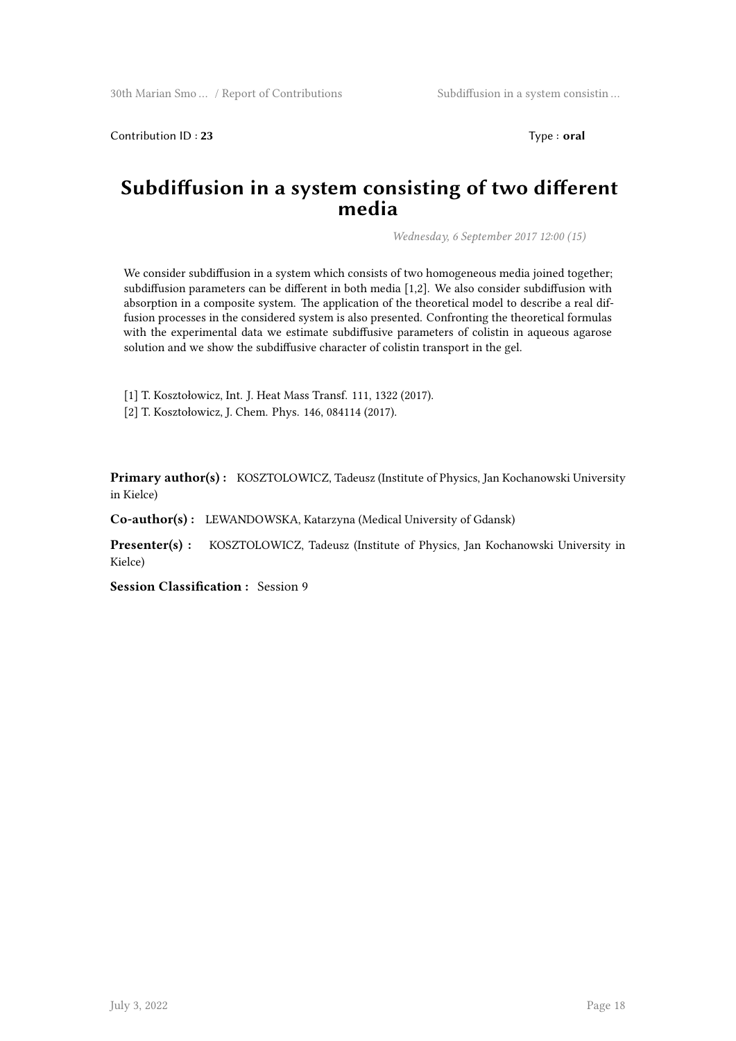Contribution ID : **23** Type : **oral**

# Subdiffusion in a system consisting of two different media

*Wednesday, 6 September 2017 12:00 (15)*

We consider subdiffusion in a system which consists of two homogeneous media joined together; subdiffusion parameters can be different in both media [1,2]. We also consider subdiffusion with absorption in a composite system. The application of the theoretical model to describe a real diffusion processes in the considered system is also presented. Confronting the theoretical formulas with the experimental data we estimate subdiffusive parameters of colistin in aqueous agarose solution and we show the subdiffusive character of colistin transport in the gel.

[1] T. Kosztołowicz, Int. J. Heat Mass Transf. 111, 1322 (2017).

[2] T. Kosztołowicz, J. Chem. Phys. 146, 084114 (2017).

**Primary author(s) :** KOSZTOLOWICZ, Tadeusz (Institute of Physics, Jan Kochanowski University in Kielce)

**Co-author(s) :** LEWANDOWSKA, Katarzyna (Medical University of Gdansk)

**Presenter(s) :** KOSZTOLOWICZ, Tadeusz (Institute of Physics, Jan Kochanowski University in Kielce)

**Session Classification :** Session 9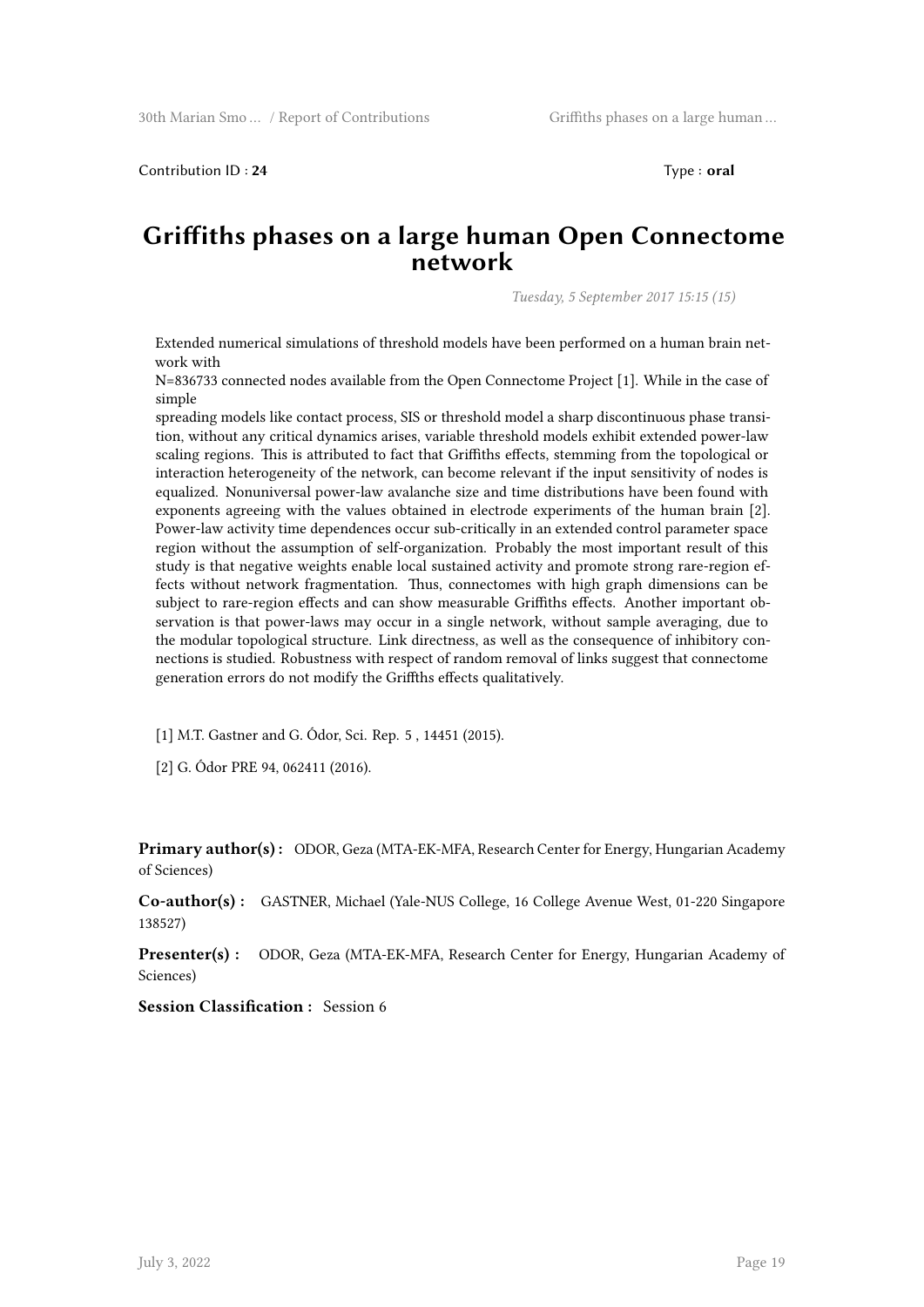Contribution ID : **24** Type : **oral**

# Griffiths phases on a large human Open Connectome network

*Tuesday, 5 September 2017 15:15 (15)*

Extended numerical simulations of threshold models have been performed on a human brain network with
N=836733 connected nodes available from the Open Connectome Project [1]. While in the case of simple
spreading models like contact process, SIS or threshold model a sharp discontinuous phase transition, without any critical dynamics arises, variable threshold models exhibit extended power-law scaling regions. This is attributed to fact that Griffiths effects, stemming from the topological or interaction heterogeneity of the network, can become relevant if the input sensitivity of nodes is equalized. Nonuniversal power-law avalanche size and time distributions have been found with exponents agreeing with the values obtained in electrode experiments of the human brain [2]. Power-law activity time dependences occur sub-critically in an extended control parameter space region without the assumption of self-organization. Probably the most important result of this study is that negative weights enable local sustained activity and promote strong rare-region effects without network fragmentation. Thus, connectomes with high graph dimensions can be subject to rare-region effects and can show measurable Griffiths effects. Another important observation is that power-laws may occur in a single network, without sample averaging, due to the modular topological structure. Link directness, as well as the consequence of inhibitory connections is studied. Robustness with respect of random removal of links suggest that connectome generation errors do not modify the Griffths effects qualitatively.

[1] M.T. Gastner and G. Ódor, Sci. Rep. 5 , 14451 (2015).

[2] G. Ódor PRE 94, 062411 (2016).

**Primary author(s) :** ODOR, Geza (MTA-EK-MFA, Research Center for Energy, Hungarian Academy of Sciences)

**Co-author(s) :** GASTNER, Michael (Yale-NUS College, 16 College Avenue West, 01-220 Singapore 138527)

**Presenter(s) :** ODOR, Geza (MTA-EK-MFA, Research Center for Energy, Hungarian Academy of Sciences)

**Session Classification :** Session 6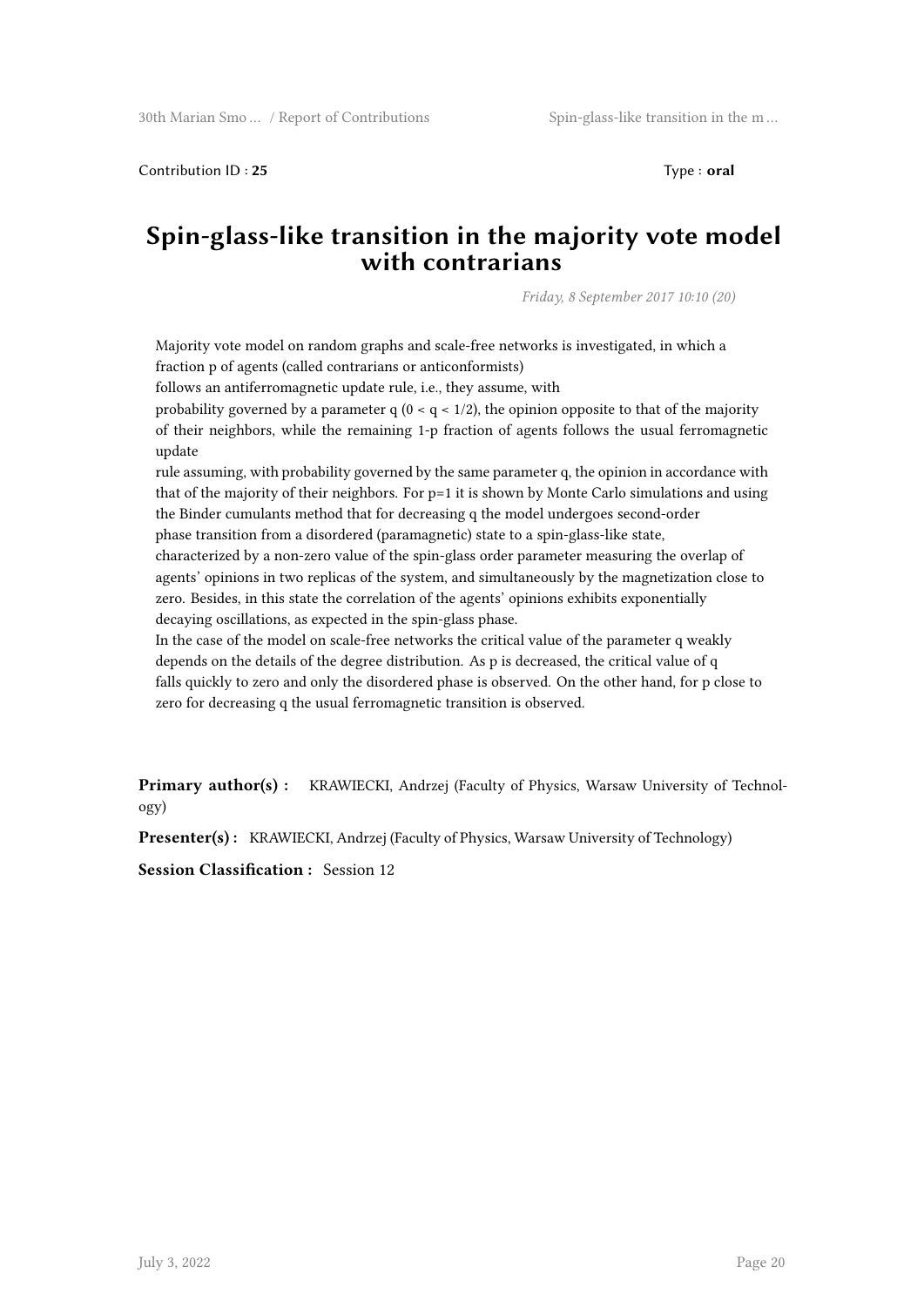Contribution ID : **25** Type : **oral**

# Spin-glass-like transition in the majority vote model with contrarians

*Friday, 8 September 2017 10:10 (20)*

Majority vote model on random graphs and scale-free networks is investigated, in which a fraction p of agents (called contrarians or anticonformists) follows an antiferromagnetic update rule, i.e., they assume, with probability governed by a parameter q ($0 < q < 1/2$), the opinion opposite to that of the majority of their neighbors, while the remaining 1-p fraction of agents follows the usual ferromagnetic update rule assuming, with probability governed by the same parameter q, the opinion in accordance with that of the majority of their neighbors. For p=1 it is shown by Monte Carlo simulations and using the Binder cumulants method that for decreasing q the model undergoes second-order phase transition from a disordered (paramagnetic) state to a spin-glass-like state, characterized by a non-zero value of the spin-glass order parameter measuring the overlap of agents' opinions in two replicas of the system, and simultaneously by the magnetization close to zero. Besides, in this state the correlation of the agents' opinions exhibits exponentially decaying oscillations, as expected in the spin-glass phase.
In the case of the model on scale-free networks the critical value of the parameter q weakly depends on the details of the degree distribution. As p is decreased, the critical value of q falls quickly to zero and only the disordered phase is observed. On the other hand, for p close to zero for decreasing q the usual ferromagnetic transition is observed.

**Primary author(s) :** KRAWIECKI, Andrzej (Faculty of Physics, Warsaw University of Technology)

**Presenter(s) :** KRAWIECKI, Andrzej (Faculty of Physics, Warsaw University of Technology)

**Session Classification :** Session 12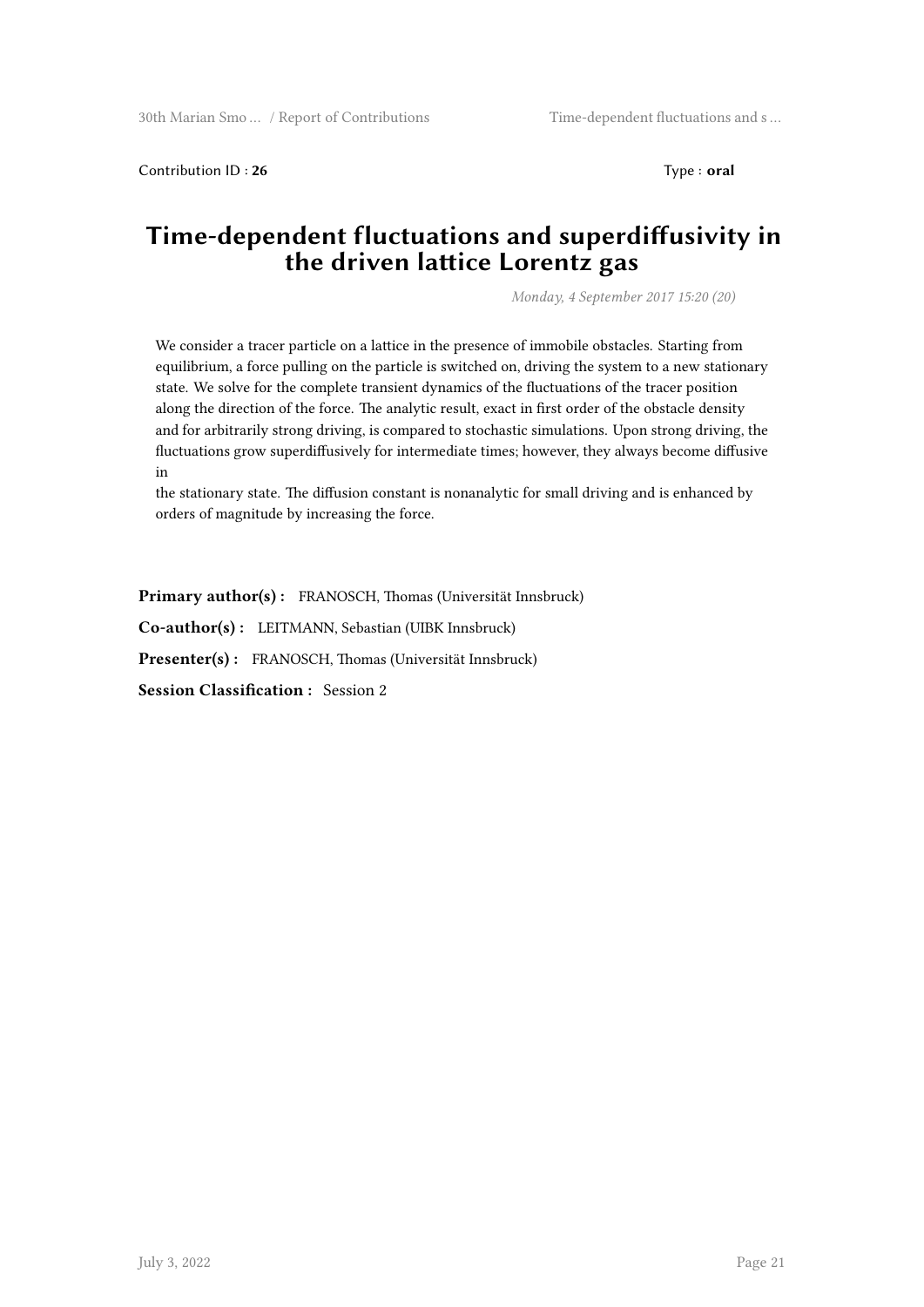Contribution ID : **26** Type : **oral**

# Time-dependent fluctuations and superdiffusivity in the driven lattice Lorentz gas

*Monday, 4 September 2017 15:20 (20)*

We consider a tracer particle on a lattice in the presence of immobile obstacles. Starting from equilibrium, a force pulling on the particle is switched on, driving the system to a new stationary state. We solve for the complete transient dynamics of the fluctuations of the tracer position along the direction of the force. The analytic result, exact in first order of the obstacle density and for arbitrarily strong driving, is compared to stochastic simulations. Upon strong driving, the fluctuations grow superdiffusively for intermediate times; however, they always become diffusive in
the stationary state. The diffusion constant is nonanalytic for small driving and is enhanced by orders of magnitude by increasing the force.

**Primary author(s) :** FRANOSCH, Thomas (Universität Innsbruck)

**Co-author(s) :** LEITMANN, Sebastian (UIBK Innsbruck)

**Presenter(s) :** FRANOSCH, Thomas (Universität Innsbruck)

**Session Classification :** Session 2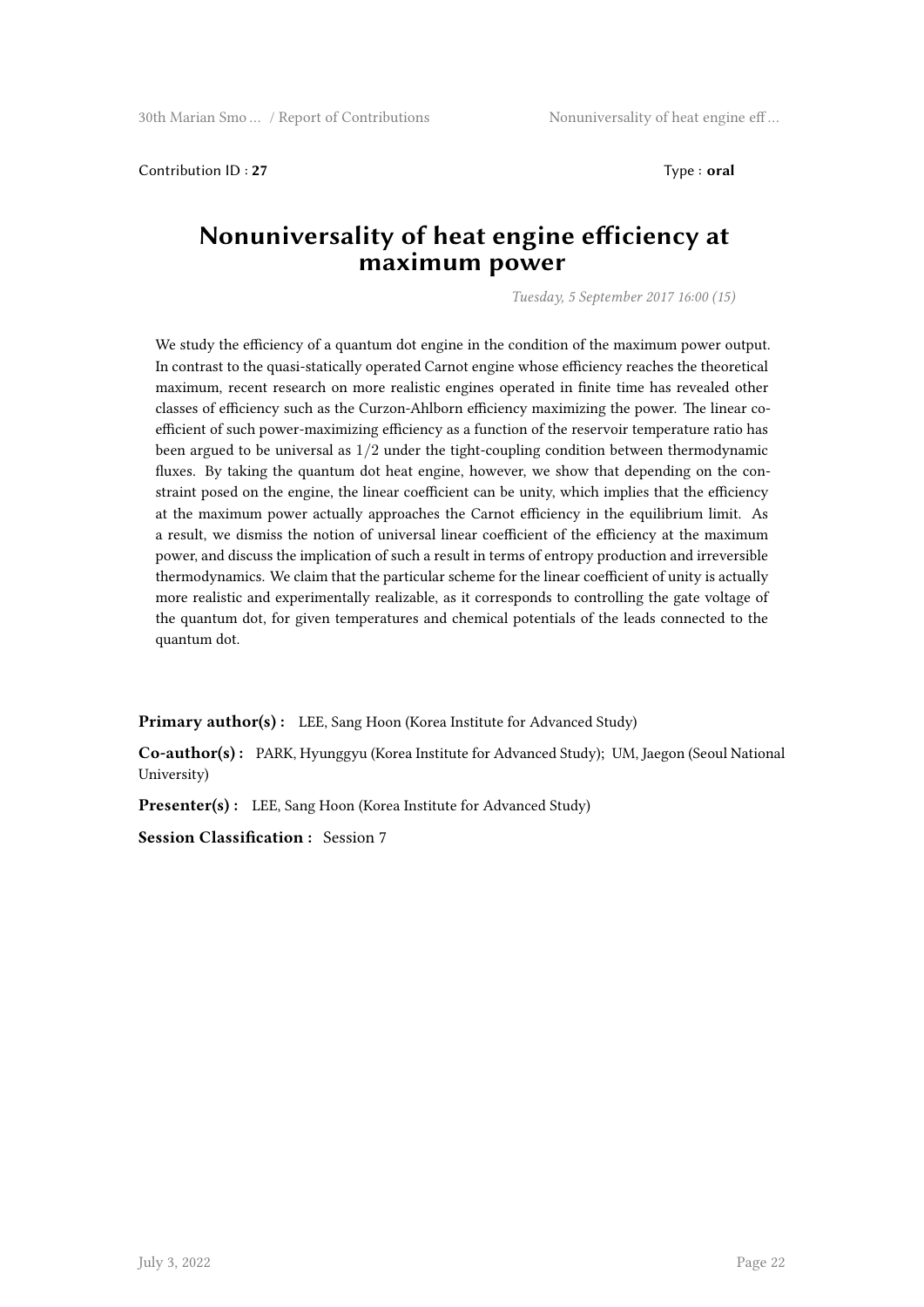Contribution ID : **27**

Type : **oral**

# Nonuniversality of heat engine efficiency at maximum power

*Tuesday, 5 September 2017 16:00 (15)*

We study the efficiency of a quantum dot engine in the condition of the maximum power output. In contrast to the quasi-statically operated Carnot engine whose efficiency reaches the theoretical maximum, recent research on more realistic engines operated in finite time has revealed other classes of efficiency such as the Curzon-Ahlborn efficiency maximizing the power. The linear coefficient of such power-maximizing efficiency as a function of the reservoir temperature ratio has been argued to be universal as $1/2$ under the tight-coupling condition between thermodynamic fluxes. By taking the quantum dot heat engine, however, we show that depending on the constraint posed on the engine, the linear coefficient can be unity, which implies that the efficiency at the maximum power actually approaches the Carnot efficiency in the equilibrium limit. As a result, we dismiss the notion of universal linear coefficient of the efficiency at the maximum power, and discuss the implication of such a result in terms of entropy production and irreversible thermodynamics. We claim that the particular scheme for the linear coefficient of unity is actually more realistic and experimentally realizable, as it corresponds to controlling the gate voltage of the quantum dot, for given temperatures and chemical potentials of the leads connected to the quantum dot.

**Primary author(s) :** LEE, Sang Hoon (Korea Institute for Advanced Study)

**Co-author(s) :** PARK, Hyunggyu (Korea Institute for Advanced Study); UM, Jaegon (Seoul National University)

**Presenter(s) :** LEE, Sang Hoon (Korea Institute for Advanced Study)

**Session Classification :** Session 7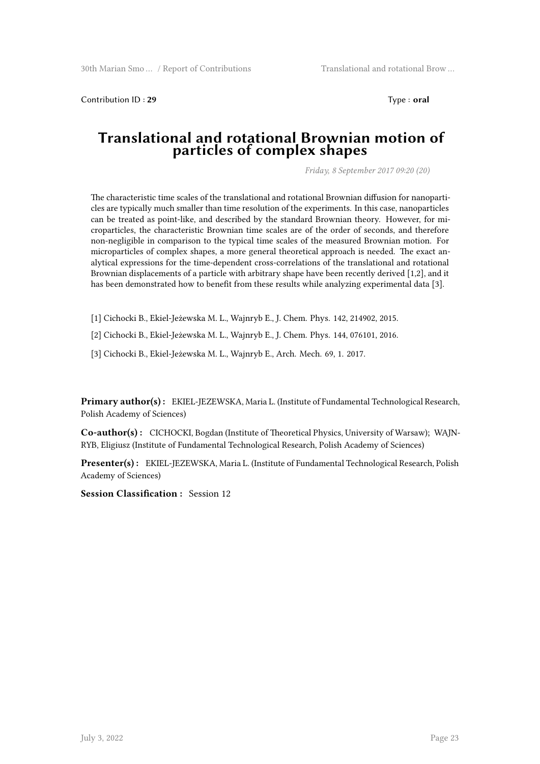Contribution ID : **29** Type : **oral**

# Translational and rotational Brownian motion of particles of complex shapes

*Friday, 8 September 2017 09:20 (20)*

The characteristic time scales of the translational and rotational Brownian diffusion for nanoparticles are typically much smaller than time resolution of the experiments. In this case, nanoparticles can be treated as point-like, and described by the standard Brownian theory. However, for microparticles, the characteristic Brownian time scales are of the order of seconds, and therefore non-negligible in comparison to the typical time scales of the measured Brownian motion. For microparticles of complex shapes, a more general theoretical approach is needed. The exact analytical expressions for the time-dependent cross-correlations of the translational and rotational Brownian displacements of a particle with arbitrary shape have been recently derived [1,2], and it has been demonstrated how to benefit from these results while analyzing experimental data [3].

[1] Cichocki B., Ekiel-Jeżewska M. L., Wajnryb E., J. Chem. Phys. 142, 214902, 2015.

[2] Cichocki B., Ekiel-Jeżewska M. L., Wajnryb E., J. Chem. Phys. 144, 076101, 2016.

[3] Cichocki B., Ekiel-Jeżewska M. L., Wajnryb E., Arch. Mech. 69, 1. 2017.

**Primary author(s) :** EKIEL-JEZEWSKA, Maria L. (Institute of Fundamental Technological Research, Polish Academy of Sciences)

**Co-author(s) :** CICHOCKI, Bogdan (Institute of Theoretical Physics, University of Warsaw); WAJNRYB, Eligiusz (Institute of Fundamental Technological Research, Polish Academy of Sciences)

**Presenter(s) :** EKIEL-JEZEWSKA, Maria L. (Institute of Fundamental Technological Research, Polish Academy of Sciences)

**Session Classification :** Session 12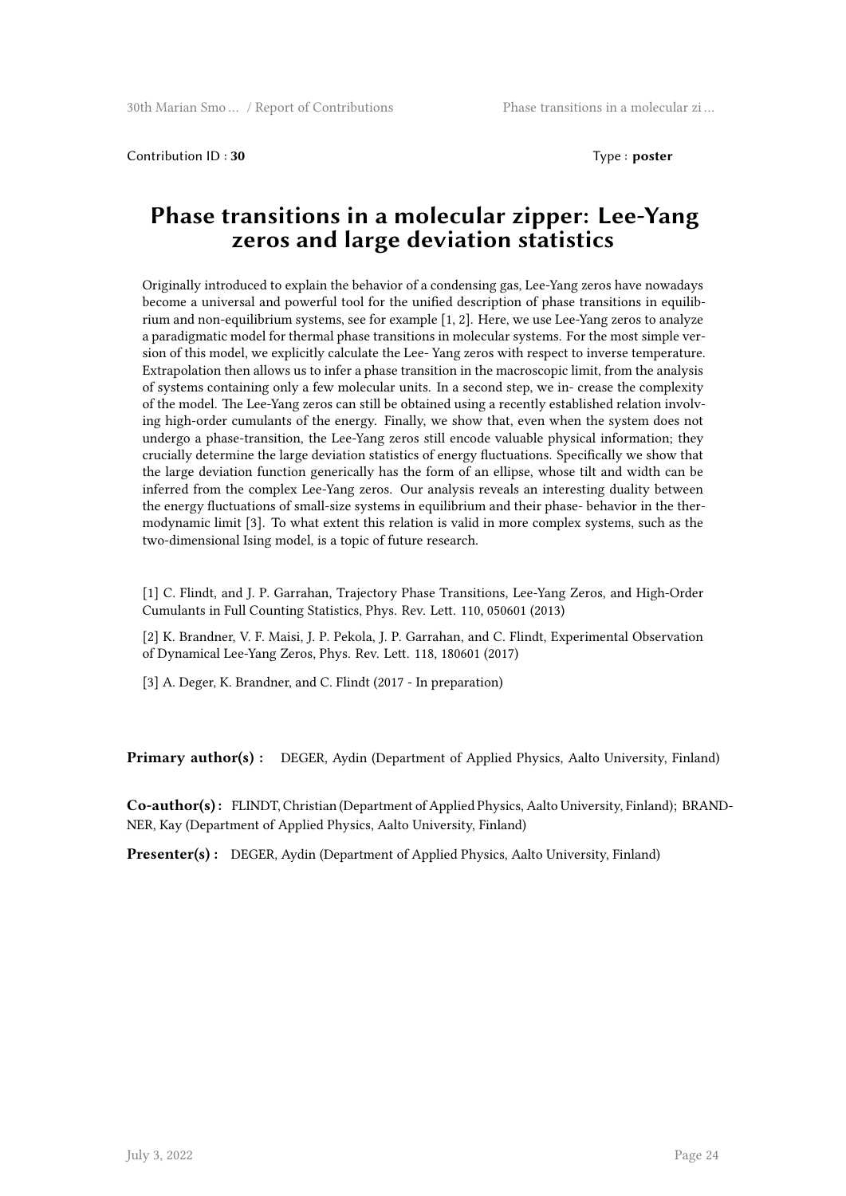Contribution ID : **30**

Type : **poster**

# Phase transitions in a molecular zipper: Lee-Yang zeros and large deviation statistics

Originally introduced to explain the behavior of a condensing gas, Lee-Yang zeros have nowadays become a universal and powerful tool for the unified description of phase transitions in equilibrium and non-equilibrium systems, see for example [1, 2]. Here, we use Lee-Yang zeros to analyze a paradigmatic model for thermal phase transitions in molecular systems. For the most simple version of this model, we explicitly calculate the Lee- Yang zeros with respect to inverse temperature. Extrapolation then allows us to infer a phase transition in the macroscopic limit, from the analysis of systems containing only a few molecular units. In a second step, we in- crease the complexity of the model. The Lee-Yang zeros can still be obtained using a recently established relation involving high-order cumulants of the energy. Finally, we show that, even when the system does not undergo a phase-transition, the Lee-Yang zeros still encode valuable physical information; they crucially determine the large deviation statistics of energy fluctuations. Specifically we show that the large deviation function generically has the form of an ellipse, whose tilt and width can be inferred from the complex Lee-Yang zeros. Our analysis reveals an interesting duality between the energy fluctuations of small-size systems in equilibrium and their phase- behavior in the thermodynamic limit [3]. To what extent this relation is valid in more complex systems, such as the two-dimensional Ising model, is a topic of future research.

[1] C. Flindt, and J. P. Garrahan, Trajectory Phase Transitions, Lee-Yang Zeros, and High-Order Cumulants in Full Counting Statistics, Phys. Rev. Lett. 110, 050601 (2013)

[2] K. Brandner, V. F. Maisi, J. P. Pekola, J. P. Garrahan, and C. Flindt, Experimental Observation of Dynamical Lee-Yang Zeros, Phys. Rev. Lett. 118, 180601 (2017)

[3] A. Deger, K. Brandner, and C. Flindt (2017 - In preparation)

**Primary author(s) :** DEGER, Aydin (Department of Applied Physics, Aalto University, Finland)

**Co-author(s) :** FLINDT, Christian (Department of Applied Physics, Aalto University, Finland); BRANDNER, Kay (Department of Applied Physics, Aalto University, Finland)

**Presenter(s) :** DEGER, Aydin (Department of Applied Physics, Aalto University, Finland)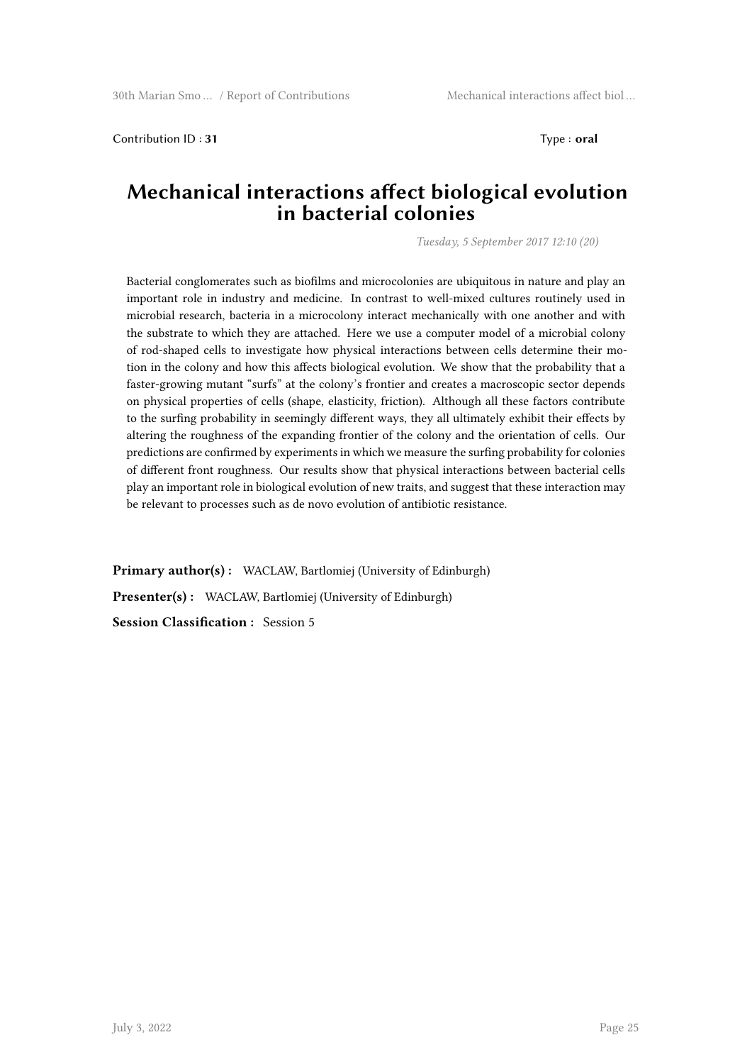Contribution ID : **31** Type : **oral**

# Mechanical interactions affect biological evolution in bacterial colonies

*Tuesday, 5 September 2017 12:10 (20)*

Bacterial conglomerates such as biofilms and microcolonies are ubiquitous in nature and play an important role in industry and medicine. In contrast to well-mixed cultures routinely used in microbial research, bacteria in a microcolony interact mechanically with one another and with the substrate to which they are attached. Here we use a computer model of a microbial colony of rod-shaped cells to investigate how physical interactions between cells determine their motion in the colony and how this affects biological evolution. We show that the probability that a faster-growing mutant "surfs" at the colony's frontier and creates a macroscopic sector depends on physical properties of cells (shape, elasticity, friction). Although all these factors contribute to the surfing probability in seemingly different ways, they all ultimately exhibit their effects by altering the roughness of the expanding frontier of the colony and the orientation of cells. Our predictions are confirmed by experiments in which we measure the surfing probability for colonies of different front roughness. Our results show that physical interactions between bacterial cells play an important role in biological evolution of new traits, and suggest that these interaction may be relevant to processes such as de novo evolution of antibiotic resistance.

**Primary author(s) :** WACLAW, Bartlomiej (University of Edinburgh)

**Presenter(s) :** WACLAW, Bartlomiej (University of Edinburgh)

**Session Classification :** Session 5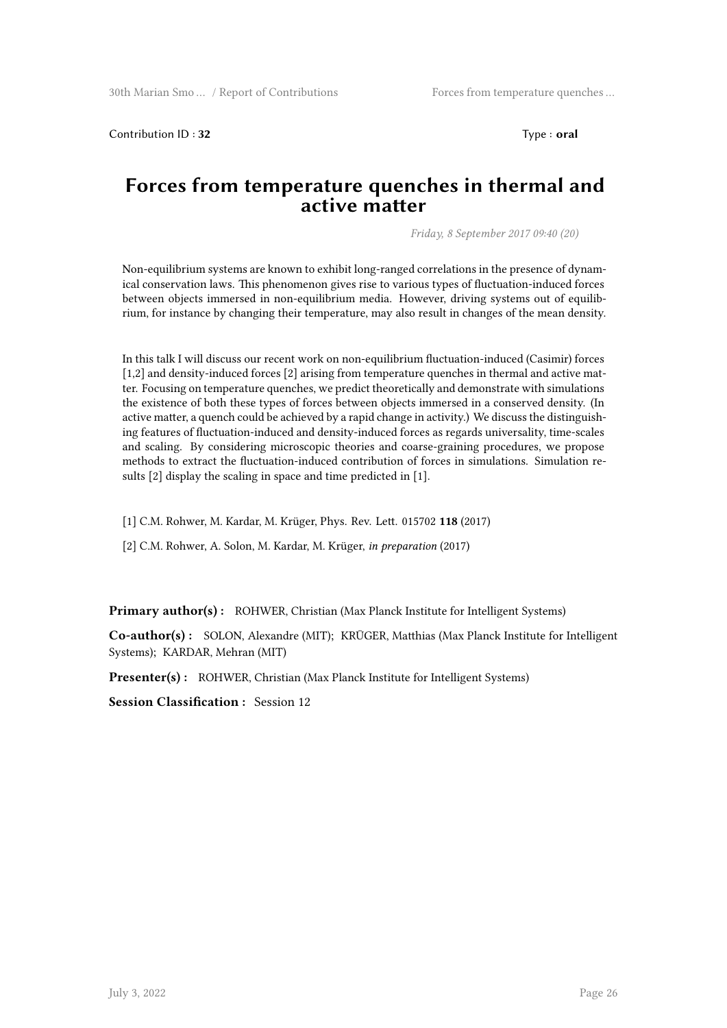Contribution ID : **32** Type : **oral**

# Forces from temperature quenches in thermal and active matter

*Friday, 8 September 2017 09:40 (20)*

Non-equilibrium systems are known to exhibit long-ranged correlations in the presence of dynamical conservation laws. This phenomenon gives rise to various types of fluctuation-induced forces between objects immersed in non-equilibrium media. However, driving systems out of equilibrium, for instance by changing their temperature, may also result in changes of the mean density.

In this talk I will discuss our recent work on non-equilibrium fluctuation-induced (Casimir) forces [1,2] and density-induced forces [2] arising from temperature quenches in thermal and active matter. Focusing on temperature quenches, we predict theoretically and demonstrate with simulations the existence of both these types of forces between objects immersed in a conserved density. (In active matter, a quench could be achieved by a rapid change in activity.) We discuss the distinguishing features of fluctuation-induced and density-induced forces as regards universality, time-scales and scaling. By considering microscopic theories and coarse-graining procedures, we propose methods to extract the fluctuation-induced contribution of forces in simulations. Simulation results [2] display the scaling in space and time predicted in [1].

[1] C.M. Rohwer, M. Kardar, M. Krüger, Phys. Rev. Lett. 015702 **118** (2017)

[2] C.M. Rohwer, A. Solon, M. Kardar, M. Krüger, *in preparation* (2017)

**Primary author(s) :** ROHWER, Christian (Max Planck Institute for Intelligent Systems)

**Co-author(s) :** SOLON, Alexandre (MIT); KRÜGER, Matthias (Max Planck Institute for Intelligent Systems); KARDAR, Mehran (MIT)

**Presenter(s) :** ROHWER, Christian (Max Planck Institute for Intelligent Systems)

**Session Classification :** Session 12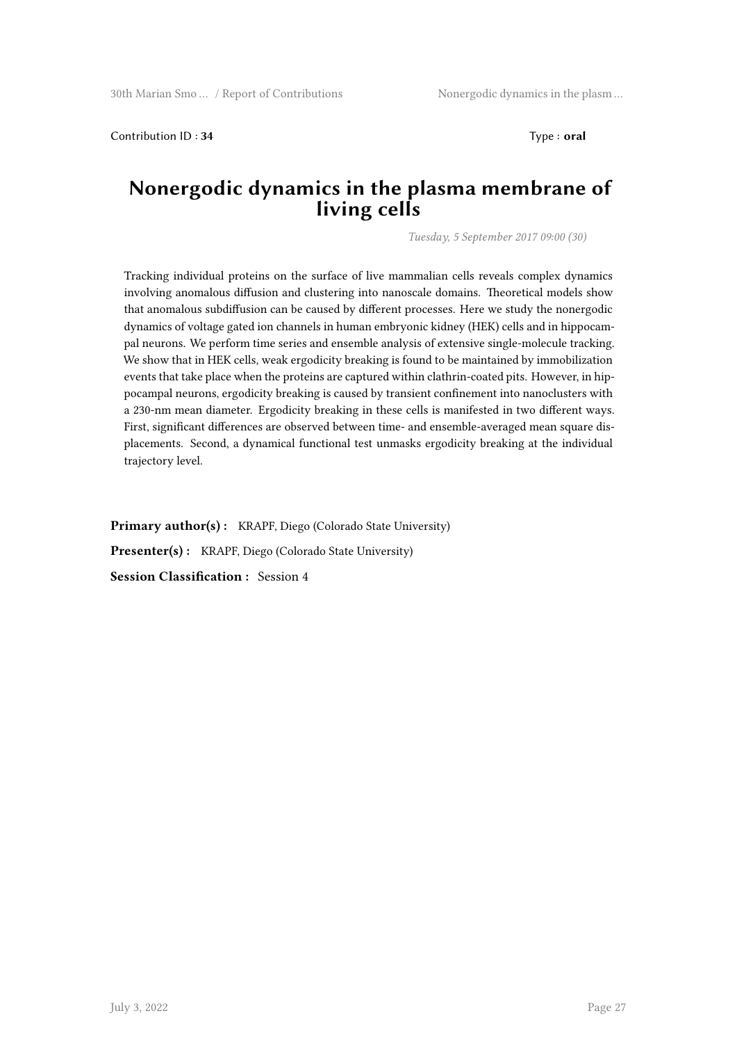Contribution ID : **34** Type : **oral**

# Nonergodic dynamics in the plasma membrane of living cells

*Tuesday, 5 September 2017 09:00 (30)*

Tracking individual proteins on the surface of live mammalian cells reveals complex dynamics involving anomalous diffusion and clustering into nanoscale domains. Theoretical models show that anomalous subdiffusion can be caused by different processes. Here we study the nonergodic dynamics of voltage gated ion channels in human embryonic kidney (HEK) cells and in hippocampal neurons. We perform time series and ensemble analysis of extensive single-molecule tracking. We show that in HEK cells, weak ergodicity breaking is found to be maintained by immobilization events that take place when the proteins are captured within clathrin-coated pits. However, in hippocampal neurons, ergodicity breaking is caused by transient confinement into nanoclusters with a 230-nm mean diameter. Ergodicity breaking in these cells is manifested in two different ways. First, significant differences are observed between time- and ensemble-averaged mean square displacements. Second, a dynamical functional test unmasks ergodicity breaking at the individual trajectory level.

**Primary author(s) :** KRAPF, Diego (Colorado State University)

**Presenter(s) :** KRAPF, Diego (Colorado State University)

**Session Classification :** Session 4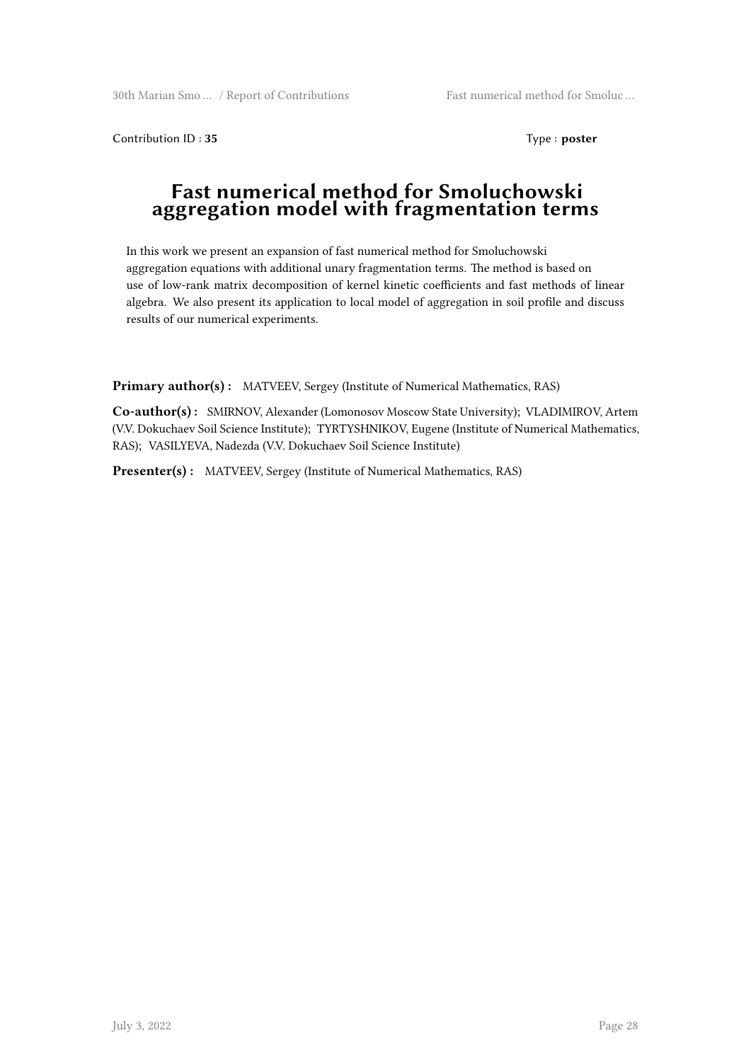Contribution ID : **35** Type : **poster**

# Fast numerical method for Smoluchowski aggregation model with fragmentation terms

In this work we present an expansion of fast numerical method for Smoluchowski aggregation equations with additional unary fragmentation terms. The method is based on use of low-rank matrix decomposition of kernel kinetic coefficients and fast methods of linear algebra. We also present its application to local model of aggregation in soil profile and discuss results of our numerical experiments.

**Primary author(s) :** MATVEEV, Sergey (Institute of Numerical Mathematics, RAS)

**Co-author(s) :** SMIRNOV, Alexander (Lomonosov Moscow State University); VLADIMIROV, Artem (V.V. Dokuchaev Soil Science Institute); TYRTYSHNIKOV, Eugene (Institute of Numerical Mathematics, RAS); VASILYEVA, Nadezda (V.V. Dokuchaev Soil Science Institute)

**Presenter(s) :** MATVEEV, Sergey (Institute of Numerical Mathematics, RAS)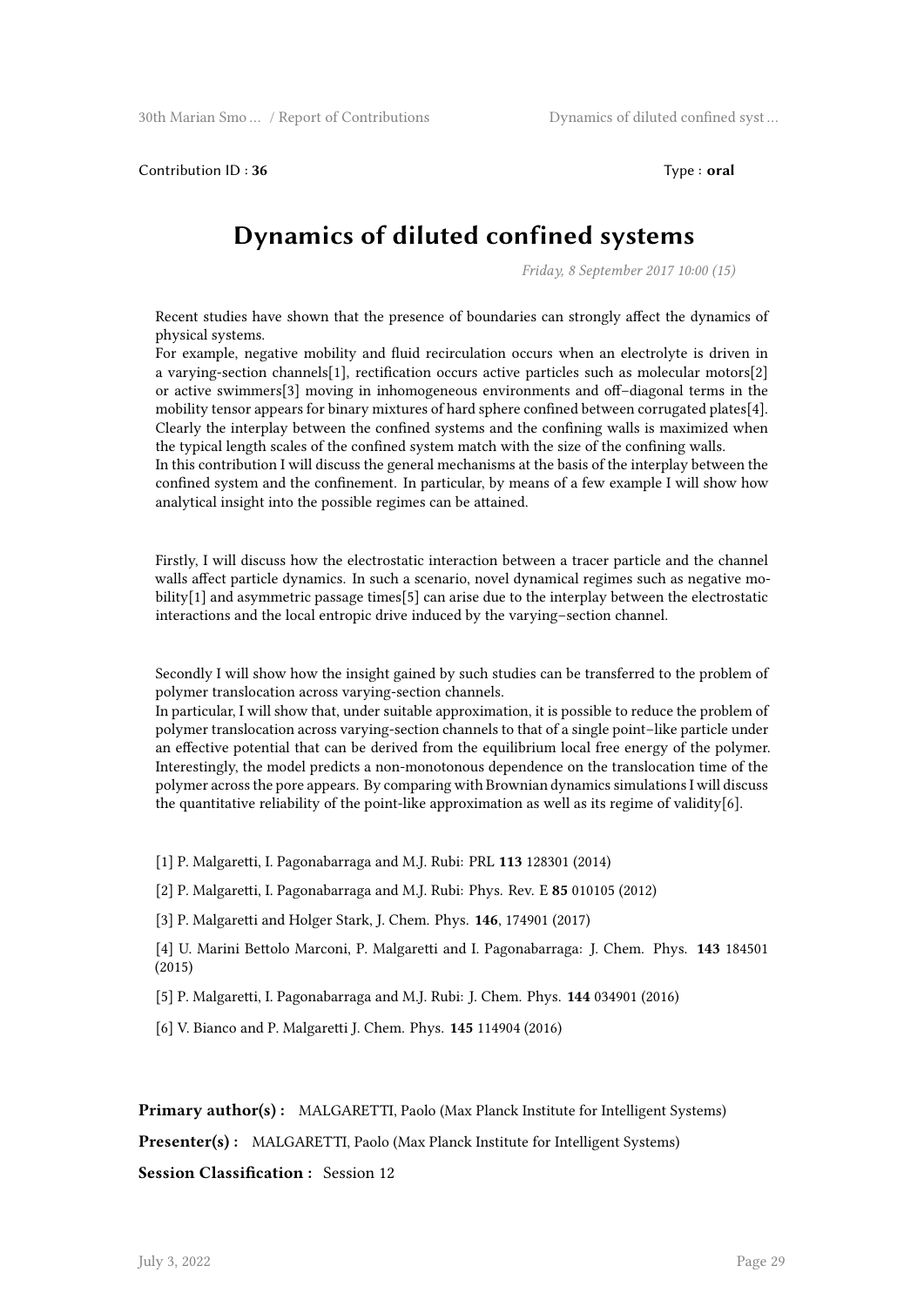Contribution ID : **36** Type : **oral**

# Dynamics of diluted confined systems

*Friday, 8 September 2017 10:00 (15)*

Recent studies have shown that the presence of boundaries can strongly affect the dynamics of physical systems.
For example, negative mobility and fluid recirculation occurs when an electrolyte is driven in a varying-section channels[1], rectification occurs active particles such as molecular motors[2] or active swimmers[3] moving in inhomogeneous environments and off–diagonal terms in the mobility tensor appears for binary mixtures of hard sphere confined between corrugated plates[4]. Clearly the interplay between the confined systems and the confining walls is maximized when the typical length scales of the confined system match with the size of the confining walls.
In this contribution I will discuss the general mechanisms at the basis of the interplay between the confined system and the confinement. In particular, by means of a few example I will show how analytical insight into the possible regimes can be attained.

Firstly, I will discuss how the electrostatic interaction between a tracer particle and the channel walls affect particle dynamics. In such a scenario, novel dynamical regimes such as negative mobility[1] and asymmetric passage times[5] can arise due to the interplay between the electrostatic interactions and the local entropic drive induced by the varying–section channel.

Secondly I will show how the insight gained by such studies can be transferred to the problem of polymer translocation across varying-section channels.
In particular, I will show that, under suitable approximation, it is possible to reduce the problem of polymer translocation across varying-section channels to that of a single point–like particle under an effective potential that can be derived from the equilibrium local free energy of the polymer. Interestingly, the model predicts a non-monotonous dependence on the translocation time of the polymer across the pore appears. By comparing with Brownian dynamics simulations I will discuss the quantitative reliability of the point-like approximation as well as its regime of validity[6].

[1] P. Malgaretti, I. Pagonabarraga and M.J. Rubi: PRL **113** 128301 (2014)

[2] P. Malgaretti, I. Pagonabarraga and M.J. Rubi: Phys. Rev. E **85** 010105 (2012)

[3] P. Malgaretti and Holger Stark, J. Chem. Phys. **146**, 174901 (2017)

[4] U. Marini Bettolo Marconi, P. Malgaretti and I. Pagonabarraga: J. Chem. Phys. **143** 184501 (2015)

[5] P. Malgaretti, I. Pagonabarraga and M.J. Rubi: J. Chem. Phys. **144** 034901 (2016)

[6] V. Bianco and P. Malgaretti J. Chem. Phys. **145** 114904 (2016)

**Primary author(s) :** MALGARETTI, Paolo (Max Planck Institute for Intelligent Systems)

**Presenter(s) :** MALGARETTI, Paolo (Max Planck Institute for Intelligent Systems)

**Session Classification :** Session 12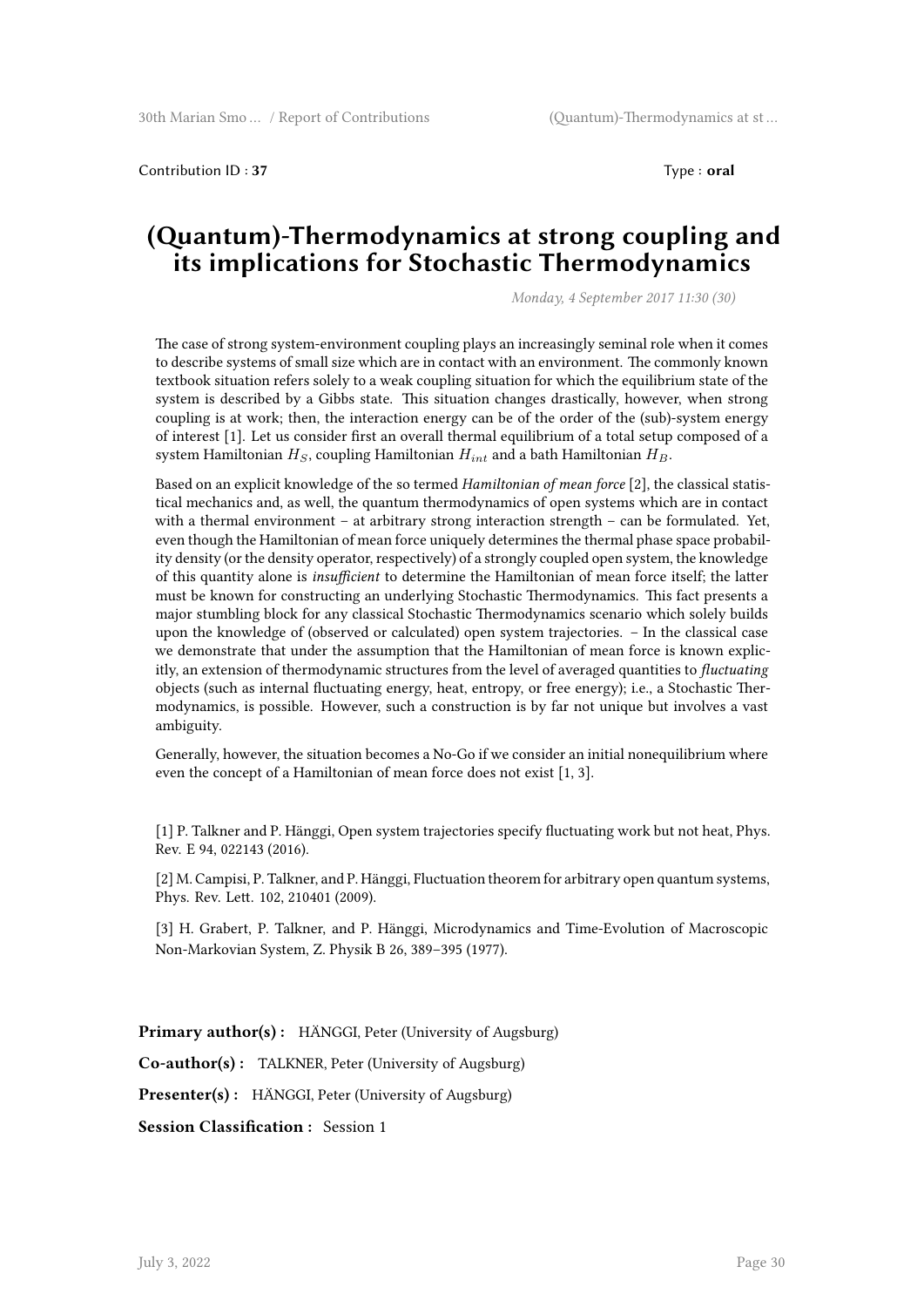Contribution ID : **37** Type : **oral**

# (Quantum)-Thermodynamics at strong coupling and its implications for Stochastic Thermodynamics

*Monday, 4 September 2017 11:30 (30)*

The case of strong system-environment coupling plays an increasingly seminal role when it comes to describe systems of small size which are in contact with an environment. The commonly known textbook situation refers solely to a weak coupling situation for which the equilibrium state of the system is described by a Gibbs state. This situation changes drastically, however, when strong coupling is at work; then, the interaction energy can be of the order of the (sub)-system energy of interest [1]. Let us consider first an overall thermal equilibrium of a total setup composed of a system Hamiltonian $H_S$, coupling Hamiltonian $H_{int}$ and a bath Hamiltonian $H_B$.

Based on an explicit knowledge of the so termed *Hamiltonian of mean force* [2], the classical statistical mechanics and, as well, the quantum thermodynamics of open systems which are in contact with a thermal environment – at arbitrary strong interaction strength – can be formulated. Yet, even though the Hamiltonian of mean force uniquely determines the thermal phase space probability density (or the density operator, respectively) of a strongly coupled open system, the knowledge of this quantity alone is *insufficient* to determine the Hamiltonian of mean force itself; the latter must be known for constructing an underlying Stochastic Thermodynamics. This fact presents a major stumbling block for any classical Stochastic Thermodynamics scenario which solely builds upon the knowledge of (observed or calculated) open system trajectories. – In the classical case we demonstrate that under the assumption that the Hamiltonian of mean force is known explicitly, an extension of thermodynamic structures from the level of averaged quantities to *fluctuating* objects (such as internal fluctuating energy, heat, entropy, or free energy); i.e., a Stochastic Thermodynamics, is possible. However, such a construction is by far not unique but involves a vast ambiguity.

Generally, however, the situation becomes a No-Go if we consider an initial nonequilibrium where even the concept of a Hamiltonian of mean force does not exist [1, 3].

[1] P. Talkner and P. Hänggi, Open system trajectories specify fluctuating work but not heat, Phys. Rev. E 94, 022143 (2016).

[2] M. Campisi, P. Talkner, and P. Hänggi, Fluctuation theorem for arbitrary open quantum systems, Phys. Rev. Lett. 102, 210401 (2009).

[3] H. Grabert, P. Talkner, and P. Hänggi, Microdynamics and Time-Evolution of Macroscopic Non-Markovian System, Z. Physik B 26, 389–395 (1977).

**Primary author(s) :** HÄNGGI, Peter (University of Augsburg)

**Co-author(s) :** TALKNER, Peter (University of Augsburg)

**Presenter(s) :** HÄNGGI, Peter (University of Augsburg)

**Session Classification :** Session 1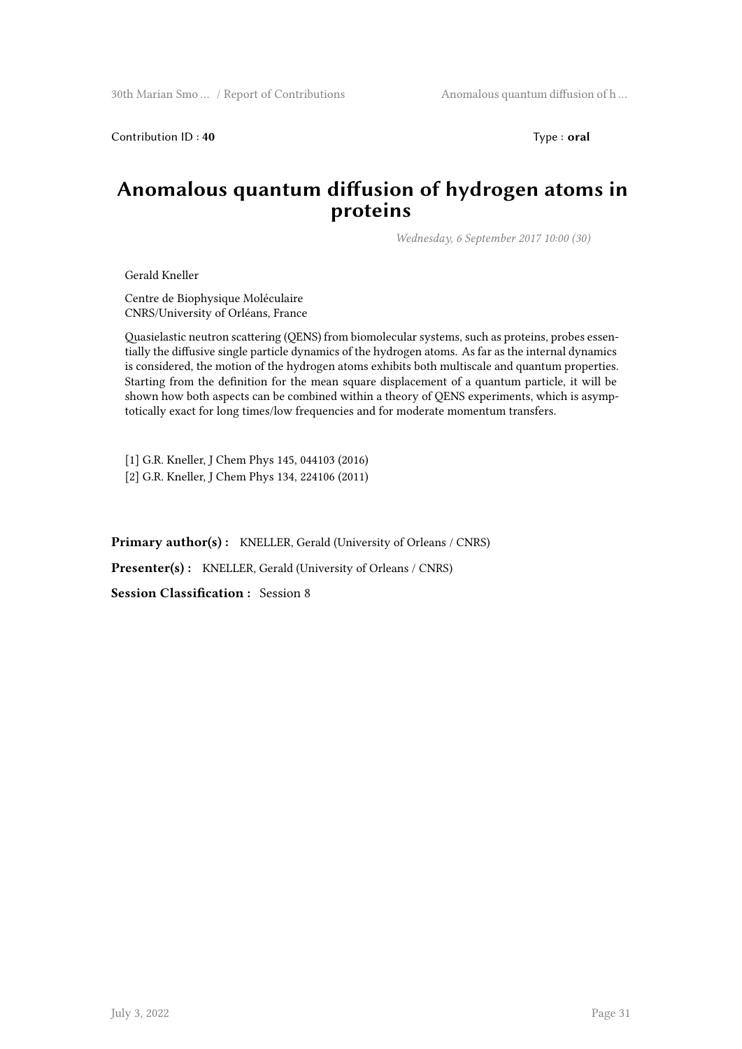Contribution ID : **40** Type : **oral**

# Anomalous quantum diffusion of hydrogen atoms in proteins

*Wednesday, 6 September 2017 10:00 (30)*

Gerald Kneller

Centre de Biophysique Moléculaire
CNRS/University of Orléans, France

Quasielastic neutron scattering (QENS) from biomolecular systems, such as proteins, probes essentially the diffusive single particle dynamics of the hydrogen atoms. As far as the internal dynamics is considered, the motion of the hydrogen atoms exhibits both multiscale and quantum properties. Starting from the definition for the mean square displacement of a quantum particle, it will be shown how both aspects can be combined within a theory of QENS experiments, which is asymptotically exact for long times/low frequencies and for moderate momentum transfers.

[1] G.R. Kneller, J Chem Phys 145, 044103 (2016)
[2] G.R. Kneller, J Chem Phys 134, 224106 (2011)

**Primary author(s) :** KNELLER, Gerald (University of Orleans / CNRS)

**Presenter(s) :** KNELLER, Gerald (University of Orleans / CNRS)

**Session Classification :** Session 8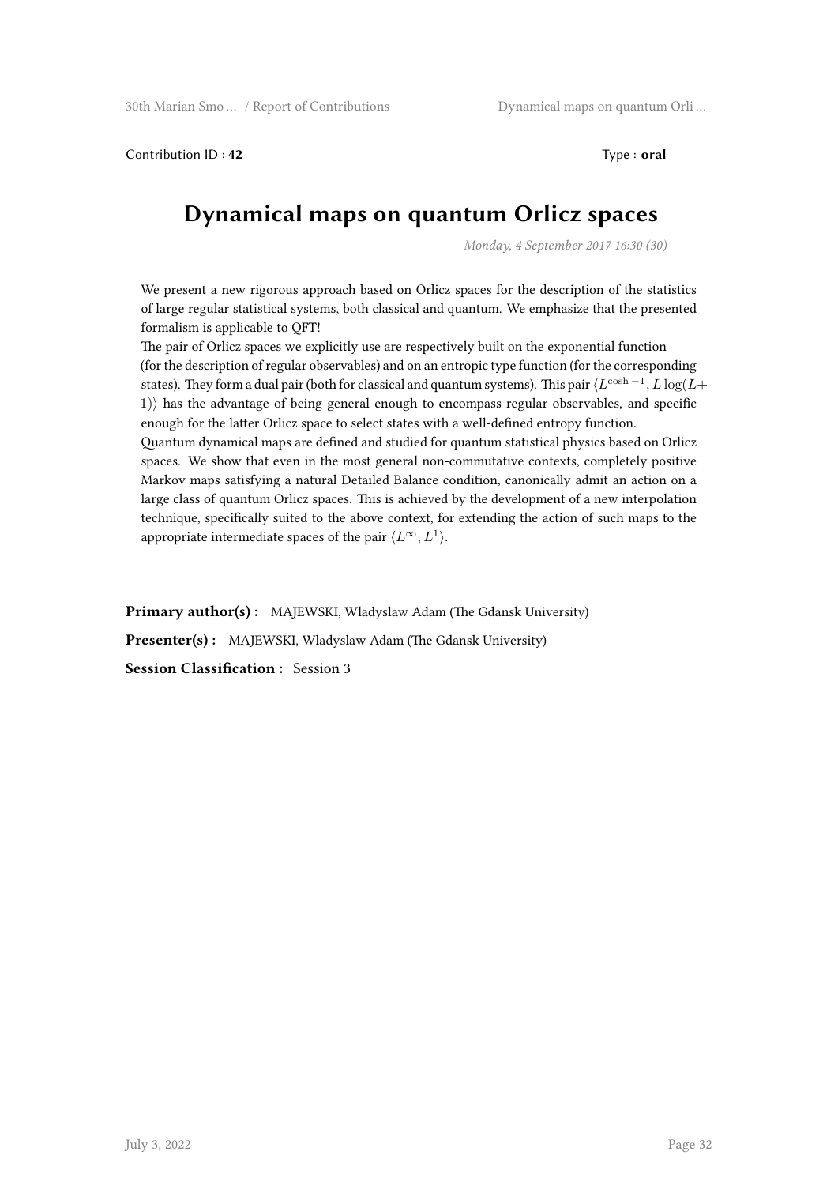Contribution ID : **42** Type : **oral**

# Dynamical maps on quantum Orlicz spaces

*Monday, 4 September 2017 16:30 (30)*

We present a new rigorous approach based on Orlicz spaces for the description of the statistics of large regular statistical systems, both classical and quantum. We emphasize that the presented formalism is applicable to QFT!

The pair of Orlicz spaces we explicitly use are respectively built on the exponential function (for the description of regular observables) and on an entropic type function (for the corresponding states). They form a dual pair (both for classical and quantum systems). This pair $\langle L^{\cosh -1}, L\log(L+1)\rangle$ has the advantage of being general enough to encompass regular observables, and specific enough for the latter Orlicz space to select states with a well-defined entropy function.

Quantum dynamical maps are defined and studied for quantum statistical physics based on Orlicz spaces. We show that even in the most general non-commutative contexts, completely positive Markov maps satisfying a natural Detailed Balance condition, canonically admit an action on a large class of quantum Orlicz spaces. This is achieved by the development of a new interpolation technique, specifically suited to the above context, for extending the action of such maps to the appropriate intermediate spaces of the pair $\langle L^{\infty}, L^{1}\rangle$.

**Primary author(s) :** MAJEWSKI, Wladyslaw Adam (The Gdansk University)

**Presenter(s) :** MAJEWSKI, Wladyslaw Adam (The Gdansk University)

**Session Classification :** Session 3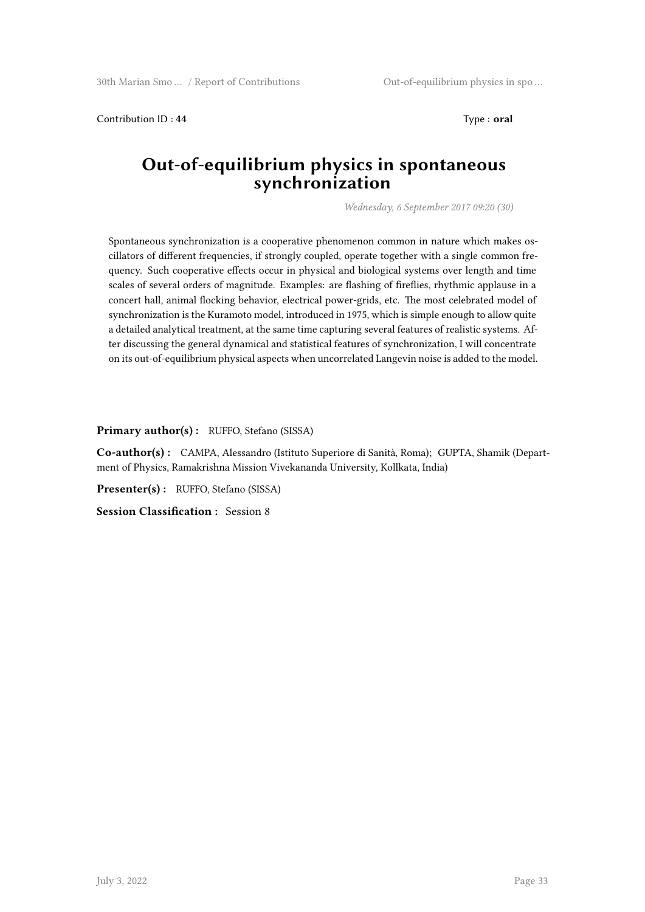Contribution ID : **44** Type : **oral**

# Out-of-equilibrium physics in spontaneous synchronization

*Wednesday, 6 September 2017 09:20 (30)*

Spontaneous synchronization is a cooperative phenomenon common in nature which makes oscillators of different frequencies, if strongly coupled, operate together with a single common frequency. Such cooperative effects occur in physical and biological systems over length and time scales of several orders of magnitude. Examples: are flashing of fireflies, rhythmic applause in a concert hall, animal flocking behavior, electrical power-grids, etc. The most celebrated model of synchronization is the Kuramoto model, introduced in 1975, which is simple enough to allow quite a detailed analytical treatment, at the same time capturing several features of realistic systems. After discussing the general dynamical and statistical features of synchronization, I will concentrate on its out-of-equilibrium physical aspects when uncorrelated Langevin noise is added to the model.

**Primary author(s) :** RUFFO, Stefano (SISSA)

**Co-author(s) :** CAMPA, Alessandro (Istituto Superiore di Sanità, Roma); GUPTA, Shamik (Department of Physics, Ramakrishna Mission Vivekananda University, Kollkata, India)

**Presenter(s) :** RUFFO, Stefano (SISSA)

**Session Classification :** Session 8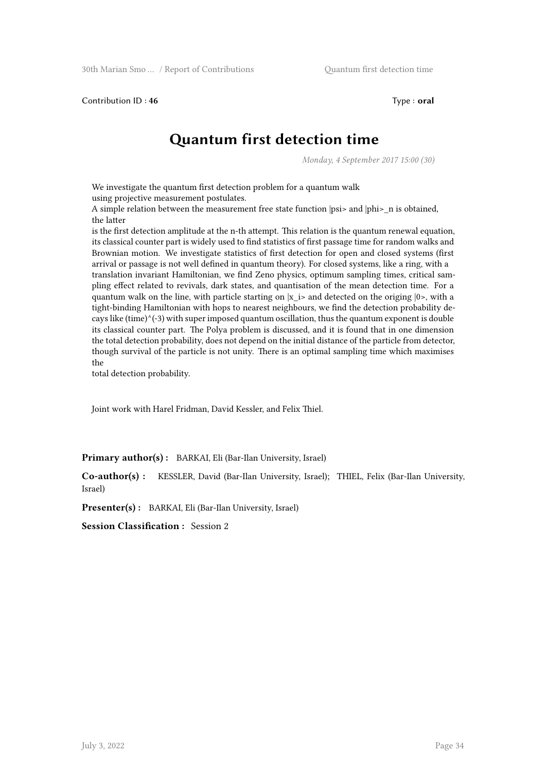Contribution ID : **46** Type : **oral**

# Quantum first detection time

*Monday, 4 September 2017 15:00 (30)*

We investigate the quantum first detection problem for a quantum walk using projective measurement postulates.
A simple relation between the measurement free state function |psi> and |phi>_n is obtained, the latter
is the first detection amplitude at the n-th attempt. This relation is the quantum renewal equation, its classical counter part is widely used to find statistics of first passage time for random walks and Brownian motion. We investigate statistics of first detection for open and closed systems (first arrival or passage is not well defined in quantum theory). For closed systems, like a ring, with a translation invariant Hamiltonian, we find Zeno physics, optimum sampling times, critical sampling effect related to revivals, dark states, and quantisation of the mean detection time. For a quantum walk on the line, with particle starting on |x_i> and detected on the origing |0>, with a tight-binding Hamiltonian with hops to nearest neighbours, we find the detection probability decays like (time)^(-3) with super imposed quantum oscillation, thus the quantum exponent is double its classical counter part. The Polya problem is discussed, and it is found that in one dimension the total detection probability, does not depend on the initial distance of the particle from detector, though survival of the particle is not unity. There is an optimal sampling time which maximises the
total detection probability.

Joint work with Harel Fridman, David Kessler, and Felix Thiel.

**Primary author(s) :** BARKAI, Eli (Bar-Ilan University, Israel)

**Co-author(s) :** KESSLER, David (Bar-Ilan University, Israel); THIEL, Felix (Bar-Ilan University, Israel)

**Presenter(s) :** BARKAI, Eli (Bar-Ilan University, Israel)

**Session Classification :** Session 2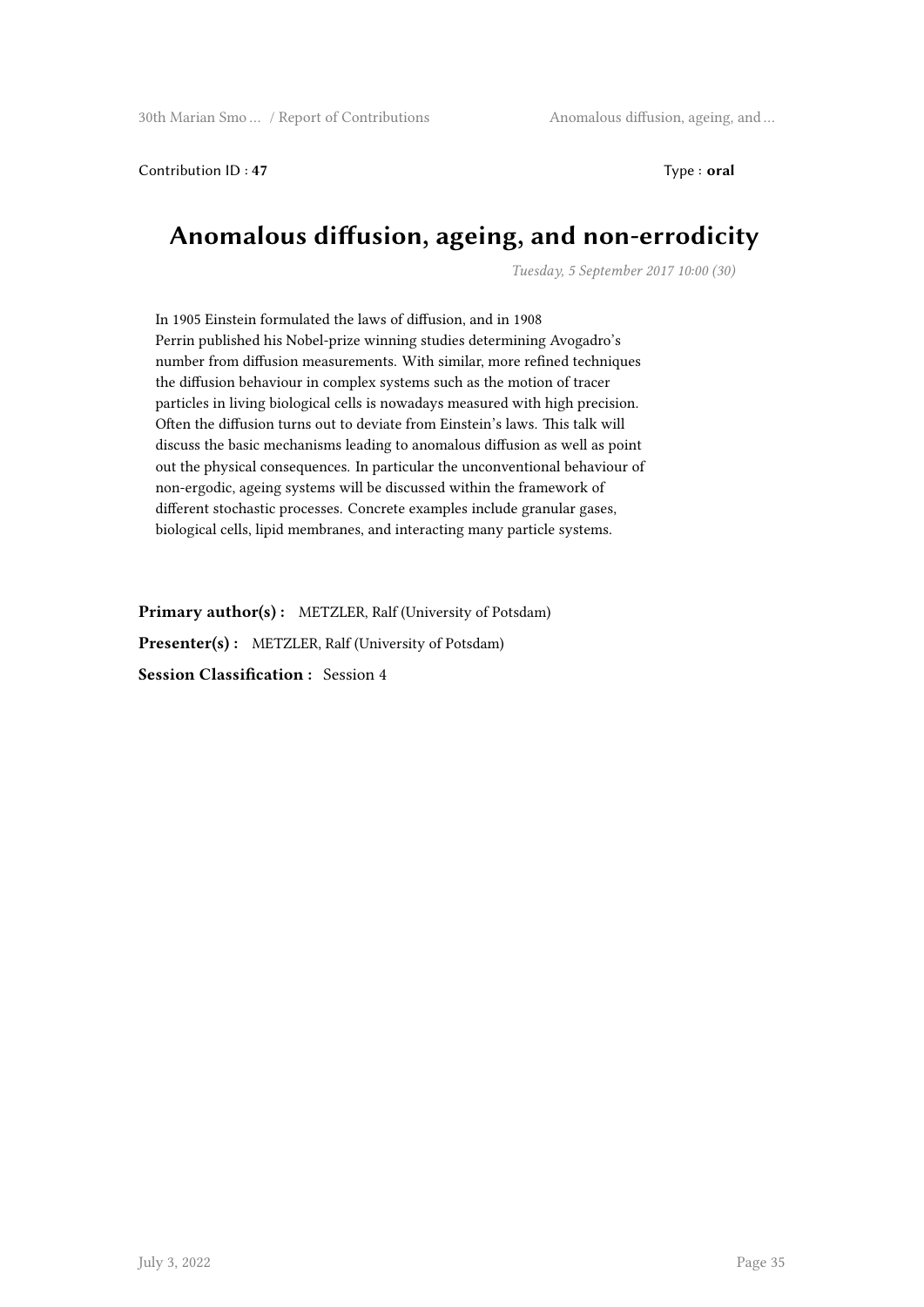Contribution ID : **47** Type : **oral**

# Anomalous diffusion, ageing, and non-errodicity

*Tuesday, 5 September 2017 10:00 (30)*

In 1905 Einstein formulated the laws of diffusion, and in 1908 Perrin published his Nobel-prize winning studies determining Avogadro's number from diffusion measurements. With similar, more refined techniques the diffusion behaviour in complex systems such as the motion of tracer particles in living biological cells is nowadays measured with high precision. Often the diffusion turns out to deviate from Einstein's laws. This talk will discuss the basic mechanisms leading to anomalous diffusion as well as point out the physical consequences. In particular the unconventional behaviour of non-ergodic, ageing systems will be discussed within the framework of different stochastic processes. Concrete examples include granular gases, biological cells, lipid membranes, and interacting many particle systems.

**Primary author(s) :** METZLER, Ralf (University of Potsdam)

**Presenter(s) :** METZLER, Ralf (University of Potsdam)

**Session Classification :** Session 4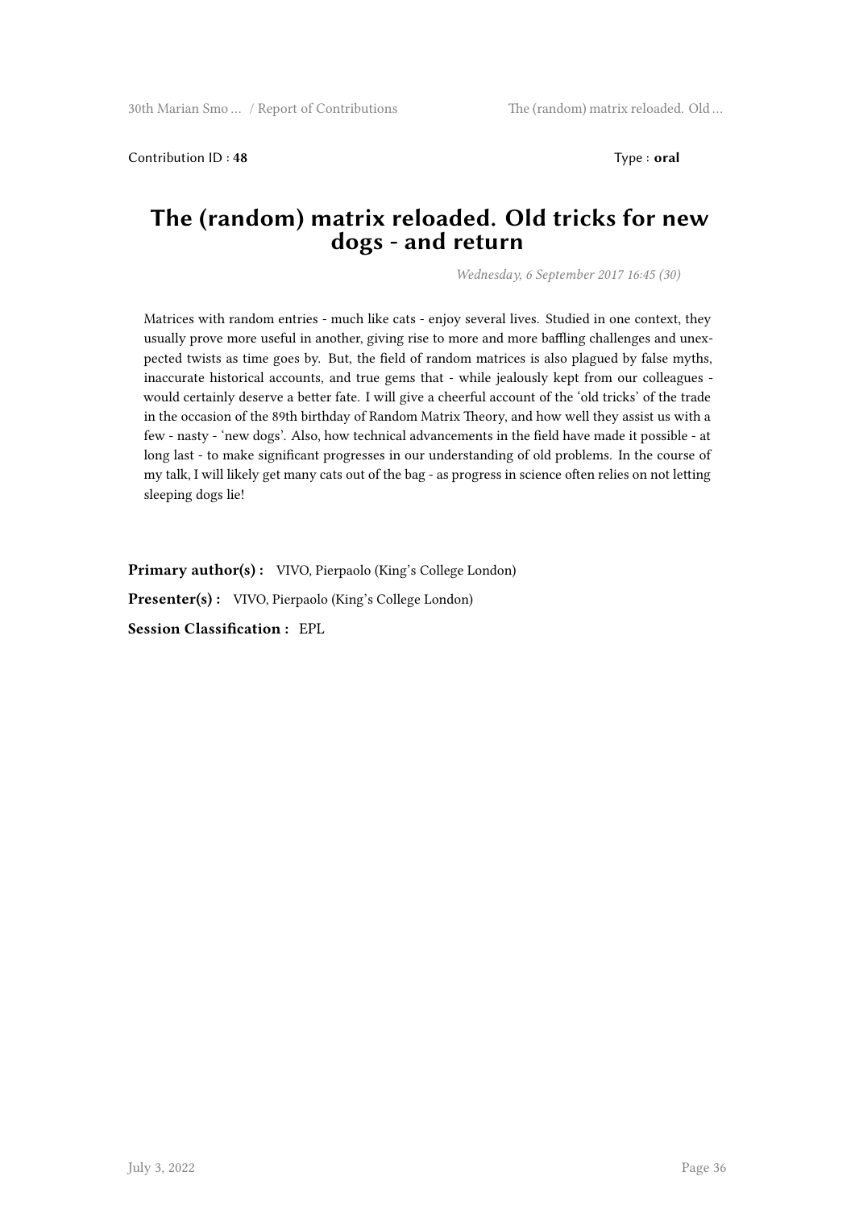Contribution ID : **48** Type : **oral**

# The (random) matrix reloaded. Old tricks for new dogs - and return

*Wednesday, 6 September 2017 16:45 (30)*

Matrices with random entries - much like cats - enjoy several lives. Studied in one context, they usually prove more useful in another, giving rise to more and more baffling challenges and unexpected twists as time goes by. But, the field of random matrices is also plagued by false myths, inaccurate historical accounts, and true gems that - while jealously kept from our colleagues - would certainly deserve a better fate. I will give a cheerful account of the 'old tricks' of the trade in the occasion of the 89th birthday of Random Matrix Theory, and how well they assist us with a few - nasty - 'new dogs'. Also, how technical advancements in the field have made it possible - at long last - to make significant progresses in our understanding of old problems. In the course of my talk, I will likely get many cats out of the bag - as progress in science often relies on not letting sleeping dogs lie!

**Primary author(s) :** VIVO, Pierpaolo (King's College London)

**Presenter(s) :** VIVO, Pierpaolo (King's College London)

**Session Classification :** EPL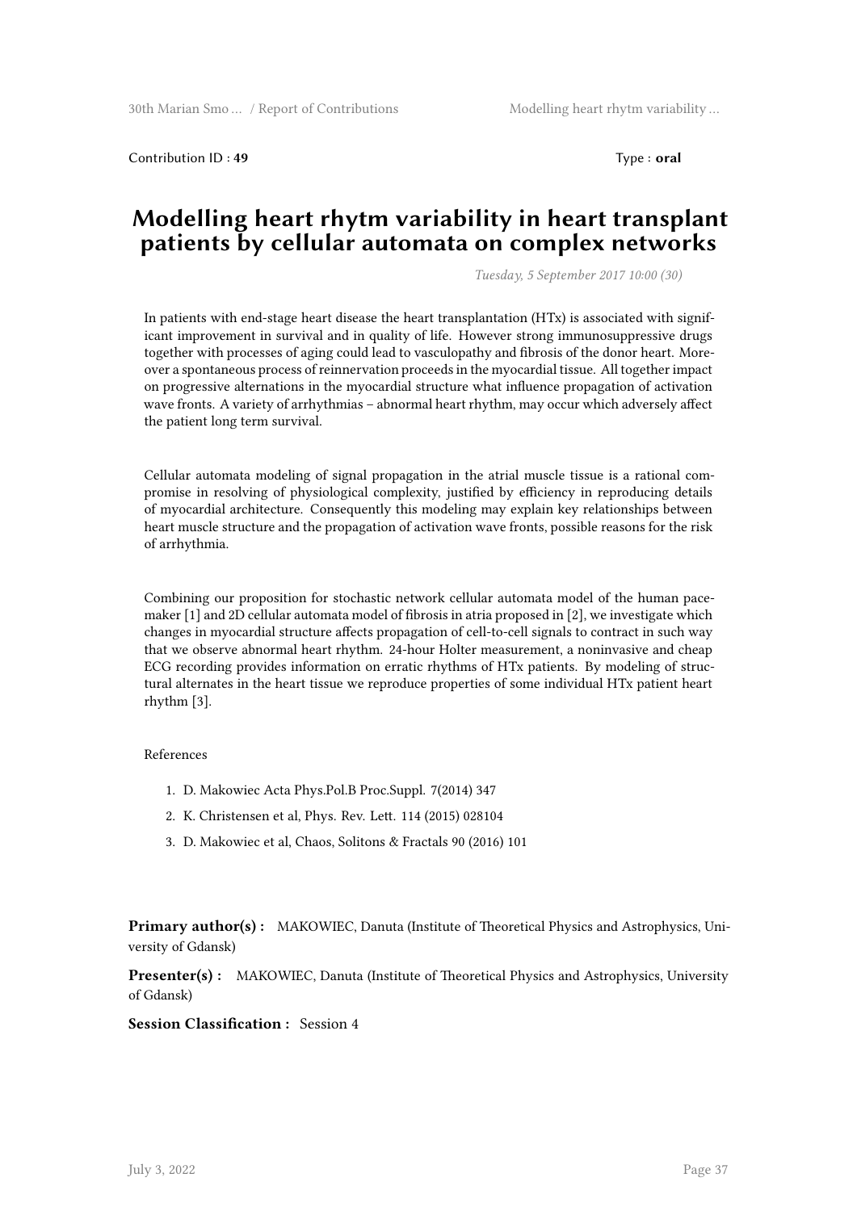Contribution ID : **49** Type : **oral**

# Modelling heart rytm variability in heart transplant patients by cellular automata on complex networks

*Tuesday, 5 September 2017 10:00 (30)*

In patients with end-stage heart disease the heart transplantation (HTx) is associated with significant improvement in survival and in quality of life. However strong immunosuppressive drugs together with processes of aging could lead to vasculopathy and fibrosis of the donor heart. Moreover a spontaneous process of reinnervation proceeds in the myocardial tissue. All together impact on progressive alternations in the myocardial structure what influence propagation of activation wave fronts. A variety of arrhythmias – abnormal heart rhythm, may occur which adversely affect the patient long term survival.

Cellular automata modeling of signal propagation in the atrial muscle tissue is a rational compromise in resolving of physiological complexity, justified by efficiency in reproducing details of myocardial architecture. Consequently this modeling may explain key relationships between heart muscle structure and the propagation of activation wave fronts, possible reasons for the risk of arrhythmia.

Combining our proposition for stochastic network cellular automata model of the human pacemaker [1] and 2D cellular automata model of fibrosis in atria proposed in [2], we investigate which changes in myocardial structure affects propagation of cell-to-cell signals to contract in such way that we observe abnormal heart rhythm. 24-hour Holter measurement, a noninvasive and cheap ECG recording provides information on erratic rhythms of HTx patients. By modeling of structural alternates in the heart tissue we reproduce properties of some individual HTx patient heart rhythm [3].

References

1. D. Makowiec Acta Phys.Pol.B Proc.Suppl. 7(2014) 347
2. K. Christensen et al, Phys. Rev. Lett. 114 (2015) 028104
3. D. Makowiec et al, Chaos, Solitons & Fractals 90 (2016) 101

**Primary author(s) :** MAKOWIEC, Danuta (Institute of Theoretical Physics and Astrophysics, University of Gdansk)

**Presenter(s) :** MAKOWIEC, Danuta (Institute of Theoretical Physics and Astrophysics, University of Gdansk)

**Session Classification :** Session 4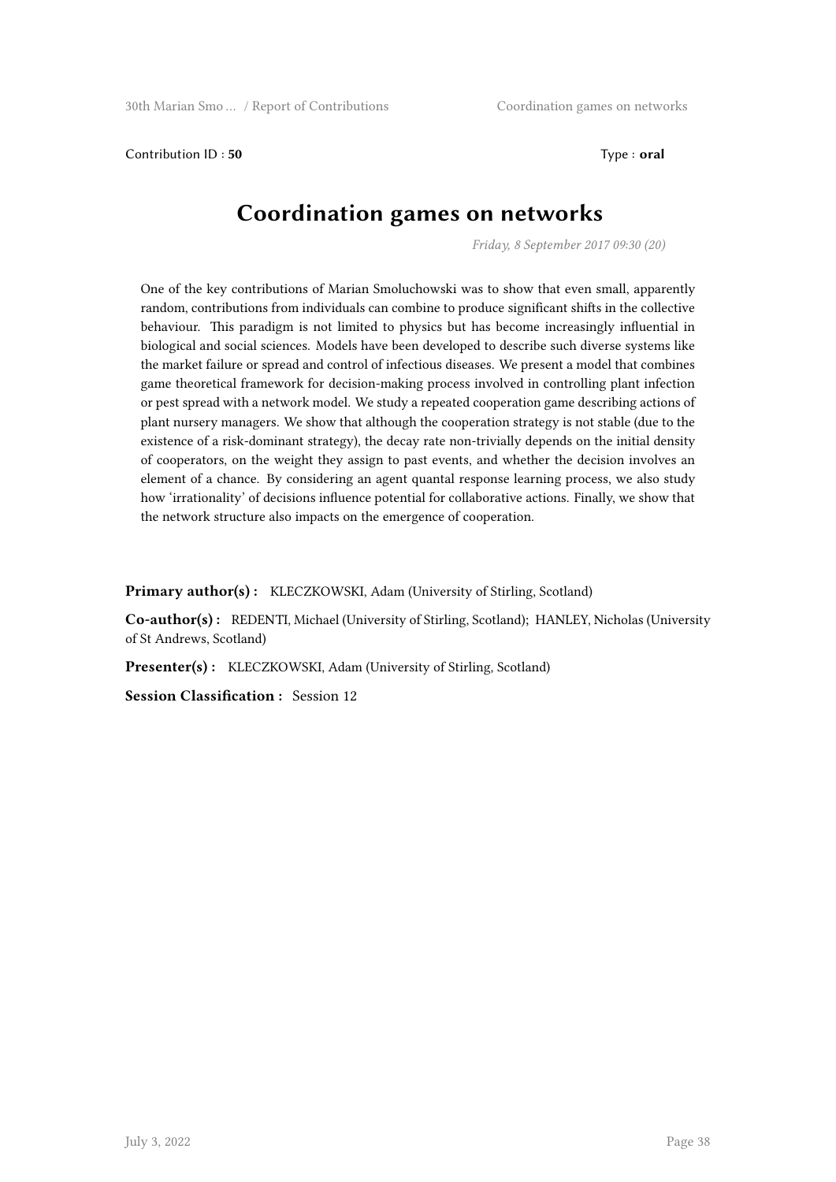Contribution ID : **50** Type : **oral**

# Coordination games on networks

*Friday, 8 September 2017 09:30 (20)*

One of the key contributions of Marian Smoluchowski was to show that even small, apparently random, contributions from individuals can combine to produce significant shifts in the collective behaviour. This paradigm is not limited to physics but has become increasingly influential in biological and social sciences. Models have been developed to describe such diverse systems like the market failure or spread and control of infectious diseases. We present a model that combines game theoretical framework for decision-making process involved in controlling plant infection or pest spread with a network model. We study a repeated cooperation game describing actions of plant nursery managers. We show that although the cooperation strategy is not stable (due to the existence of a risk-dominant strategy), the decay rate non-trivially depends on the initial density of cooperators, on the weight they assign to past events, and whether the decision involves an element of a chance. By considering an agent quantal response learning process, we also study how 'irrationality' of decisions influence potential for collaborative actions. Finally, we show that the network structure also impacts on the emergence of cooperation.

**Primary author(s) :** KLECZKOWSKI, Adam (University of Stirling, Scotland)

**Co-author(s) :** REDENTI, Michael (University of Stirling, Scotland); HANLEY, Nicholas (University of St Andrews, Scotland)

**Presenter(s) :** KLECZKOWSKI, Adam (University of Stirling, Scotland)

**Session Classification :** Session 12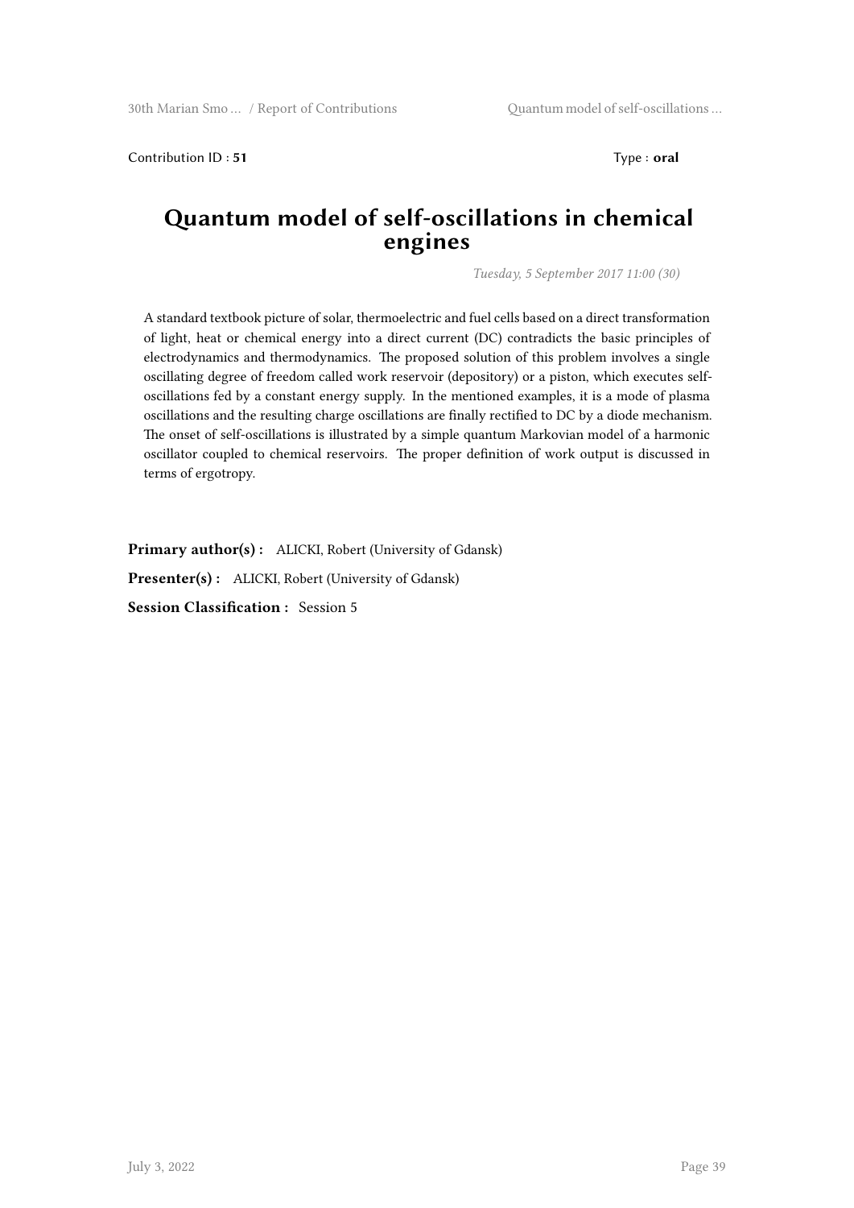Contribution ID : **51** Type : **oral**

# Quantum model of self-oscillations in chemical engines

*Tuesday, 5 September 2017 11:00 (30)*

A standard textbook picture of solar, thermoelectric and fuel cells based on a direct transformation of light, heat or chemical energy into a direct current (DC) contradicts the basic principles of electrodynamics and thermodynamics. The proposed solution of this problem involves a single oscillating degree of freedom called work reservoir (depository) or a piston, which executes self-oscillations fed by a constant energy supply. In the mentioned examples, it is a mode of plasma oscillations and the resulting charge oscillations are finally rectified to DC by a diode mechanism. The onset of self-oscillations is illustrated by a simple quantum Markovian model of a harmonic oscillator coupled to chemical reservoirs. The proper definition of work output is discussed in terms of ergotropy.

**Primary author(s) :** ALICKI, Robert (University of Gdansk)

**Presenter(s) :** ALICKI, Robert (University of Gdansk)

**Session Classification :** Session 5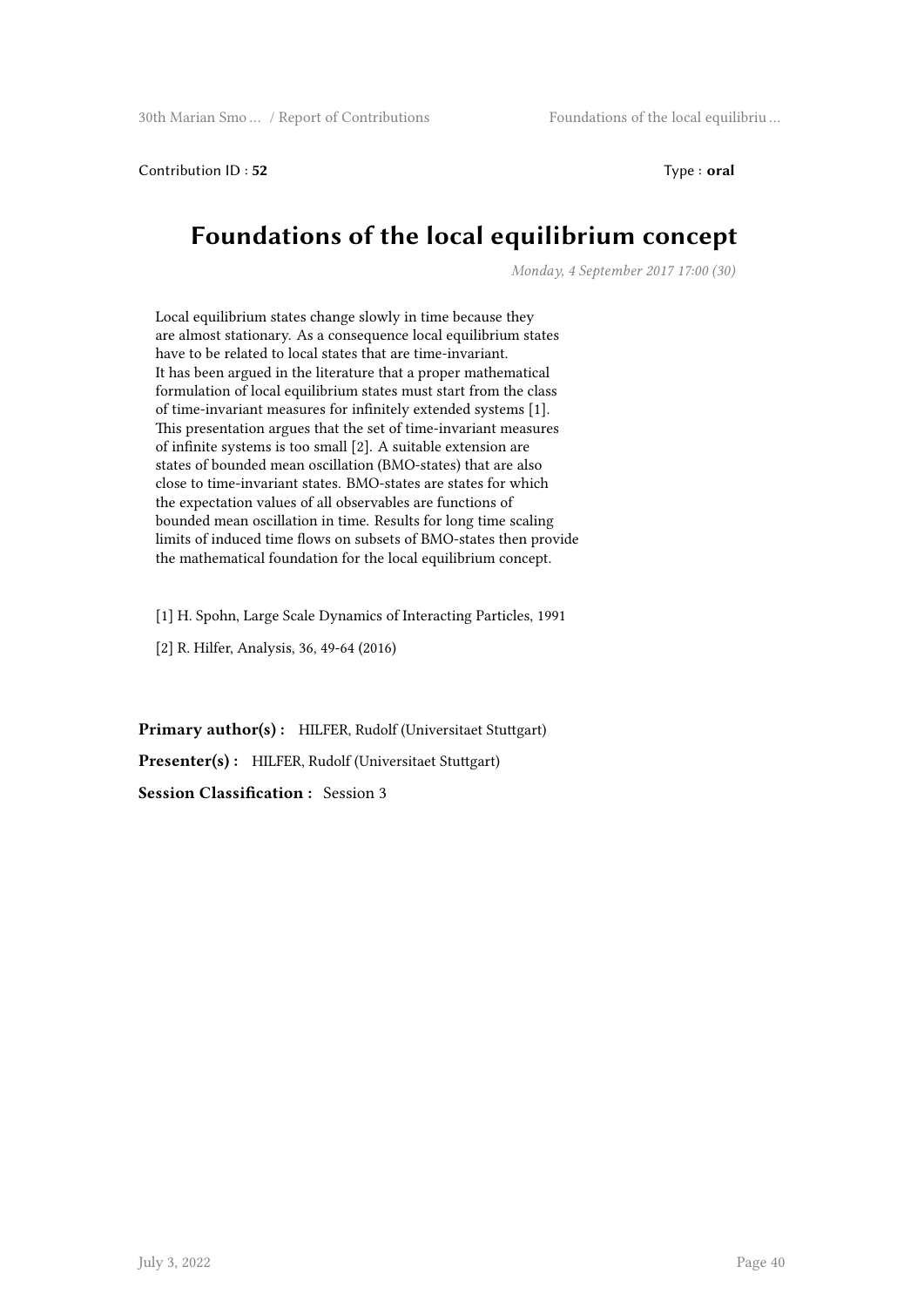Contribution ID : **52** Type : **oral**

# Foundations of the local equilibrium concept

*Monday, 4 September 2017 17:00 (30)*

Local equilibrium states change slowly in time because they are almost stationary. As a consequence local equilibrium states have to be related to local states that are time-invariant. It has been argued in the literature that a proper mathematical formulation of local equilibrium states must start from the class of time-invariant measures for infinitely extended systems [1]. This presentation argues that the set of time-invariant measures of infinite systems is too small [2]. A suitable extension are states of bounded mean oscillation (BMO-states) that are also close to time-invariant states. BMO-states are states for which the expectation values of all observables are functions of bounded mean oscillation in time. Results for long time scaling limits of induced time flows on subsets of BMO-states then provide the mathematical foundation for the local equilibrium concept.

[1] H. Spohn, Large Scale Dynamics of Interacting Particles, 1991

[2] R. Hilfer, Analysis, 36, 49-64 (2016)

**Primary author(s) :** HILFER, Rudolf (Universitaet Stuttgart)

**Presenter(s) :** HILFER, Rudolf (Universitaet Stuttgart)

**Session Classification :** Session 3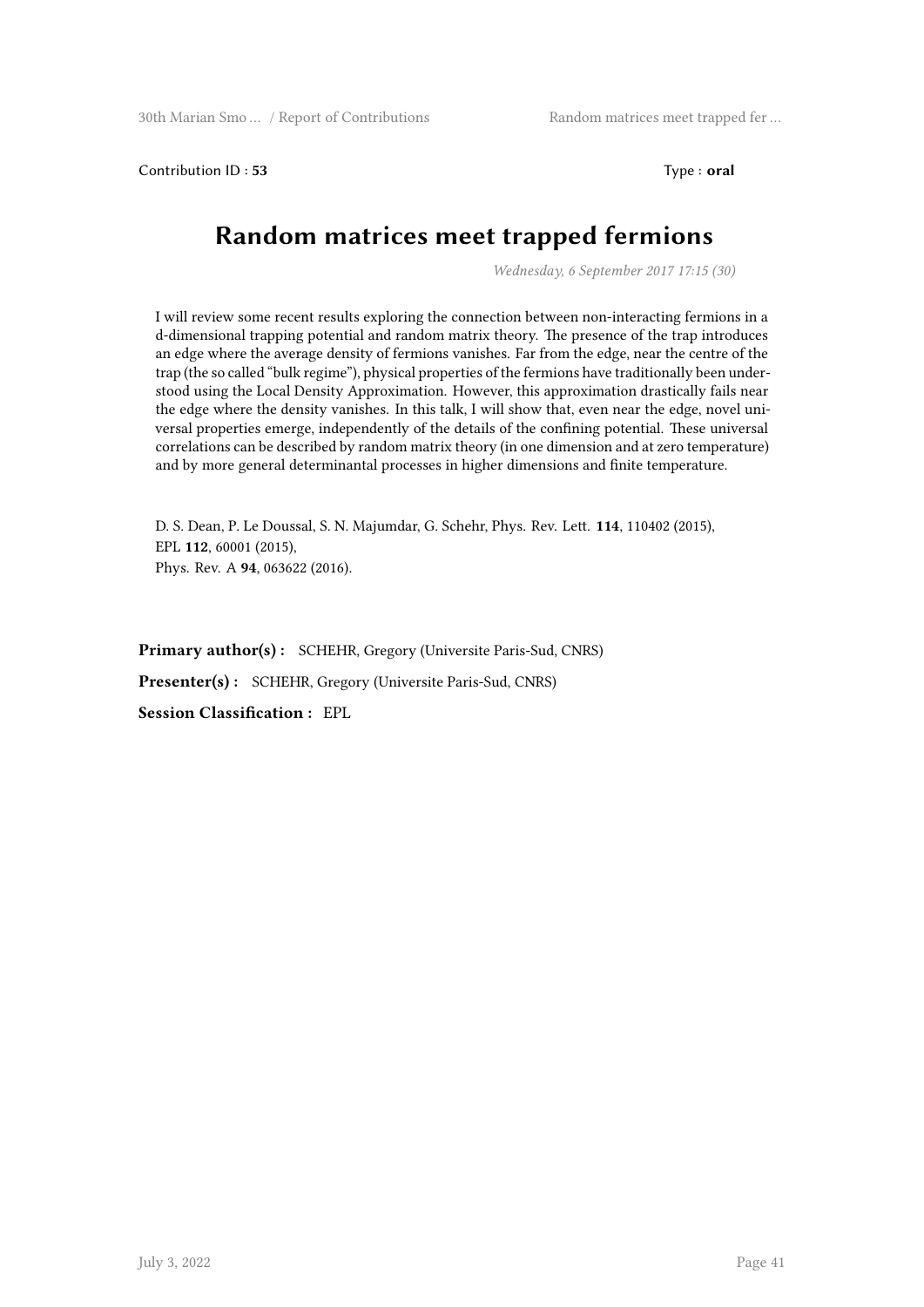Contribution ID : **53** Type : **oral**

# Random matrices meet trapped fermions

*Wednesday, 6 September 2017 17:15 (30)*

I will review some recent results exploring the connection between non-interacting fermions in a d-dimensional trapping potential and random matrix theory. The presence of the trap introduces an edge where the average density of fermions vanishes. Far from the edge, near the centre of the trap (the so called "bulk regime"), physical properties of the fermions have traditionally been understood using the Local Density Approximation. However, this approximation drastically fails near the edge where the density vanishes. In this talk, I will show that, even near the edge, novel universal properties emerge, independently of the details of the confining potential. These universal correlations can be described by random matrix theory (in one dimension and at zero temperature) and by more general determinantal processes in higher dimensions and finite temperature.

D. S. Dean, P. Le Doussal, S. N. Majumdar, G. Schehr, Phys. Rev. Lett. **114**, 110402 (2015),
EPL **112**, 60001 (2015),
Phys. Rev. A **94**, 063622 (2016).

**Primary author(s) :** SCHEHR, Gregory (Universite Paris-Sud, CNRS)

**Presenter(s) :** SCHEHR, Gregory (Universite Paris-Sud, CNRS)

**Session Classification :** EPL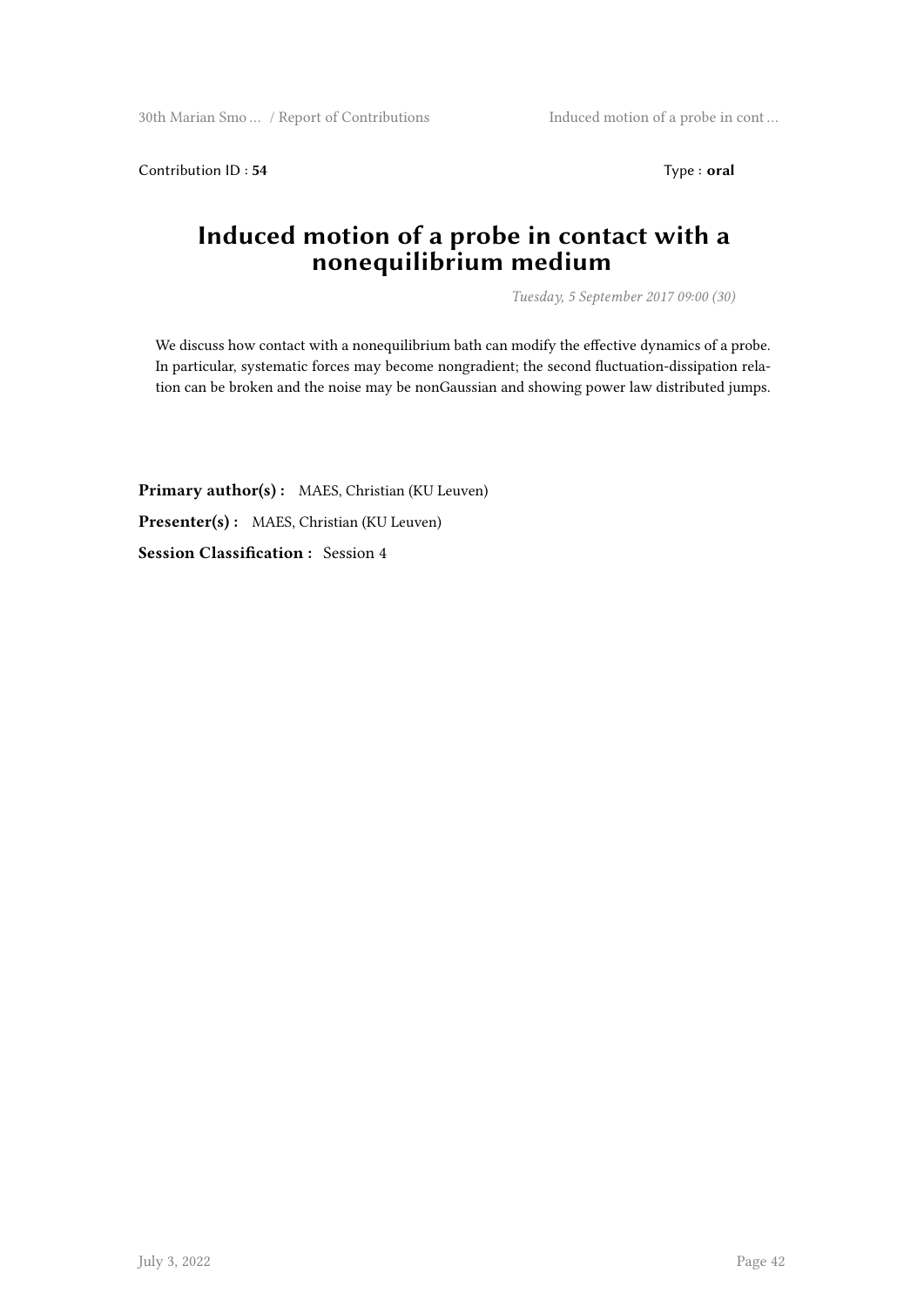Contribution ID : **54** Type : **oral**

# Induced motion of a probe in contact with a nonequilibrium medium

*Tuesday, 5 September 2017 09:00 (30)*

We discuss how contact with a nonequilibrium bath can modify the effective dynamics of a probe. In particular, systematic forces may become nongradient; the second fluctuation-dissipation relation can be broken and the noise may be nonGaussian and showing power law distributed jumps.

**Primary author(s) :** MAES, Christian (KU Leuven)

**Presenter(s) :** MAES, Christian (KU Leuven)

**Session Classification :** Session 4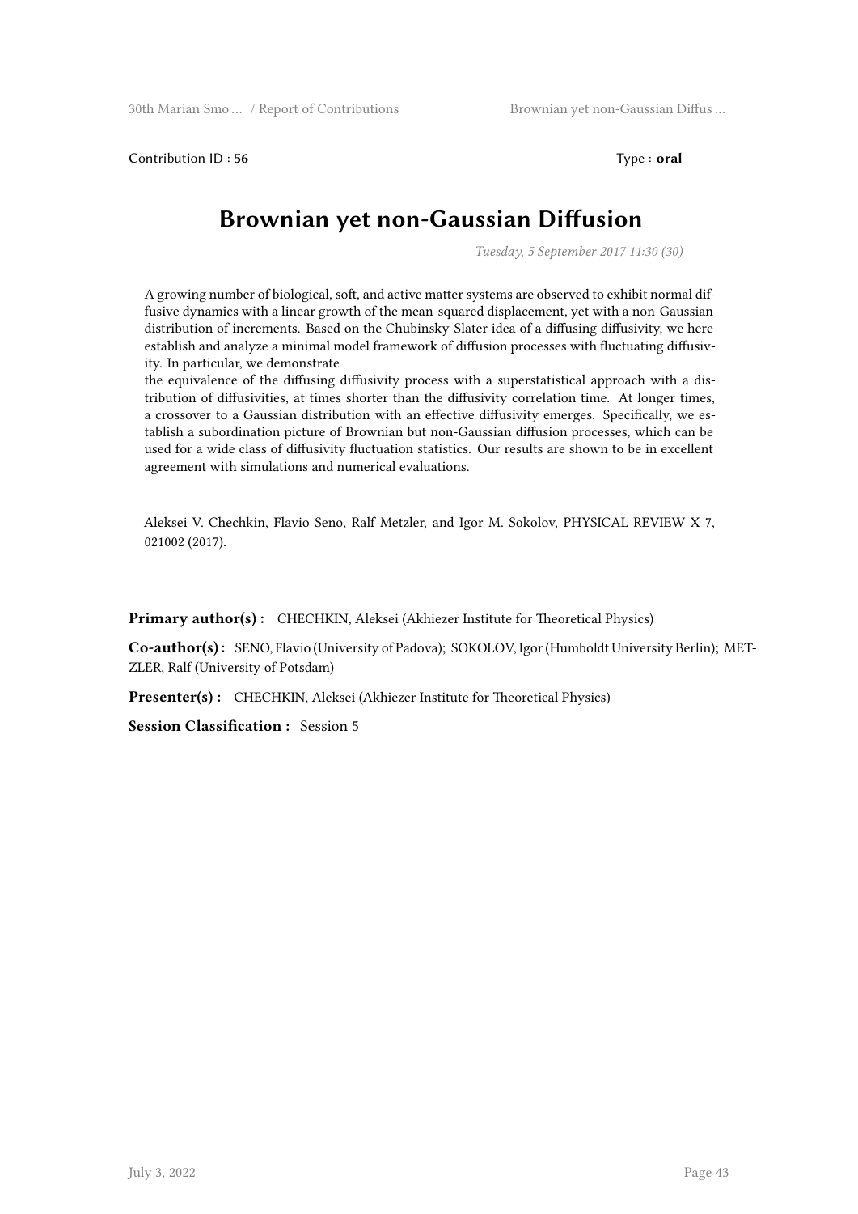Contribution ID : **56** Type : **oral**

# Brownian yet non-Gaussian Diffusion

*Tuesday, 5 September 2017 11:30 (30)*

A growing number of biological, soft, and active matter systems are observed to exhibit normal diffusive dynamics with a linear growth of the mean-squared displacement, yet with a non-Gaussian distribution of increments. Based on the Chubinsky-Slater idea of a diffusing diffusivity, we here establish and analyze a minimal model framework of diffusion processes with fluctuating diffusivity. In particular, we demonstrate
the equivalence of the diffusing diffusivity process with a superstatistical approach with a distribution of diffusivities, at times shorter than the diffusivity correlation time. At longer times, a crossover to a Gaussian distribution with an effective diffusivity emerges. Specifically, we establish a subordination picture of Brownian but non-Gaussian diffusion processes, which can be used for a wide class of diffusivity fluctuation statistics. Our results are shown to be in excellent agreement with simulations and numerical evaluations.

Aleksei V. Chechkin, Flavio Seno, Ralf Metzler, and Igor M. Sokolov, PHYSICAL REVIEW X 7, 021002 (2017).

**Primary author(s) :** CHECHKIN, Aleksei (Akhiezer Institute for Theoretical Physics)

**Co-author(s) :** SENO, Flavio (University of Padova); SOKOLOV, Igor (Humboldt University Berlin); METZLER, Ralf (University of Potsdam)

**Presenter(s) :** CHECHKIN, Aleksei (Akhiezer Institute for Theoretical Physics)

**Session Classification :** Session 5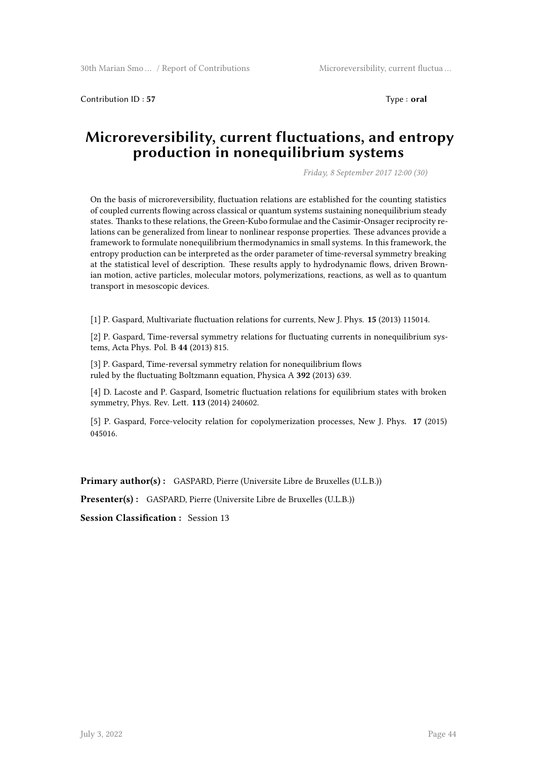Contribution ID : **57** Type : **oral**

# Microreversibility, current fluctuations, and entropy production in nonequilibrium systems

*Friday, 8 September 2017 12:00 (30)*

On the basis of microreversibility, fluctuation relations are established for the counting statistics of coupled currents flowing across classical or quantum systems sustaining nonequilibrium steady states. Thanks to these relations, the Green-Kubo formulae and the Casimir-Onsager reciprocity relations can be generalized from linear to nonlinear response properties. These advances provide a framework to formulate nonequilibrium thermodynamics in small systems. In this framework, the entropy production can be interpreted as the order parameter of time-reversal symmetry breaking at the statistical level of description. These results apply to hydrodynamic flows, driven Brownian motion, active particles, molecular motors, polymerizations, reactions, as well as to quantum transport in mesoscopic devices.

[1] P. Gaspard, Multivariate fluctuation relations for currents, New J. Phys. **15** (2013) 115014.

[2] P. Gaspard, Time-reversal symmetry relations for fluctuating currents in nonequilibrium systems, Acta Phys. Pol. B **44** (2013) 815.

[3] P. Gaspard, Time-reversal symmetry relation for nonequilibrium flows ruled by the fluctuating Boltzmann equation, Physica A **392** (2013) 639.

[4] D. Lacoste and P. Gaspard, Isometric fluctuation relations for equilibrium states with broken symmetry, Phys. Rev. Lett. **113** (2014) 240602.

[5] P. Gaspard, Force-velocity relation for copolymerization processes, New J. Phys. **17** (2015) 045016.

**Primary author(s) :** GASPARD, Pierre (Universite Libre de Bruxelles (U.L.B.))

**Presenter(s) :** GASPARD, Pierre (Universite Libre de Bruxelles (U.L.B.))

**Session Classification :** Session 13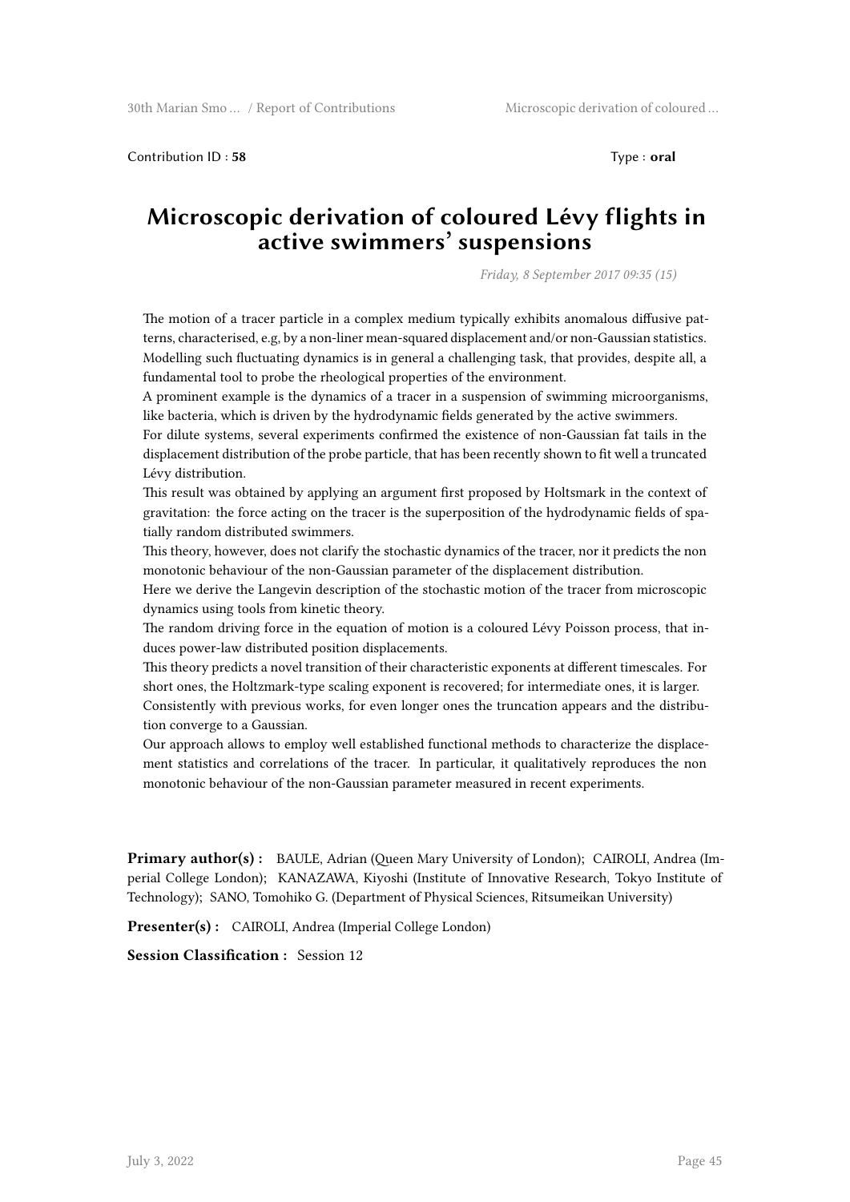Contribution ID : **58** Type : **oral**

# Microscopic derivation of coloured Lévy flights in active swimmers' suspensions

*Friday, 8 September 2017 09:35 (15)*

The motion of a tracer particle in a complex medium typically exhibits anomalous diffusive patterns, characterised, e.g, by a non-liner mean-squared displacement and/or non-Gaussian statistics. Modelling such fluctuating dynamics is in general a challenging task, that provides, despite all, a fundamental tool to probe the rheological properties of the environment.
A prominent example is the dynamics of a tracer in a suspension of swimming microorganisms, like bacteria, which is driven by the hydrodynamic fields generated by the active swimmers.
For dilute systems, several experiments confirmed the existence of non-Gaussian fat tails in the displacement distribution of the probe particle, that has been recently shown to fit well a truncated Lévy distribution.
This result was obtained by applying an argument first proposed by Holtsmark in the context of gravitation: the force acting on the tracer is the superposition of the hydrodynamic fields of spatially random distributed swimmers.
This theory, however, does not clarify the stochastic dynamics of the tracer, nor it predicts the non monotonic behaviour of the non-Gaussian parameter of the displacement distribution.
Here we derive the Langevin description of the stochastic motion of the tracer from microscopic dynamics using tools from kinetic theory.
The random driving force in the equation of motion is a coloured Lévy Poisson process, that induces power-law distributed position displacements.
This theory predicts a novel transition of their characteristic exponents at different timescales. For short ones, the Holtzmark-type scaling exponent is recovered; for intermediate ones, it is larger.
Consistently with previous works, for even longer ones the truncation appears and the distribution converge to a Gaussian.
Our approach allows to employ well established functional methods to characterize the displacement statistics and correlations of the tracer. In particular, it qualitatively reproduces the non monotonic behaviour of the non-Gaussian parameter measured in recent experiments.

**Primary author(s) :** BAULE, Adrian (Queen Mary University of London); CAIROLI, Andrea (Imperial College London); KANAZAWA, Kiyoshi (Institute of Innovative Research, Tokyo Institute of Technology); SANO, Tomohiko G. (Department of Physical Sciences, Ritsumeikan University)

**Presenter(s) :** CAIROLI, Andrea (Imperial College London)

**Session Classification :** Session 12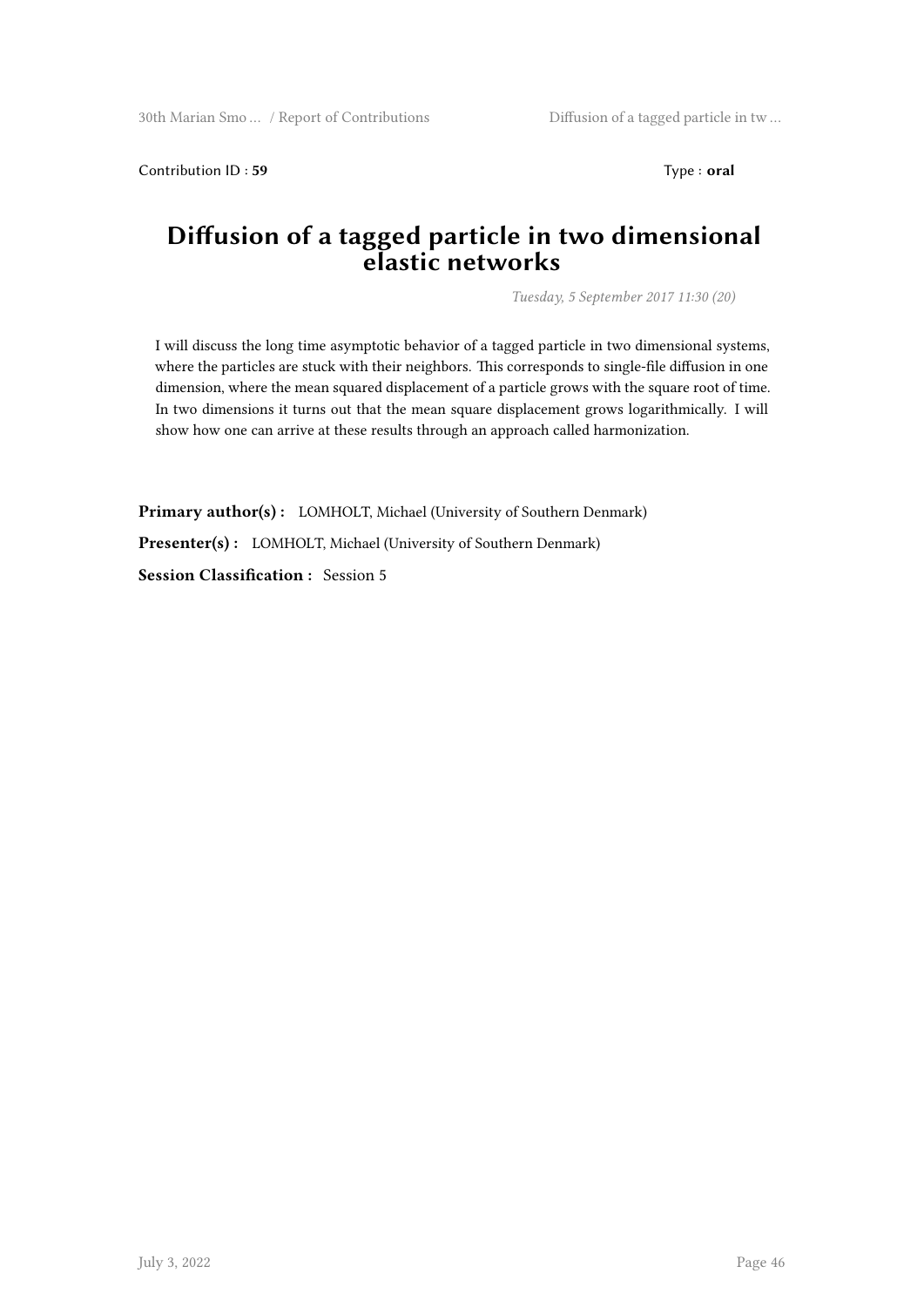Contribution ID : **59** Type : **oral**

# Diffusion of a tagged particle in two dimensional elastic networks

*Tuesday, 5 September 2017 11:30 (20)*

I will discuss the long time asymptotic behavior of a tagged particle in two dimensional systems, where the particles are stuck with their neighbors. This corresponds to single-file diffusion in one dimension, where the mean squared displacement of a particle grows with the square root of time. In two dimensions it turns out that the mean square displacement grows logarithmically. I will show how one can arrive at these results through an approach called harmonization.

**Primary author(s) :** LOMHOLT, Michael (University of Southern Denmark)

**Presenter(s) :** LOMHOLT, Michael (University of Southern Denmark)

**Session Classification :** Session 5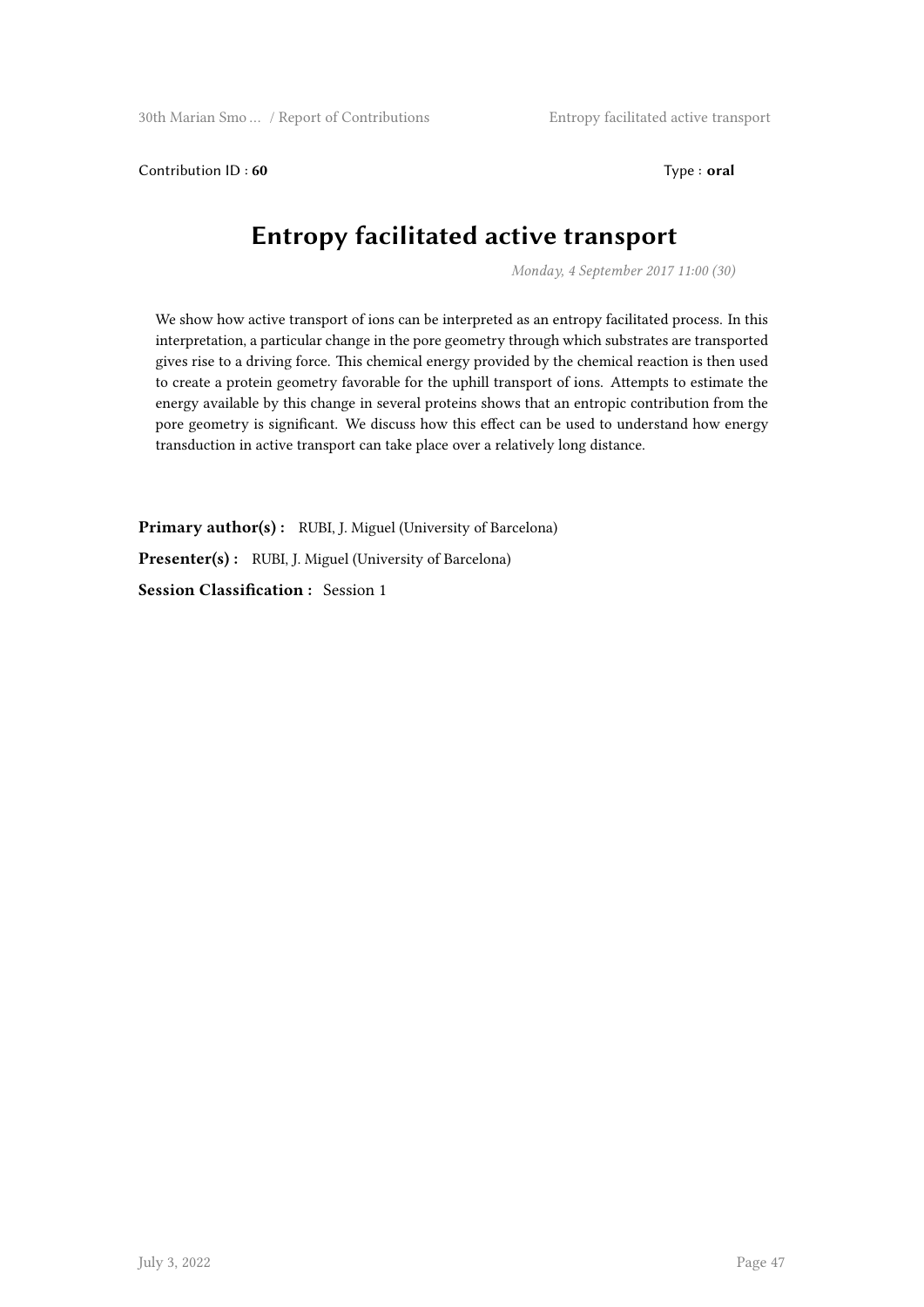Contribution ID : **60** Type : **oral**

# Entropy facilitated active transport

*Monday, 4 September 2017 11:00 (30)*

We show how active transport of ions can be interpreted as an entropy facilitated process. In this interpretation, a particular change in the pore geometry through which substrates are transported gives rise to a driving force. This chemical energy provided by the chemical reaction is then used to create a protein geometry favorable for the uphill transport of ions. Attempts to estimate the energy available by this change in several proteins shows that an entropic contribution from the pore geometry is significant. We discuss how this effect can be used to understand how energy transduction in active transport can take place over a relatively long distance.

**Primary author(s) :** RUBI, J. Miguel (University of Barcelona)

**Presenter(s) :** RUBI, J. Miguel (University of Barcelona)

**Session Classification :** Session 1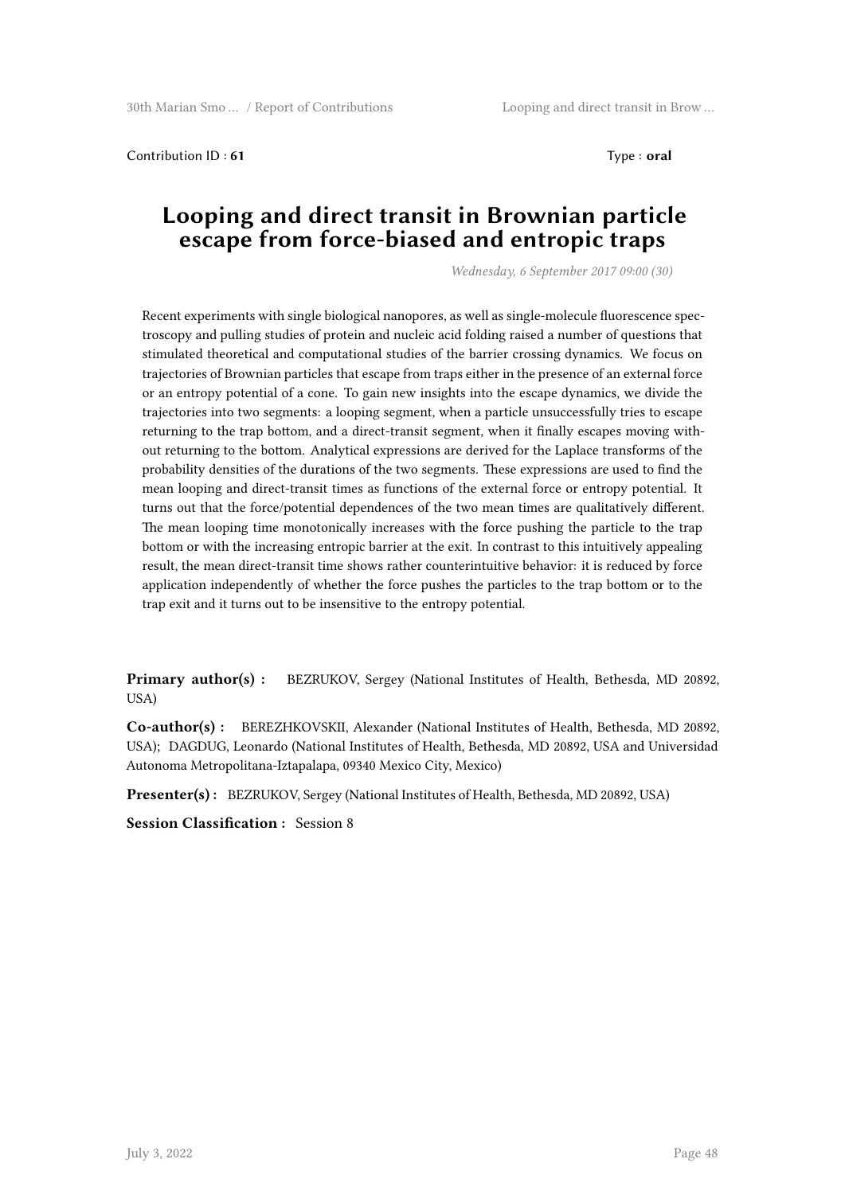Contribution ID : **61** Type : **oral**

# Looping and direct transit in Brownian particle escape from force-biased and entropic traps

*Wednesday, 6 September 2017 09:00 (30)*

Recent experiments with single biological nanopores, as well as single-molecule fluorescence spectroscopy and pulling studies of protein and nucleic acid folding raised a number of questions that stimulated theoretical and computational studies of the barrier crossing dynamics. We focus on trajectories of Brownian particles that escape from traps either in the presence of an external force or an entropy potential of a cone. To gain new insights into the escape dynamics, we divide the trajectories into two segments: a looping segment, when a particle unsuccessfully tries to escape returning to the trap bottom, and a direct-transit segment, when it finally escapes moving without returning to the bottom. Analytical expressions are derived for the Laplace transforms of the probability densities of the durations of the two segments. These expressions are used to find the mean looping and direct-transit times as functions of the external force or entropy potential. It turns out that the force/potential dependences of the two mean times are qualitatively different. The mean looping time monotonically increases with the force pushing the particle to the trap bottom or with the increasing entropic barrier at the exit. In contrast to this intuitively appealing result, the mean direct-transit time shows rather counterintuitive behavior: it is reduced by force application independently of whether the force pushes the particles to the trap bottom or to the trap exit and it turns out to be insensitive to the entropy potential.

**Primary author(s) :** BEZRUKOV, Sergey (National Institutes of Health, Bethesda, MD 20892, USA)

**Co-author(s) :** BEREZHKOVSKII, Alexander (National Institutes of Health, Bethesda, MD 20892, USA); DAGDUG, Leonardo (National Institutes of Health, Bethesda, MD 20892, USA and Universidad Autonoma Metropolitana-Iztapalapa, 09340 Mexico City, Mexico)

**Presenter(s) :** BEZRUKOV, Sergey (National Institutes of Health, Bethesda, MD 20892, USA)

**Session Classification :** Session 8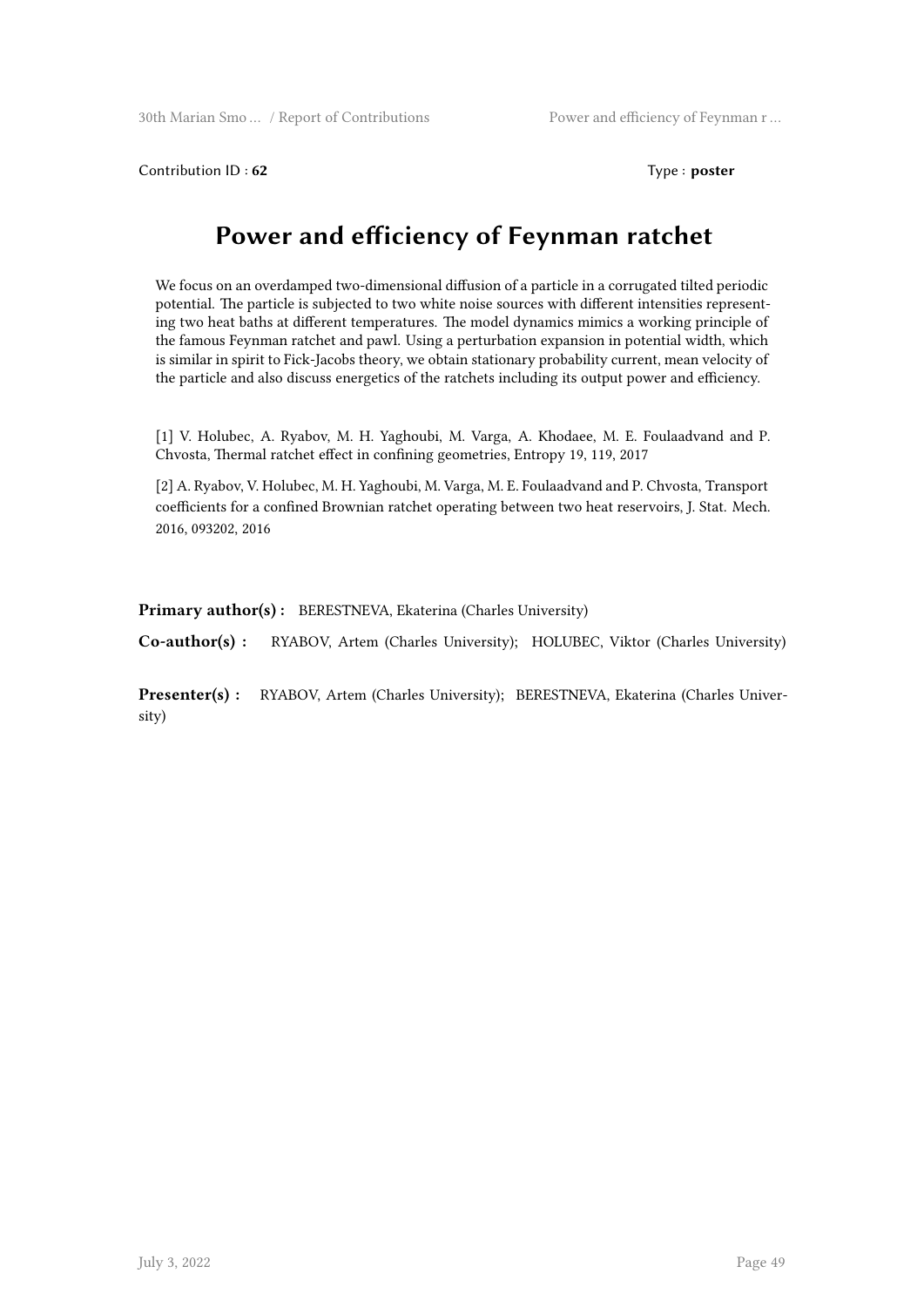Contribution ID : **62** Type : **poster**

# Power and efficiency of Feynman ratchet

We focus on an overdamped two-dimensional diffusion of a particle in a corrugated tilted periodic potential. The particle is subjected to two white noise sources with different intensities representing two heat baths at different temperatures. The model dynamics mimics a working principle of the famous Feynman ratchet and pawl. Using a perturbation expansion in potential width, which is similar in spirit to Fick-Jacobs theory, we obtain stationary probability current, mean velocity of the particle and also discuss energetics of the ratchets including its output power and efficiency.

[1] V. Holubec, A. Ryabov, M. H. Yaghoubi, M. Varga, A. Khodaee, M. E. Foulaadvand and P. Chvosta, Thermal ratchet effect in confining geometries, Entropy 19, 119, 2017

[2] A. Ryabov, V. Holubec, M. H. Yaghoubi, M. Varga, M. E. Foulaadvand and P. Chvosta, Transport coefficients for a confined Brownian ratchet operating between two heat reservoirs, J. Stat. Mech. 2016, 093202, 2016

**Primary author(s) :** BERESTNEVA, Ekaterina (Charles University)

**Co-author(s) :** RYABOV, Artem (Charles University); HOLUBEC, Viktor (Charles University)

**Presenter(s) :** RYABOV, Artem (Charles University); BERESTNEVA, Ekaterina (Charles University)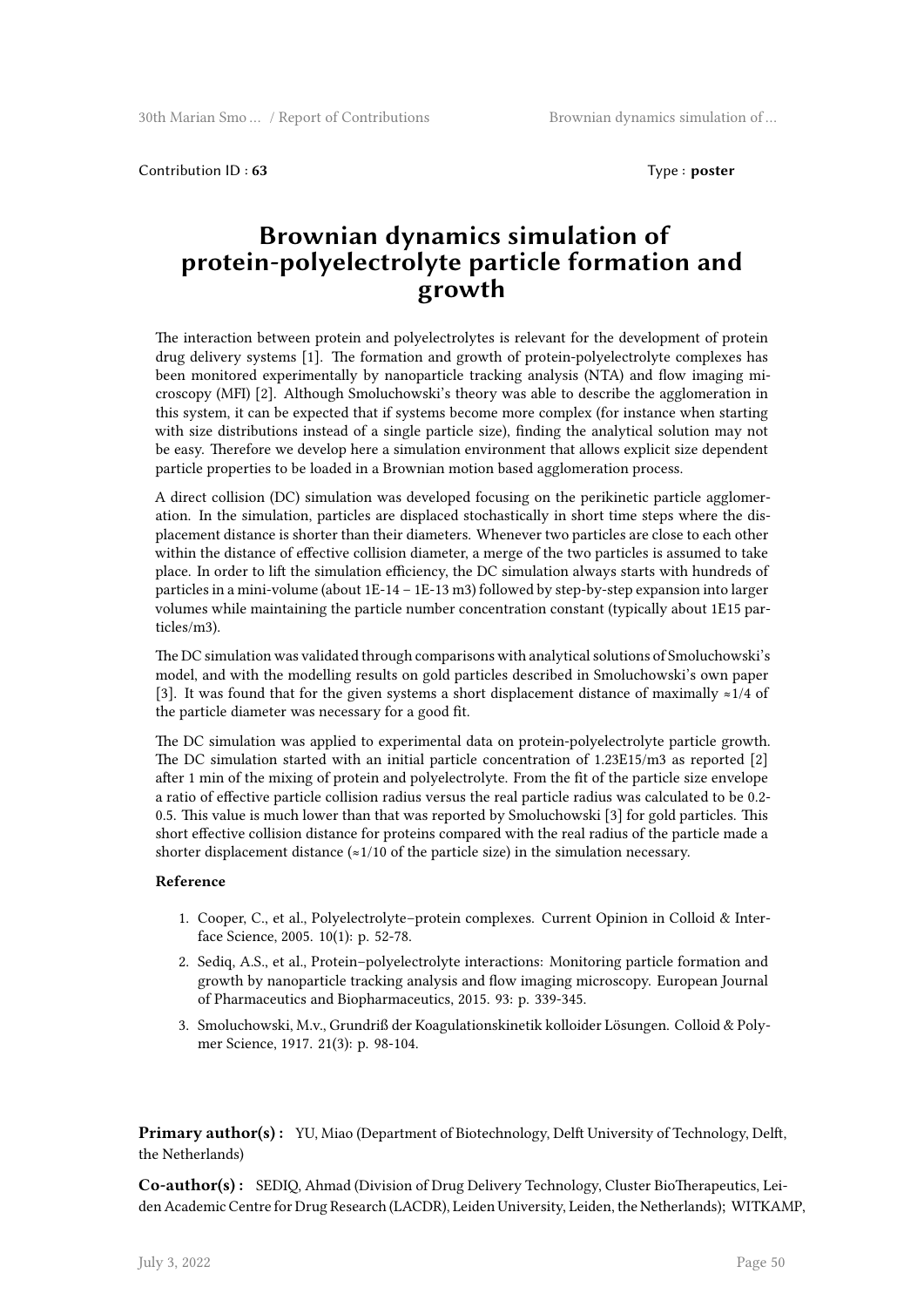Contribution ID : **63** Type : **poster**

# Brownian dynamics simulation of protein-polyelectrolyte particle formation and growth

The interaction between protein and polyelectrolytes is relevant for the development of protein drug delivery systems [1]. The formation and growth of protein-polyelectrolyte complexes has been monitored experimentally by nanoparticle tracking analysis (NTA) and flow imaging microscopy (MFI) [2]. Although Smoluchowski's theory was able to describe the agglomeration in this system, it can be expected that if systems become more complex (for instance when starting with size distributions instead of a single particle size), finding the analytical solution may not be easy. Therefore we develop here a simulation environment that allows explicit size dependent particle properties to be loaded in a Brownian motion based agglomeration process.

A direct collision (DC) simulation was developed focusing on the perikinetic particle agglomeration. In the simulation, particles are displaced stochastically in short time steps where the displacement distance is shorter than their diameters. Whenever two particles are close to each other within the distance of effective collision diameter, a merge of the two particles is assumed to take place. In order to lift the simulation efficiency, the DC simulation always starts with hundreds of particles in a mini-volume (about 1E-14 – 1E-13 m3) followed by step-by-step expansion into larger volumes while maintaining the particle number concentration constant (typically about 1E15 particles/m3).

The DC simulation was validated through comparisons with analytical solutions of Smoluchowski's model, and with the modelling results on gold particles described in Smoluchowski's own paper [3]. It was found that for the given systems a short displacement distance of maximally ≈1/4 of the particle diameter was necessary for a good fit.

The DC simulation was applied to experimental data on protein-polyelectrolyte particle growth. The DC simulation started with an initial particle concentration of 1.23E15/m3 as reported [2] after 1 min of the mixing of protein and polyelectrolyte. From the fit of the particle size envelope a ratio of effective particle collision radius versus the real particle radius was calculated to be 0.2-0.5. This value is much lower than that was reported by Smoluchowski [3] for gold particles. This short effective collision distance for proteins compared with the real radius of the particle made a shorter displacement distance (≈1/10 of the particle size) in the simulation necessary.

**Reference**

1. Cooper, C., et al., Polyelectrolyte–protein complexes. Current Opinion in Colloid & Interface Science, 2005. 10(1): p. 52-78.
2. Sediq, A.S., et al., Protein–polyelectrolyte interactions: Monitoring particle formation and growth by nanoparticle tracking analysis and flow imaging microscopy. European Journal of Pharmaceutics and Biopharmaceutics, 2015. 93: p. 339-345.
3. Smoluchowski, M.v., Grundriß der Koagulationskinetik kolloider Lösungen. Colloid & Polymer Science, 1917. 21(3): p. 98-104.

**Primary author(s) :** YU, Miao (Department of Biotechnology, Delft University of Technology, Delft, the Netherlands)

**Co-author(s) :** SEDIQ, Ahmad (Division of Drug Delivery Technology, Cluster BioTherapeutics, Leiden Academic Centre for Drug Research (LACDR), Leiden University, Leiden, the Netherlands); WITKAMP,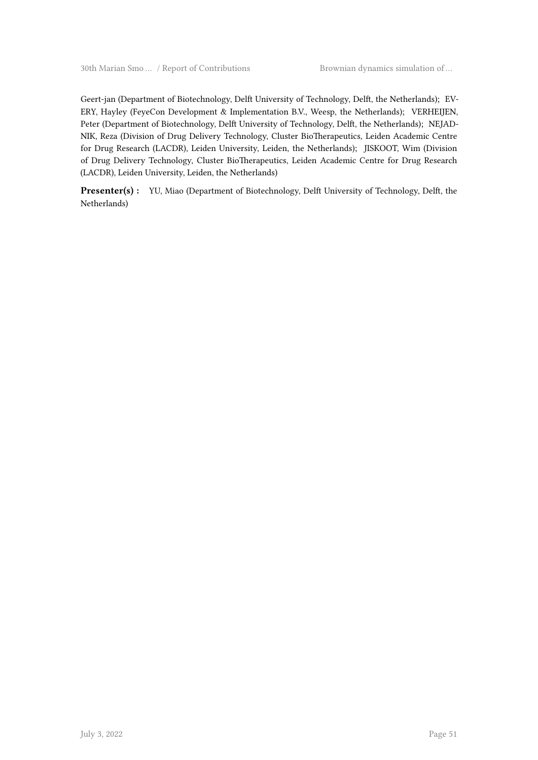Geert-jan (Department of Biotechnology, Delft University of Technology, Delft, the Netherlands); EVERY, Hayley (FeyeCon Development & Implementation B.V., Weesp, the Netherlands); VERHEIJEN, Peter (Department of Biotechnology, Delft University of Technology, Delft, the Netherlands); NEJADNIK, Reza (Division of Drug Delivery Technology, Cluster BioTherapeutics, Leiden Academic Centre for Drug Research (LACDR), Leiden University, Leiden, the Netherlands); JISKOOT, Wim (Division of Drug Delivery Technology, Cluster BioTherapeutics, Leiden Academic Centre for Drug Research (LACDR), Leiden University, Leiden, the Netherlands)

**Presenter(s) :** YU, Miao (Department of Biotechnology, Delft University of Technology, Delft, the Netherlands)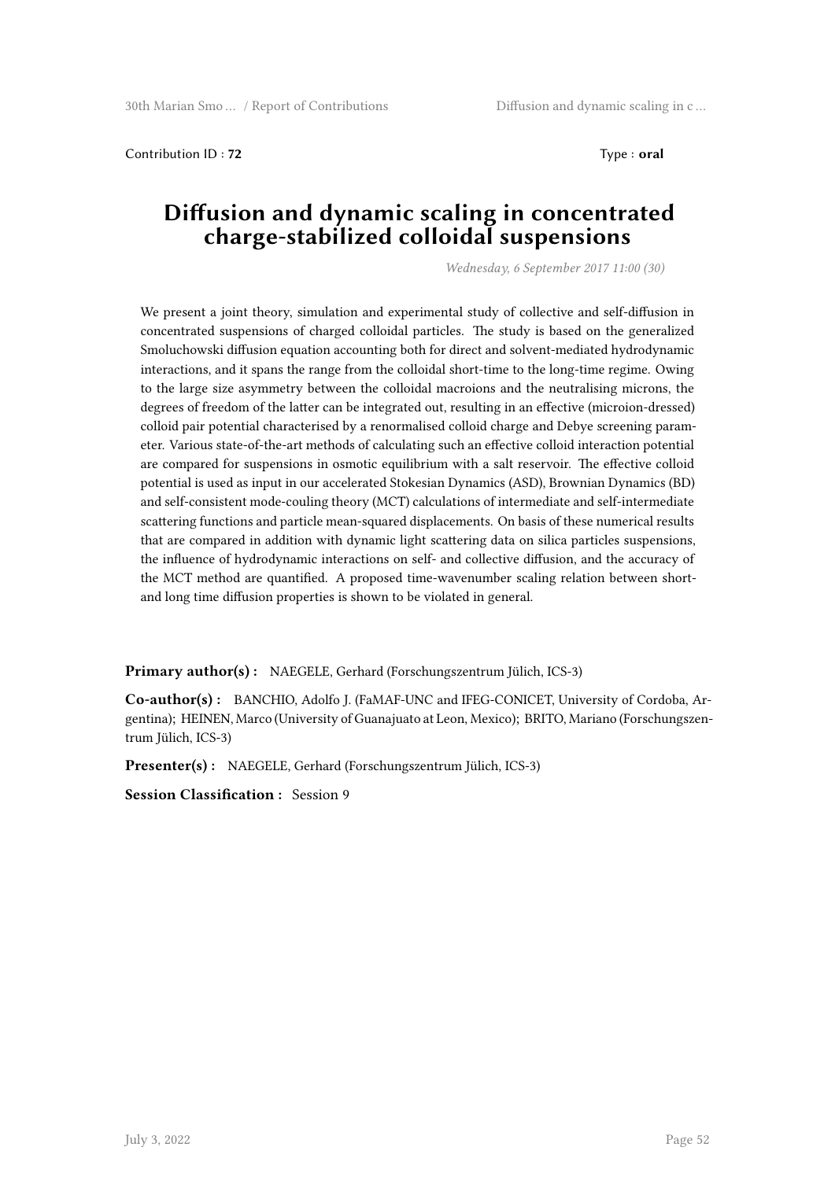Contribution ID : **72** Type : **oral**

# Diffusion and dynamic scaling in concentrated charge-stabilized colloidal suspensions

*Wednesday, 6 September 2017 11:00 (30)*

We present a joint theory, simulation and experimental study of collective and self-diffusion in concentrated suspensions of charged colloidal particles. The study is based on the generalized Smoluchowski diffusion equation accounting both for direct and solvent-mediated hydrodynamic interactions, and it spans the range from the colloidal short-time to the long-time regime. Owing to the large size asymmetry between the colloidal macroions and the neutralising microns, the degrees of freedom of the latter can be integrated out, resulting in an effective (microion-dressed) colloid pair potential characterised by a renormalised colloid charge and Debye screening parameter. Various state-of-the-art methods of calculating such an effective colloid interaction potential are compared for suspensions in osmotic equilibrium with a salt reservoir. The effective colloid potential is used as input in our accelerated Stokesian Dynamics (ASD), Brownian Dynamics (BD) and self-consistent mode-couling theory (MCT) calculations of intermediate and self-intermediate scattering functions and particle mean-squared displacements. On basis of these numerical results that are compared in addition with dynamic light scattering data on silica particles suspensions, the influence of hydrodynamic interactions on self- and collective diffusion, and the accuracy of the MCT method are quantified. A proposed time-wavenumber scaling relation between short- and long time diffusion properties is shown to be violated in general.

**Primary author(s) :** NAEGELE, Gerhard (Forschungszentrum Jülich, ICS-3)

**Co-author(s) :** BANCHIO, Adolfo J. (FaMAF-UNC and IFEG-CONICET, University of Cordoba, Argentina); HEINEN, Marco (University of Guanajuato at Leon, Mexico); BRITO, Mariano (Forschungszentrum Jülich, ICS-3)

**Presenter(s) :** NAEGELE, Gerhard (Forschungszentrum Jülich, ICS-3)

**Session Classification :** Session 9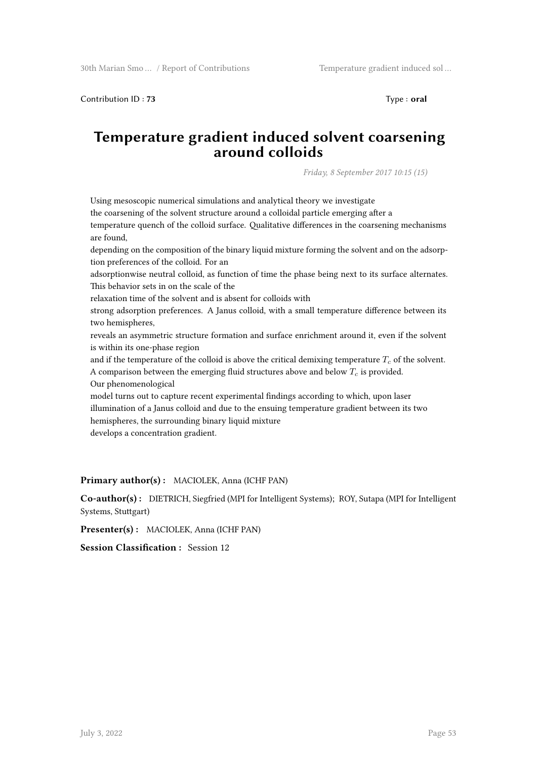Contribution ID : **73** Type : **oral**

# Temperature gradient induced solvent coarsening around colloids

*Friday, 8 September 2017 10:15 (15)*

Using mesoscopic numerical simulations and analytical theory we investigate the coarsening of the solvent structure around a colloidal particle emerging after a temperature quench of the colloid surface. Qualitative differences in the coarsening mechanisms are found, depending on the composition of the binary liquid mixture forming the solvent and on the adsorption preferences of the colloid. For an adsorptionwise neutral colloid, as function of time the phase being next to its surface alternates. This behavior sets in on the scale of the relaxation time of the solvent and is absent for colloids with strong adsorption preferences. A Janus colloid, with a small temperature difference between its two hemispheres, reveals an asymmetric structure formation and surface enrichment around it, even if the solvent is within its one-phase region and if the temperature of the colloid is above the critical demixing temperature $T_c$ of the solvent. A comparison between the emerging fluid structures above and below $T_c$ is provided. Our phenomenological model turns out to capture recent experimental findings according to which, upon laser illumination of a Janus colloid and due to the ensuing temperature gradient between its two hemispheres, the surrounding binary liquid mixture develops a concentration gradient.

**Primary author(s) :** MACIOLEK, Anna (ICHF PAN)

**Co-author(s) :** DIETRICH, Siegfried (MPI for Intelligent Systems); ROY, Sutapa (MPI for Intelligent Systems, Stuttgart)

**Presenter(s) :** MACIOLEK, Anna (ICHF PAN)

**Session Classification :** Session 12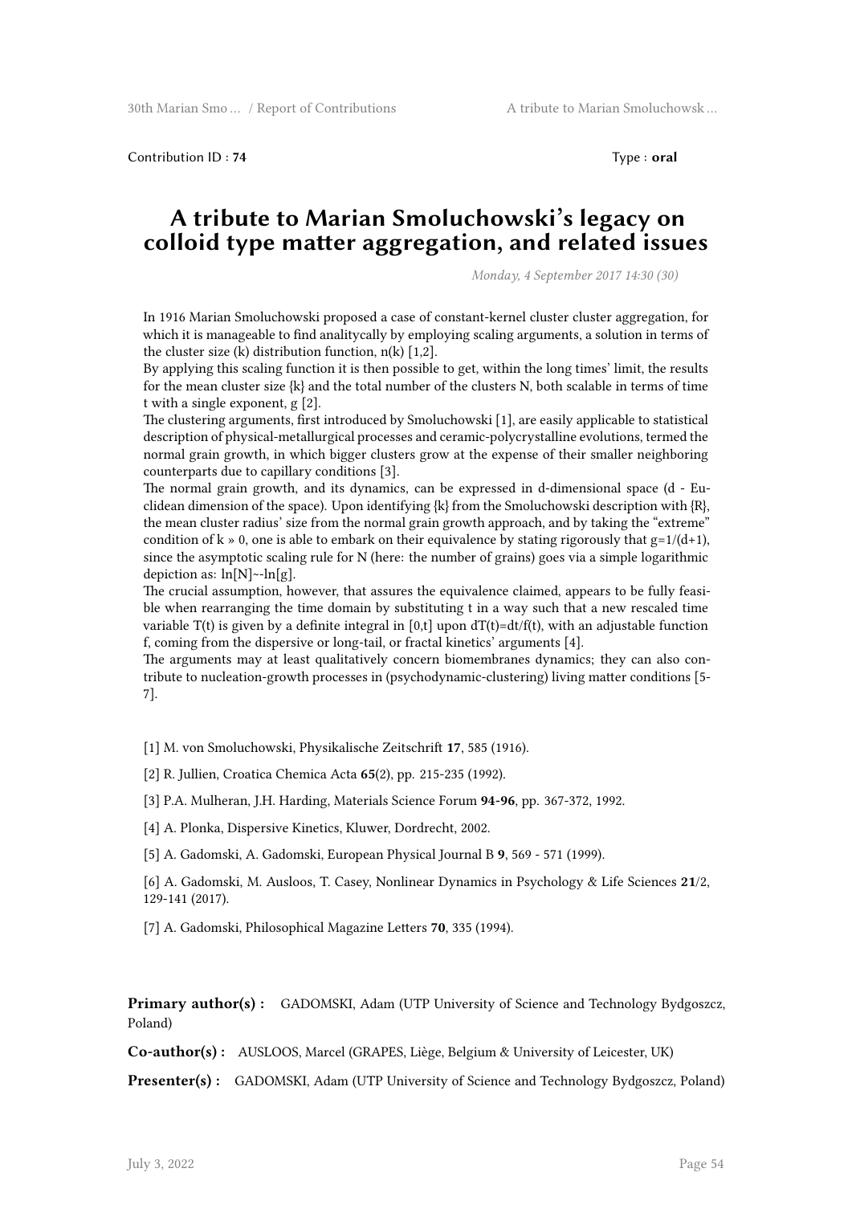Contribution ID : **74** Type : **oral**

# A tribute to Marian Smoluchowski's legacy on colloid type matter aggregation, and related issues

*Monday, 4 September 2017 14:30 (30)*

In 1916 Marian Smoluchowski proposed a case of constant-kernel cluster cluster aggregation, for which it is manageable to find analitycally by employing scaling arguments, a solution in terms of the cluster size (k) distribution function, n(k) [1,2].
By applying this scaling function it is then possible to get, within the long times' limit, the results for the mean cluster size {k} and the total number of the clusters N, both scalable in terms of time t with a single exponent, g [2].
The clustering arguments, first introduced by Smoluchowski [1], are easily applicable to statistical description of physical-metallurgical processes and ceramic-polycrystalline evolutions, termed the normal grain growth, in which bigger clusters grow at the expense of their smaller neighboring counterparts due to capillary conditions [3].
The normal grain growth, and its dynamics, can be expressed in d-dimensional space (d - Euclidean dimension of the space). Upon identifying {k} from the Smoluchowski description with {R}, the mean cluster radius' size from the normal grain growth approach, and by taking the "extreme" condition of k » 0, one is able to embark on their equivalence by stating rigorously that g=1/(d+1), since the asymptotic scaling rule for N (here: the number of grains) goes via a simple logarithmic depiction as: ln[N]~-ln[g].
The crucial assumption, however, that assures the equivalence claimed, appears to be fully feasible when rearranging the time domain by substituting t in a way such that a new rescaled time variable T(t) is given by a definite integral in [0,t] upon dT(t)=dt/f(t), with an adjustable function f, coming from the dispersive or long-tail, or fractal kinetics' arguments [4].
The arguments may at least qualitatively concern biomembranes dynamics; they can also contribute to nucleation-growth processes in (psychodynamic-clustering) living matter conditions [5-7].

[1] M. von Smoluchowski, Physikalische Zeitschrift **17**, 585 (1916).

[2] R. Jullien, Croatica Chemica Acta **65**(2), pp. 215-235 (1992).

[3] P.A. Mulheran, J.H. Harding, Materials Science Forum **94-96**, pp. 367-372, 1992.

[4] A. Plonka, Dispersive Kinetics, Kluwer, Dordrecht, 2002.

[5] A. Gadomski, A. Gadomski, European Physical Journal B **9**, 569 - 571 (1999).

[6] A. Gadomski, M. Ausloos, T. Casey, Nonlinear Dynamics in Psychology & Life Sciences **21**/2, 129-141 (2017).

[7] A. Gadomski, Philosophical Magazine Letters **70**, 335 (1994).

**Primary author(s) :** GADOMSKI, Adam (UTP University of Science and Technology Bydgoszcz, Poland)

**Co-author(s) :** AUSLOOS, Marcel (GRAPES, Liège, Belgium & University of Leicester, UK)

**Presenter(s) :** GADOMSKI, Adam (UTP University of Science and Technology Bydgoszcz, Poland)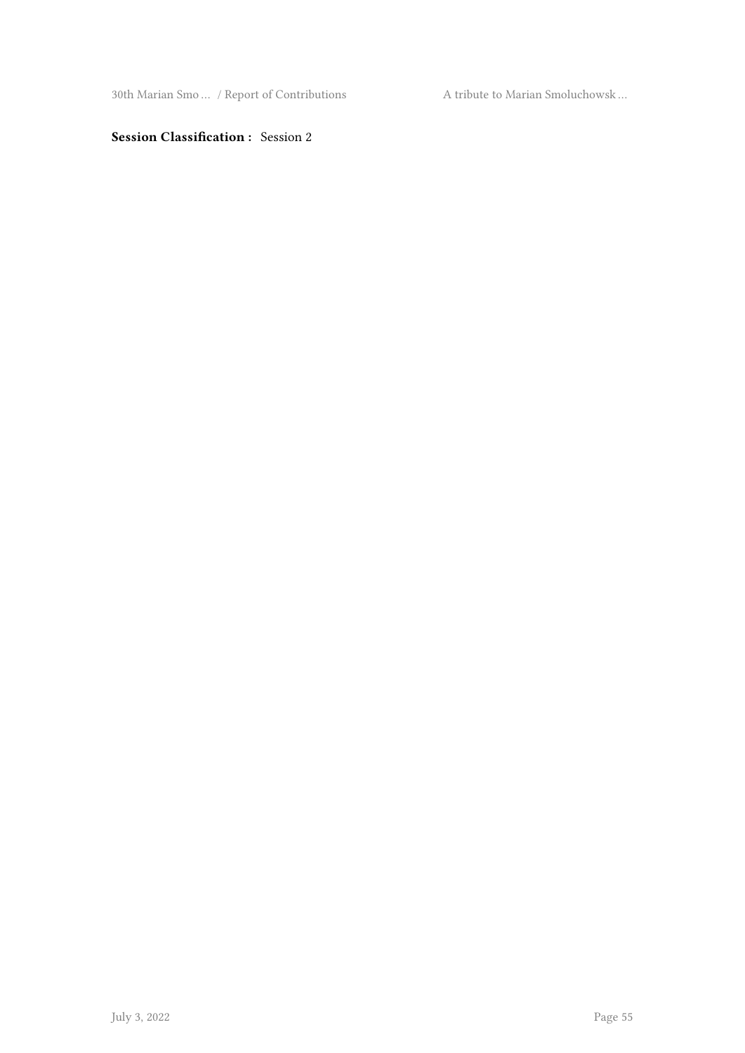**Session Classification :** Session 2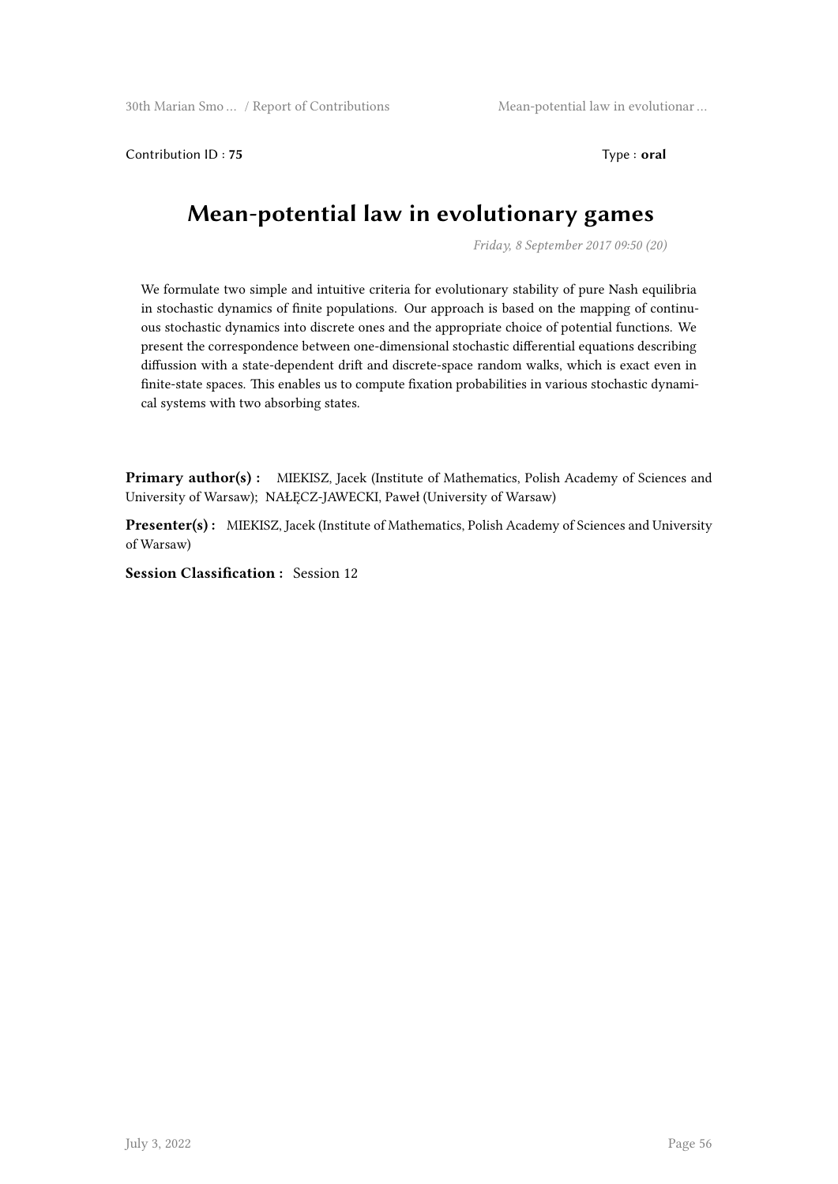Contribution ID : **75** Type : **oral**

# Mean-potential law in evolutionary games

*Friday, 8 September 2017 09:50 (20)*

We formulate two simple and intuitive criteria for evolutionary stability of pure Nash equilibria in stochastic dynamics of finite populations. Our approach is based on the mapping of continuous stochastic dynamics into discrete ones and the appropriate choice of potential functions. We present the correspondence between one-dimensional stochastic differential equations describing diffussion with a state-dependent drift and discrete-space random walks, which is exact even in finite-state spaces. This enables us to compute fixation probabilities in various stochastic dynamical systems with two absorbing states.

**Primary author(s) :** MIEKISZ, Jacek (Institute of Mathematics, Polish Academy of Sciences and University of Warsaw); NAŁĘCZ-JAWECKI, Paweł (University of Warsaw)

**Presenter(s) :** MIEKISZ, Jacek (Institute of Mathematics, Polish Academy of Sciences and University of Warsaw)

**Session Classification :** Session 12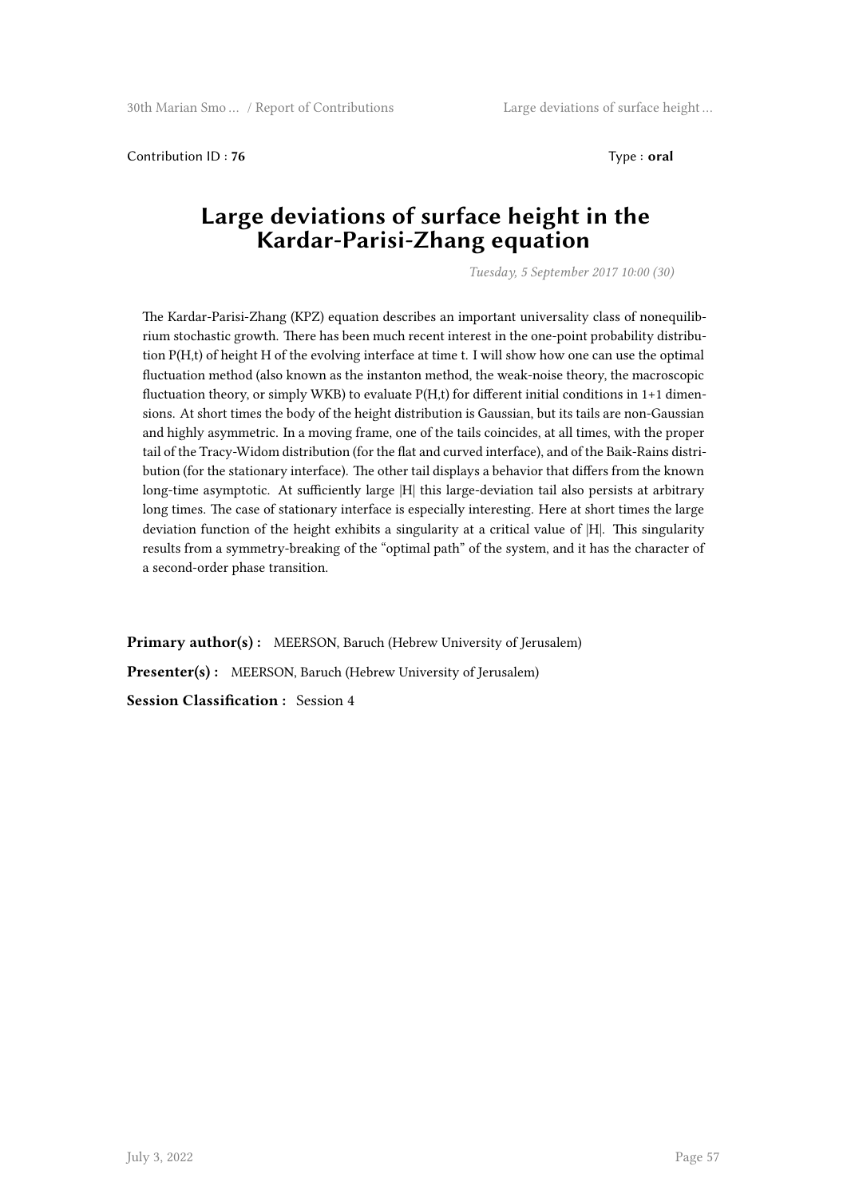Contribution ID : **76** Type : **oral**

# Large deviations of surface height in the Kardar-Parisi-Zhang equation

*Tuesday, 5 September 2017 10:00 (30)*

The Kardar-Parisi-Zhang (KPZ) equation describes an important universality class of nonequilibrium stochastic growth. There has been much recent interest in the one-point probability distribution P(H,t) of height H of the evolving interface at time t. I will show how one can use the optimal fluctuation method (also known as the instanton method, the weak-noise theory, the macroscopic fluctuation theory, or simply WKB) to evaluate P(H,t) for different initial conditions in 1+1 dimensions. At short times the body of the height distribution is Gaussian, but its tails are non-Gaussian and highly asymmetric. In a moving frame, one of the tails coincides, at all times, with the proper tail of the Tracy-Widom distribution (for the flat and curved interface), and of the Baik-Rains distribution (for the stationary interface). The other tail displays a behavior that differs from the known long-time asymptotic. At sufficiently large |H| this large-deviation tail also persists at arbitrary long times. The case of stationary interface is especially interesting. Here at short times the large deviation function of the height exhibits a singularity at a critical value of |H|. This singularity results from a symmetry-breaking of the "optimal path" of the system, and it has the character of a second-order phase transition.

**Primary author(s) :** MEERSON, Baruch (Hebrew University of Jerusalem)

**Presenter(s) :** MEERSON, Baruch (Hebrew University of Jerusalem)

**Session Classification :** Session 4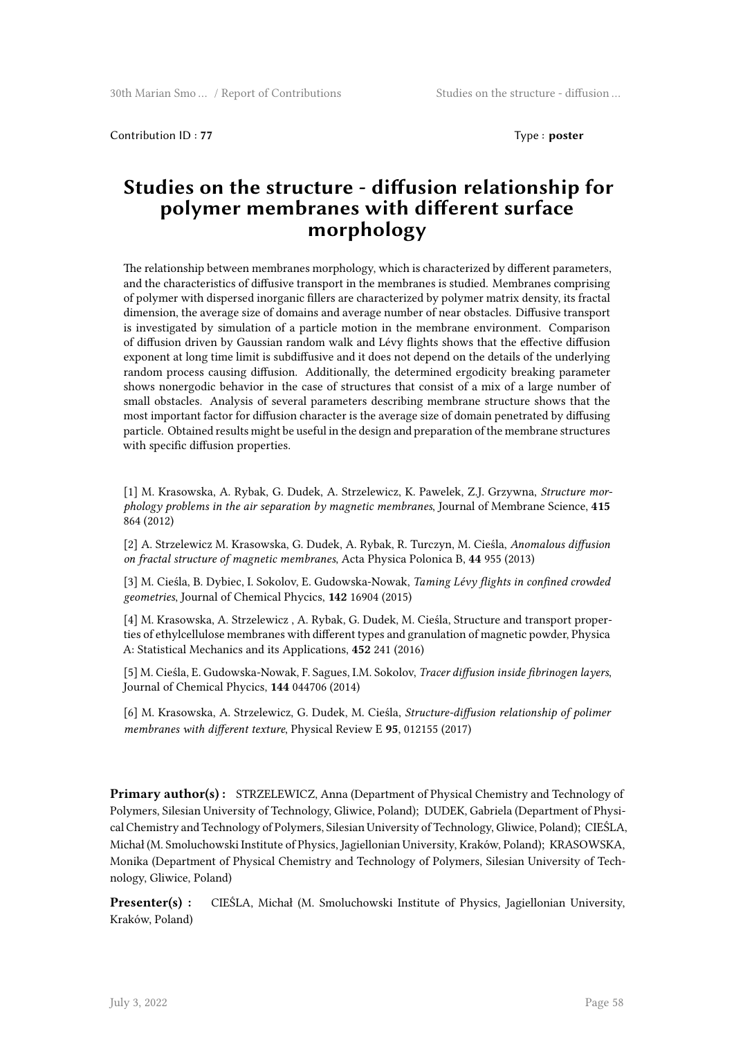Contribution ID : **77** Type : **poster**

# Studies on the structure - diffusion relationship for polymer membranes with different surface morphology

The relationship between membranes morphology, which is characterized by different parameters, and the characteristics of diffusive transport in the membranes is studied. Membranes comprising of polymer with dispersed inorganic fillers are characterized by polymer matrix density, its fractal dimension, the average size of domains and average number of near obstacles. Diffusive transport is investigated by simulation of a particle motion in the membrane environment. Comparison of diffusion driven by Gaussian random walk and Lévy flights shows that the effective diffusion exponent at long time limit is subdiffusive and it does not depend on the details of the underlying random process causing diffusion. Additionally, the determined ergodicity breaking parameter shows nonergodic behavior in the case of structures that consist of a mix of a large number of small obstacles. Analysis of several parameters describing membrane structure shows that the most important factor for diffusion character is the average size of domain penetrated by diffusing particle. Obtained results might be useful in the design and preparation of the membrane structures with specific diffusion properties.

[1] M. Krasowska, A. Rybak, G. Dudek, A. Strzelewicz, K. Pawelek, Z.J. Grzywna, *Structure morphology problems in the air separation by magnetic membranes*, Journal of Membrane Science, **415** 864 (2012)

[2] A. Strzelewicz M. Krasowska, G. Dudek, A. Rybak, R. Turczyn, M. Cieśla, *Anomalous diffusion on fractal structure of magnetic membranes*, Acta Physica Polonica B, **44** 955 (2013)

[3] M. Cieśla, B. Dybiec, I. Sokolov, E. Gudowska-Nowak, *Taming Lévy flights in confined crowded geometries*, Journal of Chemical Phycics, **142** 16904 (2015)

[4] M. Krasowska, A. Strzelewicz , A. Rybak, G. Dudek, M. Cieśla, Structure and transport properties of ethylcellulose membranes with different types and granulation of magnetic powder, Physica A: Statistical Mechanics and its Applications, **452** 241 (2016)

[5] M. Cieśla, E. Gudowska-Nowak, F. Sagues, I.M. Sokolov, *Tracer diffusion inside fibrinogen layers*, Journal of Chemical Phycics, **144** 044706 (2014)

[6] M. Krasowska, A. Strzelewicz, G. Dudek, M. Cieśla, *Structure-diffusion relationship of polimer membranes with different texture*, Physical Review E **95**, 012155 (2017)

**Primary author(s) :** STRZELEWICZ, Anna (Department of Physical Chemistry and Technology of Polymers, Silesian University of Technology, Gliwice, Poland); DUDEK, Gabriela (Department of Physical Chemistry and Technology of Polymers, Silesian University of Technology, Gliwice, Poland); CIEŚLA, Michał (M. Smoluchowski Institute of Physics, Jagiellonian University, Kraków, Poland); KRASOWSKA, Monika (Department of Physical Chemistry and Technology of Polymers, Silesian University of Technology, Gliwice, Poland)

**Presenter(s) :** CIEŚLA, Michał (M. Smoluchowski Institute of Physics, Jagiellonian University, Kraków, Poland)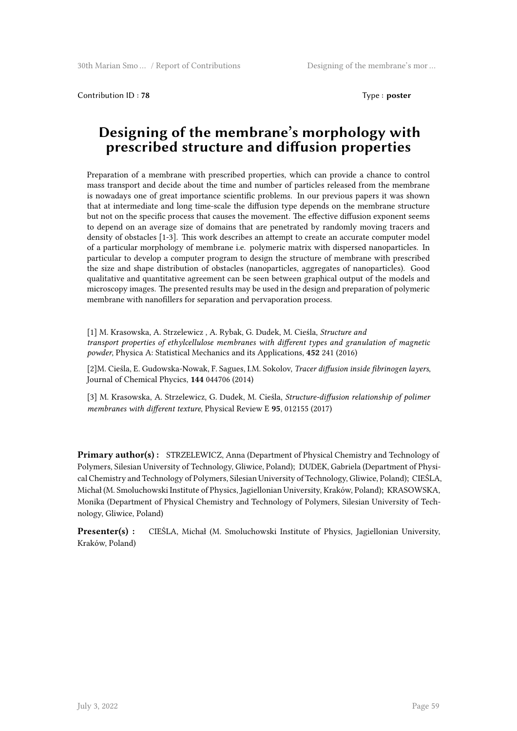Contribution ID : **78**

Type : **poster**

# Designing of the membrane's morphology with prescribed structure and diffusion properties

Preparation of a membrane with prescribed properties, which can provide a chance to control mass transport and decide about the time and number of particles released from the membrane is nowadays one of great importance scientific problems. In our previous papers it was shown that at intermediate and long time-scale the diffusion type depends on the membrane structure but not on the specific process that causes the movement. The effective diffusion exponent seems to depend on an average size of domains that are penetrated by randomly moving tracers and density of obstacles [1-3]. This work describes an attempt to create an accurate computer model of a particular morphology of membrane i.e. polymeric matrix with dispersed nanoparticles. In particular to develop a computer program to design the structure of membrane with prescribed the size and shape distribution of obstacles (nanoparticles, aggregates of nanoparticles). Good qualitative and quantitative agreement can be seen between graphical output of the models and microscopy images. The presented results may be used in the design and preparation of polymeric membrane with nanofillers for separation and pervaporation process.

[1] M. Krasowska, A. Strzelewicz , A. Rybak, G. Dudek, M. Cieśla, *Structure and transport properties of ethylcellulose membranes with different types and granulation of magnetic powder*, Physica A: Statistical Mechanics and its Applications, **452** 241 (2016)

[2]M. Cieśla, E. Gudowska-Nowak, F. Sagues, I.M. Sokolov, *Tracer diffusion inside fibrinogen layers*, Journal of Chemical Phycics, **144** 044706 (2014)

[3] M. Krasowska, A. Strzelewicz, G. Dudek, M. Cieśla, *Structure-diffusion relationship of polimer membranes with different texture*, Physical Review E **95**, 012155 (2017)

**Primary author(s) :** STRZELEWICZ, Anna (Department of Physical Chemistry and Technology of Polymers, Silesian University of Technology, Gliwice, Poland); DUDEK, Gabriela (Department of Physical Chemistry and Technology of Polymers, Silesian University of Technology, Gliwice, Poland); CIEŚLA, Michał (M. Smoluchowski Institute of Physics, Jagiellonian University, Kraków, Poland); KRASOWSKA, Monika (Department of Physical Chemistry and Technology of Polymers, Silesian University of Technology, Gliwice, Poland)

**Presenter(s) :** CIEŚLA, Michał (M. Smoluchowski Institute of Physics, Jagiellonian University, Kraków, Poland)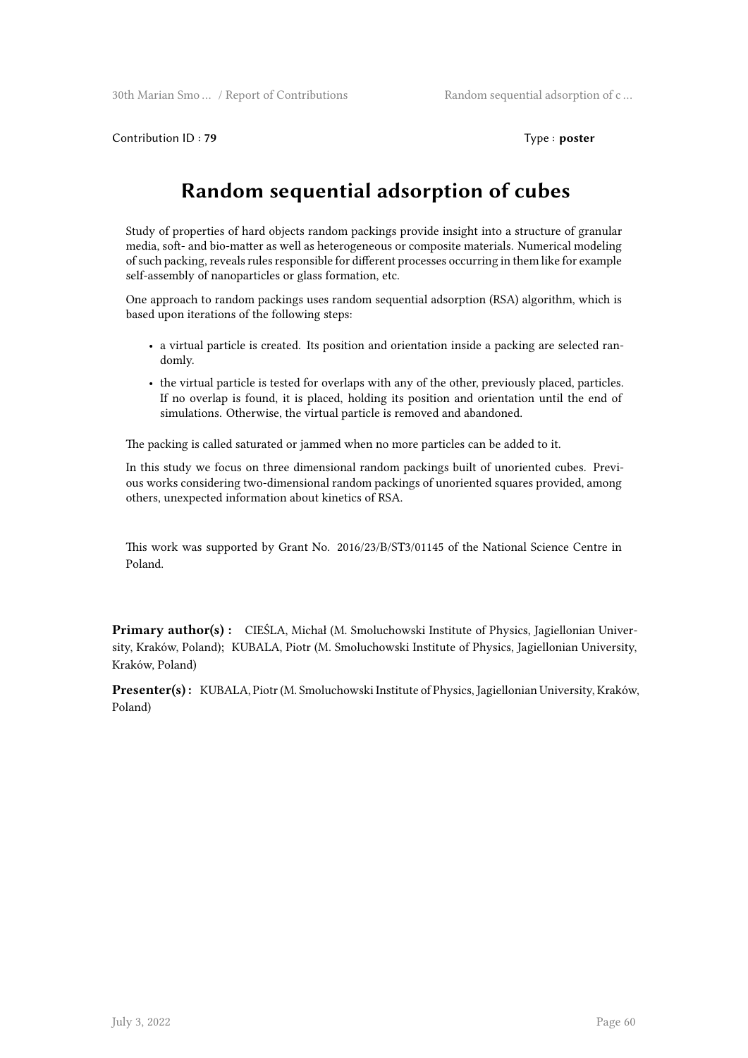Contribution ID : **79** Type : **poster**

# Random sequential adsorption of cubes

Study of properties of hard objects random packings provide insight into a structure of granular media, soft- and bio-matter as well as heterogeneous or composite materials. Numerical modeling of such packing, reveals rules responsible for different processes occurring in them like for example self-assembly of nanoparticles or glass formation, etc.

One approach to random packings uses random sequential adsorption (RSA) algorithm, which is based upon iterations of the following steps:

- a virtual particle is created. Its position and orientation inside a packing are selected randomly.
- the virtual particle is tested for overlaps with any of the other, previously placed, particles. If no overlap is found, it is placed, holding its position and orientation until the end of simulations. Otherwise, the virtual particle is removed and abandoned.

The packing is called saturated or jammed when no more particles can be added to it.

In this study we focus on three dimensional random packings built of unoriented cubes. Previous works considering two-dimensional random packings of unoriented squares provided, among others, unexpected information about kinetics of RSA.

This work was supported by Grant No. 2016/23/B/ST3/01145 of the National Science Centre in Poland.

**Primary author(s) :** CIEŚLA, Michał (M. Smoluchowski Institute of Physics, Jagiellonian University, Kraków, Poland); KUBALA, Piotr (M. Smoluchowski Institute of Physics, Jagiellonian University, Kraków, Poland)

**Presenter(s) :** KUBALA, Piotr (M. Smoluchowski Institute of Physics, Jagiellonian University, Kraków, Poland)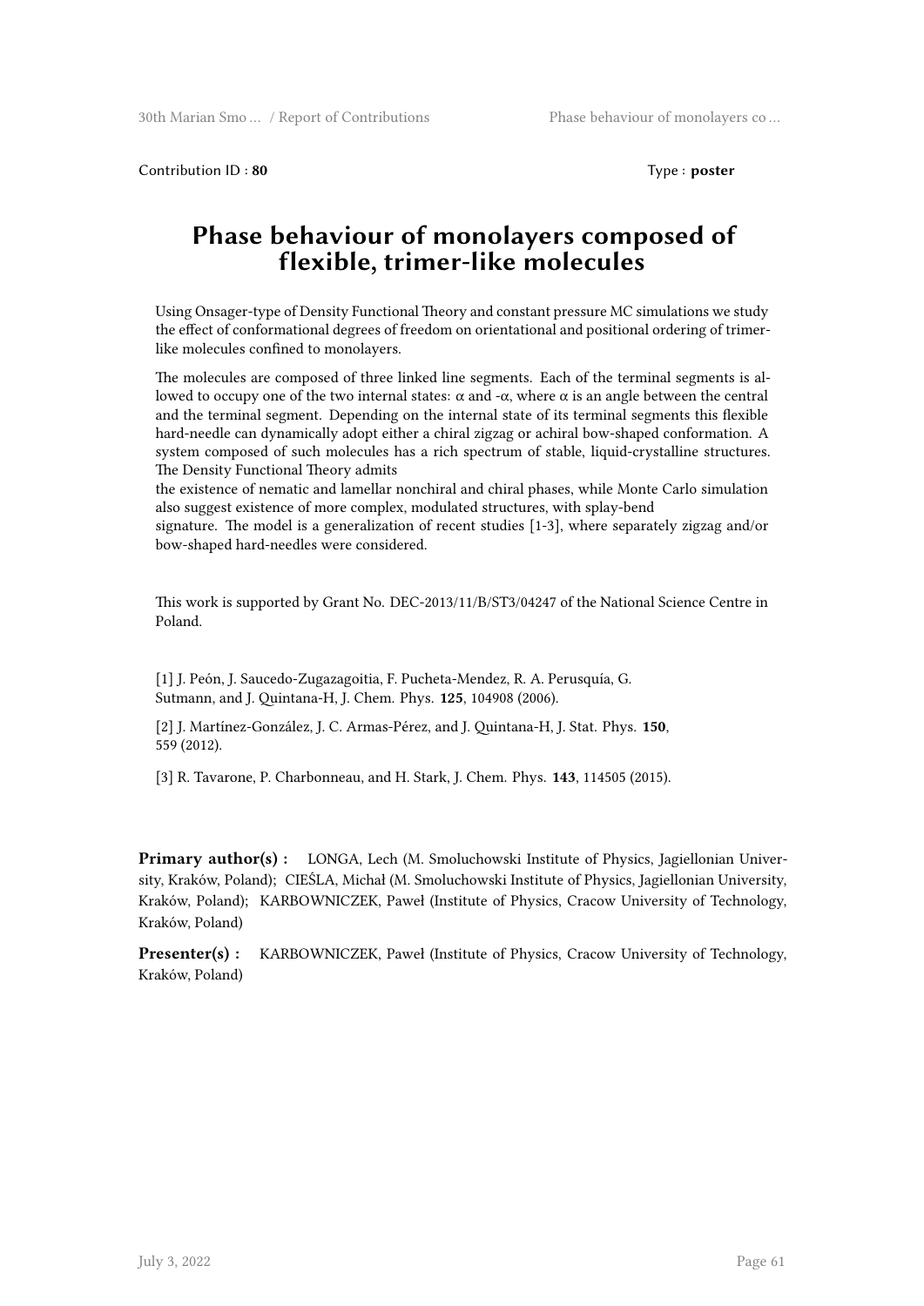Contribution ID : **80** Type : **poster**

# Phase behaviour of monolayers composed of flexible, trimer-like molecules

Using Onsager-type of Density Functional Theory and constant pressure MC simulations we study the effect of conformational degrees of freedom on orientational and positional ordering of trimer-like molecules confined to monolayers.

The molecules are composed of three linked line segments. Each of the terminal segments is allowed to occupy one of the two internal states: $\alpha$ and $-\alpha$, where $\alpha$ is an angle between the central and the terminal segment. Depending on the internal state of its terminal segments this flexible hard-needle can dynamically adopt either a chiral zigzag or achiral bow-shaped conformation. A system composed of such molecules has a rich spectrum of stable, liquid-crystalline structures. The Density Functional Theory admits
the existence of nematic and lamellar nonchiral and chiral phases, while Monte Carlo simulation also suggest existence of more complex, modulated structures, with splay-bend
signature. The model is a generalization of recent studies [1-3], where separately zigzag and/or bow-shaped hard-needles were considered.

This work is supported by Grant No. DEC-2013/11/B/ST3/04247 of the National Science Centre in Poland.

[1] J. Peón, J. Saucedo-Zugazagoitia, F. Pucheta-Mendez, R. A. Perusquía, G. Sutmann, and J. Quintana-H, J. Chem. Phys. **125**, 104908 (2006).

[2] J. Martínez-González, J. C. Armas-Pérez, and J. Quintana-H, J. Stat. Phys. **150**, 559 (2012).

[3] R. Tavarone, P. Charbonneau, and H. Stark, J. Chem. Phys. **143**, 114505 (2015).

**Primary author(s) :** LONGA, Lech (M. Smoluchowski Institute of Physics, Jagiellonian University, Kraków, Poland); CIEŚLA, Michał (M. Smoluchowski Institute of Physics, Jagiellonian University, Kraków, Poland); KARBOWNICZEK, Paweł (Institute of Physics, Cracow University of Technology, Kraków, Poland)

**Presenter(s) :** KARBOWNICZEK, Paweł (Institute of Physics, Cracow University of Technology, Kraków, Poland)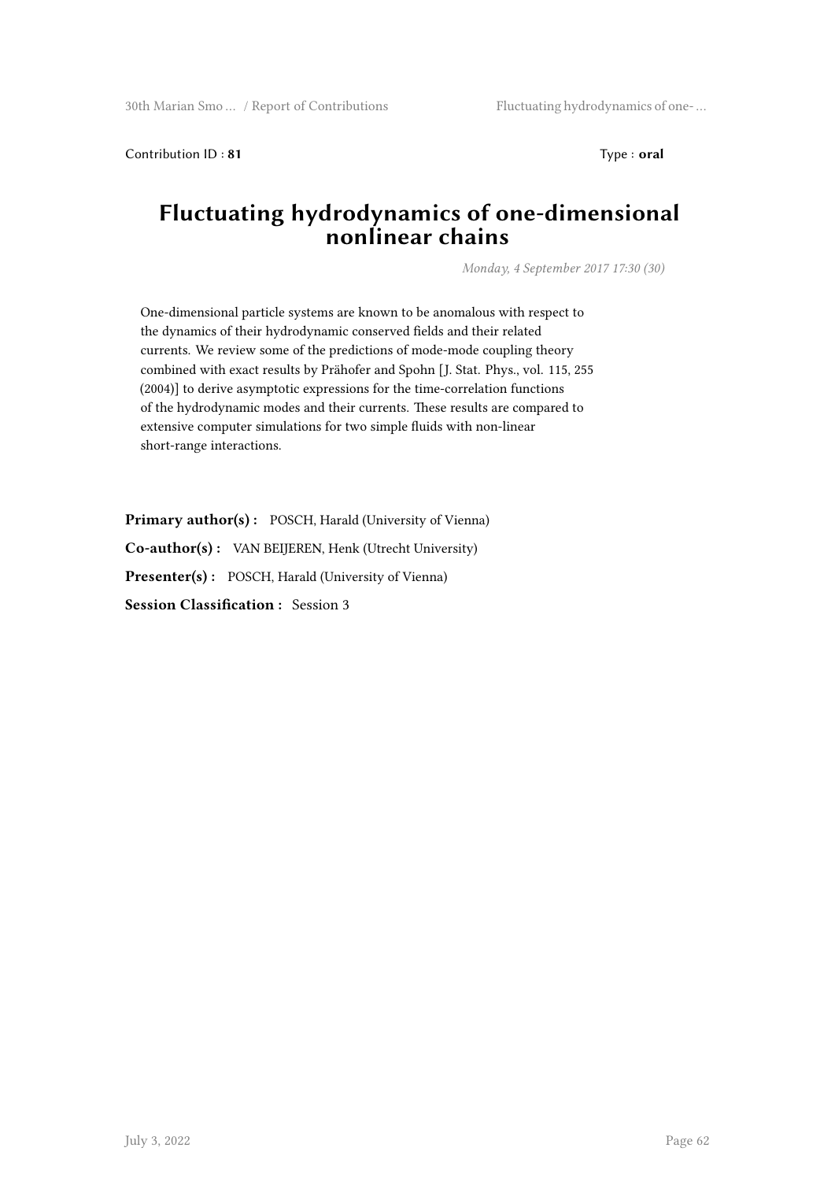Contribution ID : **81** Type : **oral**

# Fluctuating hydrodynamics of one-dimensional nonlinear chains

*Monday, 4 September 2017 17:30 (30)*

One-dimensional particle systems are known to be anomalous with respect to the dynamics of their hydrodynamic conserved fields and their related currents. We review some of the predictions of mode-mode coupling theory combined with exact results by Prähofer and Spohn [J. Stat. Phys., vol. 115, 255 (2004)] to derive asymptotic expressions for the time-correlation functions of the hydrodynamic modes and their currents. These results are compared to extensive computer simulations for two simple fluids with non-linear short-range interactions.

**Primary author(s) :** POSCH, Harald (University of Vienna)

**Co-author(s) :** VAN BEIJEREN, Henk (Utrecht University)

**Presenter(s) :** POSCH, Harald (University of Vienna)

**Session Classification :** Session 3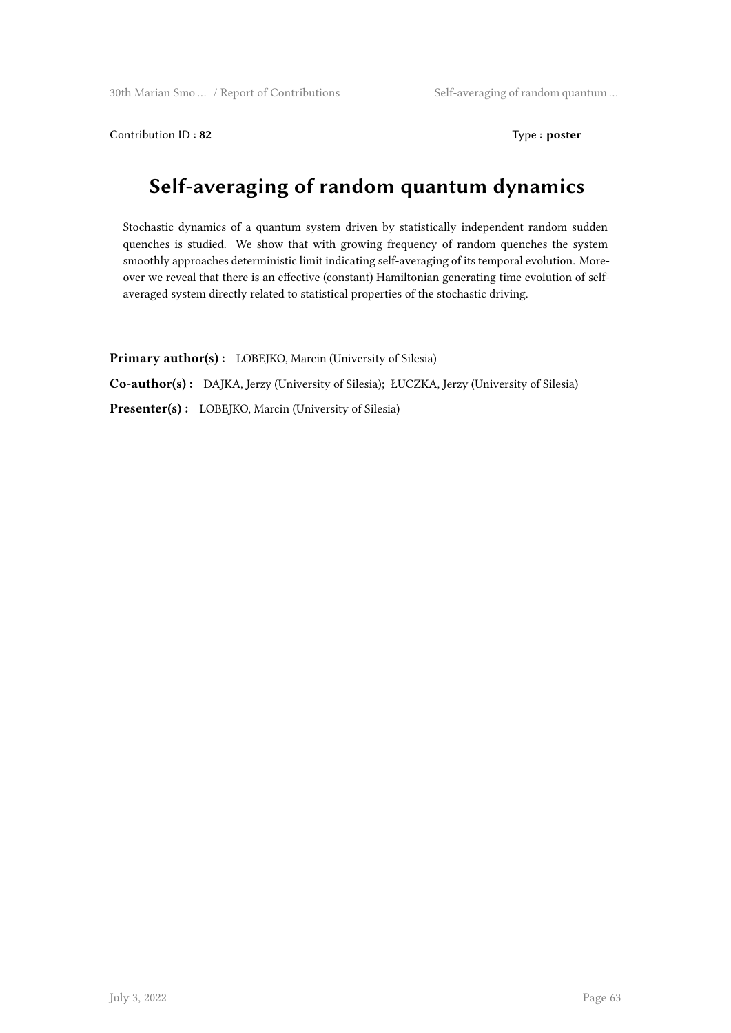Contribution ID : **82** Type : **poster**

# Self-averaging of random quantum dynamics

Stochastic dynamics of a quantum system driven by statistically independent random sudden quenches is studied. We show that with growing frequency of random quenches the system smoothly approaches deterministic limit indicating self-averaging of its temporal evolution. Moreover we reveal that there is an effective (constant) Hamiltonian generating time evolution of self-averaged system directly related to statistical properties of the stochastic driving.

**Primary author(s) :** LOBEJKO, Marcin (University of Silesia)

**Co-author(s) :** DAJKA, Jerzy (University of Silesia); ŁUCZKA, Jerzy (University of Silesia)

**Presenter(s) :** LOBEJKO, Marcin (University of Silesia)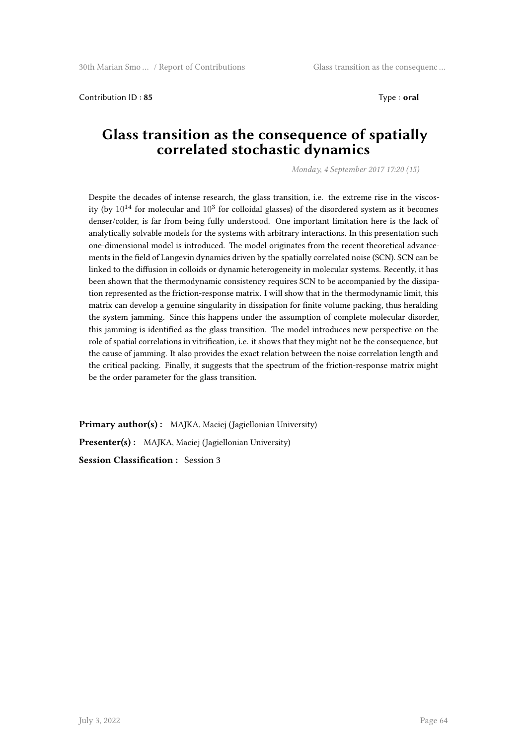Contribution ID : **85** Type : **oral**

# Glass transition as the consequence of spatially correlated stochastic dynamics

*Monday, 4 September 2017 17:20 (15)*

Despite the decades of intense research, the glass transition, i.e. the extreme rise in the viscosity (by $10^{14}$ for molecular and $10^{3}$ for colloidal glasses) of the disordered system as it becomes denser/colder, is far from being fully understood. One important limitation here is the lack of analytically solvable models for the systems with arbitrary interactions. In this presentation such one-dimensional model is introduced. The model originates from the recent theoretical advancements in the field of Langevin dynamics driven by the spatially correlated noise (SCN). SCN can be linked to the diffusion in colloids or dynamic heterogeneity in molecular systems. Recently, it has been shown that the thermodynamic consistency requires SCN to be accompanied by the dissipation represented as the friction-response matrix. I will show that in the thermodynamic limit, this matrix can develop a genuine singularity in dissipation for finite volume packing, thus heralding the system jamming. Since this happens under the assumption of complete molecular disorder, this jamming is identified as the glass transition. The model introduces new perspective on the role of spatial correlations in vitrification, i.e. it shows that they might not be the consequence, but the cause of jamming. It also provides the exact relation between the noise correlation length and the critical packing. Finally, it suggests that the spectrum of the friction-response matrix might be the order parameter for the glass transition.

**Primary author(s) :** MAJKA, Maciej (Jagiellonian University)

**Presenter(s) :** MAJKA, Maciej (Jagiellonian University)

**Session Classification :** Session 3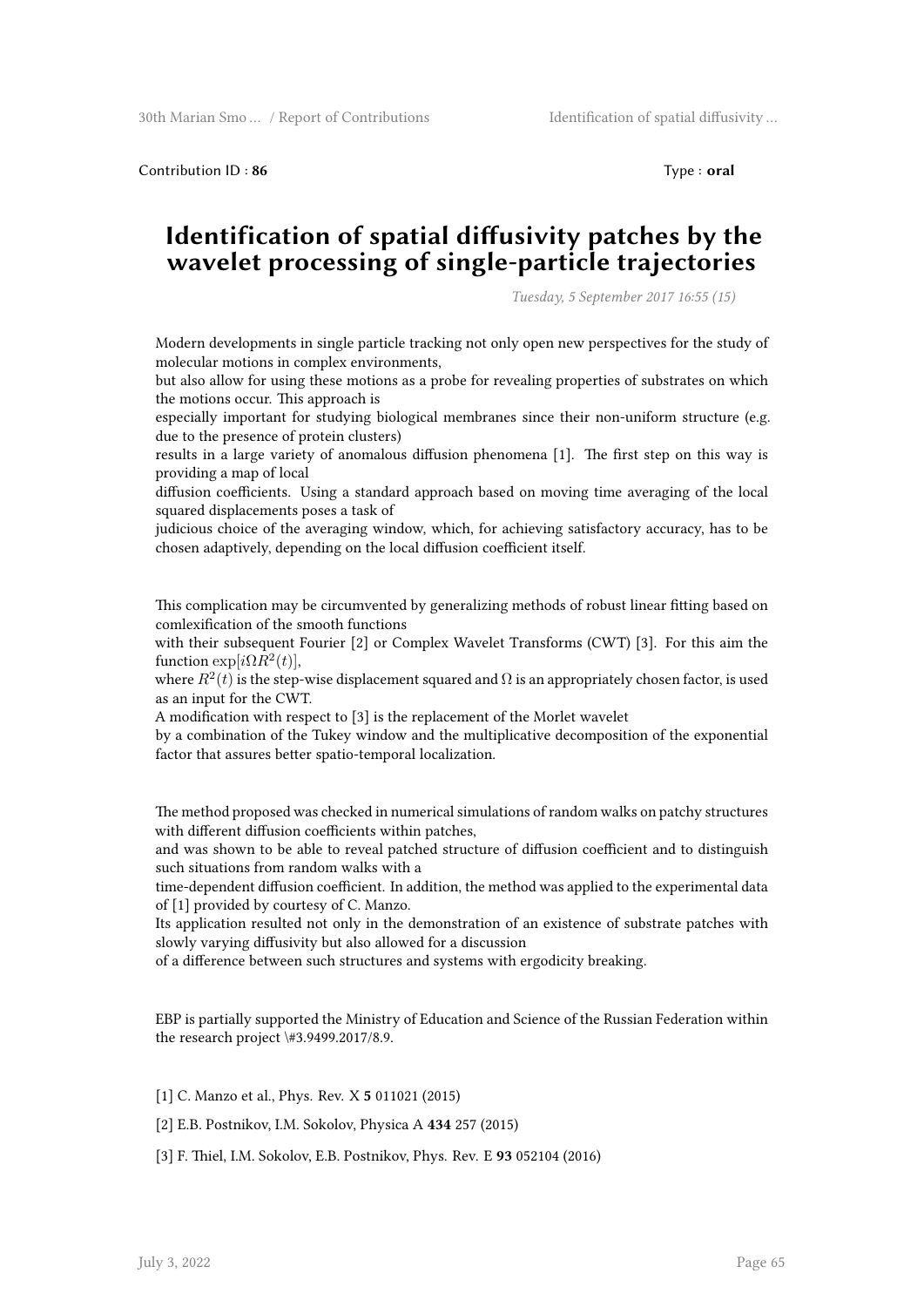Contribution ID : **86** Type : **oral**

# Identification of spatial diffusivity patches by the wavelet processing of single-particle trajectories

*Tuesday, 5 September 2017 16:55 (15)*

Modern developments in single particle tracking not only open new perspectives for the study of molecular motions in complex environments,
but also allow for using these motions as a probe for revealing properties of substrates on which the motions occur. This approach is
especially important for studying biological membranes since their non-uniform structure (e.g. due to the presence of protein clusters)
results in a large variety of anomalous diffusion phenomena [1]. The first step on this way is providing a map of local
diffusion coefficients. Using a standard approach based on moving time averaging of the local squared displacements poses a task of
judicious choice of the averaging window, which, for achieving satisfactory accuracy, has to be chosen adaptively, depending on the local diffusion coefficient itself.

This complication may be circumvented by generalizing methods of robust linear fitting based on comlexification of the smooth functions
with their subsequent Fourier [2] or Complex Wavelet Transforms (CWT) [3]. For this aim the function $\exp[i\Omega R^2(t)]$,
where $R^2(t)$ is the step-wise displacement squared and $\Omega$ is an appropriately chosen factor, is used as an input for the CWT.
A modification with respect to [3] is the replacement of the Morlet wavelet
by a combination of the Tukey window and the multiplicative decomposition of the exponential factor that assures better spatio-temporal localization.

The method proposed was checked in numerical simulations of random walks on patchy structures with different diffusion coefficients within patches,
and was shown to be able to reveal patched structure of diffusion coefficient and to distinguish such situations from random walks with a
time-dependent diffusion coefficient. In addition, the method was applied to the experimental data of [1] provided by courtesy of C. Manzo.
Its application resulted not only in the demonstration of an existence of substrate patches with slowly varying diffusivity but also allowed for a discussion
of a difference between such structures and systems with ergodicity breaking.

EBP is partially supported the Ministry of Education and Science of the Russian Federation within the research project \#3.9499.2017/8.9.

[1] C. Manzo et al., Phys. Rev. X **5** 011021 (2015)

[2] E.B. Postnikov, I.M. Sokolov, Physica A **434** 257 (2015)

[3] F. Thiel, I.M. Sokolov, E.B. Postnikov, Phys. Rev. E **93** 052104 (2016)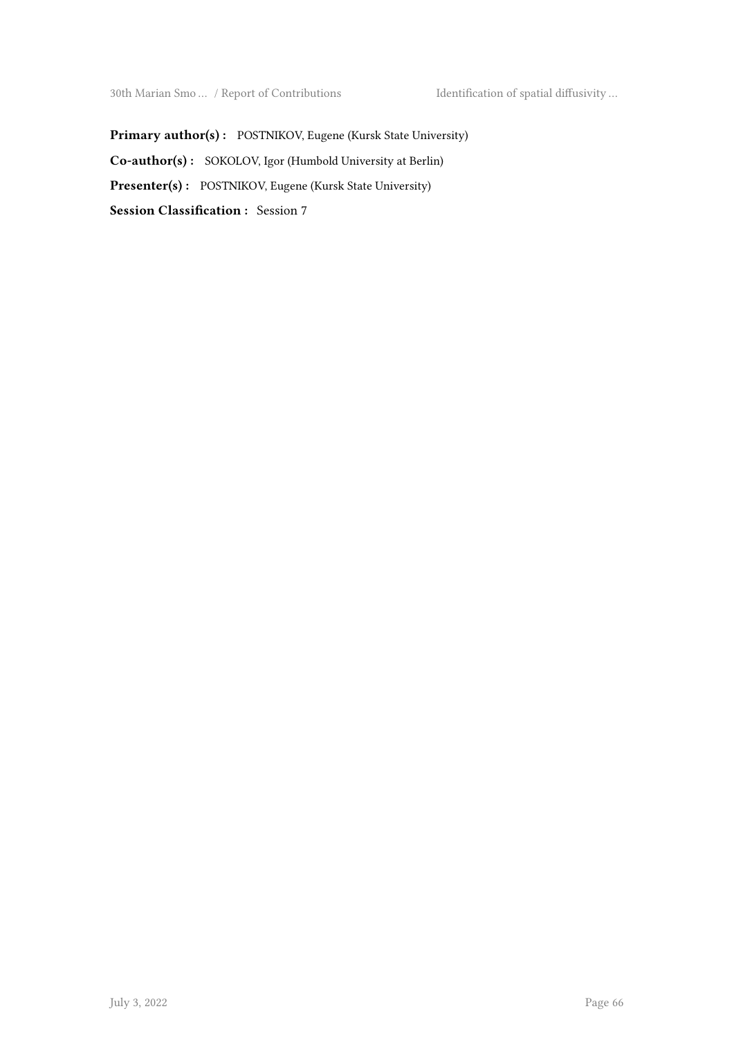**Primary author(s) :** POSTNIKOV, Eugene (Kursk State University)

**Co-author(s) :** SOKOLOV, Igor (Humbold University at Berlin)

**Presenter(s) :** POSTNIKOV, Eugene (Kursk State University)

**Session Classification :** Session 7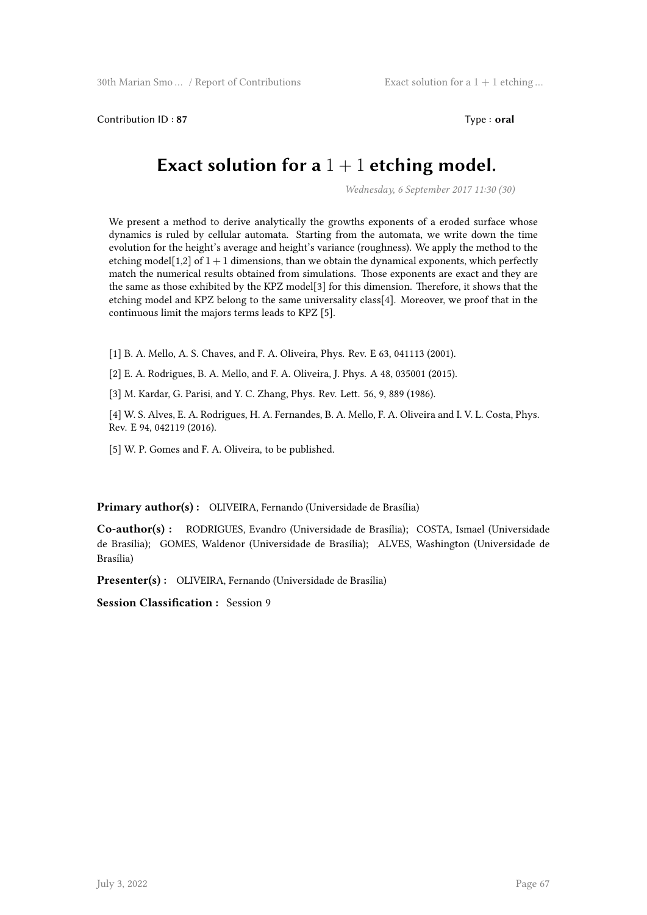Contribution ID : **87**

Type : **oral**

# Exact solution for a $1 + 1$ etching model.

*Wednesday, 6 September 2017 11:30 (30)*

We present a method to derive analytically the growths exponents of a eroded surface whose dynamics is ruled by cellular automata. Starting from the automata, we write down the time evolution for the height's average and height's variance (roughness). We apply the method to the etching model[1,2] of $1 + 1$ dimensions, than we obtain the dynamical exponents, which perfectly match the numerical results obtained from simulations. Those exponents are exact and they are the same as those exhibited by the KPZ model[3] for this dimension. Therefore, it shows that the etching model and KPZ belong to the same universality class[4]. Moreover, we proof that in the continuous limit the majors terms leads to KPZ [5].

[1] B. A. Mello, A. S. Chaves, and F. A. Oliveira, Phys. Rev. E 63, 041113 (2001).

[2] E. A. Rodrigues, B. A. Mello, and F. A. Oliveira, J. Phys. A 48, 035001 (2015).

[3] M. Kardar, G. Parisi, and Y. C. Zhang, Phys. Rev. Lett. 56, 9, 889 (1986).

[4] W. S. Alves, E. A. Rodrigues, H. A. Fernandes, B. A. Mello, F. A. Oliveira and I. V. L. Costa, Phys. Rev. E 94, 042119 (2016).

[5] W. P. Gomes and F. A. Oliveira, to be published.

**Primary author(s) :** OLIVEIRA, Fernando (Universidade de Brasília)

**Co-author(s) :** RODRIGUES, Evandro (Universidade de Brasília); COSTA, Ismael (Universidade de Brasília); GOMES, Waldenor (Universidade de Brasília); ALVES, Washington (Universidade de Brasília)

**Presenter(s) :** OLIVEIRA, Fernando (Universidade de Brasília)

**Session Classification :** Session 9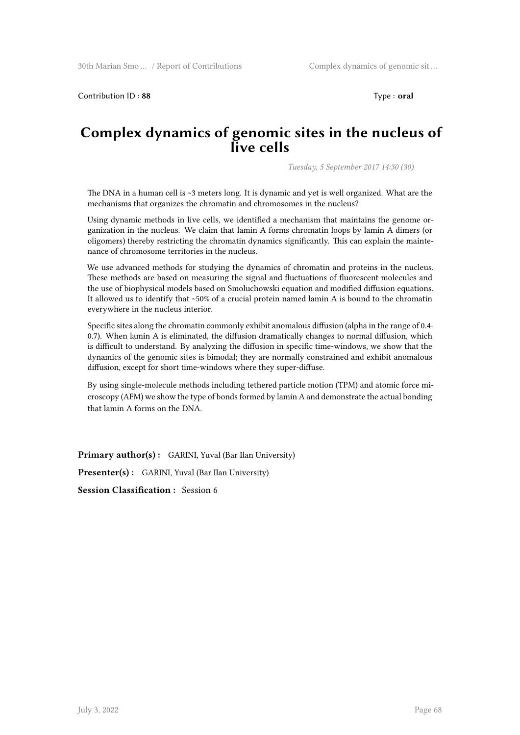Contribution ID : **88** Type : **oral**

# Complex dynamics of genomic sites in the nucleus of live cells

*Tuesday, 5 September 2017 14:30 (30)*

The DNA in a human cell is ~3 meters long. It is dynamic and yet is well organized. What are the mechanisms that organizes the chromatin and chromosomes in the nucleus?

Using dynamic methods in live cells, we identified a mechanism that maintains the genome organization in the nucleus. We claim that lamin A forms chromatin loops by lamin A dimers (or oligomers) thereby restricting the chromatin dynamics significantly. This can explain the maintenance of chromosome territories in the nucleus.

We use advanced methods for studying the dynamics of chromatin and proteins in the nucleus. These methods are based on measuring the signal and fluctuations of fluorescent molecules and the use of biophysical models based on Smoluchowski equation and modified diffusion equations. It allowed us to identify that ~50% of a crucial protein named lamin A is bound to the chromatin everywhere in the nucleus interior.

Specific sites along the chromatin commonly exhibit anomalous diffusion (alpha in the range of 0.4-0.7). When lamin A is eliminated, the diffusion dramatically changes to normal diffusion, which is difficult to understand. By analyzing the diffusion in specific time-windows, we show that the dynamics of the genomic sites is bimodal; they are normally constrained and exhibit anomalous diffusion, except for short time-windows where they super-diffuse.

By using single-molecule methods including tethered particle motion (TPM) and atomic force microscopy (AFM) we show the type of bonds formed by lamin A and demonstrate the actual bonding that lamin A forms on the DNA.

**Primary author(s) :** GARINI, Yuval (Bar Ilan University)

**Presenter(s) :** GARINI, Yuval (Bar Ilan University)

**Session Classification :** Session 6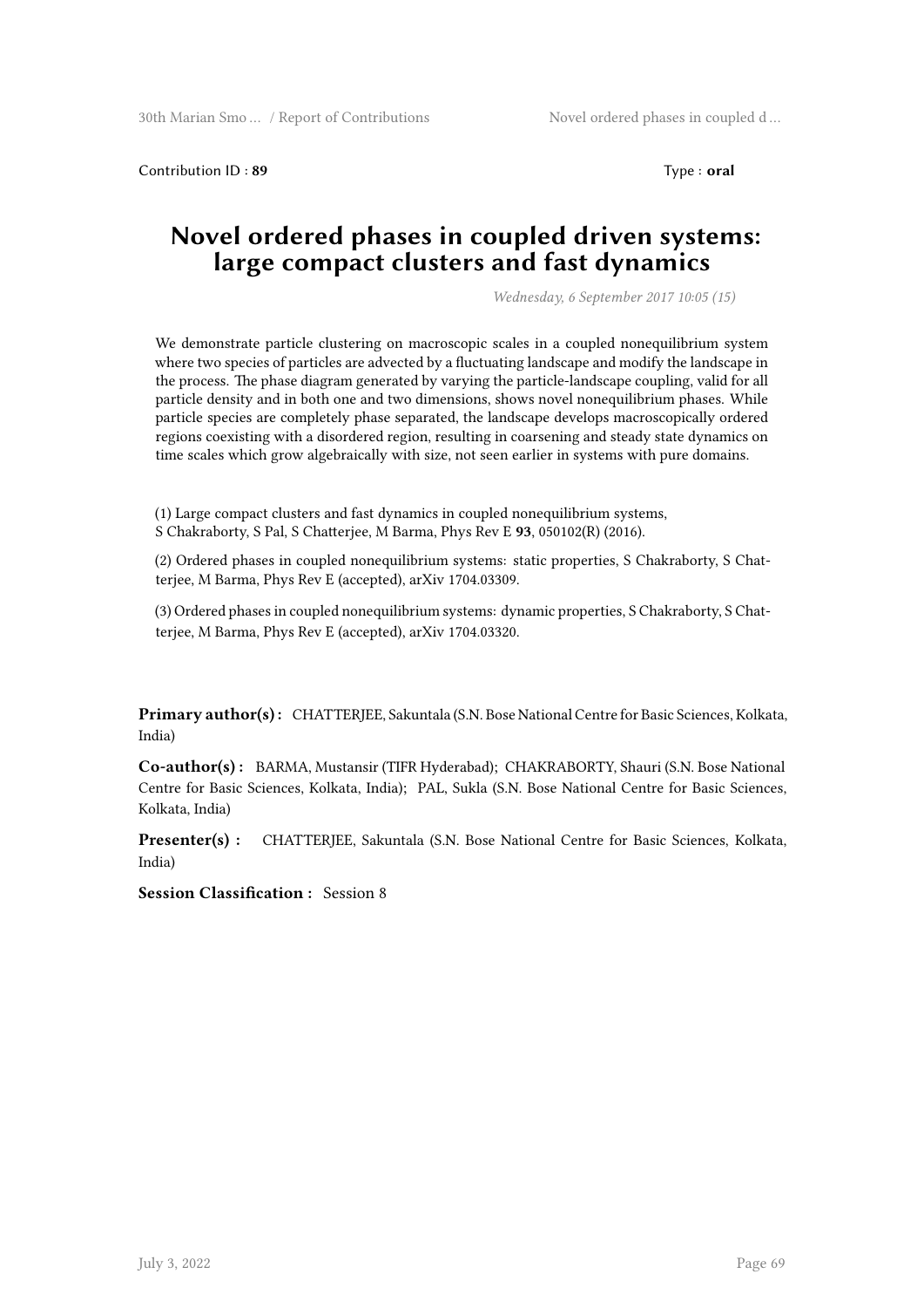Contribution ID : **89** Type : **oral**

# Novel ordered phases in coupled driven systems: large compact clusters and fast dynamics

*Wednesday, 6 September 2017 10:05 (15)*

We demonstrate particle clustering on macroscopic scales in a coupled nonequilibrium system where two species of particles are advected by a fluctuating landscape and modify the landscape in the process. The phase diagram generated by varying the particle-landscape coupling, valid for all particle density and in both one and two dimensions, shows novel nonequilibrium phases. While particle species are completely phase separated, the landscape develops macroscopically ordered regions coexisting with a disordered region, resulting in coarsening and steady state dynamics on time scales which grow algebraically with size, not seen earlier in systems with pure domains.

(1) Large compact clusters and fast dynamics in coupled nonequilibrium systems, S Chakraborty, S Pal, S Chatterjee, M Barma, Phys Rev E **93**, 050102(R) (2016).

(2) Ordered phases in coupled nonequilibrium systems: static properties, S Chakraborty, S Chatterjee, M Barma, Phys Rev E (accepted), arXiv 1704.03309.

(3) Ordered phases in coupled nonequilibrium systems: dynamic properties, S Chakraborty, S Chatterjee, M Barma, Phys Rev E (accepted), arXiv 1704.03320.

**Primary author(s) :** CHATTERJEE, Sakuntala (S.N. Bose National Centre for Basic Sciences, Kolkata, India)

**Co-author(s) :** BARMA, Mustansir (TIFR Hyderabad); CHAKRABORTY, Shauri (S.N. Bose National Centre for Basic Sciences, Kolkata, India); PAL, Sukla (S.N. Bose National Centre for Basic Sciences, Kolkata, India)

**Presenter(s) :** CHATTERJEE, Sakuntala (S.N. Bose National Centre for Basic Sciences, Kolkata, India)

**Session Classification :** Session 8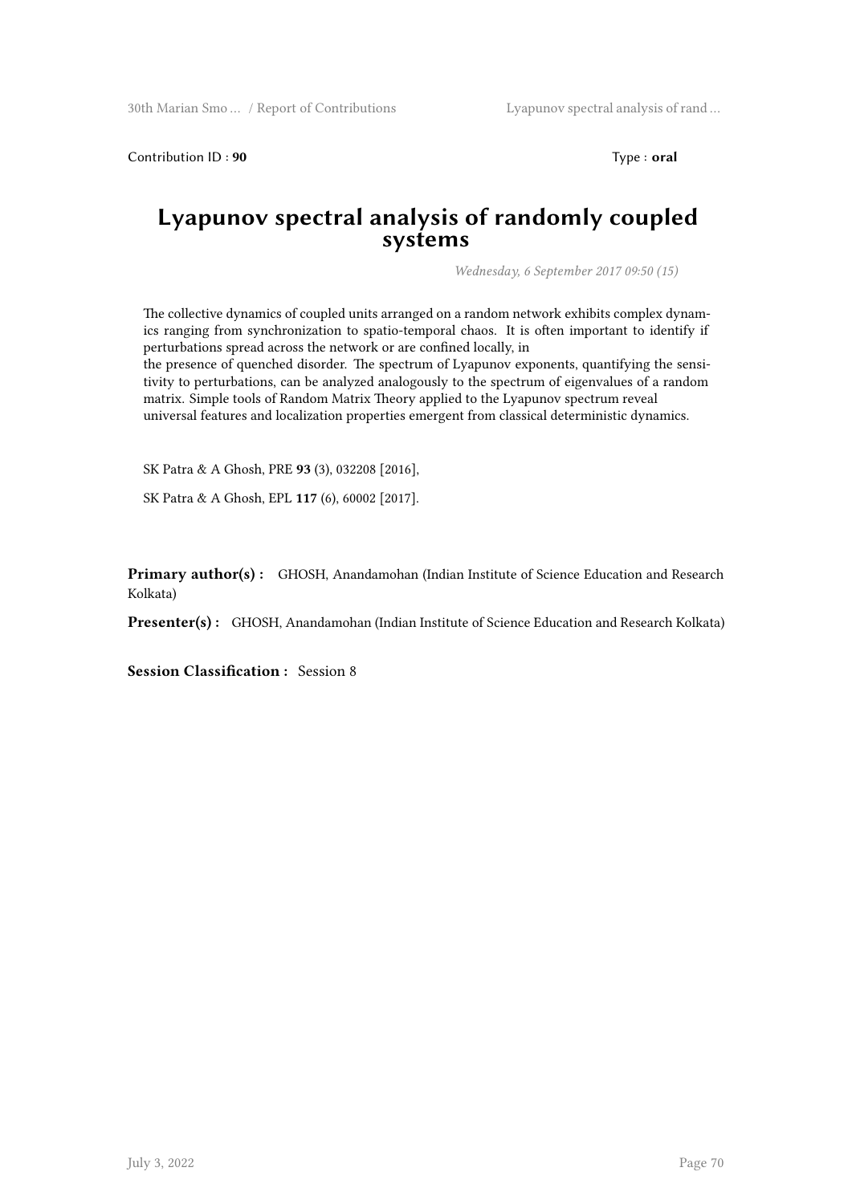Contribution ID : **90** Type : **oral**

# Lyapunov spectral analysis of randomly coupled systems

*Wednesday, 6 September 2017 09:50 (15)*

The collective dynamics of coupled units arranged on a random network exhibits complex dynamics ranging from synchronization to spatio-temporal chaos. It is often important to identify if perturbations spread across the network or are confined locally, in
the presence of quenched disorder. The spectrum of Lyapunov exponents, quantifying the sensitivity to perturbations, can be analyzed analogously to the spectrum of eigenvalues of a random matrix. Simple tools of Random Matrix Theory applied to the Lyapunov spectrum reveal universal features and localization properties emergent from classical deterministic dynamics.

SK Patra & A Ghosh, PRE **93** (3), 032208 [2016],

SK Patra & A Ghosh, EPL **117** (6), 60002 [2017].

**Primary author(s) :** GHOSH, Anandamohan (Indian Institute of Science Education and Research Kolkata)

**Presenter(s) :** GHOSH, Anandamohan (Indian Institute of Science Education and Research Kolkata)

**Session Classification :** Session 8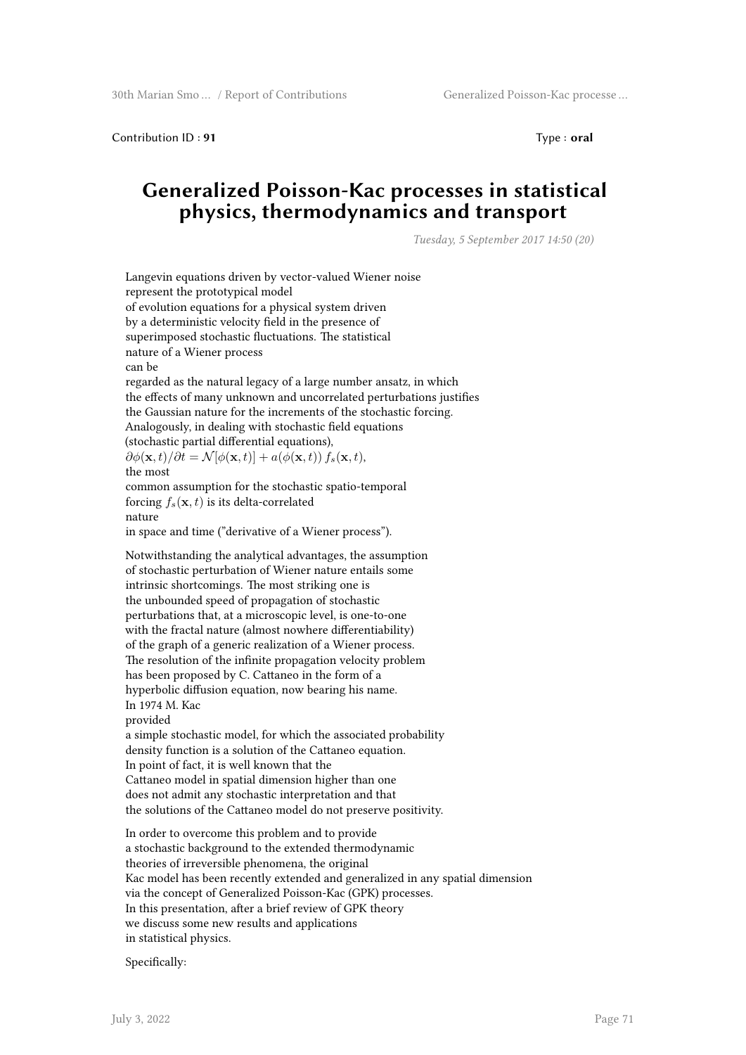Contribution ID : **91**

Type : **oral**

# Generalized Poisson-Kac processes in statistical physics, thermodynamics and transport

*Tuesday, 5 September 2017 14:50 (20)*

Langevin equations driven by vector-valued Wiener noise represent the prototypical model of evolution equations for a physical system driven by a deterministic velocity field in the presence of superimposed stochastic fluctuations. The statistical nature of a Wiener process can be regarded as the natural legacy of a large number ansatz, in which the effects of many unknown and uncorrelated perturbations justifies the Gaussian nature for the increments of the stochastic forcing. Analogously, in dealing with stochastic field equations (stochastic partial differential equations), $\partial\phi(\mathbf{x},t)/\partial t = \mathcal{N}[\phi(\mathbf{x},t)] + a(\phi(\mathbf{x},t))\, f_s(\mathbf{x},t)$, the most common assumption for the stochastic spatio-temporal forcing $f_s(\mathbf{x},t)$ is its delta-correlated nature in space and time ("derivative of a Wiener process").

Notwithstanding the analytical advantages, the assumption of stochastic perturbation of Wiener nature entails some intrinsic shortcomings. The most striking one is the unbounded speed of propagation of stochastic perturbations that, at a microscopic level, is one-to-one with the fractal nature (almost nowhere differentiability) of the graph of a generic realization of a Wiener process. The resolution of the infinite propagation velocity problem has been proposed by C. Cattaneo in the form of a hyperbolic diffusion equation, now bearing his name. In 1974 M. Kac provided a simple stochastic model, for which the associated probability density function is a solution of the Cattaneo equation. In point of fact, it is well known that the Cattaneo model in spatial dimension higher than one does not admit any stochastic interpretation and that the solutions of the Cattaneo model do not preserve positivity.

In order to overcome this problem and to provide a stochastic background to the extended thermodynamic theories of irreversible phenomena, the original Kac model has been recently extended and generalized in any spatial dimension via the concept of Generalized Poisson-Kac (GPK) processes. In this presentation, after a brief review of GPK theory we discuss some new results and applications in statistical physics.

Specifically: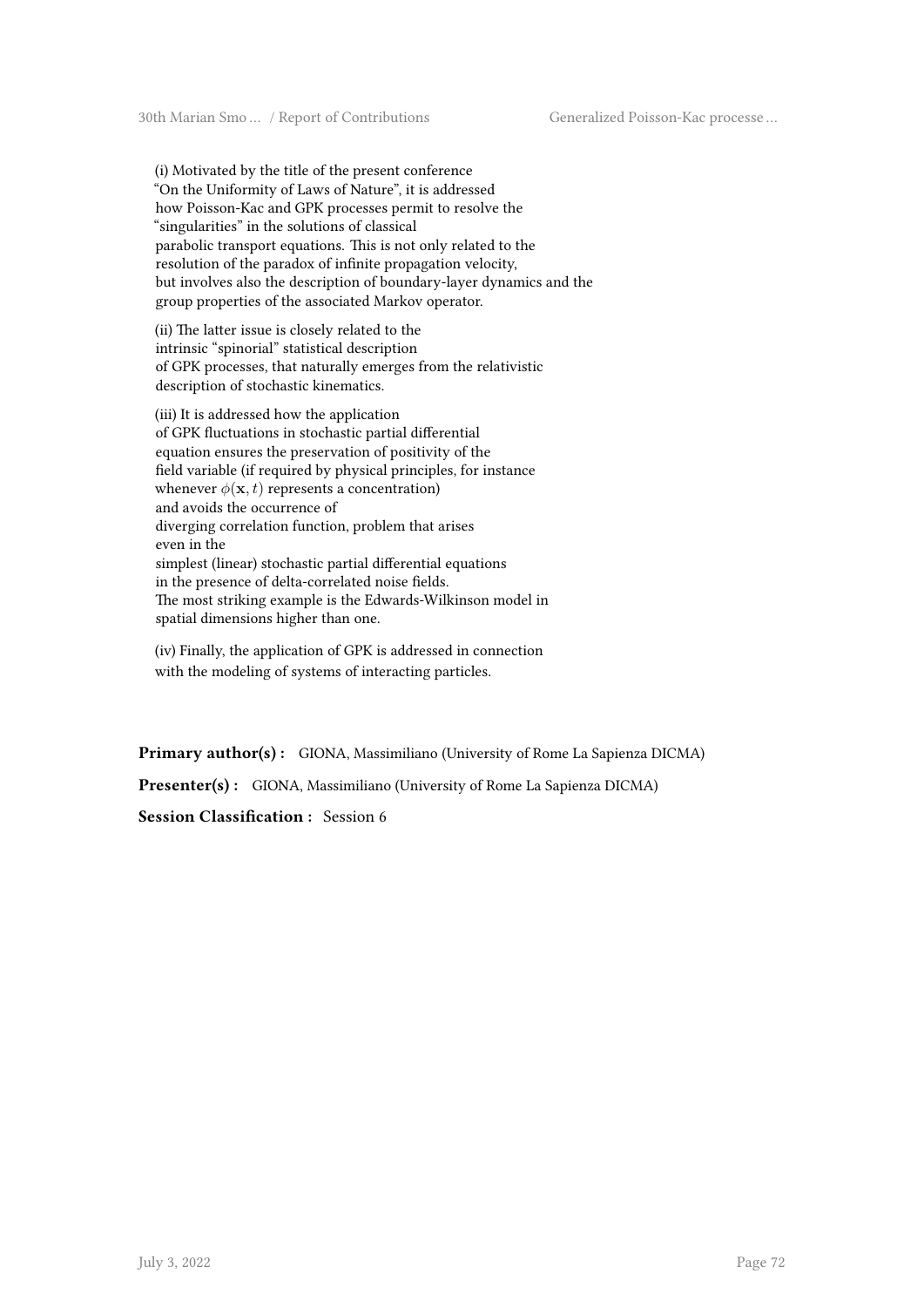(i) Motivated by the title of the present conference "On the Uniformity of Laws of Nature", it is addressed how Poisson-Kac and GPK processes permit to resolve the "singularities" in the solutions of classical parabolic transport equations. This is not only related to the resolution of the paradox of infinite propagation velocity, but involves also the description of boundary-layer dynamics and the group properties of the associated Markov operator.

(ii) The latter issue is closely related to the intrinsic "spinorial" statistical description of GPK processes, that naturally emerges from the relativistic description of stochastic kinematics.

(iii) It is addressed how the application of GPK fluctuations in stochastic partial differential equation ensures the preservation of positivity of the field variable (if required by physical principles, for instance whenever $\phi(\mathbf{x}, t)$ represents a concentration) and avoids the occurrence of diverging correlation function, problem that arises even in the simplest (linear) stochastic partial differential equations in the presence of delta-correlated noise fields. The most striking example is the Edwards-Wilkinson model in spatial dimensions higher than one.

(iv) Finally, the application of GPK is addressed in connection with the modeling of systems of interacting particles.

**Primary author(s) :** GIONA, Massimiliano (University of Rome La Sapienza DICMA)

**Presenter(s) :** GIONA, Massimiliano (University of Rome La Sapienza DICMA)

**Session Classification :** Session 6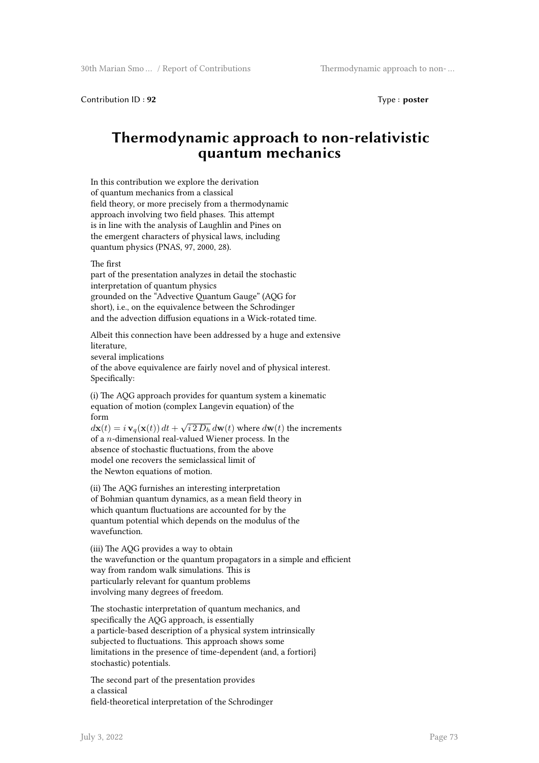Contribution ID : **92** Type : **poster**

# Thermodynamic approach to non-relativistic quantum mechanics

In this contribution we explore the derivation of quantum mechanics from a classical field theory, or more precisely from a thermodynamic approach involving two field phases. This attempt is in line with the analysis of Laughlin and Pines on the emergent characters of physical laws, including quantum physics (PNAS, 97, 2000, 28).

The first part of the presentation analyzes in detail the stochastic interpretation of quantum physics grounded on the "Advective Quantum Gauge" (AQG for short), i.e., on the equivalence between the Schrodinger and the advection diffusion equations in a Wick-rotated time.

Albeit this connection have been addressed by a huge and extensive literature, several implications of the above equivalence are fairly novel and of physical interest. Specifically:

(i) The AQG approach provides for quantum system a kinematic equation of motion (complex Langevin equation) of the form $d\mathbf{x}(t) = i\,\mathbf{v}_q(\mathbf{x}(t))\,dt + \sqrt{i\,2\,D_h}\,d\mathbf{w}(t)$ where $d\mathbf{w}(t)$ the increments of a $n$-dimensional real-valued Wiener process. In the absence of stochastic fluctuations, from the above model one recovers the semiclassical limit of the Newton equations of motion.

(ii) The AQG furnishes an interesting interpretation of Bohmian quantum dynamics, as a mean field theory in which quantum fluctuations are accounted for by the quantum potential which depends on the modulus of the wavefunction.

(iii) The AQG provides a way to obtain the wavefunction or the quantum propagators in a simple and efficient way from random walk simulations. This is particularly relevant for quantum problems involving many degrees of freedom.

The stochastic interpretation of quantum mechanics, and specifically the AQG approach, is essentially a particle-based description of a physical system intrinsically subjected to fluctuations. This approach shows some limitations in the presence of time-dependent (and, a fortiori} stochastic) potentials.

The second part of the presentation provides a classical field-theoretical interpretation of the Schrodinger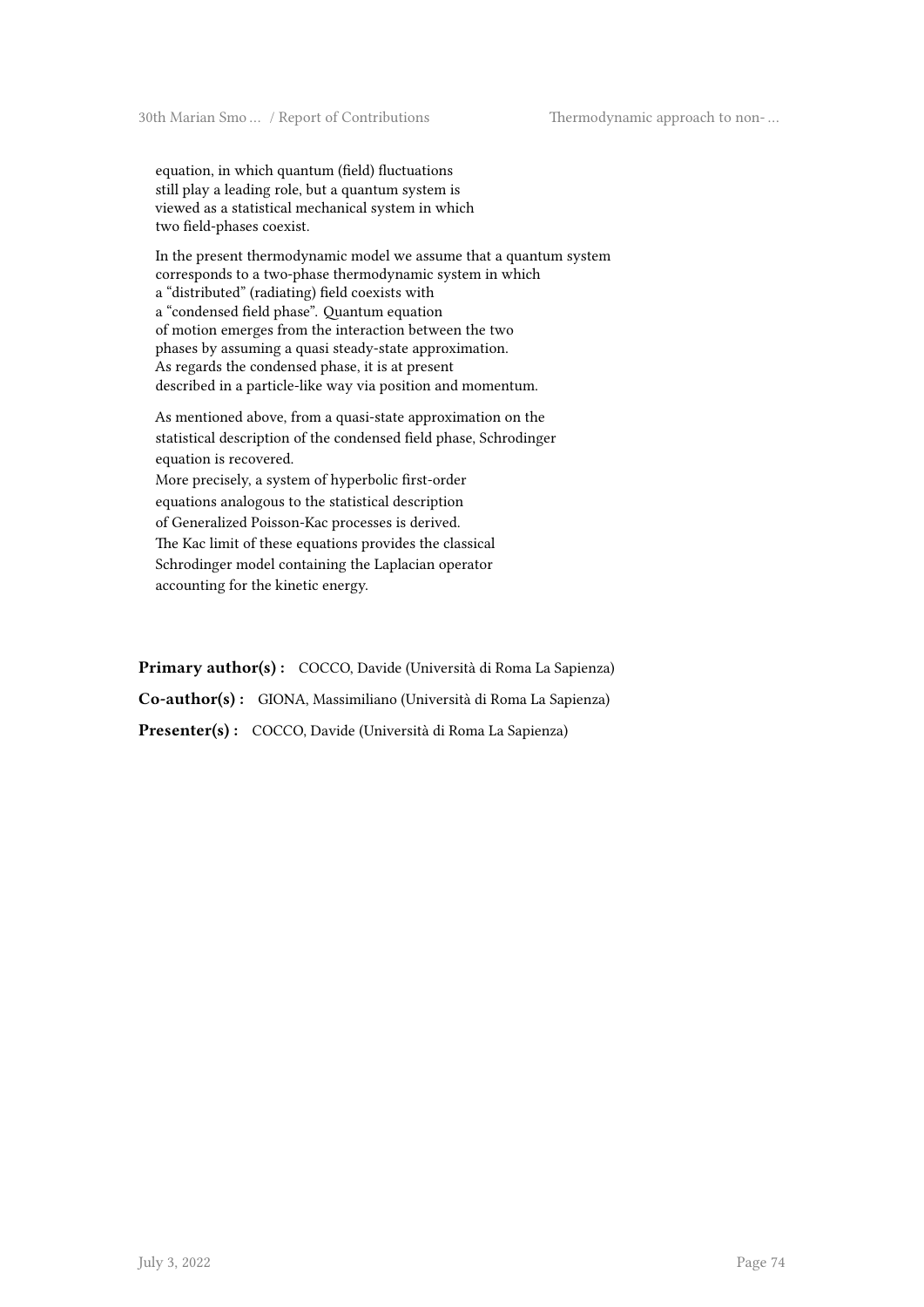equation, in which quantum (field) fluctuations still play a leading role, but a quantum system is viewed as a statistical mechanical system in which two field-phases coexist.

In the present thermodynamic model we assume that a quantum system corresponds to a two-phase thermodynamic system in which a "distributed" (radiating) field coexists with a "condensed field phase". Quantum equation of motion emerges from the interaction between the two phases by assuming a quasi steady-state approximation. As regards the condensed phase, it is at present described in a particle-like way via position and momentum.

As mentioned above, from a quasi-state approximation on the statistical description of the condensed field phase, Schrodinger equation is recovered.
More precisely, a system of hyperbolic first-order equations analogous to the statistical description of Generalized Poisson-Kac processes is derived.
The Kac limit of these equations provides the classical Schrodinger model containing the Laplacian operator accounting for the kinetic energy.

**Primary author(s) :** COCCO, Davide (Università di Roma La Sapienza)

**Co-author(s) :** GIONA, Massimiliano (Università di Roma La Sapienza)

**Presenter(s) :** COCCO, Davide (Università di Roma La Sapienza)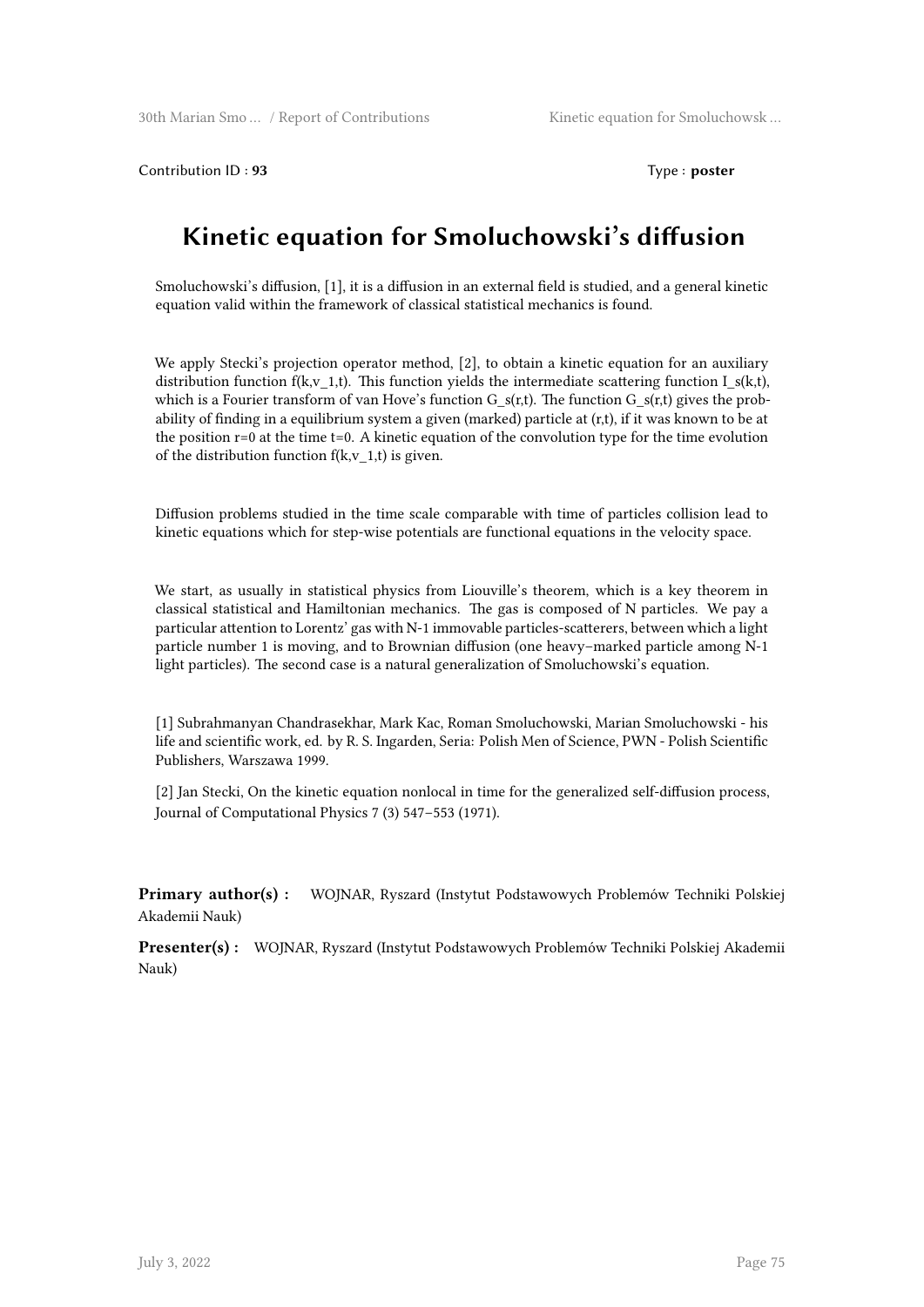Contribution ID : **93** Type : **poster**

# Kinetic equation for Smoluchowski's diffusion

Smoluchowski's diffusion, [1], it is a diffusion in an external field is studied, and a general kinetic equation valid within the framework of classical statistical mechanics is found.

We apply Stecki's projection operator method, [2], to obtain a kinetic equation for an auxiliary distribution function $f(k,v_1,t)$. This function yields the intermediate scattering function $I_s(k,t)$, which is a Fourier transform of van Hove's function $G_s(r,t)$. The function $G_s(r,t)$ gives the probability of finding in a equilibrium system a given (marked) particle at $(r,t)$, if it was known to be at the position $r=0$ at the time $t=0$. A kinetic equation of the convolution type for the time evolution of the distribution function $f(k,v_1,t)$ is given.

Diffusion problems studied in the time scale comparable with time of particles collision lead to kinetic equations which for step-wise potentials are functional equations in the velocity space.

We start, as usually in statistical physics from Liouville's theorem, which is a key theorem in classical statistical and Hamiltonian mechanics. The gas is composed of N particles. We pay a particular attention to Lorentz' gas with N-1 immovable particles-scatterers, between which a light particle number 1 is moving, and to Brownian diffusion (one heavy–marked particle among N-1 light particles). The second case is a natural generalization of Smoluchowski's equation.

[1] Subrahmanyan Chandrasekhar, Mark Kac, Roman Smoluchowski, Marian Smoluchowski - his life and scientific work, ed. by R. S. Ingarden, Seria: Polish Men of Science, PWN - Polish Scientific Publishers, Warszawa 1999.

[2] Jan Stecki, On the kinetic equation nonlocal in time for the generalized self-diffusion process, Journal of Computational Physics 7 (3) 547–553 (1971).

**Primary author(s) :** WOJNAR, Ryszard (Instytut Podstawowych Problemów Techniki Polskiej Akademii Nauk)

**Presenter(s) :** WOJNAR, Ryszard (Instytut Podstawowych Problemów Techniki Polskiej Akademii Nauk)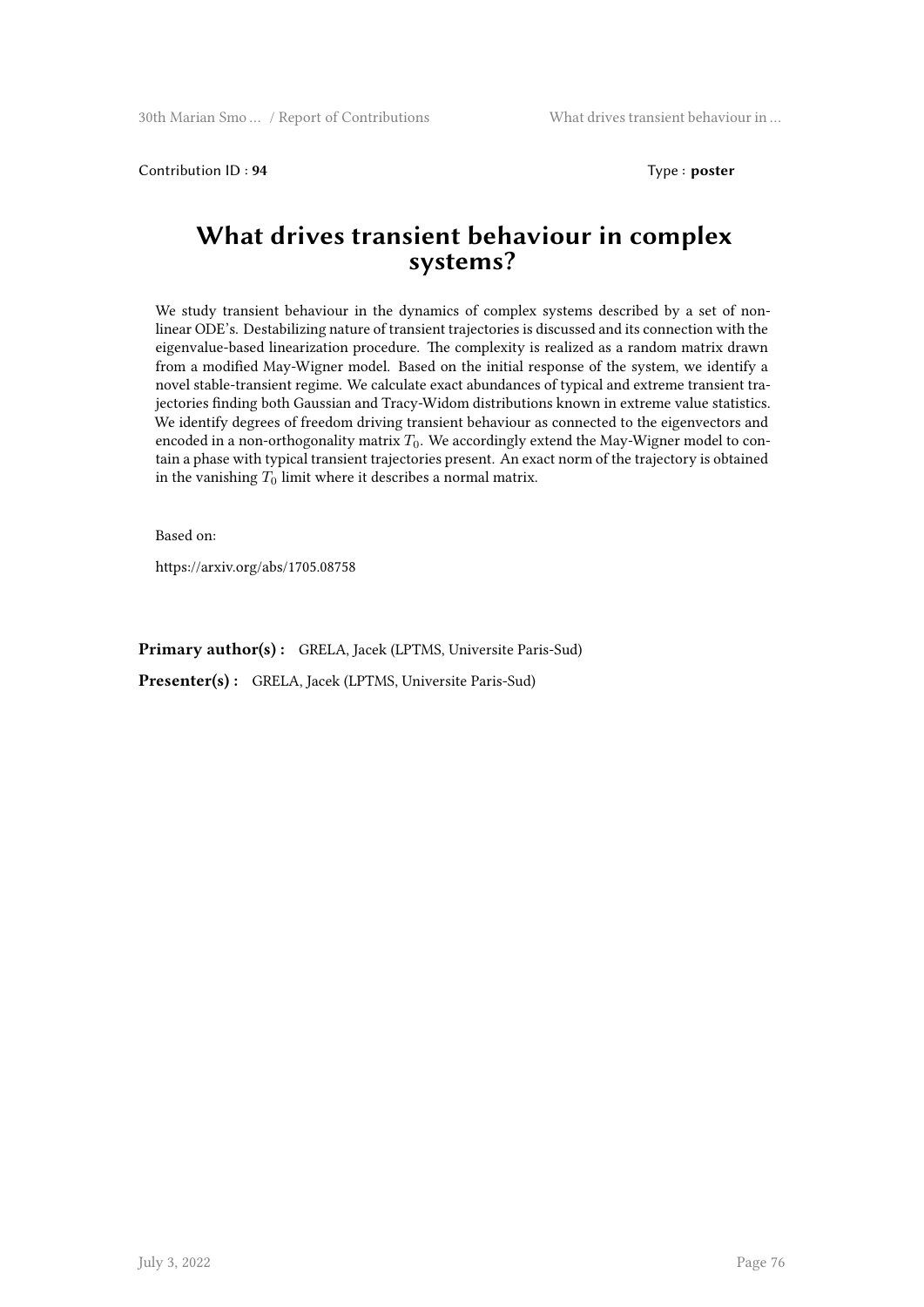Contribution ID : **94**  Type : **poster**

# What drives transient behaviour in complex systems?

We study transient behaviour in the dynamics of complex systems described by a set of non-linear ODE's. Destabilizing nature of transient trajectories is discussed and its connection with the eigenvalue-based linearization procedure. The complexity is realized as a random matrix drawn from a modified May-Wigner model. Based on the initial response of the system, we identify a novel stable-transient regime. We calculate exact abundances of typical and extreme transient trajectories finding both Gaussian and Tracy-Widom distributions known in extreme value statistics. We identify degrees of freedom driving transient behaviour as connected to the eigenvectors and encoded in a non-orthogonality matrix $T_0$. We accordingly extend the May-Wigner model to contain a phase with typical transient trajectories present. An exact norm of the trajectory is obtained in the vanishing $T_0$ limit where it describes a normal matrix.

Based on:

https://arxiv.org/abs/1705.08758

**Primary author(s) :** GRELA, Jacek (LPTMS, Universite Paris-Sud)

**Presenter(s) :** GRELA, Jacek (LPTMS, Universite Paris-Sud)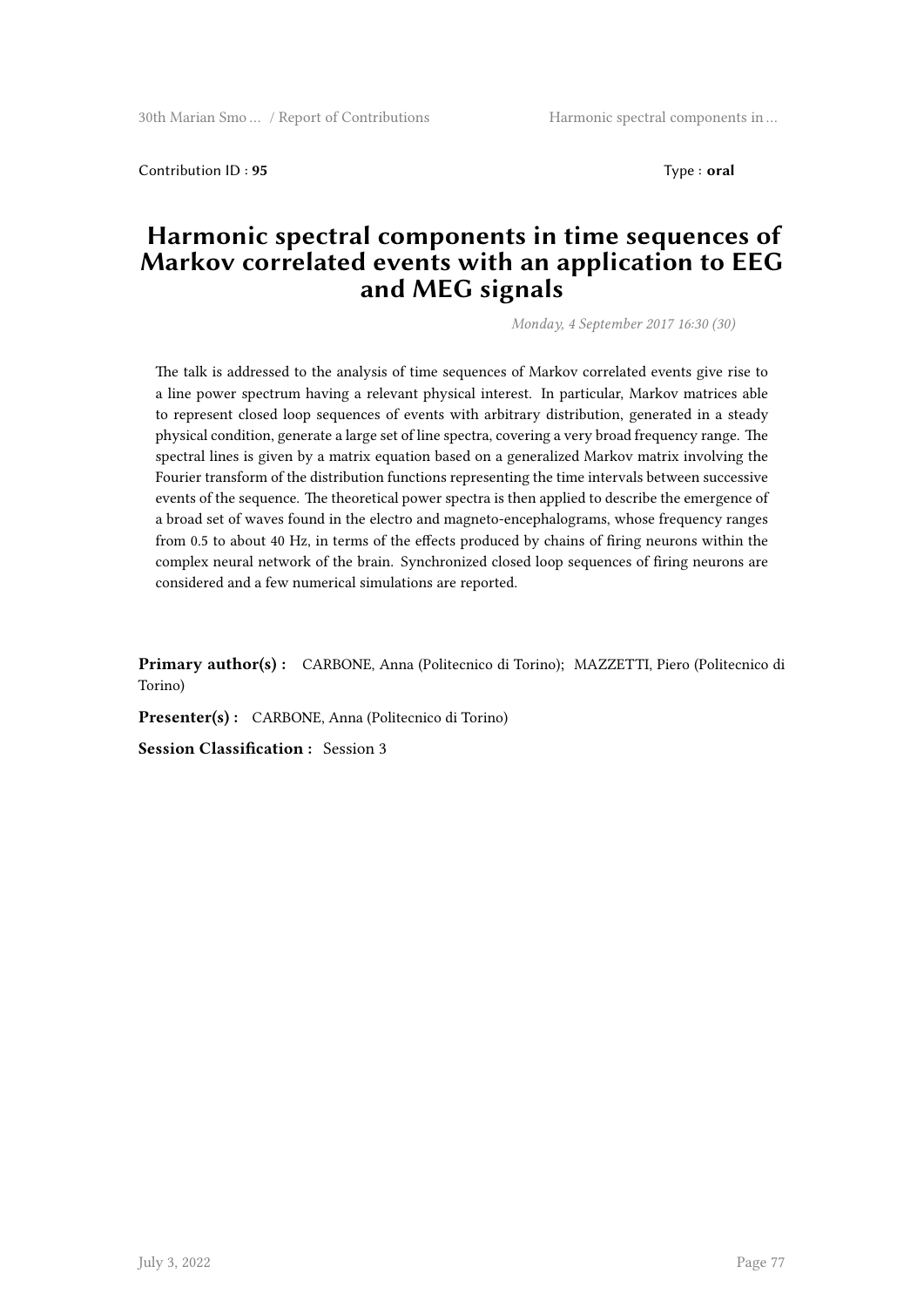Contribution ID : **95** Type : **oral**

# Harmonic spectral components in time sequences of Markov correlated events with an application to EEG and MEG signals

*Monday, 4 September 2017 16:30 (30)*

The talk is addressed to the analysis of time sequences of Markov correlated events give rise to a line power spectrum having a relevant physical interest. In particular, Markov matrices able to represent closed loop sequences of events with arbitrary distribution, generated in a steady physical condition, generate a large set of line spectra, covering a very broad frequency range. The spectral lines is given by a matrix equation based on a generalized Markov matrix involving the Fourier transform of the distribution functions representing the time intervals between successive events of the sequence. The theoretical power spectra is then applied to describe the emergence of a broad set of waves found in the electro and magneto-encephalograms, whose frequency ranges from 0.5 to about 40 Hz, in terms of the effects produced by chains of firing neurons within the complex neural network of the brain. Synchronized closed loop sequences of firing neurons are considered and a few numerical simulations are reported.

**Primary author(s) :** CARBONE, Anna (Politecnico di Torino); MAZZETTI, Piero (Politecnico di Torino)

**Presenter(s) :** CARBONE, Anna (Politecnico di Torino)

**Session Classification :** Session 3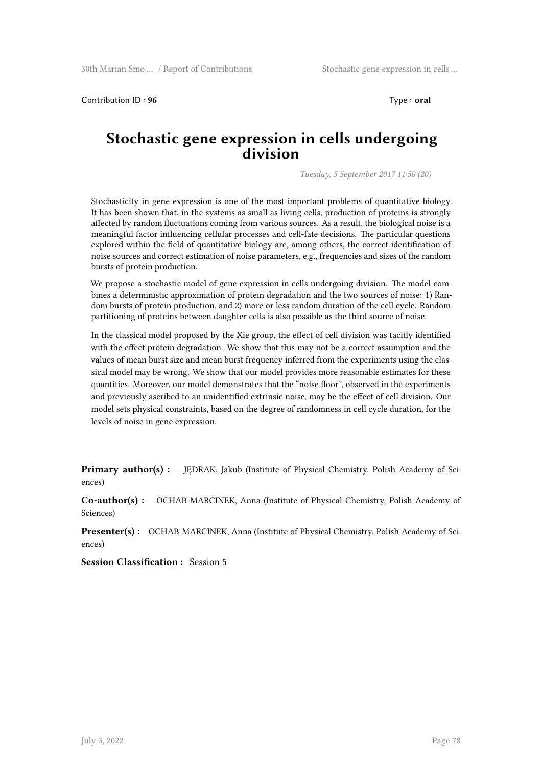Contribution ID : **96** Type : **oral**

# Stochastic gene expression in cells undergoing division

*Tuesday, 5 September 2017 11:50 (20)*

Stochasticity in gene expression is one of the most important problems of quantitative biology. It has been shown that, in the systems as small as living cells, production of proteins is strongly affected by random fluctuations coming from various sources. As a result, the biological noise is a meaningful factor influencing cellular processes and cell-fate decisions. The particular questions explored within the field of quantitative biology are, among others, the correct identification of noise sources and correct estimation of noise parameters, e.g., frequencies and sizes of the random bursts of protein production.

We propose a stochastic model of gene expression in cells undergoing division. The model combines a deterministic approximation of protein degradation and the two sources of noise: 1) Random bursts of protein production, and 2) more or less random duration of the cell cycle. Random partitioning of proteins between daughter cells is also possible as the third source of noise.

In the classical model proposed by the Xie group, the effect of cell division was tacitly identified with the effect protein degradation. We show that this may not be a correct assumption and the values of mean burst size and mean burst frequency inferred from the experiments using the classical model may be wrong. We show that our model provides more reasonable estimates for these quantities. Moreover, our model demonstrates that the "noise floor", observed in the experiments and previously ascribed to an unidentified extrinsic noise, may be the effect of cell division. Our model sets physical constraints, based on the degree of randomness in cell cycle duration, for the levels of noise in gene expression.

**Primary author(s) :** JĘDRAK, Jakub (Institute of Physical Chemistry, Polish Academy of Sciences)

**Co-author(s) :** OCHAB-MARCINEK, Anna (Institute of Physical Chemistry, Polish Academy of Sciences)

**Presenter(s) :** OCHAB-MARCINEK, Anna (Institute of Physical Chemistry, Polish Academy of Sciences)

**Session Classification :** Session 5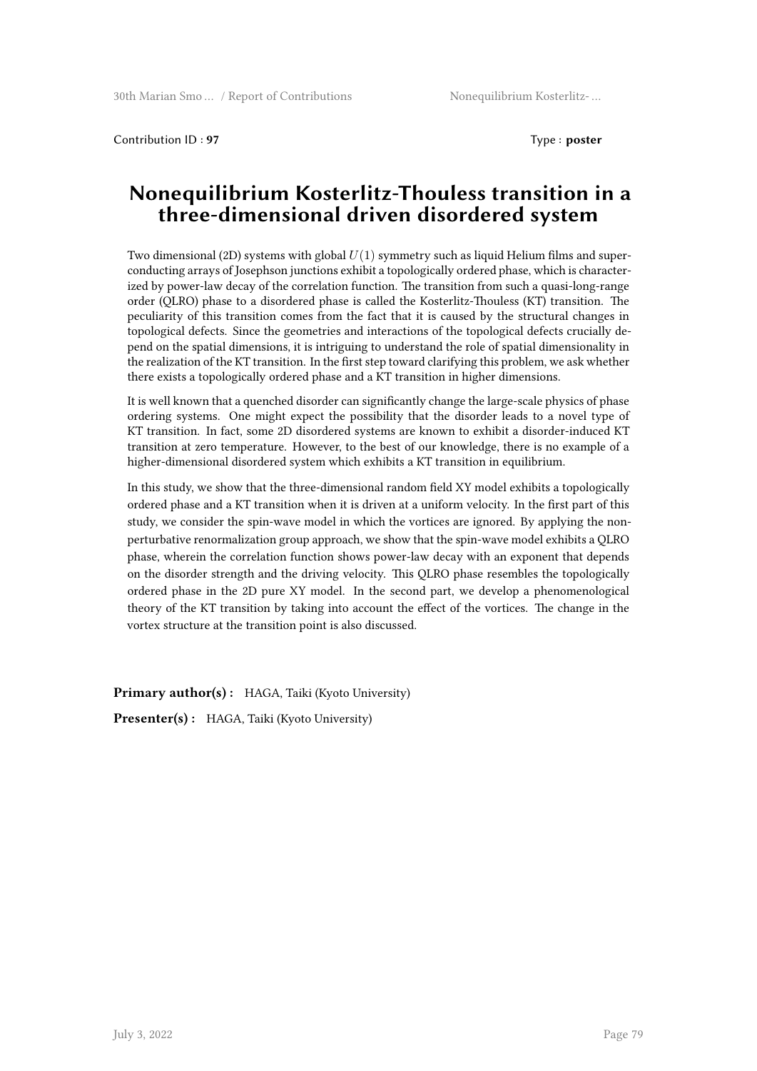Contribution ID : **97** Type : **poster**

# Nonequilibrium Kosterlitz-Thouless transition in a three-dimensional driven disordered system

Two dimensional (2D) systems with global $U(1)$ symmetry such as liquid Helium films and superconducting arrays of Josephson junctions exhibit a topologically ordered phase, which is characterized by power-law decay of the correlation function. The transition from such a quasi-long-range order (QLRO) phase to a disordered phase is called the Kosterlitz-Thouless (KT) transition. The peculiarity of this transition comes from the fact that it is caused by the structural changes in topological defects. Since the geometries and interactions of the topological defects crucially depend on the spatial dimensions, it is intriguing to understand the role of spatial dimensionality in the realization of the KT transition. In the first step toward clarifying this problem, we ask whether there exists a topologically ordered phase and a KT transition in higher dimensions.

It is well known that a quenched disorder can significantly change the large-scale physics of phase ordering systems. One might expect the possibility that the disorder leads to a novel type of KT transition. In fact, some 2D disordered systems are known to exhibit a disorder-induced KT transition at zero temperature. However, to the best of our knowledge, there is no example of a higher-dimensional disordered system which exhibits a KT transition in equilibrium.

In this study, we show that the three-dimensional random field XY model exhibits a topologically ordered phase and a KT transition when it is driven at a uniform velocity. In the first part of this study, we consider the spin-wave model in which the vortices are ignored. By applying the nonperturbative renormalization group approach, we show that the spin-wave model exhibits a QLRO phase, wherein the correlation function shows power-law decay with an exponent that depends on the disorder strength and the driving velocity. This QLRO phase resembles the topologically ordered phase in the 2D pure XY model. In the second part, we develop a phenomenological theory of the KT transition by taking into account the effect of the vortices. The change in the vortex structure at the transition point is also discussed.

**Primary author(s) :** HAGA, Taiki (Kyoto University)

**Presenter(s) :** HAGA, Taiki (Kyoto University)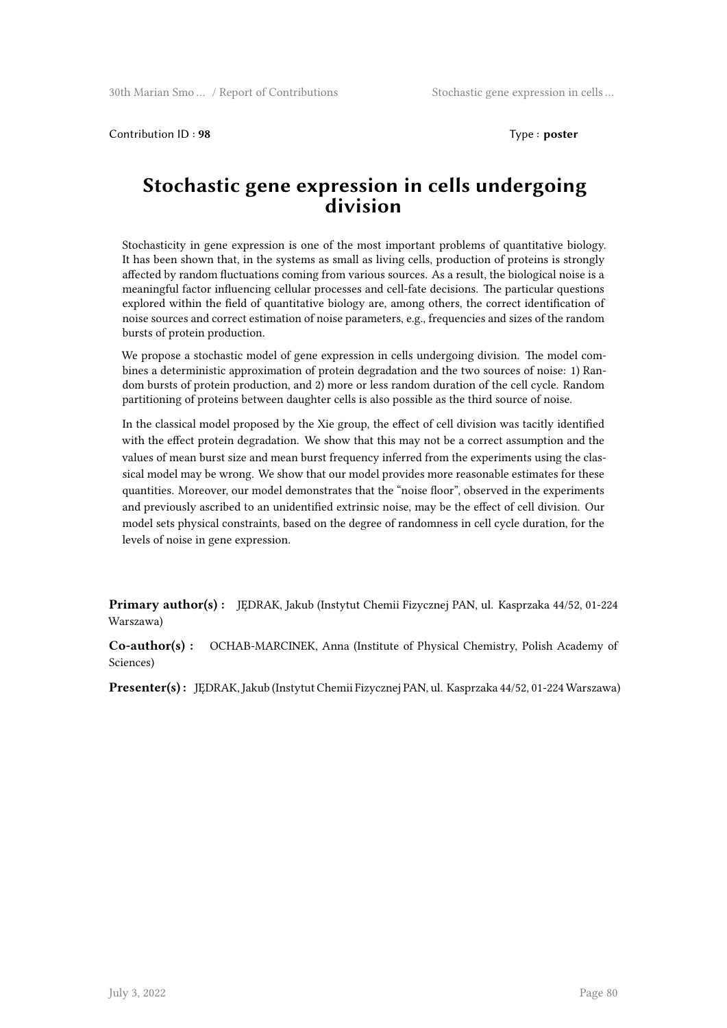Contribution ID : **98** Type : **poster**

# Stochastic gene expression in cells undergoing division

Stochasticity in gene expression is one of the most important problems of quantitative biology. It has been shown that, in the systems as small as living cells, production of proteins is strongly affected by random fluctuations coming from various sources. As a result, the biological noise is a meaningful factor influencing cellular processes and cell-fate decisions. The particular questions explored within the field of quantitative biology are, among others, the correct identification of noise sources and correct estimation of noise parameters, e.g., frequencies and sizes of the random bursts of protein production.

We propose a stochastic model of gene expression in cells undergoing division. The model combines a deterministic approximation of protein degradation and the two sources of noise: 1) Random bursts of protein production, and 2) more or less random duration of the cell cycle. Random partitioning of proteins between daughter cells is also possible as the third source of noise.

In the classical model proposed by the Xie group, the effect of cell division was tacitly identified with the effect protein degradation. We show that this may not be a correct assumption and the values of mean burst size and mean burst frequency inferred from the experiments using the classical model may be wrong. We show that our model provides more reasonable estimates for these quantities. Moreover, our model demonstrates that the "noise floor", observed in the experiments and previously ascribed to an unidentified extrinsic noise, may be the effect of cell division. Our model sets physical constraints, based on the degree of randomness in cell cycle duration, for the levels of noise in gene expression.

**Primary author(s) :** JĘDRAK, Jakub (Instytut Chemii Fizycznej PAN, ul. Kasprzaka 44/52, 01-224 Warszawa)

**Co-author(s) :** OCHAB-MARCINEK, Anna (Institute of Physical Chemistry, Polish Academy of Sciences)

**Presenter(s) :** JĘDRAK, Jakub (Instytut Chemii Fizycznej PAN, ul. Kasprzaka 44/52, 01-224 Warszawa)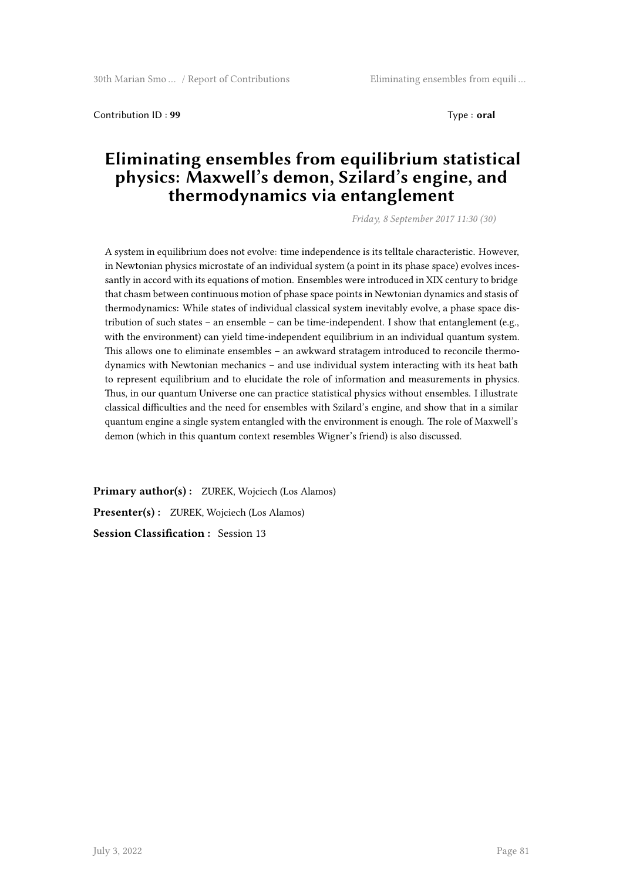Contribution ID : **99** Type : **oral**

# Eliminating ensembles from equilibrium statistical physics: Maxwell's demon, Szilard's engine, and thermodynamics via entanglement

*Friday, 8 September 2017 11:30 (30)*

A system in equilibrium does not evolve: time independence is its telltale characteristic. However, in Newtonian physics microstate of an individual system (a point in its phase space) evolves incessantly in accord with its equations of motion. Ensembles were introduced in XIX century to bridge that chasm between continuous motion of phase space points in Newtonian dynamics and stasis of thermodynamics: While states of individual classical system inevitably evolve, a phase space distribution of such states – an ensemble – can be time-independent. I show that entanglement (e.g., with the environment) can yield time-independent equilibrium in an individual quantum system. This allows one to eliminate ensembles – an awkward stratagem introduced to reconcile thermodynamics with Newtonian mechanics – and use individual system interacting with its heat bath to represent equilibrium and to elucidate the role of information and measurements in physics. Thus, in our quantum Universe one can practice statistical physics without ensembles. I illustrate classical difficulties and the need for ensembles with Szilard's engine, and show that in a similar quantum engine a single system entangled with the environment is enough. The role of Maxwell's demon (which in this quantum context resembles Wigner's friend) is also discussed.

**Primary author(s) :** ZUREK, Wojciech (Los Alamos)

**Presenter(s) :** ZUREK, Wojciech (Los Alamos)

**Session Classification :** Session 13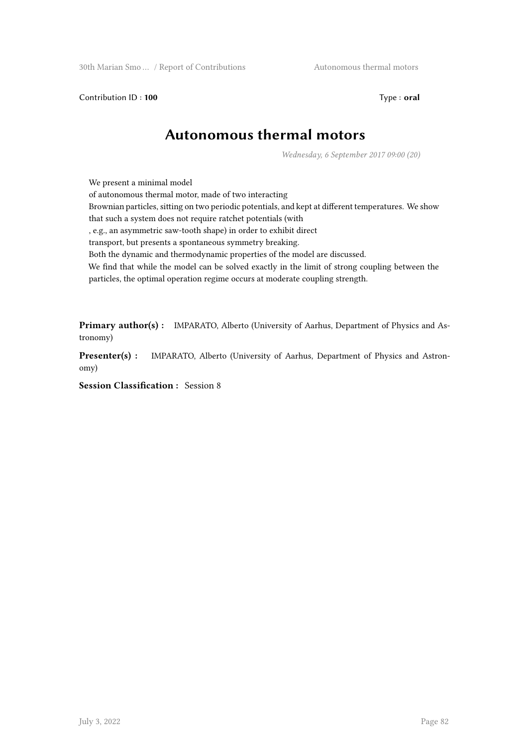Contribution ID : **100** Type : **oral**

# Autonomous thermal motors

*Wednesday, 6 September 2017 09:00 (20)*

We present a minimal model of autonomous thermal motor, made of two interacting Brownian particles, sitting on two periodic potentials, and kept at different temperatures. We show that such a system does not require ratchet potentials (with, e.g., an asymmetric saw-tooth shape) in order to exhibit direct transport, but presents a spontaneous symmetry breaking. Both the dynamic and thermodynamic properties of the model are discussed. We find that while the model can be solved exactly in the limit of strong coupling between the particles, the optimal operation regime occurs at moderate coupling strength.

**Primary author(s) :** IMPARATO, Alberto (University of Aarhus, Department of Physics and Astronomy)

**Presenter(s) :** IMPARATO, Alberto (University of Aarhus, Department of Physics and Astronomy)

**Session Classification :** Session 8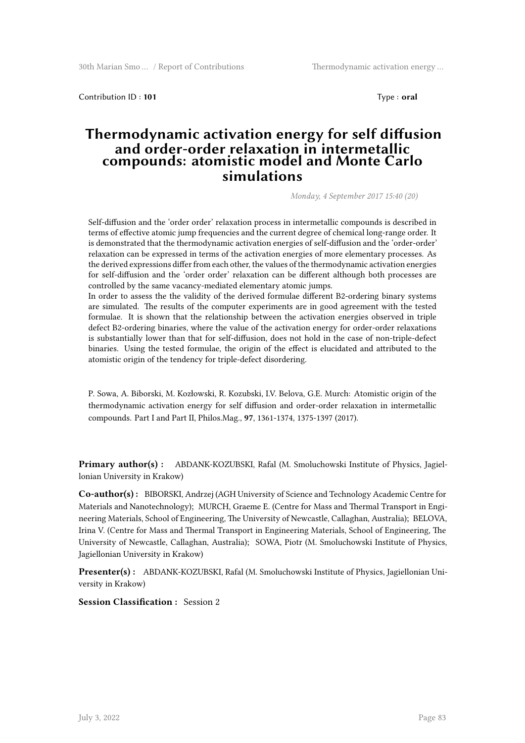Contribution ID : **101**

Type : **oral**

# Thermodynamic activation energy for self diffusion and order-order relaxation in intermetallic compounds: atomistic model and Monte Carlo simulations

*Monday, 4 September 2017 15:40 (20)*

Self-diffusion and the 'order order' relaxation process in intermetallic compounds is described in terms of effective atomic jump frequencies and the current degree of chemical long-range order. It is demonstrated that the thermodynamic activation energies of self-diffusion and the 'order-order' relaxation can be expressed in terms of the activation energies of more elementary processes. As the derived expressions differ from each other, the values of the thermodynamic activation energies for self-diffusion and the 'order order' relaxation can be different although both processes are controlled by the same vacancy-mediated elementary atomic jumps.

In order to assess the the validity of the derived formulae different B2-ordering binary systems are simulated. The results of the computer experiments are in good agreement with the tested formulae. It is shown that the relationship between the activation energies observed in triple defect B2-ordering binaries, where the value of the activation energy for order-order relaxations is substantially lower than that for self-diffusion, does not hold in the case of non-triple-defect binaries. Using the tested formulae, the origin of the effect is elucidated and attributed to the atomistic origin of the tendency for triple-defect disordering.

P. Sowa, A. Biborski, M. Kozłowski, R. Kozubski, I.V. Belova, G.E. Murch: Atomistic origin of the thermodynamic activation energy for self diffusion and order-order relaxation in intermetallic compounds. Part I and Part II, Philos.Mag., **97**, 1361-1374, 1375-1397 (2017).

**Primary author(s) :** ABDANK-KOZUBSKI, Rafal (M. Smoluchowski Institute of Physics, Jagiellonian University in Krakow)

**Co-author(s) :** BIBORSKI, Andrzej (AGH University of Science and Technology Academic Centre for Materials and Nanotechnology); MURCH, Graeme E. (Centre for Mass and Thermal Transport in Engineering Materials, School of Engineering, The University of Newcastle, Callaghan, Australia); BELOVA, Irina V. (Centre for Mass and Thermal Transport in Engineering Materials, School of Engineering, The University of Newcastle, Callaghan, Australia); SOWA, Piotr (M. Smoluchowski Institute of Physics, Jagiellonian University in Krakow)

**Presenter(s) :** ABDANK-KOZUBSKI, Rafal (M. Smoluchowski Institute of Physics, Jagiellonian University in Krakow)

**Session Classification :** Session 2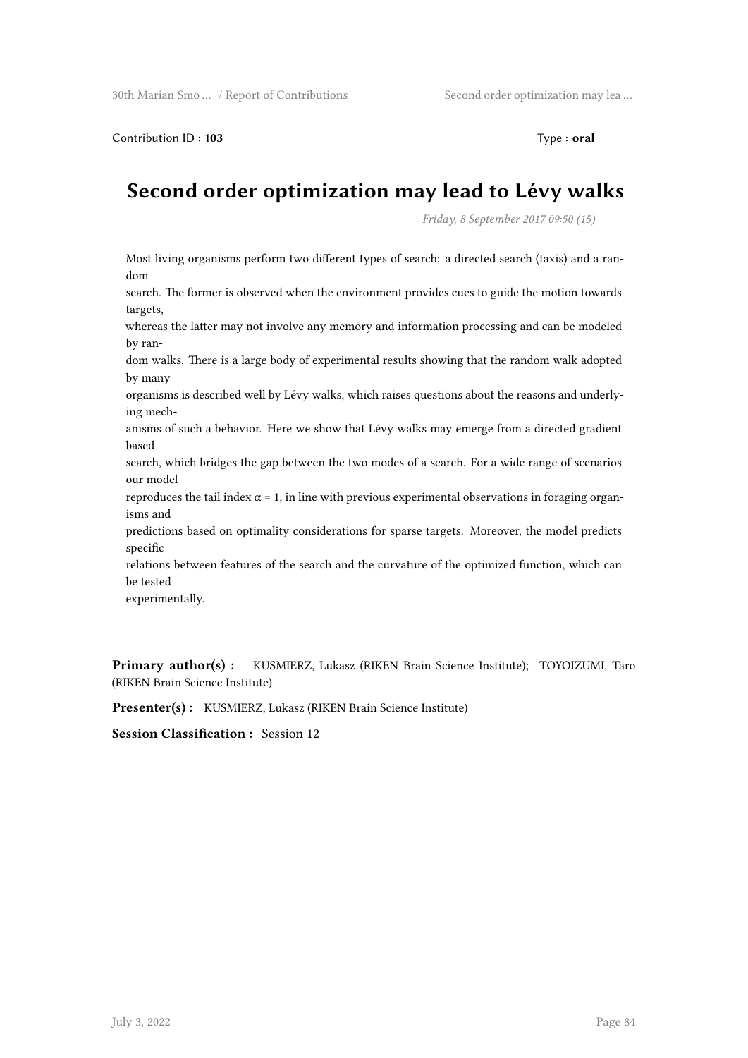Contribution ID : **103** Type : **oral**

# Second order optimization may lead to Lévy walks

*Friday, 8 September 2017 09:50 (15)*

Most living organisms perform two different types of search: a directed search (taxis) and a random search. The former is observed when the environment provides cues to guide the motion towards targets, whereas the latter may not involve any memory and information processing and can be modeled by random walks. There is a large body of experimental results showing that the random walk adopted by many organisms is described well by Lévy walks, which raises questions about the reasons and underlying mechanisms of such a behavior. Here we show that Lévy walks may emerge from a directed gradient based search, which bridges the gap between the two modes of a search. For a wide range of scenarios our model reproduces the tail index $\alpha = 1$, in line with previous experimental observations in foraging organisms and predictions based on optimality considerations for sparse targets. Moreover, the model predicts specific relations between features of the search and the curvature of the optimized function, which can be tested experimentally.

**Primary author(s) :** KUSMIERZ, Lukasz (RIKEN Brain Science Institute); TOYOIZUMI, Taro (RIKEN Brain Science Institute)

**Presenter(s) :** KUSMIERZ, Lukasz (RIKEN Brain Science Institute)

**Session Classification :** Session 12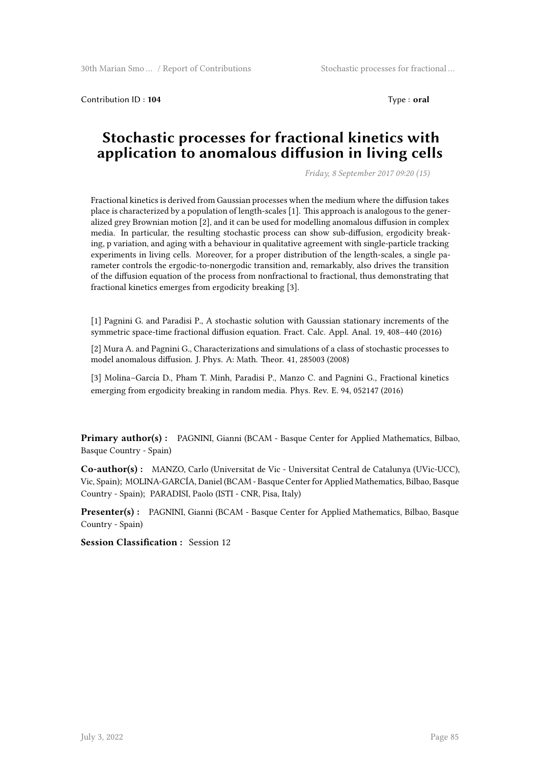Contribution ID : **104** Type : **oral**

# Stochastic processes for fractional kinetics with application to anomalous diffusion in living cells

*Friday, 8 September 2017 09:20 (15)*

Fractional kinetics is derived from Gaussian processes when the medium where the diffusion takes place is characterized by a population of length-scales [1]. This approach is analogous to the generalized grey Brownian motion [2], and it can be used for modelling anomalous diffusion in complex media. In particular, the resulting stochastic process can show sub-diffusion, ergodicity breaking, p variation, and aging with a behaviour in qualitative agreement with single-particle tracking experiments in living cells. Moreover, for a proper distribution of the length-scales, a single parameter controls the ergodic-to-nonergodic transition and, remarkably, also drives the transition of the diffusion equation of the process from nonfractional to fractional, thus demonstrating that fractional kinetics emerges from ergodicity breaking [3].

[1] Pagnini G. and Paradisi P., A stochastic solution with Gaussian stationary increments of the symmetric space-time fractional diffusion equation. Fract. Calc. Appl. Anal. 19, 408–440 (2016)

[2] Mura A. and Pagnini G., Characterizations and simulations of a class of stochastic processes to model anomalous diffusion. J. Phys. A: Math. Theor. 41, 285003 (2008)

[3] Molina–García D., Pham T. Minh, Paradisi P., Manzo C. and Pagnini G., Fractional kinetics emerging from ergodicity breaking in random media. Phys. Rev. E. 94, 052147 (2016)

**Primary author(s) :** PAGNINI, Gianni (BCAM - Basque Center for Applied Mathematics, Bilbao, Basque Country - Spain)

**Co-author(s) :** MANZO, Carlo (Universitat de Vic - Universitat Central de Catalunya (UVic-UCC), Vic, Spain); MOLINA-GARCÍA, Daniel (BCAM - Basque Center for Applied Mathematics, Bilbao, Basque Country - Spain); PARADISI, Paolo (ISTI - CNR, Pisa, Italy)

**Presenter(s) :** PAGNINI, Gianni (BCAM - Basque Center for Applied Mathematics, Bilbao, Basque Country - Spain)

**Session Classification :** Session 12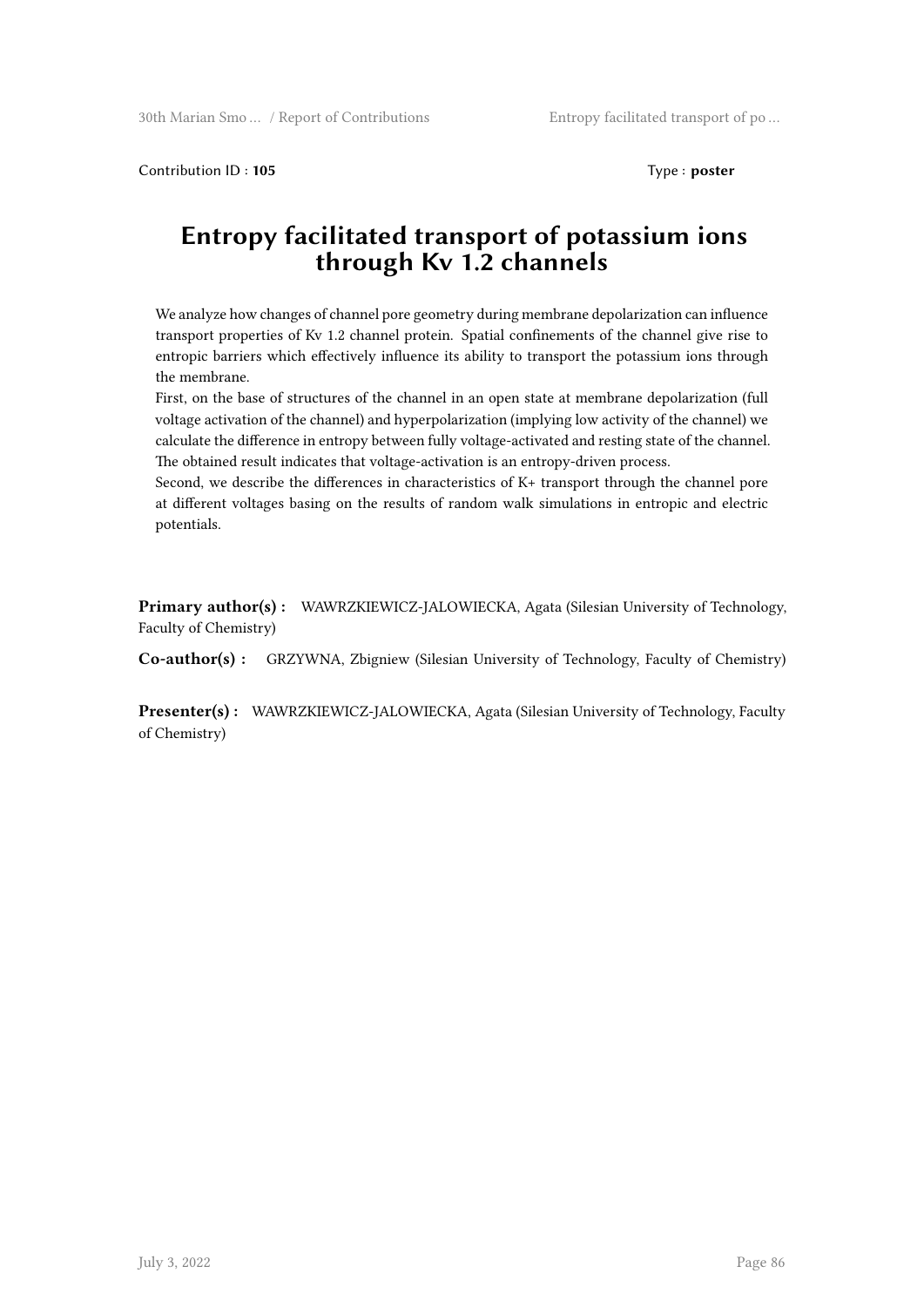Contribution ID : **105** Type : **poster**

# Entropy facilitated transport of potassium ions through Kv 1.2 channels

We analyze how changes of channel pore geometry during membrane depolarization can influence transport properties of Kv 1.2 channel protein. Spatial confinements of the channel give rise to entropic barriers which effectively influence its ability to transport the potassium ions through the membrane.

First, on the base of structures of the channel in an open state at membrane depolarization (full voltage activation of the channel) and hyperpolarization (implying low activity of the channel) we calculate the difference in entropy between fully voltage-activated and resting state of the channel. The obtained result indicates that voltage-activation is an entropy-driven process.

Second, we describe the differences in characteristics of $K^+$ transport through the channel pore at different voltages basing on the results of random walk simulations in entropic and electric potentials.

**Primary author(s) :** WAWRZKIEWICZ-JALOWIECKA, Agata (Silesian University of Technology, Faculty of Chemistry)

**Co-author(s) :** GRZYWNA, Zbigniew (Silesian University of Technology, Faculty of Chemistry)

**Presenter(s) :** WAWRZKIEWICZ-JALOWIECKA, Agata (Silesian University of Technology, Faculty of Chemistry)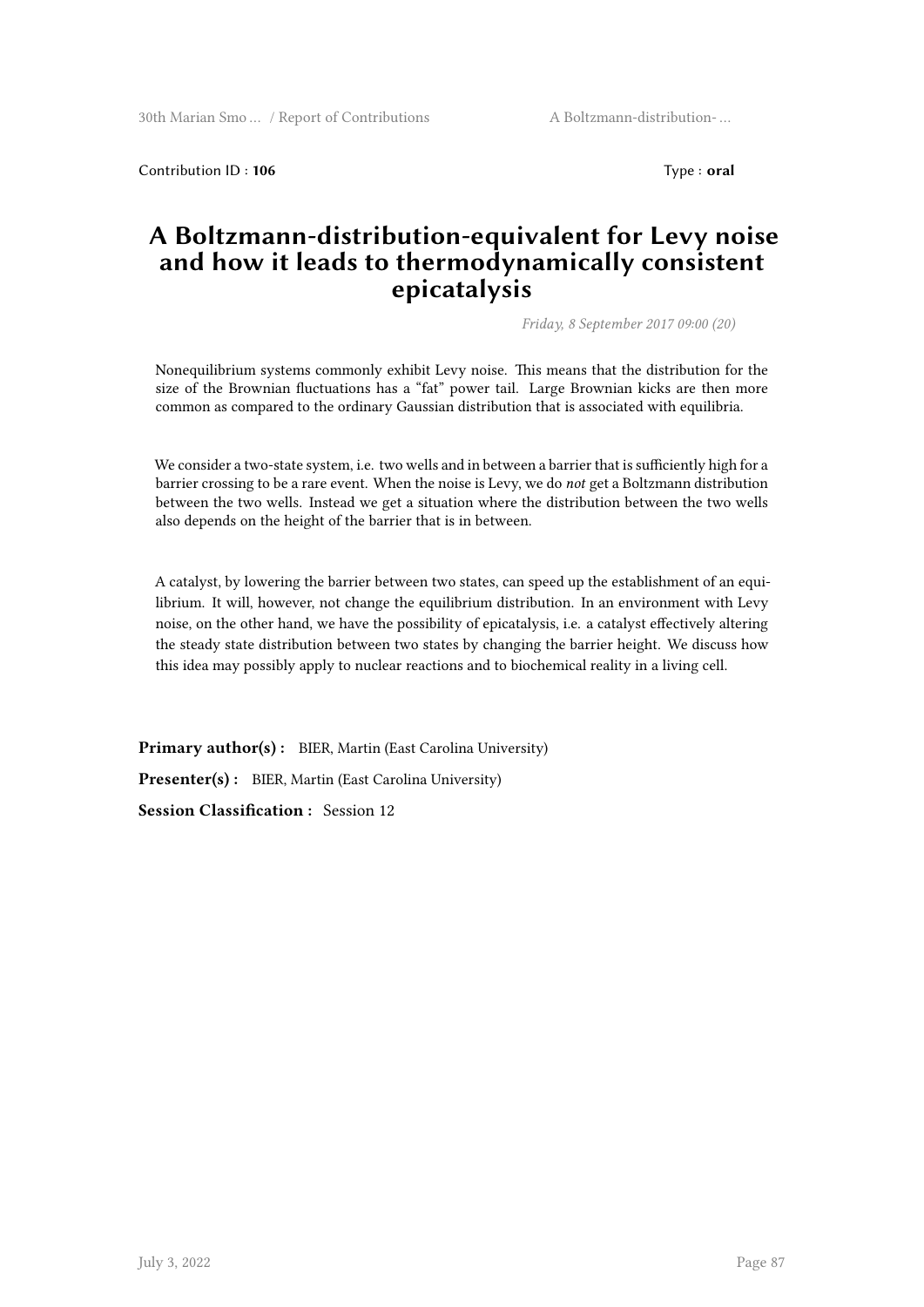Contribution ID : **106** Type : **oral**

# A Boltzmann-distribution-equivalent for Levy noise and how it leads to thermodynamically consistent epicatalysis

*Friday, 8 September 2017 09:00 (20)*

Nonequilibrium systems commonly exhibit Levy noise. This means that the distribution for the size of the Brownian fluctuations has a "fat" power tail. Large Brownian kicks are then more common as compared to the ordinary Gaussian distribution that is associated with equilibria.

We consider a two-state system, i.e. two wells and in between a barrier that is sufficiently high for a barrier crossing to be a rare event. When the noise is Levy, we do *not* get a Boltzmann distribution between the two wells. Instead we get a situation where the distribution between the two wells also depends on the height of the barrier that is in between.

A catalyst, by lowering the barrier between two states, can speed up the establishment of an equilibrium. It will, however, not change the equilibrium distribution. In an environment with Levy noise, on the other hand, we have the possibility of epicatalysis, i.e. a catalyst effectively altering the steady state distribution between two states by changing the barrier height. We discuss how this idea may possibly apply to nuclear reactions and to biochemical reality in a living cell.

**Primary author(s) :** BIER, Martin (East Carolina University)

**Presenter(s) :** BIER, Martin (East Carolina University)

**Session Classification :** Session 12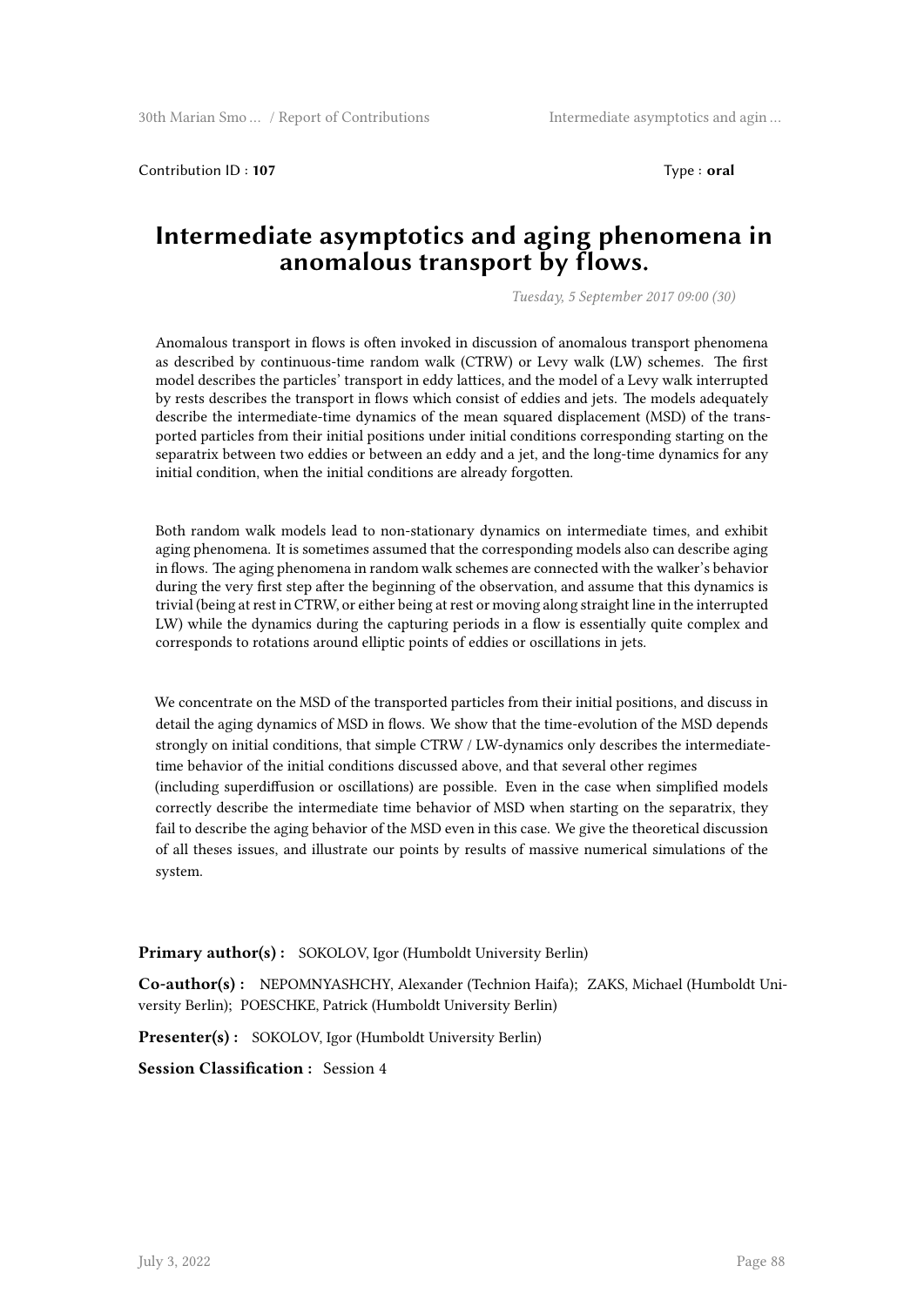Contribution ID : **107** Type : **oral**

# Intermediate asymptotics and aging phenomena in anomalous transport by flows.

*Tuesday, 5 September 2017 09:00 (30)*

Anomalous transport in flows is often invoked in discussion of anomalous transport phenomena as described by continuous-time random walk (CTRW) or Levy walk (LW) schemes. The first model describes the particles' transport in eddy lattices, and the model of a Levy walk interrupted by rests describes the transport in flows which consist of eddies and jets. The models adequately describe the intermediate-time dynamics of the mean squared displacement (MSD) of the transported particles from their initial positions under initial conditions corresponding starting on the separatrix between two eddies or between an eddy and a jet, and the long-time dynamics for any initial condition, when the initial conditions are already forgotten.

Both random walk models lead to non-stationary dynamics on intermediate times, and exhibit aging phenomena. It is sometimes assumed that the corresponding models also can describe aging in flows. The aging phenomena in random walk schemes are connected with the walker's behavior during the very first step after the beginning of the observation, and assume that this dynamics is trivial (being at rest in CTRW, or either being at rest or moving along straight line in the interrupted LW) while the dynamics during the capturing periods in a flow is essentially quite complex and corresponds to rotations around elliptic points of eddies or oscillations in jets.

We concentrate on the MSD of the transported particles from their initial positions, and discuss in detail the aging dynamics of MSD in flows. We show that the time-evolution of the MSD depends strongly on initial conditions, that simple CTRW / LW-dynamics only describes the intermediate-time behavior of the initial conditions discussed above, and that several other regimes (including superdiffusion or oscillations) are possible. Even in the case when simplified models correctly describe the intermediate time behavior of MSD when starting on the separatrix, they fail to describe the aging behavior of the MSD even in this case. We give the theoretical discussion of all theses issues, and illustrate our points by results of massive numerical simulations of the system.

**Primary author(s) :** SOKOLOV, Igor (Humboldt University Berlin)

**Co-author(s) :** NEPOMNYASHCHY, Alexander (Technion Haifa); ZAKS, Michael (Humboldt University Berlin); POESCHKE, Patrick (Humboldt University Berlin)

**Presenter(s) :** SOKOLOV, Igor (Humboldt University Berlin)

**Session Classification :** Session 4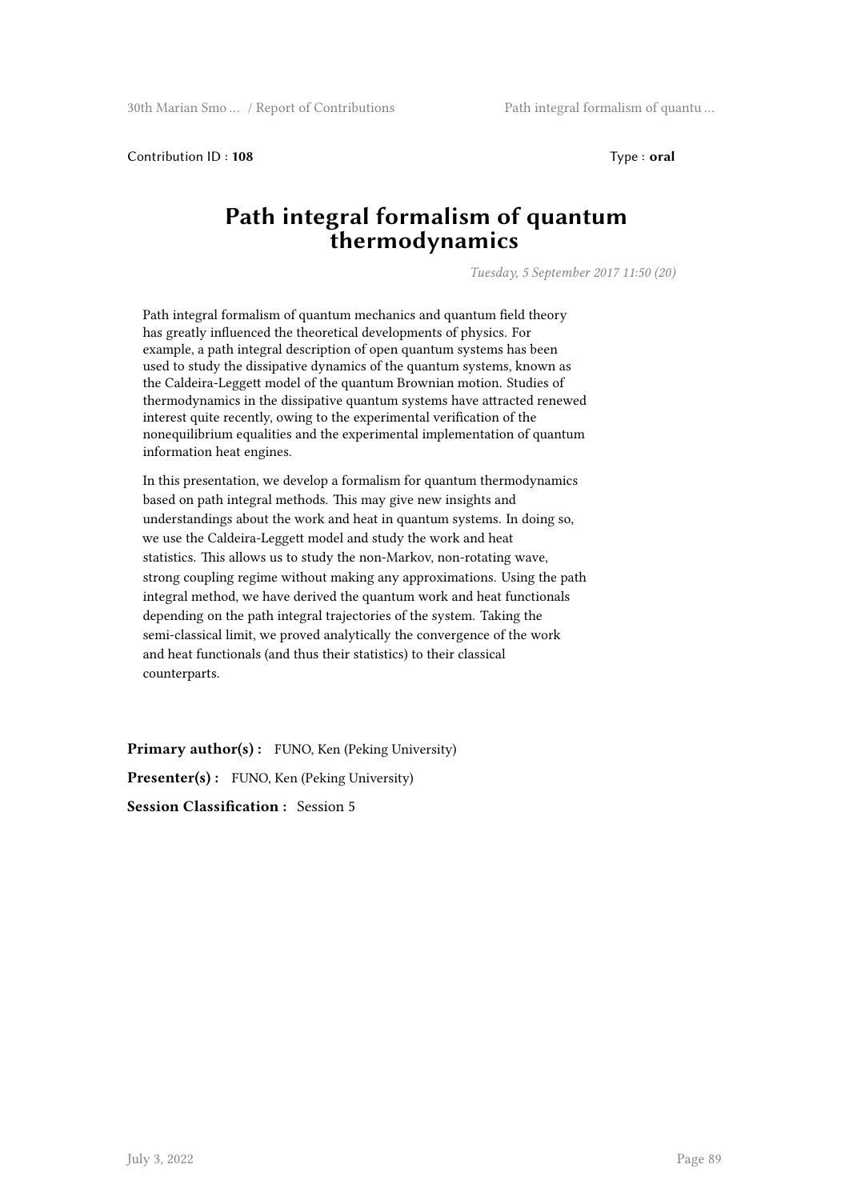Contribution ID : **108** Type : **oral**

# Path integral formalism of quantum thermodynamics

*Tuesday, 5 September 2017 11:50 (20)*

Path integral formalism of quantum mechanics and quantum field theory has greatly influenced the theoretical developments of physics. For example, a path integral description of open quantum systems has been used to study the dissipative dynamics of the quantum systems, known as the Caldeira-Leggett model of the quantum Brownian motion. Studies of thermodynamics in the dissipative quantum systems have attracted renewed interest quite recently, owing to the experimental verification of the nonequilibrium equalities and the experimental implementation of quantum information heat engines.

In this presentation, we develop a formalism for quantum thermodynamics based on path integral methods. This may give new insights and understandings about the work and heat in quantum systems. In doing so, we use the Caldeira-Leggett model and study the work and heat statistics. This allows us to study the non-Markov, non-rotating wave, strong coupling regime without making any approximations. Using the path integral method, we have derived the quantum work and heat functionals depending on the path integral trajectories of the system. Taking the semi-classical limit, we proved analytically the convergence of the work and heat functionals (and thus their statistics) to their classical counterparts.

**Primary author(s) :** FUNO, Ken (Peking University)

**Presenter(s) :** FUNO, Ken (Peking University)

**Session Classification :** Session 5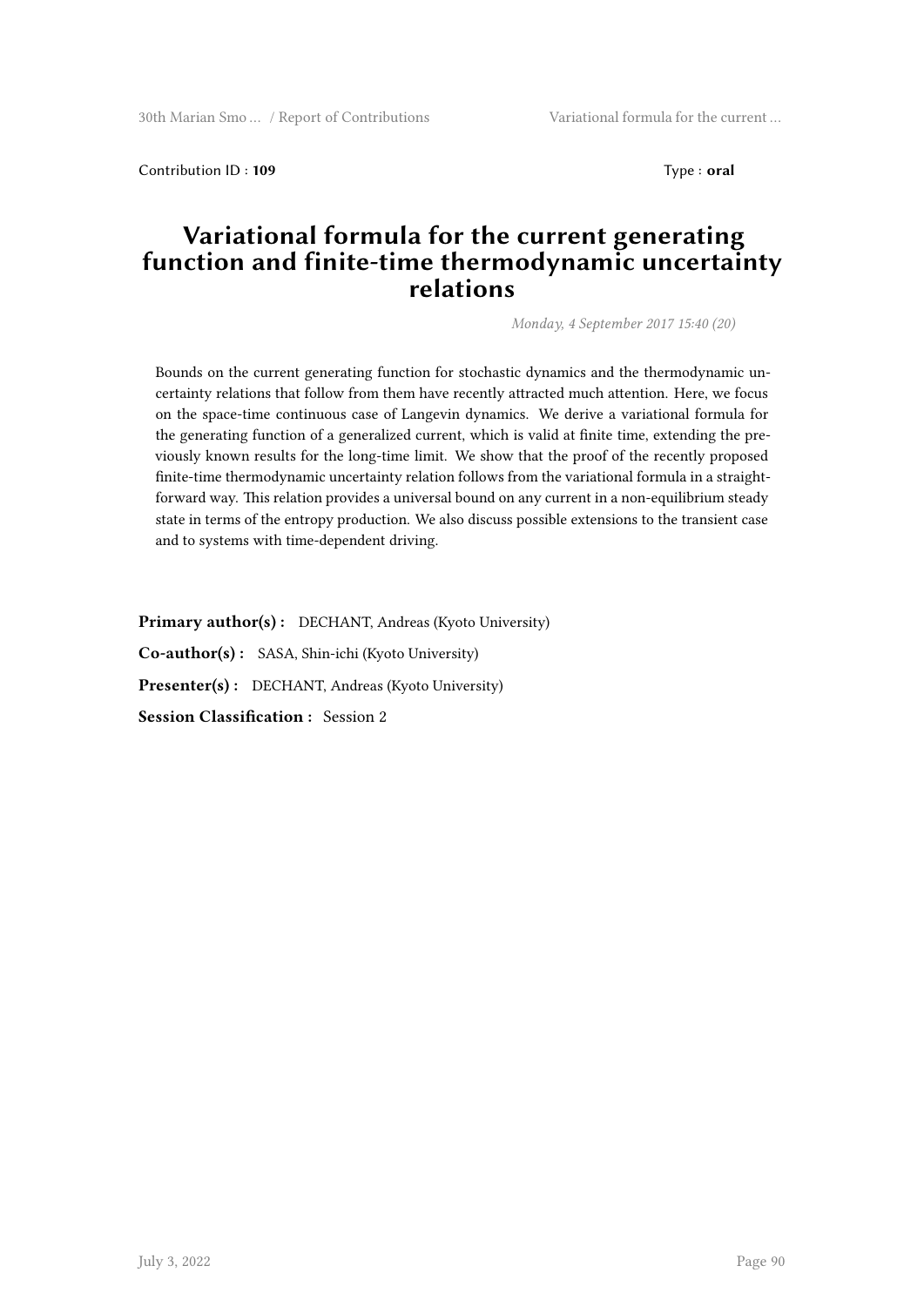Contribution ID : **109** Type : **oral**

# Variational formula for the current generating function and finite-time thermodynamic uncertainty relations

*Monday, 4 September 2017 15:40 (20)*

Bounds on the current generating function for stochastic dynamics and the thermodynamic uncertainty relations that follow from them have recently attracted much attention. Here, we focus on the space-time continuous case of Langevin dynamics. We derive a variational formula for the generating function of a generalized current, which is valid at finite time, extending the previously known results for the long-time limit. We show that the proof of the recently proposed finite-time thermodynamic uncertainty relation follows from the variational formula in a straightforward way. This relation provides a universal bound on any current in a non-equilibrium steady state in terms of the entropy production. We also discuss possible extensions to the transient case and to systems with time-dependent driving.

**Primary author(s) :** DECHANT, Andreas (Kyoto University)

**Co-author(s) :** SASA, Shin-ichi (Kyoto University)

**Presenter(s) :** DECHANT, Andreas (Kyoto University)

**Session Classification :** Session 2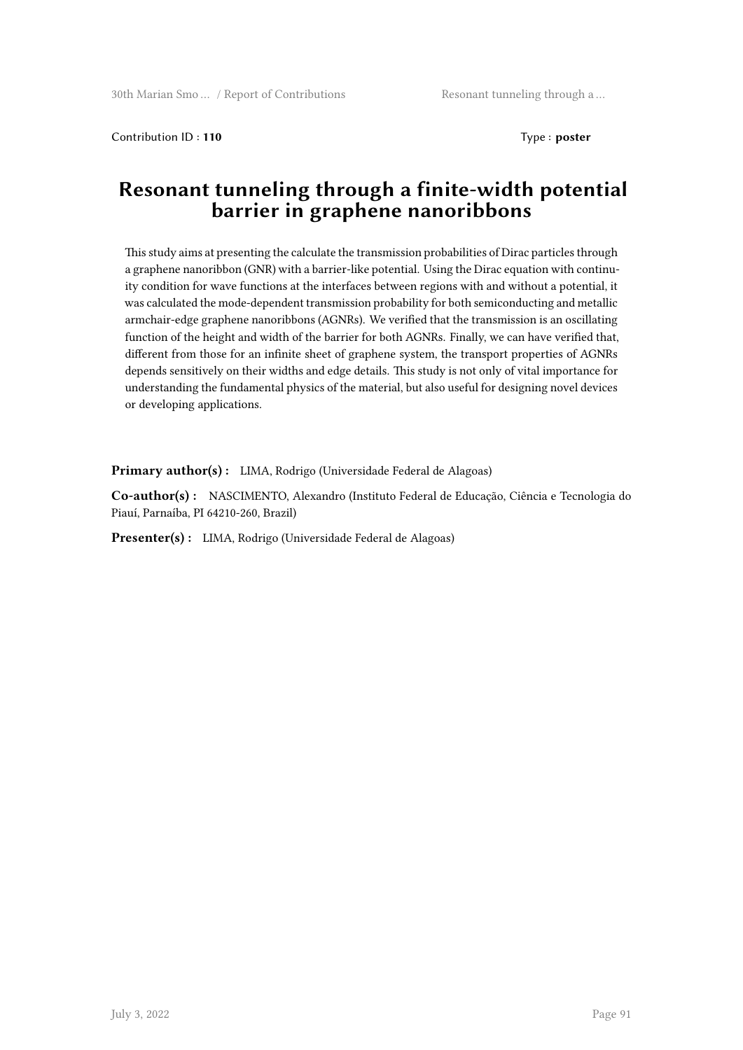Contribution ID : **110** Type : **poster**

# Resonant tunneling through a finite-width potential barrier in graphene nanoribbons

This study aims at presenting the calculate the transmission probabilities of Dirac particles through a graphene nanoribbon (GNR) with a barrier-like potential. Using the Dirac equation with continuity condition for wave functions at the interfaces between regions with and without a potential, it was calculated the mode-dependent transmission probability for both semiconducting and metallic armchair-edge graphene nanoribbons (AGNRs). We verified that the transmission is an oscillating function of the height and width of the barrier for both AGNRs. Finally, we can have verified that, different from those for an infinite sheet of graphene system, the transport properties of AGNRs depends sensitively on their widths and edge details. This study is not only of vital importance for understanding the fundamental physics of the material, but also useful for designing novel devices or developing applications.

**Primary author(s) :** LIMA, Rodrigo (Universidade Federal de Alagoas)

**Co-author(s) :** NASCIMENTO, Alexandro (Instituto Federal de Educação, Ciência e Tecnologia do Piauí, Parnaíba, PI 64210-260, Brazil)

**Presenter(s) :** LIMA, Rodrigo (Universidade Federal de Alagoas)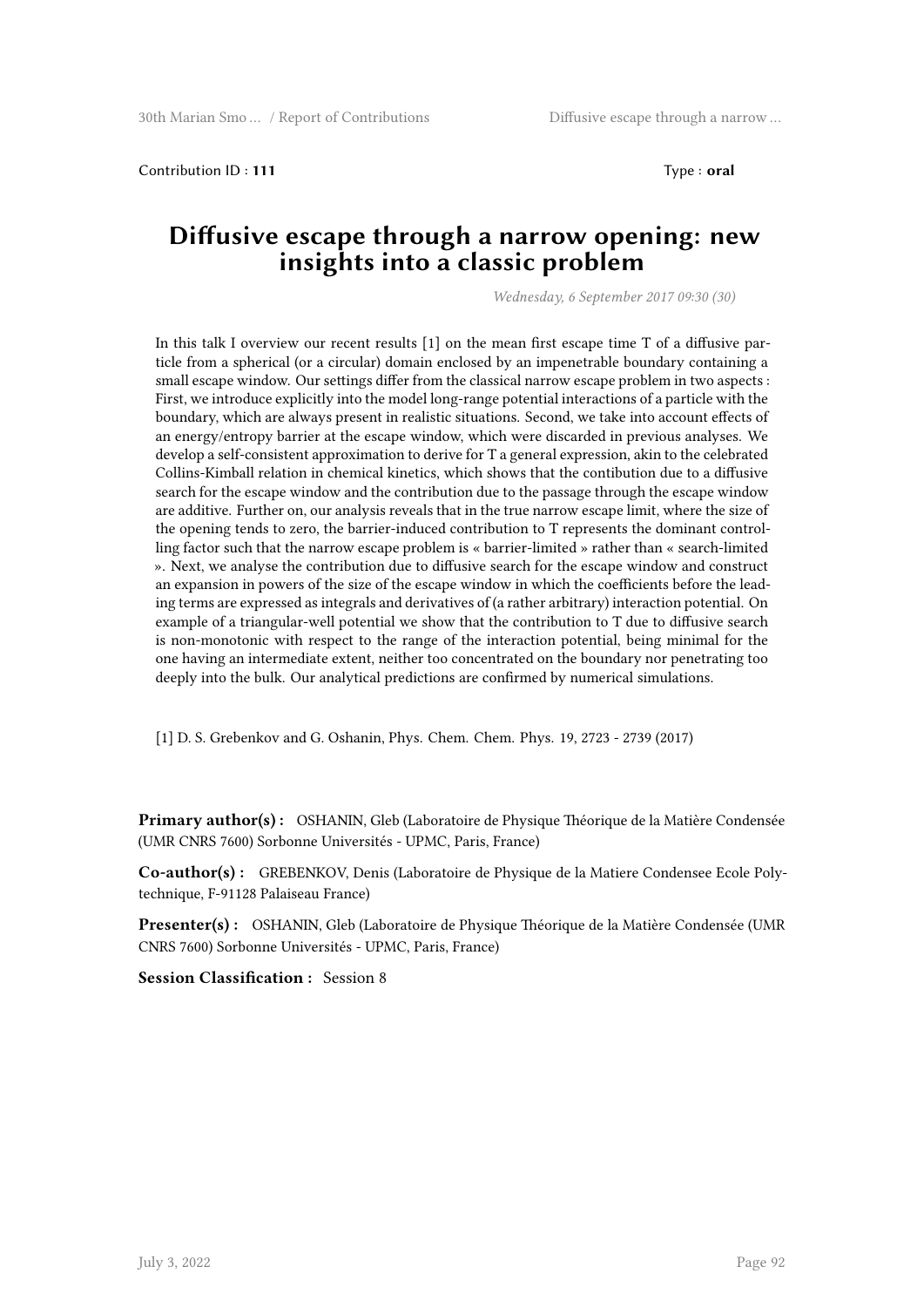Contribution ID : **111** Type : **oral**

# Diffusive escape through a narrow opening: new insights into a classic problem

*Wednesday, 6 September 2017 09:30 (30)*

In this talk I overview our recent results [1] on the mean first escape time T of a diffusive particle from a spherical (or a circular) domain enclosed by an impenetrable boundary containing a small escape window. Our settings differ from the classical narrow escape problem in two aspects : First, we introduce explicitly into the model long-range potential interactions of a particle with the boundary, which are always present in realistic situations. Second, we take into account effects of an energy/entropy barrier at the escape window, which were discarded in previous analyses. We develop a self-consistent approximation to derive for T a general expression, akin to the celebrated Collins-Kimball relation in chemical kinetics, which shows that the contibution due to a diffusive search for the escape window and the contribution due to the passage through the escape window are additive. Further on, our analysis reveals that in the true narrow escape limit, where the size of the opening tends to zero, the barrier-induced contribution to T represents the dominant controlling factor such that the narrow escape problem is « barrier-limited » rather than « search-limited ». Next, we analyse the contribution due to diffusive search for the escape window and construct an expansion in powers of the size of the escape window in which the coefficients before the leading terms are expressed as integrals and derivatives of (a rather arbitrary) interaction potential. On example of a triangular-well potential we show that the contribution to T due to diffusive search is non-monotonic with respect to the range of the interaction potential, being minimal for the one having an intermediate extent, neither too concentrated on the boundary nor penetrating too deeply into the bulk. Our analytical predictions are confirmed by numerical simulations.

[1] D. S. Grebenkov and G. Oshanin, Phys. Chem. Chem. Phys. 19, 2723 - 2739 (2017)

**Primary author(s) :** OSHANIN, Gleb (Laboratoire de Physique Théorique de la Matière Condensée (UMR CNRS 7600) Sorbonne Universités - UPMC, Paris, France)

**Co-author(s) :** GREBENKOV, Denis (Laboratoire de Physique de la Matiere Condensee Ecole Polytechnique, F-91128 Palaiseau France)

**Presenter(s) :** OSHANIN, Gleb (Laboratoire de Physique Théorique de la Matière Condensée (UMR CNRS 7600) Sorbonne Universités - UPMC, Paris, France)

**Session Classification :** Session 8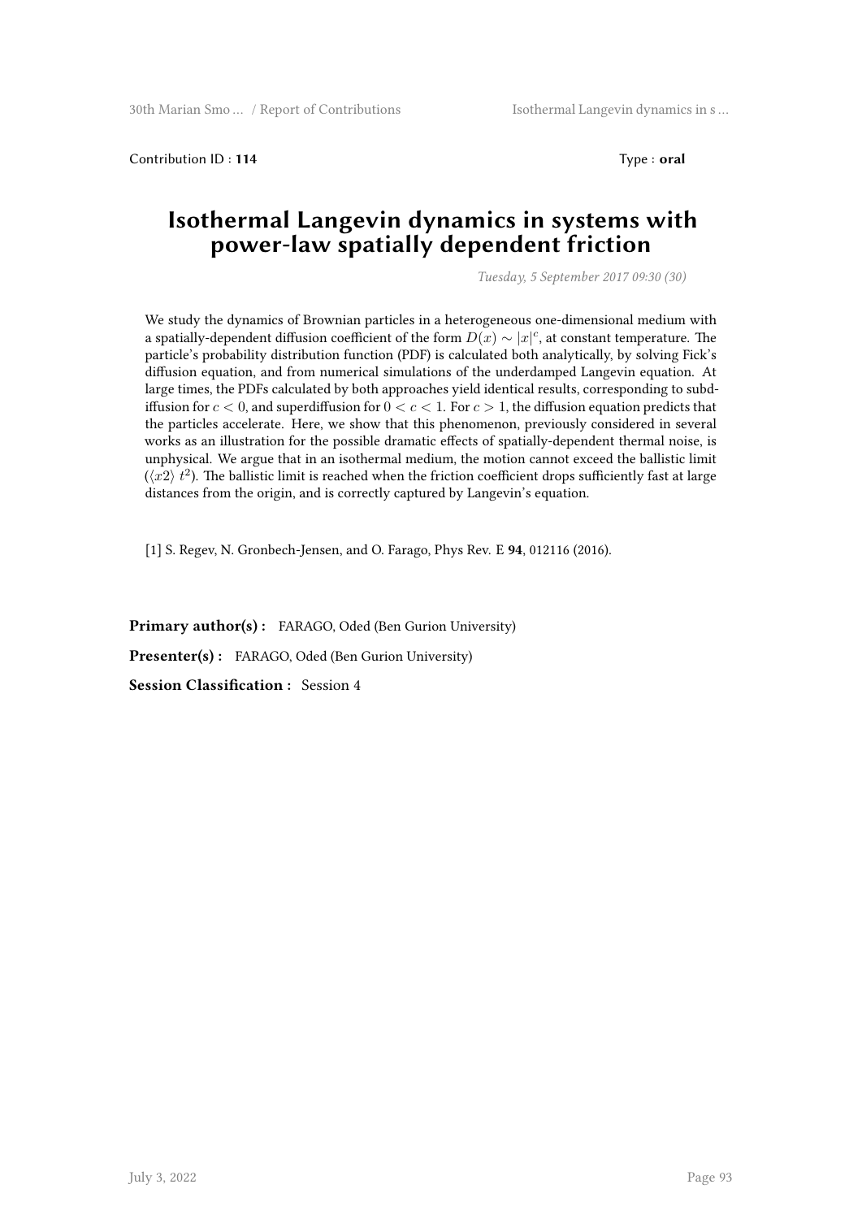Contribution ID : **114** Type : **oral**

# Isothermal Langevin dynamics in systems with power-law spatially dependent friction

*Tuesday, 5 September 2017 09:30 (30)*

We study the dynamics of Brownian particles in a heterogeneous one-dimensional medium with a spatially-dependent diffusion coefficient of the form $D(x) \sim |x|^c$, at constant temperature. The particle's probability distribution function (PDF) is calculated both analytically, by solving Fick's diffusion equation, and from numerical simulations of the underdamped Langevin equation. At large times, the PDFs calculated by both approaches yield identical results, corresponding to subdiffusion for $c < 0$, and superdiffusion for $0 < c < 1$. For $c > 1$, the diffusion equation predicts that the particles accelerate. Here, we show that this phenomenon, previously considered in several works as an illustration for the possible dramatic effects of spatially-dependent thermal noise, is unphysical. We argue that in an isothermal medium, the motion cannot exceed the ballistic limit ($\langle x2 \rangle$ $t^2$). The ballistic limit is reached when the friction coefficient drops sufficiently fast at large distances from the origin, and is correctly captured by Langevin's equation.

[1] S. Regev, N. Gronbech-Jensen, and O. Farago, Phys Rev. E **94**, 012116 (2016).

**Primary author(s) :** FARAGO, Oded (Ben Gurion University)

**Presenter(s) :** FARAGO, Oded (Ben Gurion University)

**Session Classification :** Session 4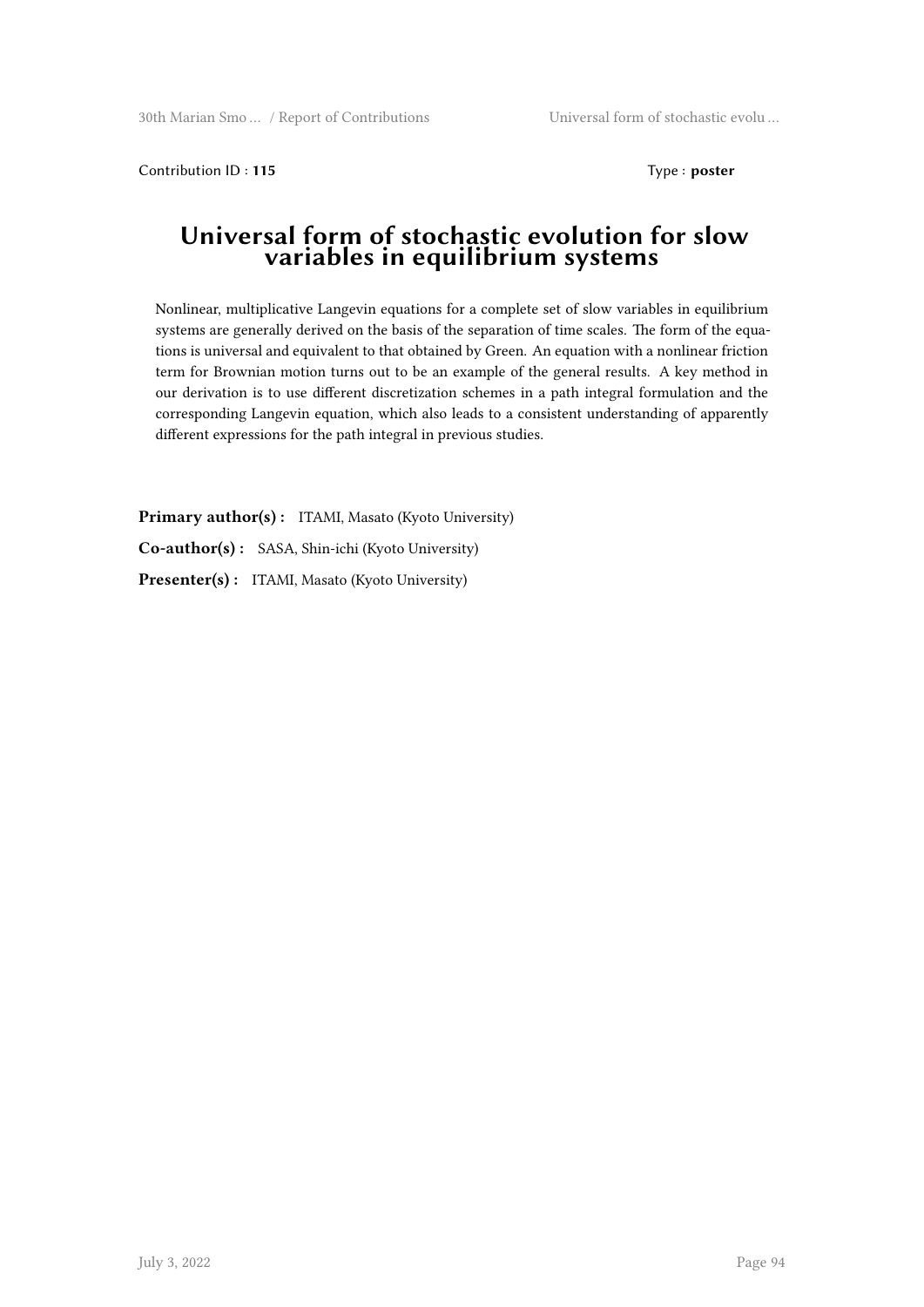Contribution ID : **115** Type : **poster**

# Universal form of stochastic evolution for slow variables in equilibrium systems

Nonlinear, multiplicative Langevin equations for a complete set of slow variables in equilibrium systems are generally derived on the basis of the separation of time scales. The form of the equations is universal and equivalent to that obtained by Green. An equation with a nonlinear friction term for Brownian motion turns out to be an example of the general results. A key method in our derivation is to use different discretization schemes in a path integral formulation and the corresponding Langevin equation, which also leads to a consistent understanding of apparently different expressions for the path integral in previous studies.

**Primary author(s) :** ITAMI, Masato (Kyoto University)

**Co-author(s) :** SASA, Shin-ichi (Kyoto University)

**Presenter(s) :** ITAMI, Masato (Kyoto University)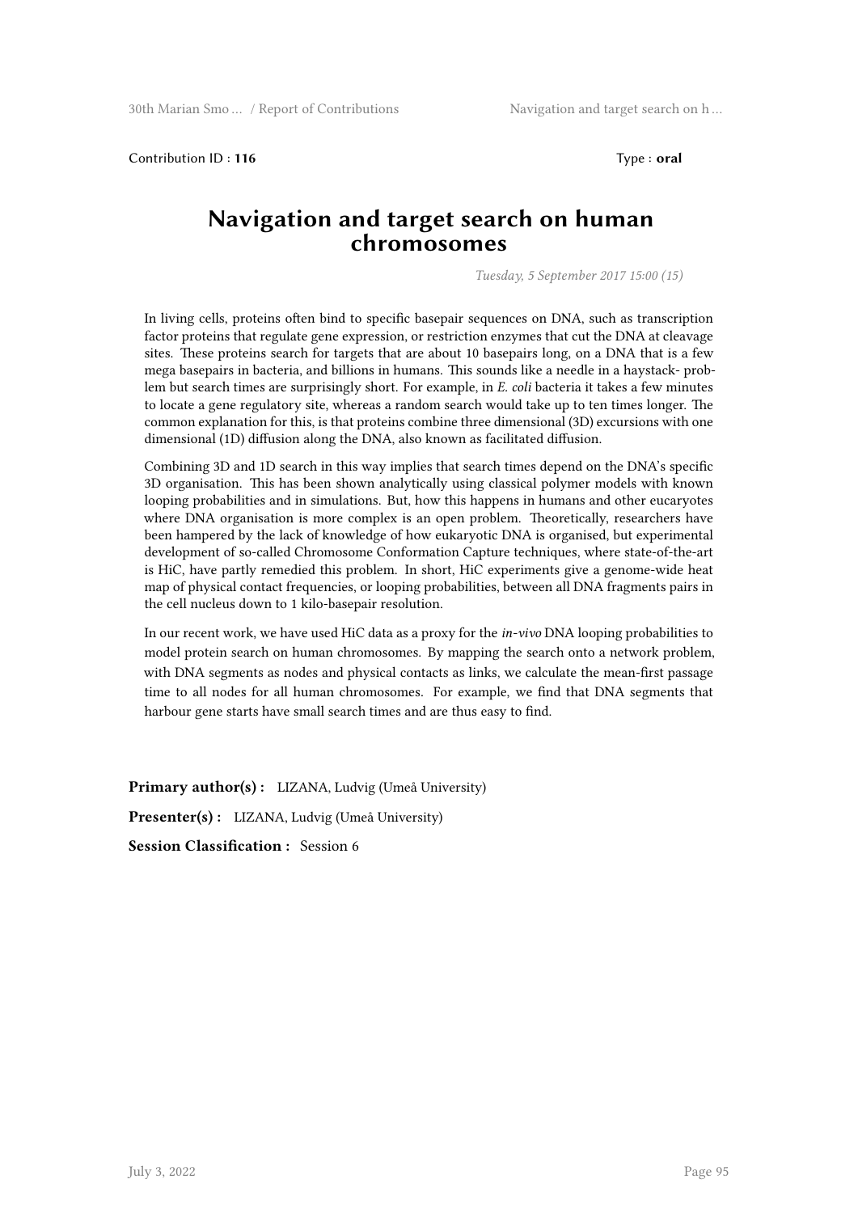Contribution ID : **116** Type : **oral**

# Navigation and target search on human chromosomes

*Tuesday, 5 September 2017 15:00 (15)*

In living cells, proteins often bind to specific basepair sequences on DNA, such as transcription factor proteins that regulate gene expression, or restriction enzymes that cut the DNA at cleavage sites. These proteins search for targets that are about 10 basepairs long, on a DNA that is a few mega basepairs in bacteria, and billions in humans. This sounds like a needle in a haystack- problem but search times are surprisingly short. For example, in *E. coli* bacteria it takes a few minutes to locate a gene regulatory site, whereas a random search would take up to ten times longer. The common explanation for this, is that proteins combine three dimensional (3D) excursions with one dimensional (1D) diffusion along the DNA, also known as facilitated diffusion.

Combining 3D and 1D search in this way implies that search times depend on the DNA's specific 3D organisation. This has been shown analytically using classical polymer models with known looping probabilities and in simulations. But, how this happens in humans and other eucaryotes where DNA organisation is more complex is an open problem. Theoretically, researchers have been hampered by the lack of knowledge of how eukaryotic DNA is organised, but experimental development of so-called Chromosome Conformation Capture techniques, where state-of-the-art is HiC, have partly remedied this problem. In short, HiC experiments give a genome-wide heat map of physical contact frequencies, or looping probabilities, between all DNA fragments pairs in the cell nucleus down to 1 kilo-basepair resolution.

In our recent work, we have used HiC data as a proxy for the *in-vivo* DNA looping probabilities to model protein search on human chromosomes. By mapping the search onto a network problem, with DNA segments as nodes and physical contacts as links, we calculate the mean-first passage time to all nodes for all human chromosomes. For example, we find that DNA segments that harbour gene starts have small search times and are thus easy to find.

**Primary author(s) :** LIZANA, Ludvig (Umeå University)

**Presenter(s) :** LIZANA, Ludvig (Umeå University)

**Session Classification :** Session 6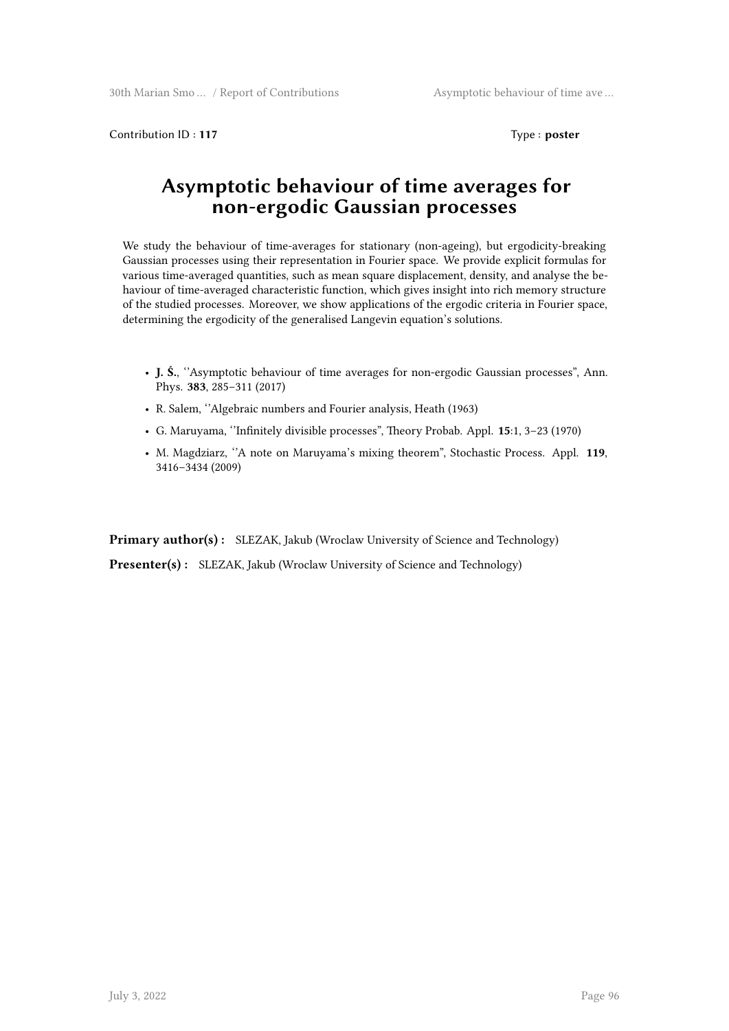Contribution ID : **117**  Type : **poster**

# Asymptotic behaviour of time averages for non-ergodic Gaussian processes

We study the behaviour of time-averages for stationary (non-ageing), but ergodicity-breaking Gaussian processes using their representation in Fourier space. We provide explicit formulas for various time-averaged quantities, such as mean square displacement, density, and analyse the behaviour of time-averaged characteristic function, which gives insight into rich memory structure of the studied processes. Moreover, we show applications of the ergodic criteria in Fourier space, determining the ergodicity of the generalised Langevin equation's solutions.

- **J. Š.**, ''Asymptotic behaviour of time averages for non-ergodic Gaussian processes", Ann. Phys. **383**, 285–311 (2017)
- R. Salem, ''Algebraic numbers and Fourier analysis, Heath (1963)
- G. Maruyama, ''Infinitely divisible processes", Theory Probab. Appl. **15**:1, 3–23 (1970)
- M. Magdziarz, ''A note on Maruyama's mixing theorem", Stochastic Process. Appl. **119**, 3416–3434 (2009)

**Primary author(s) :** SLEZAK, Jakub (Wroclaw University of Science and Technology)

**Presenter(s) :** SLEZAK, Jakub (Wroclaw University of Science and Technology)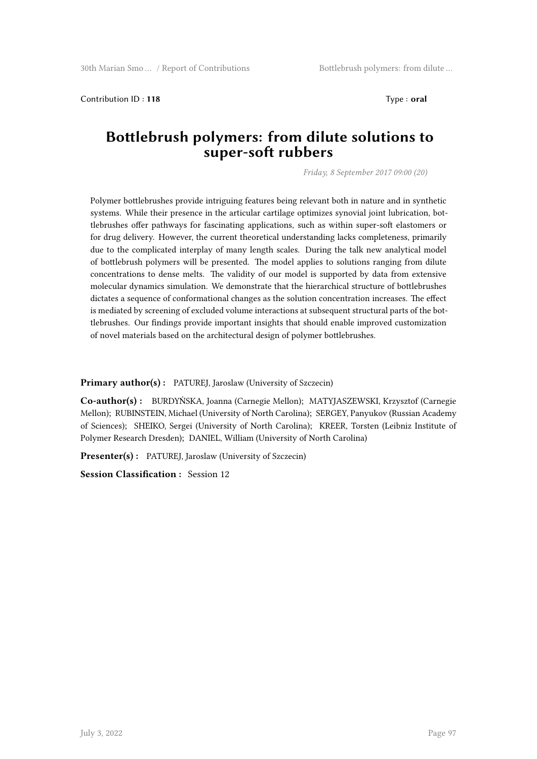Contribution ID : **118** Type : **oral**

# Bottlebrush polymers: from dilute solutions to super-soft rubbers

*Friday, 8 September 2017 09:00 (20)*

Polymer bottlebrushes provide intriguing features being relevant both in nature and in synthetic systems. While their presence in the articular cartilage optimizes synovial joint lubrication, bottlebrushes offer pathways for fascinating applications, such as within super-soft elastomers or for drug delivery. However, the current theoretical understanding lacks completeness, primarily due to the complicated interplay of many length scales. During the talk new analytical model of bottlebrush polymers will be presented. The model applies to solutions ranging from dilute concentrations to dense melts. The validity of our model is supported by data from extensive molecular dynamics simulation. We demonstrate that the hierarchical structure of bottlebrushes dictates a sequence of conformational changes as the solution concentration increases. The effect is mediated by screening of excluded volume interactions at subsequent structural parts of the bottlebrushes. Our findings provide important insights that should enable improved customization of novel materials based on the architectural design of polymer bottlebrushes.

**Primary author(s) :** PATUREJ, Jaroslaw (University of Szczecin)

**Co-author(s) :** BURDYŃSKA, Joanna (Carnegie Mellon); MATYJASZEWSKI, Krzysztof (Carnegie Mellon); RUBINSTEIN, Michael (University of North Carolina); SERGEY, Panyukov (Russian Academy of Sciences); SHEIKO, Sergei (University of North Carolina); KREER, Torsten (Leibniz Institute of Polymer Research Dresden); DANIEL, William (University of North Carolina)

**Presenter(s) :** PATUREJ, Jaroslaw (University of Szczecin)

**Session Classification :** Session 12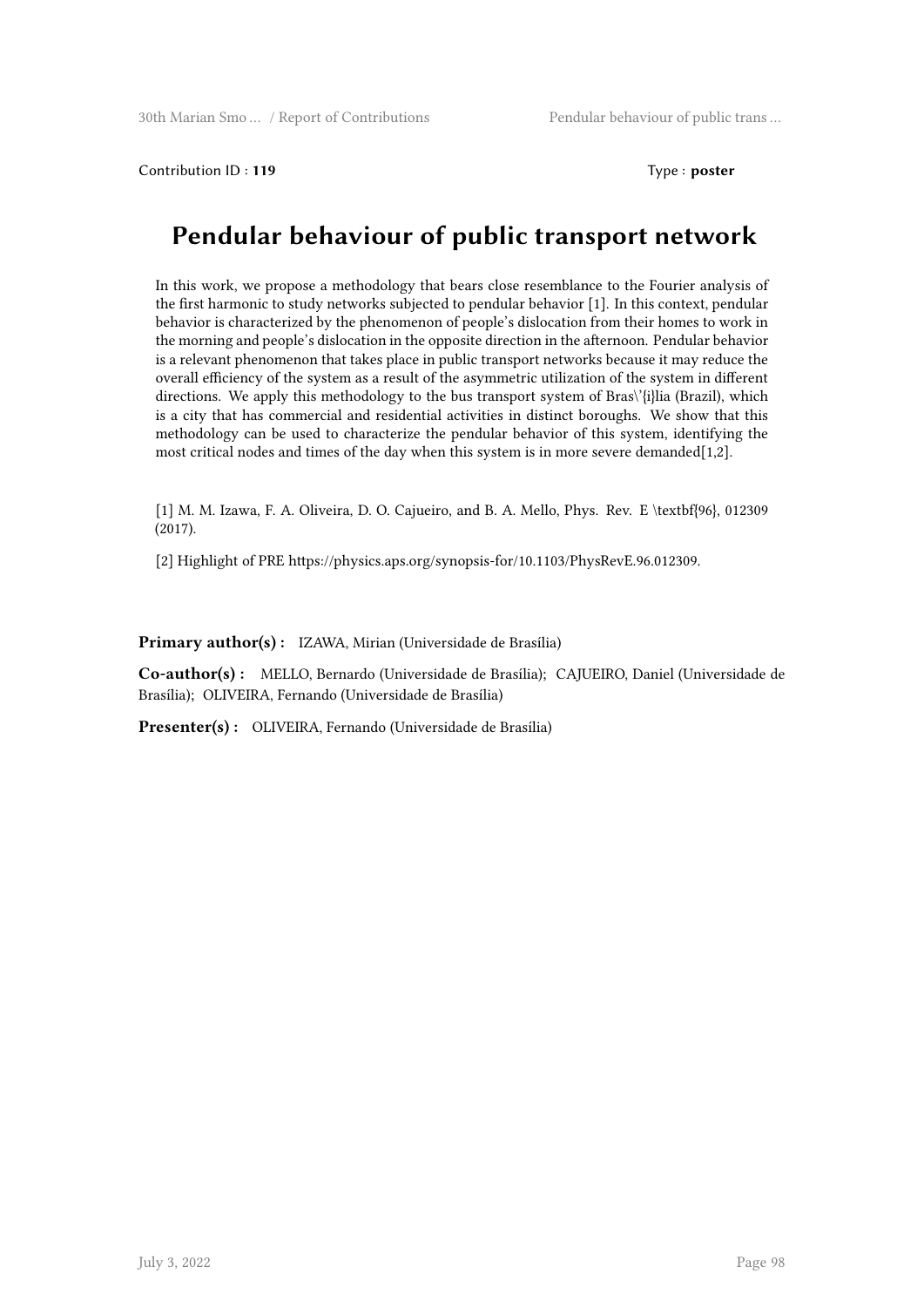Contribution ID : **119** Type : **poster**

# Pendular behaviour of public transport network

In this work, we propose a methodology that bears close resemblance to the Fourier analysis of the first harmonic to study networks subjected to pendular behavior [1]. In this context, pendular behavior is characterized by the phenomenon of people's dislocation from their homes to work in the morning and people's dislocation in the opposite direction in the afternoon. Pendular behavior is a relevant phenomenon that takes place in public transport networks because it may reduce the overall efficiency of the system as a result of the asymmetric utilization of the system in different directions. We apply this methodology to the bus transport system of Bras\'{i}lia (Brazil), which is a city that has commercial and residential activities in distinct boroughs. We show that this methodology can be used to characterize the pendular behavior of this system, identifying the most critical nodes and times of the day when this system is in more severe demanded[1,2].

[1] M. M. Izawa, F. A. Oliveira, D. O. Cajueiro, and B. A. Mello, Phys. Rev. E \textbf{96}, 012309 (2017).

[2] Highlight of PRE https://physics.aps.org/synopsis-for/10.1103/PhysRevE.96.012309.

**Primary author(s) :** IZAWA, Mirian (Universidade de Brasília)

**Co-author(s) :** MELLO, Bernardo (Universidade de Brasília); CAJUEIRO, Daniel (Universidade de Brasília); OLIVEIRA, Fernando (Universidade de Brasília)

**Presenter(s) :** OLIVEIRA, Fernando (Universidade de Brasília)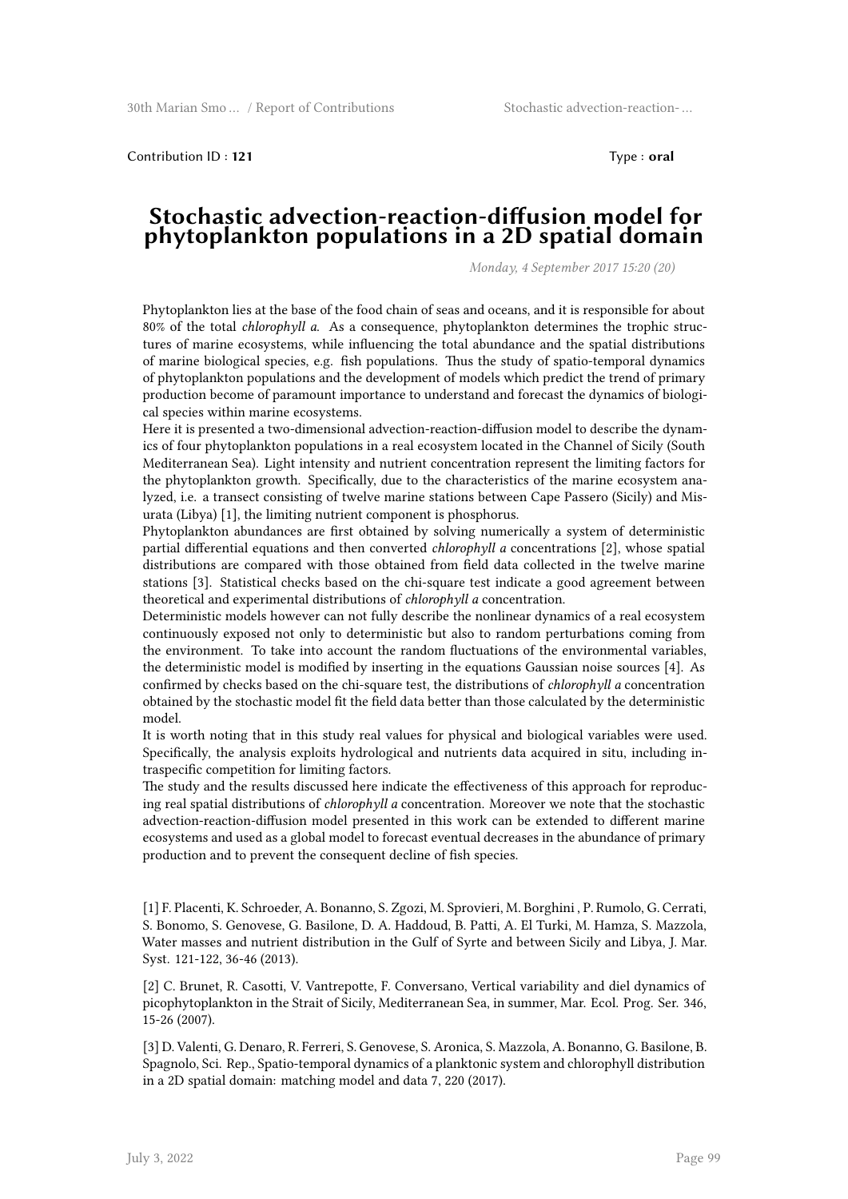Contribution ID : **121** Type : **oral**

# Stochastic advection-reaction-diffusion model for phytoplankton populations in a 2D spatial domain

*Monday, 4 September 2017 15:20 (20)*

Phytoplankton lies at the base of the food chain of seas and oceans, and it is responsible for about 80% of the total *chlorophyll a*. As a consequence, phytoplankton determines the trophic structures of marine ecosystems, while influencing the total abundance and the spatial distributions of marine biological species, e.g. fish populations. Thus the study of spatio-temporal dynamics of phytoplankton populations and the development of models which predict the trend of primary production become of paramount importance to understand and forecast the dynamics of biological species within marine ecosystems.

Here it is presented a two-dimensional advection-reaction-diffusion model to describe the dynamics of four phytoplankton populations in a real ecosystem located in the Channel of Sicily (South Mediterranean Sea). Light intensity and nutrient concentration represent the limiting factors for the phytoplankton growth. Specifically, due to the characteristics of the marine ecosystem analyzed, i.e. a transect consisting of twelve marine stations between Cape Passero (Sicily) and Misurata (Libya) [1], the limiting nutrient component is phosphorus.

Phytoplankton abundances are first obtained by solving numerically a system of deterministic partial differential equations and then converted *chlorophyll a* concentrations [2], whose spatial distributions are compared with those obtained from field data collected in the twelve marine stations [3]. Statistical checks based on the chi-square test indicate a good agreement between theoretical and experimental distributions of *chlorophyll a* concentration.

Deterministic models however can not fully describe the nonlinear dynamics of a real ecosystem continuously exposed not only to deterministic but also to random perturbations coming from the environment. To take into account the random fluctuations of the environmental variables, the deterministic model is modified by inserting in the equations Gaussian noise sources [4]. As confirmed by checks based on the chi-square test, the distributions of *chlorophyll a* concentration obtained by the stochastic model fit the field data better than those calculated by the deterministic model.

It is worth noting that in this study real values for physical and biological variables were used. Specifically, the analysis exploits hydrological and nutrients data acquired in situ, including intraspecific competition for limiting factors.

The study and the results discussed here indicate the effectiveness of this approach for reproducing real spatial distributions of *chlorophyll a* concentration. Moreover we note that the stochastic advection-reaction-diffusion model presented in this work can be extended to different marine ecosystems and used as a global model to forecast eventual decreases in the abundance of primary production and to prevent the consequent decline of fish species.

[1] F. Placenti, K. Schroeder, A. Bonanno, S. Zgozi, M. Sprovieri, M. Borghini , P. Rumolo, G. Cerrati, S. Bonomo, S. Genovese, G. Basilone, D. A. Haddoud, B. Patti, A. El Turki, M. Hamza, S. Mazzola, Water masses and nutrient distribution in the Gulf of Syrte and between Sicily and Libya, J. Mar. Syst. 121-122, 36-46 (2013).

[2] C. Brunet, R. Casotti, V. Vantrepotte, F. Conversano, Vertical variability and diel dynamics of picophytoplankton in the Strait of Sicily, Mediterranean Sea, in summer, Mar. Ecol. Prog. Ser. 346, 15-26 (2007).

[3] D. Valenti, G. Denaro, R. Ferreri, S. Genovese, S. Aronica, S. Mazzola, A. Bonanno, G. Basilone, B. Spagnolo, Sci. Rep., Spatio-temporal dynamics of a planktonic system and chlorophyll distribution in a 2D spatial domain: matching model and data 7, 220 (2017).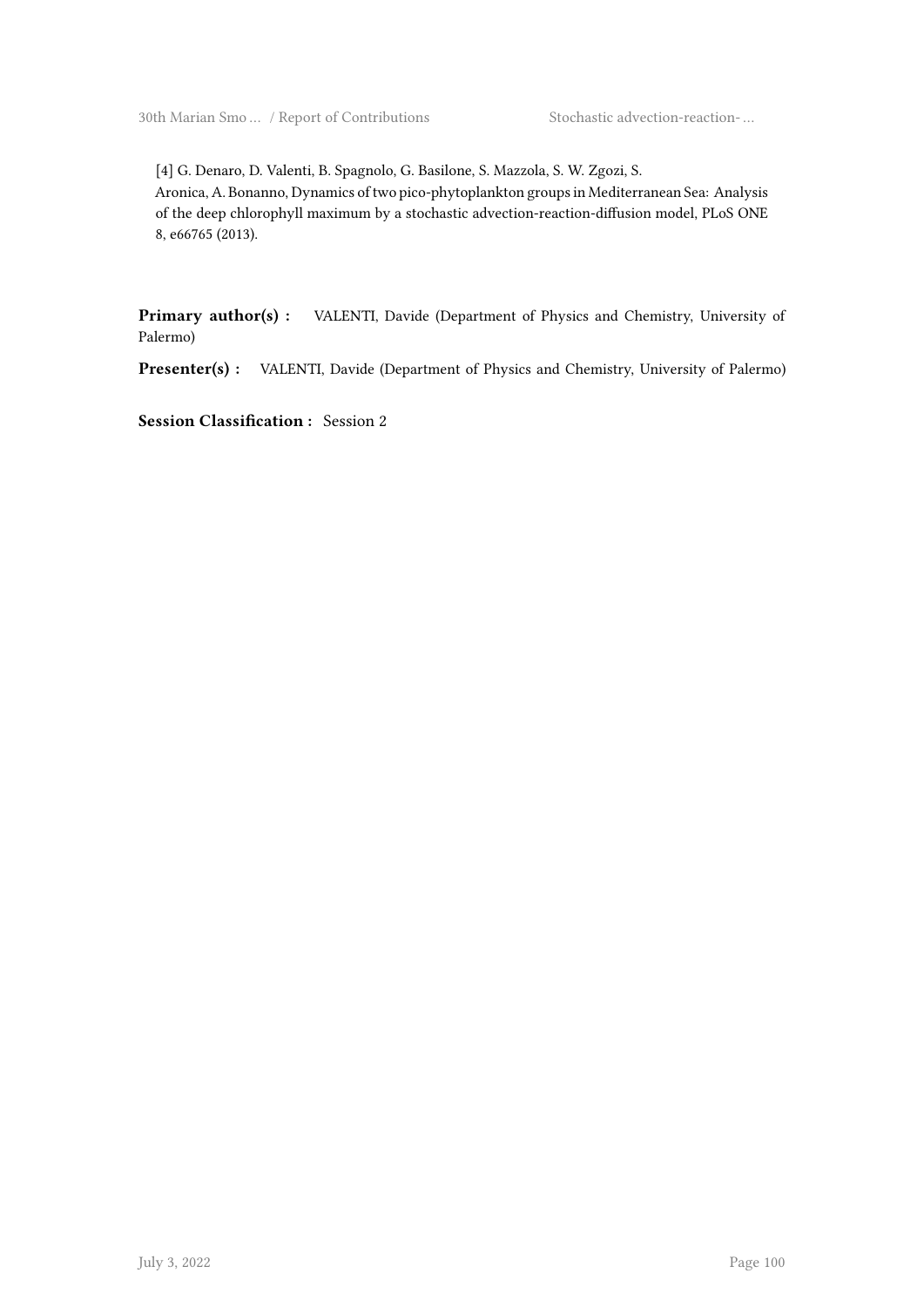[4] G. Denaro, D. Valenti, B. Spagnolo, G. Basilone, S. Mazzola, S. W. Zgozi, S. Aronica, A. Bonanno, Dynamics of two pico-phytoplankton groups in Mediterranean Sea: Analysis of the deep chlorophyll maximum by a stochastic advection-reaction-diffusion model, PLoS ONE 8, e66765 (2013).

**Primary author(s) :** VALENTI, Davide (Department of Physics and Chemistry, University of Palermo)

**Presenter(s) :** VALENTI, Davide (Department of Physics and Chemistry, University of Palermo)

**Session Classification :** Session 2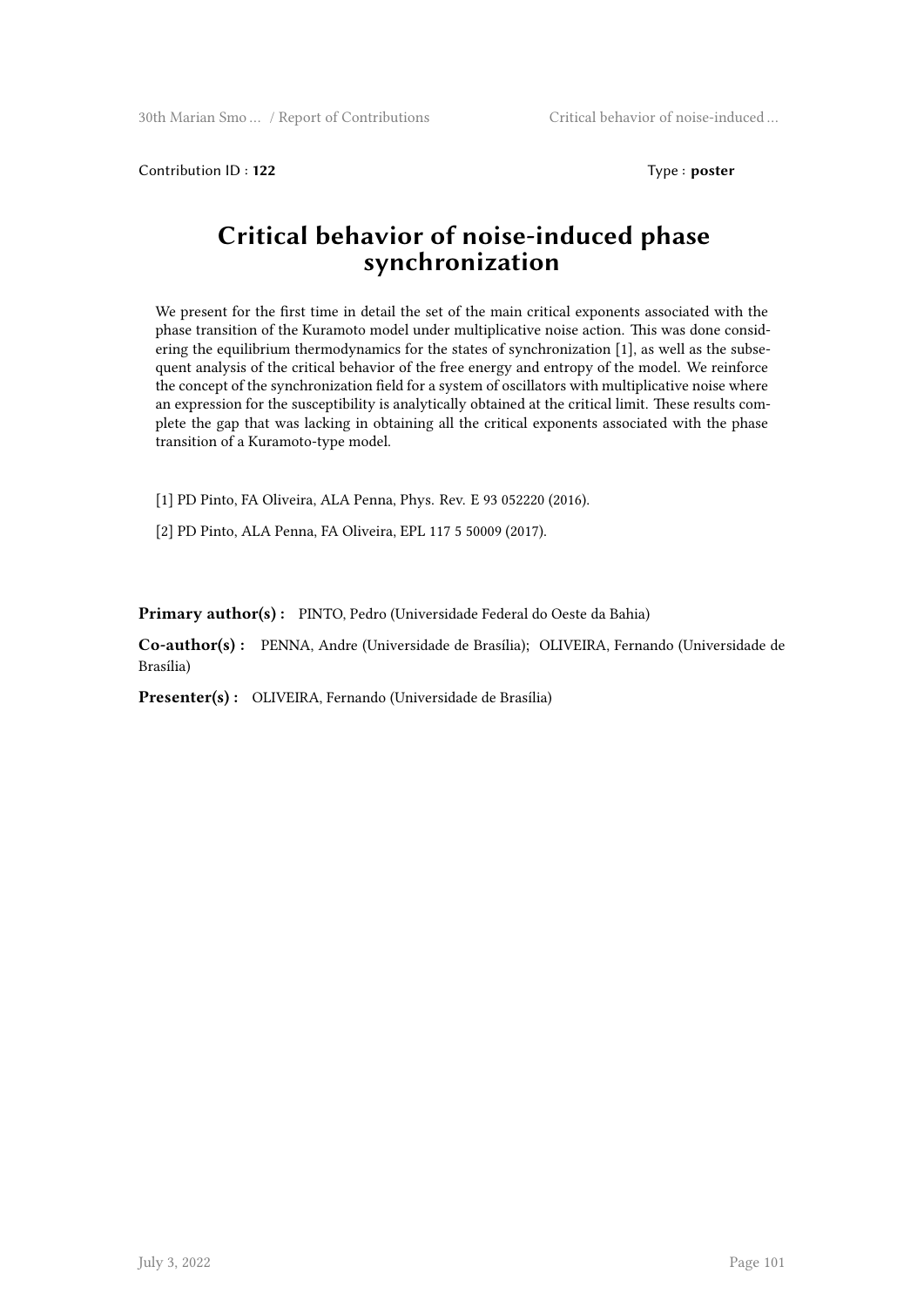Contribution ID : **122** Type : **poster**

# Critical behavior of noise-induced phase synchronization

We present for the first time in detail the set of the main critical exponents associated with the phase transition of the Kuramoto model under multiplicative noise action. This was done considering the equilibrium thermodynamics for the states of synchronization [1], as well as the subsequent analysis of the critical behavior of the free energy and entropy of the model. We reinforce the concept of the synchronization field for a system of oscillators with multiplicative noise where an expression for the susceptibility is analytically obtained at the critical limit. These results complete the gap that was lacking in obtaining all the critical exponents associated with the phase transition of a Kuramoto-type model.

[1] PD Pinto, FA Oliveira, ALA Penna, Phys. Rev. E 93 052220 (2016).

[2] PD Pinto, ALA Penna, FA Oliveira, EPL 117 5 50009 (2017).

**Primary author(s) :** PINTO, Pedro (Universidade Federal do Oeste da Bahia)

**Co-author(s) :** PENNA, Andre (Universidade de Brasília); OLIVEIRA, Fernando (Universidade de Brasília)

**Presenter(s) :** OLIVEIRA, Fernando (Universidade de Brasília)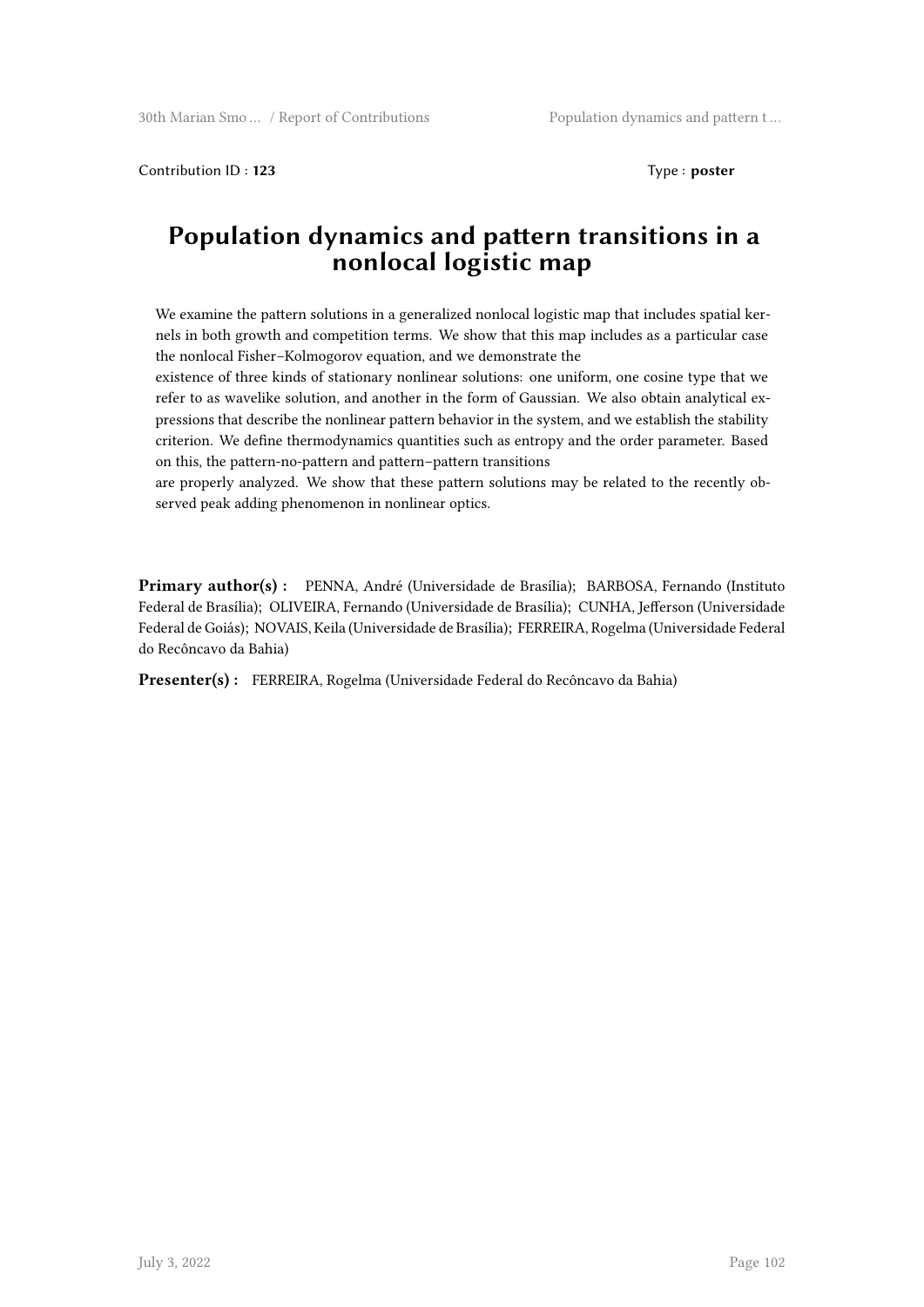Contribution ID : **123** Type : **poster**

# Population dynamics and pattern transitions in a nonlocal logistic map

We examine the pattern solutions in a generalized nonlocal logistic map that includes spatial kernels in both growth and competition terms. We show that this map includes as a particular case the nonlocal Fisher–Kolmogorov equation, and we demonstrate the existence of three kinds of stationary nonlinear solutions: one uniform, one cosine type that we refer to as wavelike solution, and another in the form of Gaussian. We also obtain analytical expressions that describe the nonlinear pattern behavior in the system, and we establish the stability criterion. We define thermodynamics quantities such as entropy and the order parameter. Based on this, the pattern-no-pattern and pattern–pattern transitions are properly analyzed. We show that these pattern solutions may be related to the recently observed peak adding phenomenon in nonlinear optics.

**Primary author(s) :** PENNA, André (Universidade de Brasília); BARBOSA, Fernando (Instituto Federal de Brasília); OLIVEIRA, Fernando (Universidade de Brasília); CUNHA, Jefferson (Universidade Federal de Goiás); NOVAIS, Keila (Universidade de Brasília); FERREIRA, Rogelma (Universidade Federal do Recôncavo da Bahia)

**Presenter(s) :** FERREIRA, Rogelma (Universidade Federal do Recôncavo da Bahia)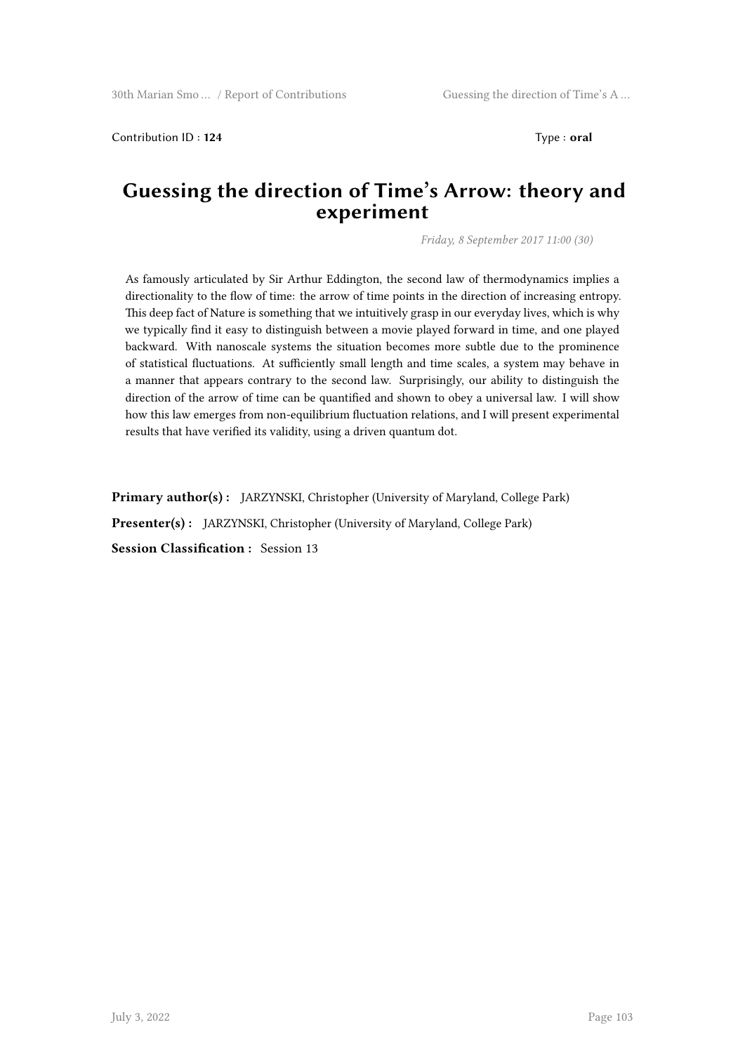Contribution ID : **124** Type : **oral**

# Guessing the direction of Time's Arrow: theory and experiment

*Friday, 8 September 2017 11:00 (30)*

As famously articulated by Sir Arthur Eddington, the second law of thermodynamics implies a directionality to the flow of time: the arrow of time points in the direction of increasing entropy. This deep fact of Nature is something that we intuitively grasp in our everyday lives, which is why we typically find it easy to distinguish between a movie played forward in time, and one played backward. With nanoscale systems the situation becomes more subtle due to the prominence of statistical fluctuations. At sufficiently small length and time scales, a system may behave in a manner that appears contrary to the second law. Surprisingly, our ability to distinguish the direction of the arrow of time can be quantified and shown to obey a universal law. I will show how this law emerges from non-equilibrium fluctuation relations, and I will present experimental results that have verified its validity, using a driven quantum dot.

**Primary author(s) :** JARZYNSKI, Christopher (University of Maryland, College Park)

**Presenter(s) :** JARZYNSKI, Christopher (University of Maryland, College Park)

**Session Classification :** Session 13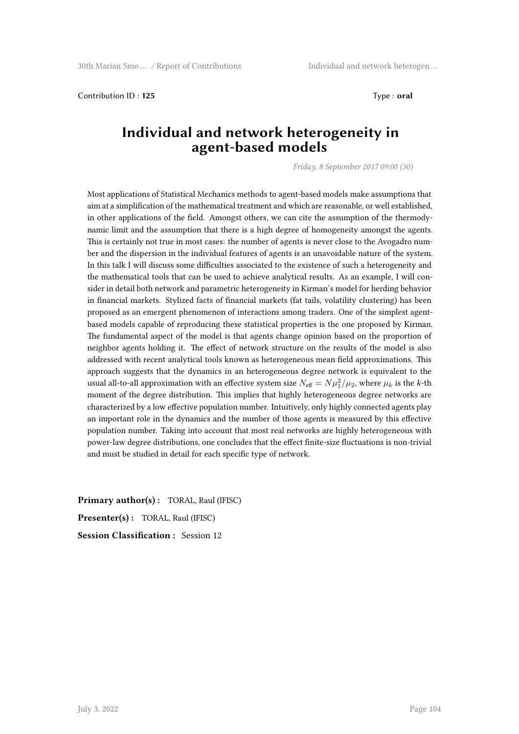Contribution ID : **125** Type : **oral**

# Individual and network heterogeneity in agent-based models

*Friday, 8 September 2017 09:00 (30)*

Most applications of Statistical Mechanics methods to agent-based models make assumptions that aim at a simplification of the mathematical treatment and which are reasonable, or well established, in other applications of the field. Amongst others, we can cite the assumption of the thermodynamic limit and the assumption that there is a high degree of homogeneity amongst the agents. This is certainly not true in most cases: the number of agents is never close to the Avogadro number and the dispersion in the individual features of agents is an unavoidable nature of the system. In this talk I will discuss some difficulties associated to the existence of such a heterogeneity and the mathematical tools that can be used to achieve analytical results. As an example, I will consider in detail both network and parametric heterogeneity in Kirman's model for herding behavior in financial markets. Stylized facts of financial markets (fat tails, volatility clustering) has been proposed as an emergent phenomenon of interactions among traders. One of the simplest agent-based models capable of reproducing these statistical properties is the one proposed by Kirman. The fundamental aspect of the model is that agents change opinion based on the proportion of neighbor agents holding it. The effect of network structure on the results of the model is also addressed with recent analytical tools known as heterogeneous mean field approximations. This approach suggests that the dynamics in an heterogeneous degree network is equivalent to the usual all-to-all approximation with an effective system size $N_{\text{eff}} = N\mu_1^2/\mu_2$, where $\mu_k$ is the *k*-th moment of the degree distribution. This implies that highly heterogeneous degree networks are characterized by a low effective population number. Intuitively, only highly connected agents play an important role in the dynamics and the number of those agents is measured by this effective population number. Taking into account that most real networks are highly heterogeneous with power-law degree distributions, one concludes that the effect finite-size fluctuations is non-trivial and must be studied in detail for each specific type of network.

**Primary author(s) :** TORAL, Raul (IFISC)

**Presenter(s) :** TORAL, Raul (IFISC)

**Session Classification :** Session 12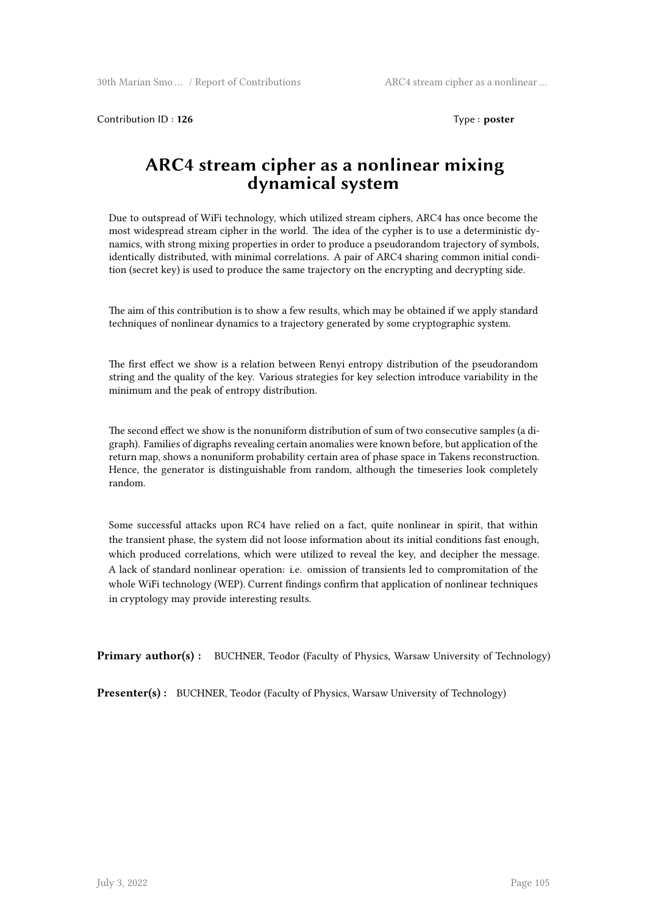Contribution ID : **126**  Type : **poster**

# ARC4 stream cipher as a nonlinear mixing dynamical system

Due to outspread of WiFi technology, which utilized stream ciphers, ARC4 has once become the most widespread stream cipher in the world. The idea of the cypher is to use a deterministic dynamics, with strong mixing properties in order to produce a pseudorandom trajectory of symbols, identically distributed, with minimal correlations. A pair of ARC4 sharing common initial condition (secret key) is used to produce the same trajectory on the encrypting and decrypting side.

The aim of this contribution is to show a few results, which may be obtained if we apply standard techniques of nonlinear dynamics to a trajectory generated by some cryptographic system.

The first effect we show is a relation between Renyi entropy distribution of the pseudorandom string and the quality of the key. Various strategies for key selection introduce variability in the minimum and the peak of entropy distribution.

The second effect we show is the nonuniform distribution of sum of two consecutive samples (a digraph). Families of digraphs revealing certain anomalies were known before, but application of the return map, shows a nonuniform probability certain area of phase space in Takens reconstruction. Hence, the generator is distinguishable from random, although the timeseries look completely random.

Some successful attacks upon RC4 have relied on a fact, quite nonlinear in spirit, that within the transient phase, the system did not loose information about its initial conditions fast enough, which produced correlations, which were utilized to reveal the key, and decipher the message. A lack of standard nonlinear operation: i.e. omission of transients led to compromitation of the whole WiFi technology (WEP). Current findings confirm that application of nonlinear techniques in cryptology may provide interesting results.

**Primary author(s) :** BUCHNER, Teodor (Faculty of Physics, Warsaw University of Technology)

**Presenter(s) :** BUCHNER, Teodor (Faculty of Physics, Warsaw University of Technology)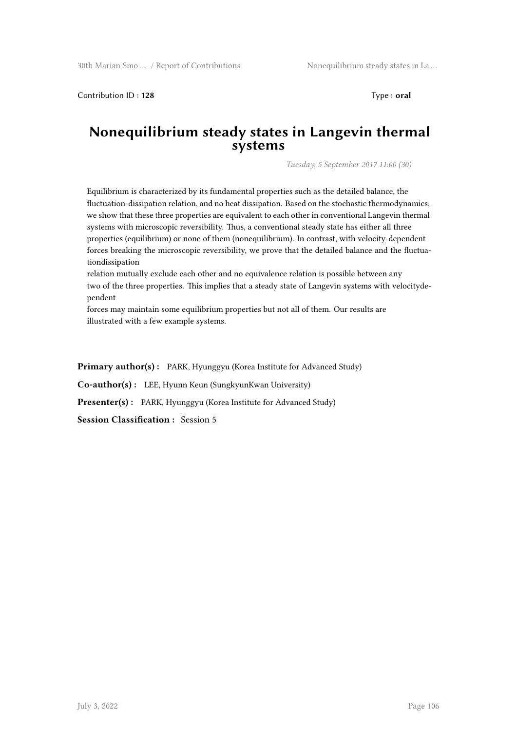Contribution ID : **128** Type : **oral**

# Nonequilibrium steady states in Langevin thermal systems

*Tuesday, 5 September 2017 11:00 (30)*

Equilibrium is characterized by its fundamental properties such as the detailed balance, the fluctuation-dissipation relation, and no heat dissipation. Based on the stochastic thermodynamics, we show that these three properties are equivalent to each other in conventional Langevin thermal systems with microscopic reversibility. Thus, a conventional steady state has either all three properties (equilibrium) or none of them (nonequilibrium). In contrast, with velocity-dependent forces breaking the microscopic reversibility, we prove that the detailed balance and the fluctuationdissipation relation mutually exclude each other and no equivalence relation is possible between any two of the three properties. This implies that a steady state of Langevin systems with velocitydependent forces may maintain some equilibrium properties but not all of them. Our results are illustrated with a few example systems.

**Primary author(s) :** PARK, Hyunggyu (Korea Institute for Advanced Study)

**Co-author(s) :** LEE, Hyunn Keun (SungkyunKwan University)

**Presenter(s) :** PARK, Hyunggyu (Korea Institute for Advanced Study)

**Session Classification :** Session 5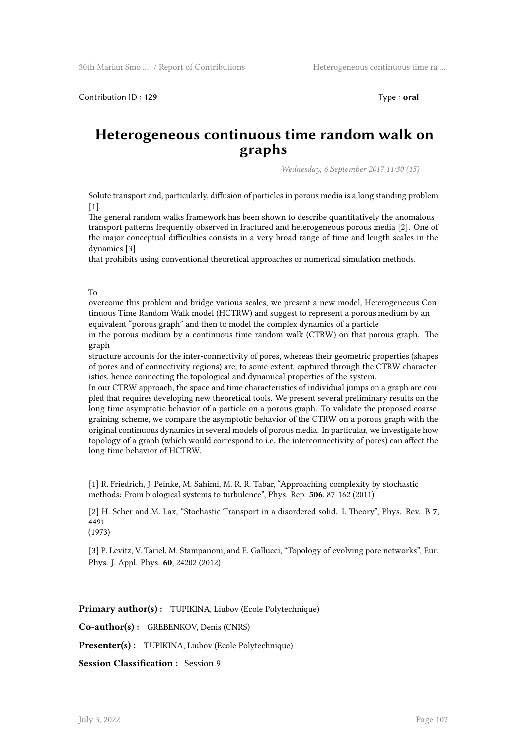Contribution ID : **129** Type : **oral**

# Heterogeneous continuous time random walk on graphs

*Wednesday, 6 September 2017 11:30 (15)*

Solute transport and, particularly, diffusion of particles in porous media is a long standing problem [1].
The general random walks framework has been shown to describe quantitatively the anomalous transport patterns frequently observed in fractured and heterogeneous porous media [2]. One of the major conceptual difficulties consists in a very broad range of time and length scales in the dynamics [3]
that prohibits using conventional theoretical approaches or numerical simulation methods.

To
overcome this problem and bridge various scales, we present a new model, Heterogeneous Continuous Time Random Walk model (HCTRW) and suggest to represent a porous medium by an equivalent "porous graph" and then to model the complex dynamics of a particle
in the porous medium by a continuous time random walk (CTRW) on that porous graph. The graph
structure accounts for the inter-connectivity of pores, whereas their geometric properties (shapes of pores and of connectivity regions) are, to some extent, captured through the CTRW characteristics, hence connecting the topological and dynamical properties of the system.
In our CTRW approach, the space and time characteristics of individual jumps on a graph are coupled that requires developing new theoretical tools. We present several preliminary results on the long-time asymptotic behavior of a particle on a porous graph. To validate the proposed coarse-graining scheme, we compare the asymptotic behavior of the CTRW on a porous graph with the original continuous dynamics in several models of porous media. In particular, we investigate how topology of a graph (which would correspond to i.e. the interconnectivity of pores) can affect the long-time behavior of HCTRW.

[1] R. Friedrich, J. Peinke, M. Sahimi, M. R. R. Tabar, "Approaching complexity by stochastic methods: From biological systems to turbulence", Phys. Rep. **506**, 87-162 (2011)

[2] H. Scher and M. Lax, "Stochastic Transport in a disordered solid. I. Theory", Phys. Rev. B **7**, 4491
(1973)

[3] P. Levitz, V. Tariel, M. Stampanoni, and E. Gallucci, "Topology of evolving pore networks", Eur. Phys. J. Appl. Phys. **60**, 24202 (2012)

**Primary author(s) :** TUPIKINA, Liubov (Ecole Polytechnique)

**Co-author(s) :** GREBENKOV, Denis (CNRS)

**Presenter(s) :** TUPIKINA, Liubov (Ecole Polytechnique)

**Session Classification :** Session 9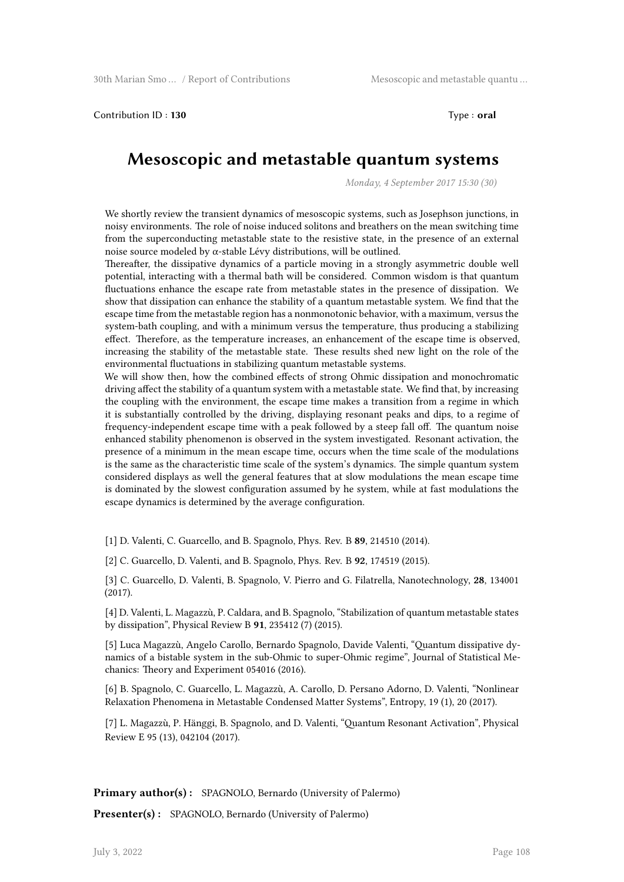Contribution ID : **130** Type : **oral**

# Mesoscopic and metastable quantum systems

*Monday, 4 September 2017 15:30 (30)*

We shortly review the transient dynamics of mesoscopic systems, such as Josephson junctions, in noisy environments. The role of noise induced solitons and breathers on the mean switching time from the superconducting metastable state to the resistive state, in the presence of an external noise source modeled by $\alpha$-stable Lévy distributions, will be outlined.

Thereafter, the dissipative dynamics of a particle moving in a strongly asymmetric double well potential, interacting with a thermal bath will be considered. Common wisdom is that quantum fluctuations enhance the escape rate from metastable states in the presence of dissipation. We show that dissipation can enhance the stability of a quantum metastable system. We find that the escape time from the metastable region has a nonmonotonic behavior, with a maximum, versus the system-bath coupling, and with a minimum versus the temperature, thus producing a stabilizing effect. Therefore, as the temperature increases, an enhancement of the escape time is observed, increasing the stability of the metastable state. These results shed new light on the role of the environmental fluctuations in stabilizing quantum metastable systems.

We will show then, how the combined effects of strong Ohmic dissipation and monochromatic driving affect the stability of a quantum system with a metastable state. We find that, by increasing the coupling with the environment, the escape time makes a transition from a regime in which it is substantially controlled by the driving, displaying resonant peaks and dips, to a regime of frequency-independent escape time with a peak followed by a steep fall off. The quantum noise enhanced stability phenomenon is observed in the system investigated. Resonant activation, the presence of a minimum in the mean escape time, occurs when the time scale of the modulations is the same as the characteristic time scale of the system's dynamics. The simple quantum system considered displays as well the general features that at slow modulations the mean escape time is dominated by the slowest configuration assumed by he system, while at fast modulations the escape dynamics is determined by the average configuration.

[1] D. Valenti, C. Guarcello, and B. Spagnolo, Phys. Rev. B **89**, 214510 (2014).

[2] C. Guarcello, D. Valenti, and B. Spagnolo, Phys. Rev. B **92**, 174519 (2015).

[3] C. Guarcello, D. Valenti, B. Spagnolo, V. Pierro and G. Filatrella, Nanotechnology, **28**, 134001 (2017).

[4] D. Valenti, L. Magazzù, P. Caldara, and B. Spagnolo, "Stabilization of quantum metastable states by dissipation", Physical Review B **91**, 235412 (7) (2015).

[5] Luca Magazzù, Angelo Carollo, Bernardo Spagnolo, Davide Valenti, "Quantum dissipative dynamics of a bistable system in the sub-Ohmic to super-Ohmic regime", Journal of Statistical Mechanics: Theory and Experiment 054016 (2016).

[6] B. Spagnolo, C. Guarcello, L. Magazzù, A. Carollo, D. Persano Adorno, D. Valenti, "Nonlinear Relaxation Phenomena in Metastable Condensed Matter Systems", Entropy, 19 (1), 20 (2017).

[7] L. Magazzù, P. Hänggi, B. Spagnolo, and D. Valenti, "Quantum Resonant Activation", Physical Review E 95 (13), 042104 (2017).

**Primary author(s) :** SPAGNOLO, Bernardo (University of Palermo)

**Presenter(s) :** SPAGNOLO, Bernardo (University of Palermo)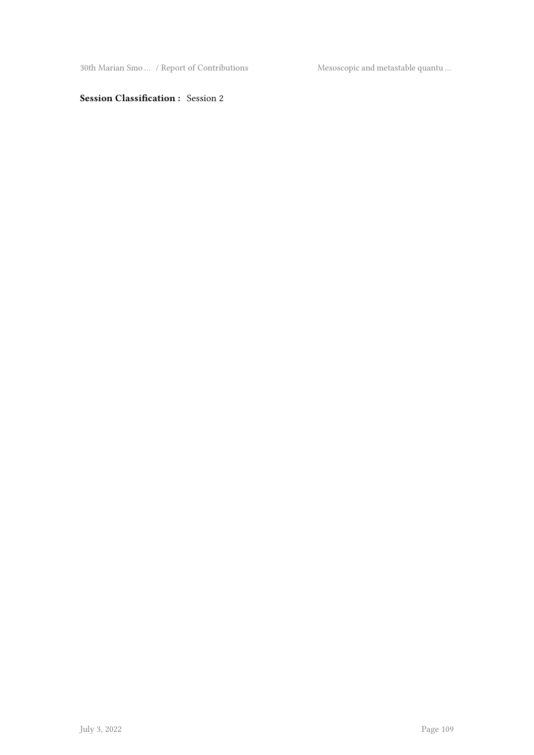**Session Classification :** Session 2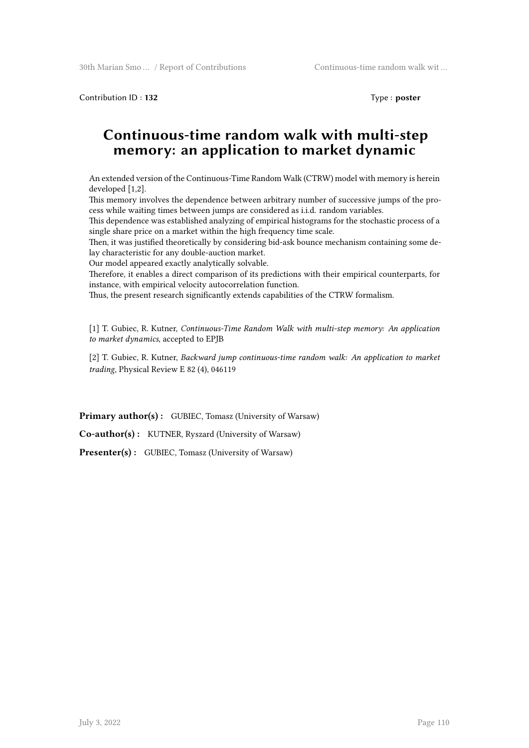Contribution ID : **132** Type : **poster**

# Continuous-time random walk with multi-step memory: an application to market dynamic

An extended version of the Continuous-Time Random Walk (CTRW) model with memory is herein developed [1,2].
This memory involves the dependence between arbitrary number of successive jumps of the process while waiting times between jumps are considered as i.i.d. random variables.
This dependence was established analyzing of empirical histograms for the stochastic process of a single share price on a market within the high frequency time scale.
Then, it was justified theoretically by considering bid-ask bounce mechanism containing some delay characteristic for any double-auction market.
Our model appeared exactly analytically solvable.
Therefore, it enables a direct comparison of its predictions with their empirical counterparts, for instance, with empirical velocity autocorrelation function.
Thus, the present research significantly extends capabilities of the CTRW formalism.

[1] T. Gubiec, R. Kutner, *Continuous-Time Random Walk with multi-step memory: An application to market dynamics*, accepted to EPJB

[2] T. Gubiec, R. Kutner, *Backward jump continuous-time random walk: An application to market trading*, Physical Review E 82 (4), 046119

**Primary author(s) :** GUBIEC, Tomasz (University of Warsaw)

**Co-author(s) :** KUTNER, Ryszard (University of Warsaw)

**Presenter(s) :** GUBIEC, Tomasz (University of Warsaw)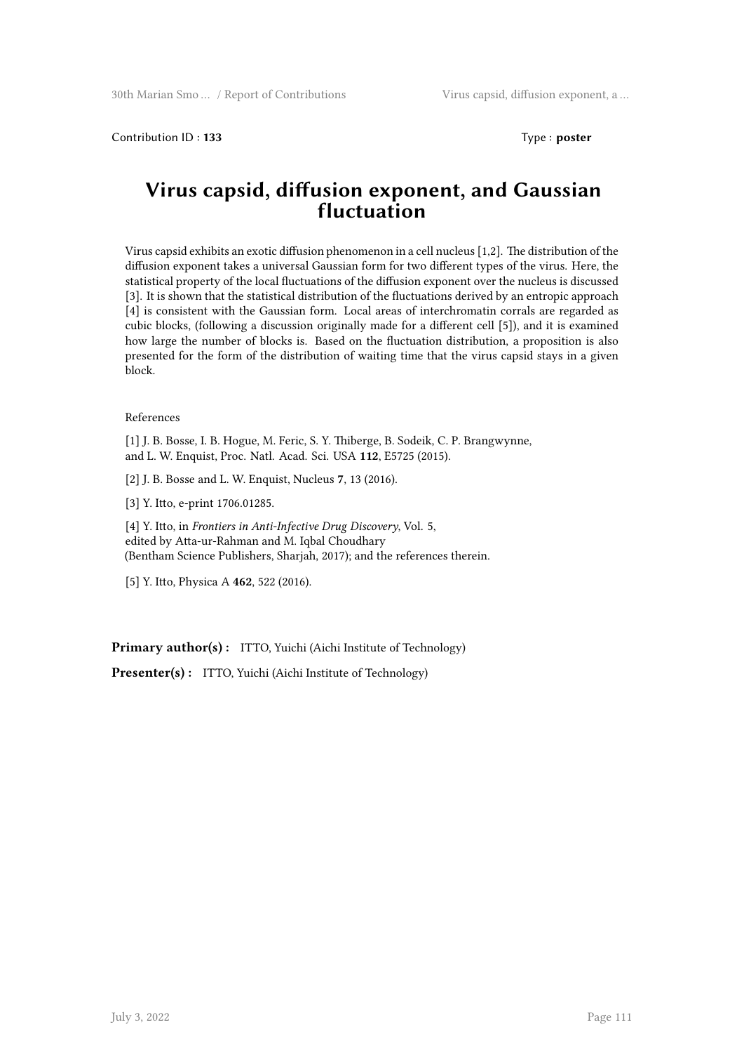Contribution ID : **133** Type : **poster**

# Virus capsid, diffusion exponent, and Gaussian fluctuation

Virus capsid exhibits an exotic diffusion phenomenon in a cell nucleus [1,2]. The distribution of the diffusion exponent takes a universal Gaussian form for two different types of the virus. Here, the statistical property of the local fluctuations of the diffusion exponent over the nucleus is discussed [3]. It is shown that the statistical distribution of the fluctuations derived by an entropic approach [4] is consistent with the Gaussian form. Local areas of interchromatin corrals are regarded as cubic blocks, (following a discussion originally made for a different cell [5]), and it is examined how large the number of blocks is. Based on the fluctuation distribution, a proposition is also presented for the form of the distribution of waiting time that the virus capsid stays in a given block.

References

[1] J. B. Bosse, I. B. Hogue, M. Feric, S. Y. Thiberge, B. Sodeik, C. P. Brangwynne, and L. W. Enquist, Proc. Natl. Acad. Sci. USA **112**, E5725 (2015).

[2] J. B. Bosse and L. W. Enquist, Nucleus **7**, 13 (2016).

[3] Y. Itto, e-print 1706.01285.

[4] Y. Itto, in *Frontiers in Anti-Infective Drug Discovery*, Vol. 5, edited by Atta-ur-Rahman and M. Iqbal Choudhary (Bentham Science Publishers, Sharjah, 2017); and the references therein.

[5] Y. Itto, Physica A **462**, 522 (2016).

**Primary author(s) :** ITTO, Yuichi (Aichi Institute of Technology)

**Presenter(s) :** ITTO, Yuichi (Aichi Institute of Technology)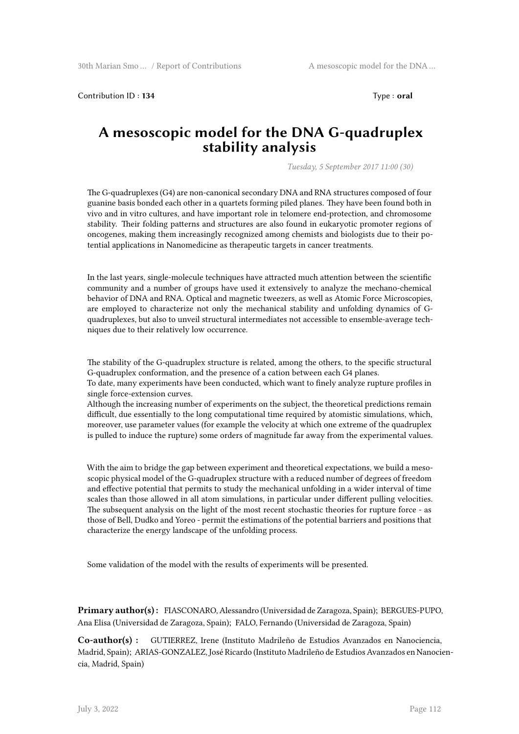Contribution ID : **134** Type : **oral**

# A mesoscopic model for the DNA G-quadruplex stability analysis

*Tuesday, 5 September 2017 11:00 (30)*

The G-quadruplexes (G4) are non-canonical secondary DNA and RNA structures composed of four guanine basis bonded each other in a quartets forming piled planes. They have been found both in vivo and in vitro cultures, and have important role in telomere end-protection, and chromosome stability. Their folding patterns and structures are also found in eukaryotic promoter regions of oncogenes, making them increasingly recognized among chemists and biologists due to their potential applications in Nanomedicine as therapeutic targets in cancer treatments.

In the last years, single-molecule techniques have attracted much attention between the scientific community and a number of groups have used it extensively to analyze the mechano-chemical behavior of DNA and RNA. Optical and magnetic tweezers, as well as Atomic Force Microscopies, are employed to characterize not only the mechanical stability and unfolding dynamics of G-quadruplexes, but also to unveil structural intermediates not accessible to ensemble-average techniques due to their relatively low occurrence.

The stability of the G-quadruplex structure is related, among the others, to the specific structural G-quadruplex conformation, and the presence of a cation between each G4 planes.
To date, many experiments have been conducted, which want to finely analyze rupture profiles in single force-extension curves.
Although the increasing number of experiments on the subject, the theoretical predictions remain difficult, due essentially to the long computational time required by atomistic simulations, which, moreover, use parameter values (for example the velocity at which one extreme of the quadruplex is pulled to induce the rupture) some orders of magnitude far away from the experimental values.

With the aim to bridge the gap between experiment and theoretical expectations, we build a mesoscopic physical model of the G-quadruplex structure with a reduced number of degrees of freedom and effective potential that permits to study the mechanical unfolding in a wider interval of time scales than those allowed in all atom simulations, in particular under different pulling velocities. The subsequent analysis on the light of the most recent stochastic theories for rupture force - as those of Bell, Dudko and Yoreo - permit the estimations of the potential barriers and positions that characterize the energy landscape of the unfolding process.

Some validation of the model with the results of experiments will be presented.

**Primary author(s) :** FIASCONARO, Alessandro (Universidad de Zaragoza, Spain); BERGUES-PUPO, Ana Elisa (Universidad de Zaragoza, Spain); FALO, Fernando (Universidad de Zaragoza, Spain)

**Co-author(s) :** GUTIERREZ, Irene (Instituto Madrileño de Estudios Avanzados en Nanociencia, Madrid, Spain); ARIAS-GONZALEZ, José Ricardo (Instituto Madrileño de Estudios Avanzados en Nanociencia, Madrid, Spain)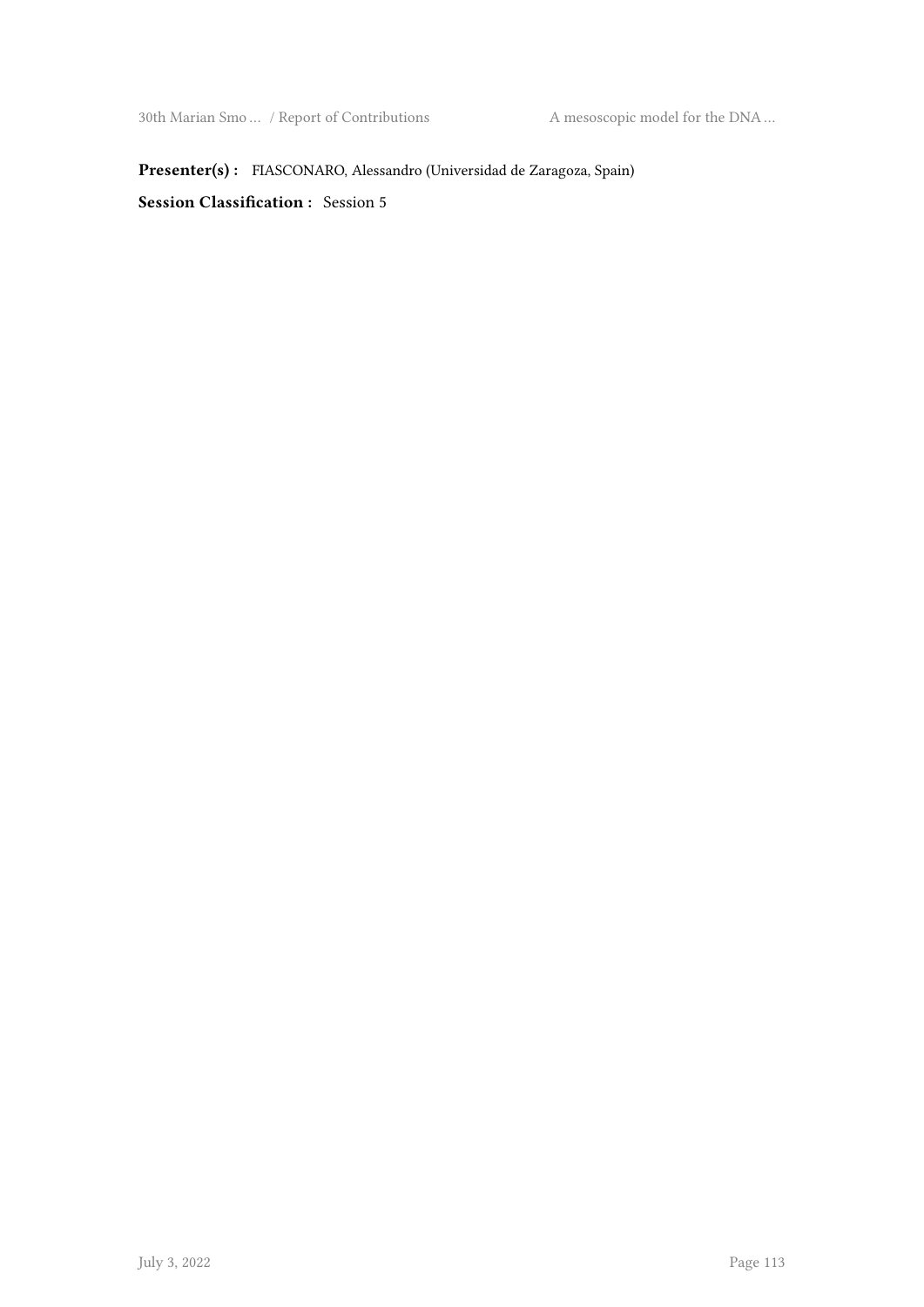**Presenter(s) :** FIASCONARO, Alessandro (Universidad de Zaragoza, Spain)

**Session Classification :** Session 5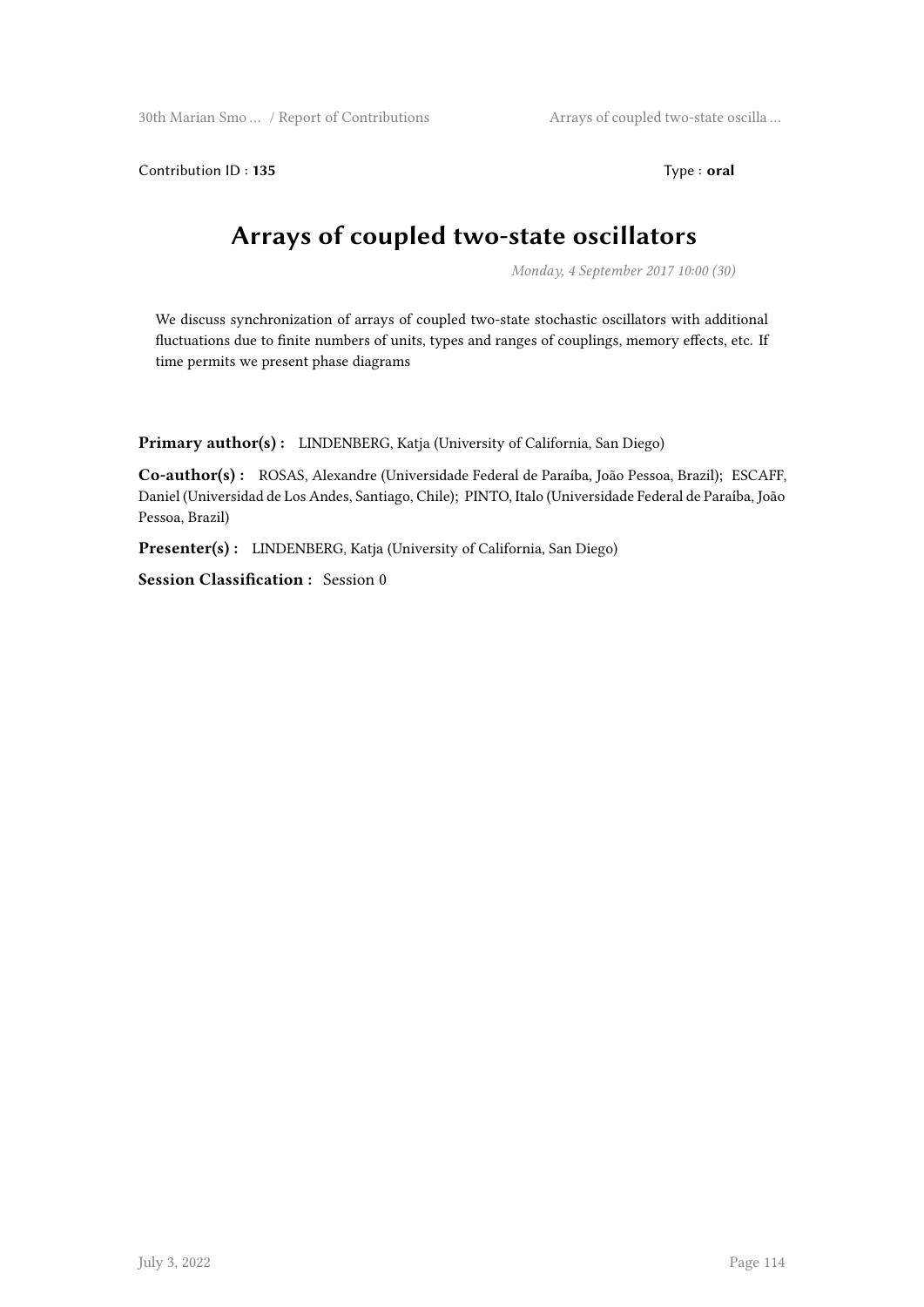Contribution ID : **135** Type : **oral**

# Arrays of coupled two-state oscillators

*Monday, 4 September 2017 10:00 (30)*

We discuss synchronization of arrays of coupled two-state stochastic oscillators with additional fluctuations due to finite numbers of units, types and ranges of couplings, memory effects, etc. If time permits we present phase diagrams

**Primary author(s) :** LINDENBERG, Katja (University of California, San Diego)

**Co-author(s) :** ROSAS, Alexandre (Universidade Federal de Paraíba, João Pessoa, Brazil); ESCAFF, Daniel (Universidad de Los Andes, Santiago, Chile); PINTO, Italo (Universidade Federal de Paraíba, João Pessoa, Brazil)

**Presenter(s) :** LINDENBERG, Katja (University of California, San Diego)

**Session Classification :** Session 0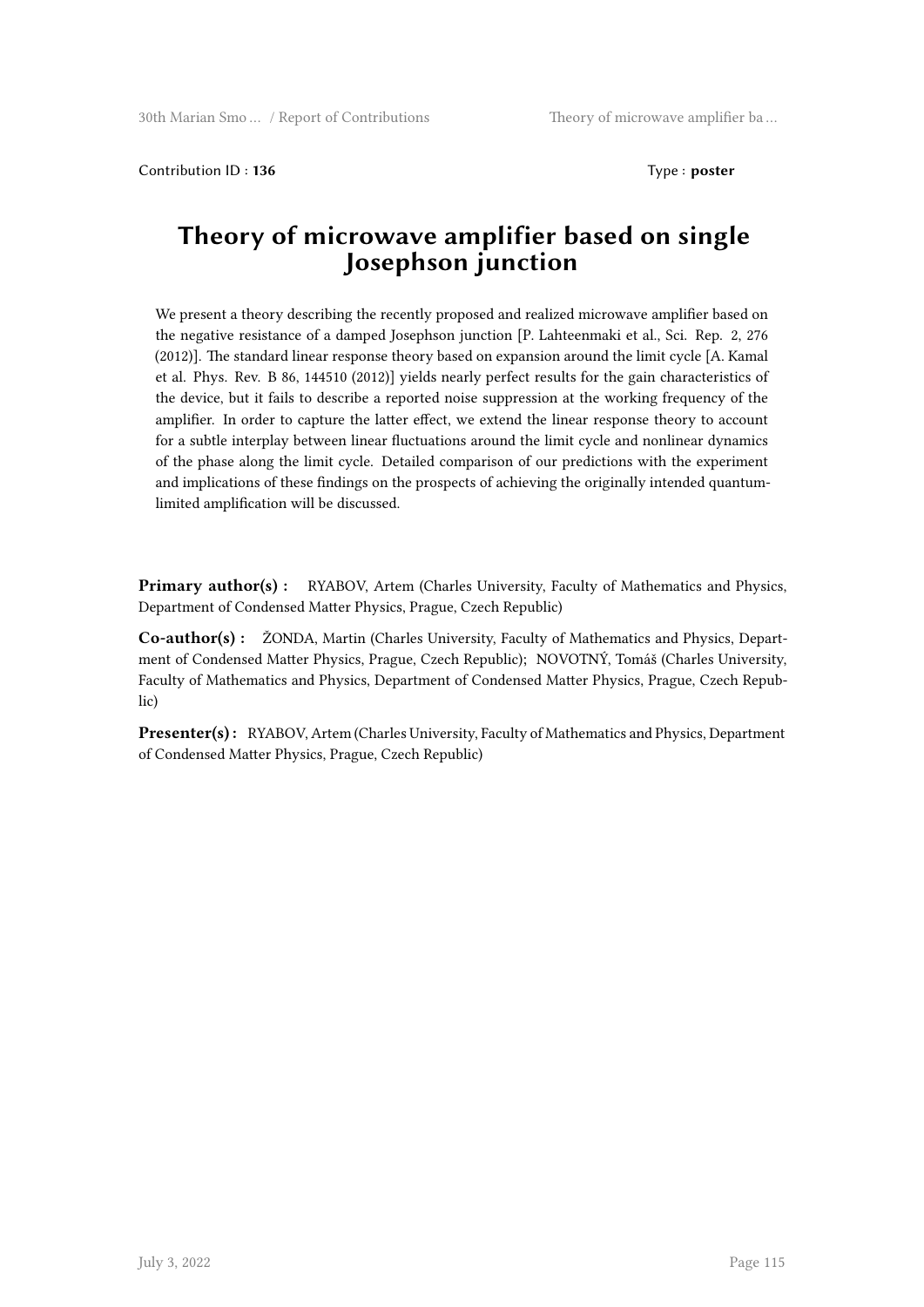Contribution ID : **136** Type : **poster**

# Theory of microwave amplifier based on single Josephson junction

We present a theory describing the recently proposed and realized microwave amplifier based on the negative resistance of a damped Josephson junction [P. Lahteenmaki et al., Sci. Rep. 2, 276 (2012)]. The standard linear response theory based on expansion around the limit cycle [A. Kamal et al. Phys. Rev. B 86, 144510 (2012)] yields nearly perfect results for the gain characteristics of the device, but it fails to describe a reported noise suppression at the working frequency of the amplifier. In order to capture the latter effect, we extend the linear response theory to account for a subtle interplay between linear fluctuations around the limit cycle and nonlinear dynamics of the phase along the limit cycle. Detailed comparison of our predictions with the experiment and implications of these findings on the prospects of achieving the originally intended quantum-limited amplification will be discussed.

**Primary author(s) :** RYABOV, Artem (Charles University, Faculty of Mathematics and Physics, Department of Condensed Matter Physics, Prague, Czech Republic)

**Co-author(s) :** ŽONDA, Martin (Charles University, Faculty of Mathematics and Physics, Department of Condensed Matter Physics, Prague, Czech Republic); NOVOTNÝ, Tomáš (Charles University, Faculty of Mathematics and Physics, Department of Condensed Matter Physics, Prague, Czech Republic)

**Presenter(s) :** RYABOV, Artem (Charles University, Faculty of Mathematics and Physics, Department of Condensed Matter Physics, Prague, Czech Republic)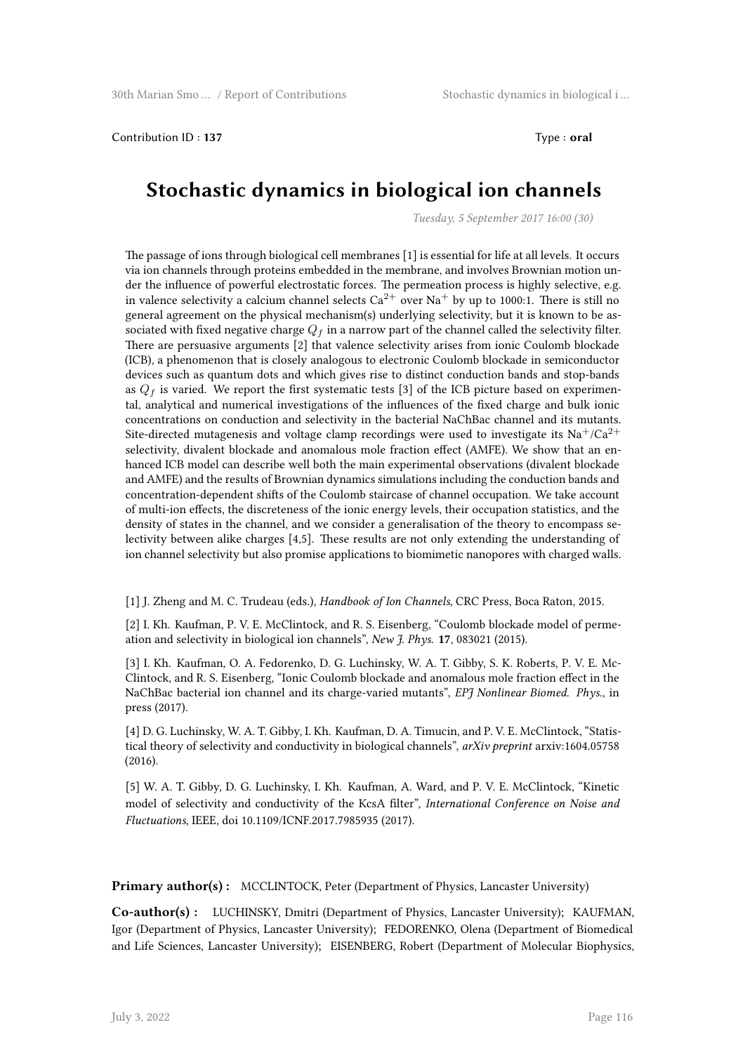Contribution ID : **137** Type : **oral**

# Stochastic dynamics in biological ion channels

*Tuesday, 5 September 2017 16:00 (30)*

The passage of ions through biological cell membranes [1] is essential for life at all levels. It occurs via ion channels through proteins embedded in the membrane, and involves Brownian motion under the influence of powerful electrostatic forces. The permeation process is highly selective, e.g. in valence selectivity a calcium channel selects $Ca^{2+}$ over $Na^{+}$ by up to 1000:1. There is still no general agreement on the physical mechanism(s) underlying selectivity, but it is known to be associated with fixed negative charge $Q_f$ in a narrow part of the channel called the selectivity filter. There are persuasive arguments [2] that valence selectivity arises from ionic Coulomb blockade (ICB), a phenomenon that is closely analogous to electronic Coulomb blockade in semiconductor devices such as quantum dots and which gives rise to distinct conduction bands and stop-bands as $Q_f$ is varied. We report the first systematic tests [3] of the ICB picture based on experimental, analytical and numerical investigations of the influences of the fixed charge and bulk ionic concentrations on conduction and selectivity in the bacterial NaChBac channel and its mutants. Site-directed mutagenesis and voltage clamp recordings were used to investigate its $Na^{+}$/$Ca^{2+}$ selectivity, divalent blockade and anomalous mole fraction effect (AMFE). We show that an enhanced ICB model can describe well both the main experimental observations (divalent blockade and AMFE) and the results of Brownian dynamics simulations including the conduction bands and concentration-dependent shifts of the Coulomb staircase of channel occupation. We take account of multi-ion effects, the discreteness of the ionic energy levels, their occupation statistics, and the density of states in the channel, and we consider a generalisation of the theory to encompass selectivity between alike charges [4,5]. These results are not only extending the understanding of ion channel selectivity but also promise applications to biomimetic nanopores with charged walls.

[1] J. Zheng and M. C. Trudeau (eds.), *Handbook of Ion Channels*, CRC Press, Boca Raton, 2015.

[2] I. Kh. Kaufman, P. V. E. McClintock, and R. S. Eisenberg, "Coulomb blockade model of permeation and selectivity in biological ion channels", *New J. Phys.* **17**, 083021 (2015).

[3] I. Kh. Kaufman, O. A. Fedorenko, D. G. Luchinsky, W. A. T. Gibby, S. K. Roberts, P. V. E. McClintock, and R. S. Eisenberg, "Ionic Coulomb blockade and anomalous mole fraction effect in the NaChBac bacterial ion channel and its charge-varied mutants", *EPJ Nonlinear Biomed. Phys.*, in press (2017).

[4] D. G. Luchinsky, W. A. T. Gibby, I. Kh. Kaufman, D. A. Timucin, and P. V. E. McClintock, "Statistical theory of selectivity and conductivity in biological channels", *arXiv preprint* arxiv:1604.05758 (2016).

[5] W. A. T. Gibby, D. G. Luchinsky, I. Kh. Kaufman, A. Ward, and P. V. E. McClintock, "Kinetic model of selectivity and conductivity of the KcsA filter", *International Conference on Noise and Fluctuations*, IEEE, doi 10.1109/ICNF.2017.7985935 (2017).

**Primary author(s) :** MCCLINTOCK, Peter (Department of Physics, Lancaster University)

**Co-author(s) :** LUCHINSKY, Dmitri (Department of Physics, Lancaster University); KAUFMAN, Igor (Department of Physics, Lancaster University); FEDORENKO, Olena (Department of Biomedical and Life Sciences, Lancaster University); EISENBERG, Robert (Department of Molecular Biophysics,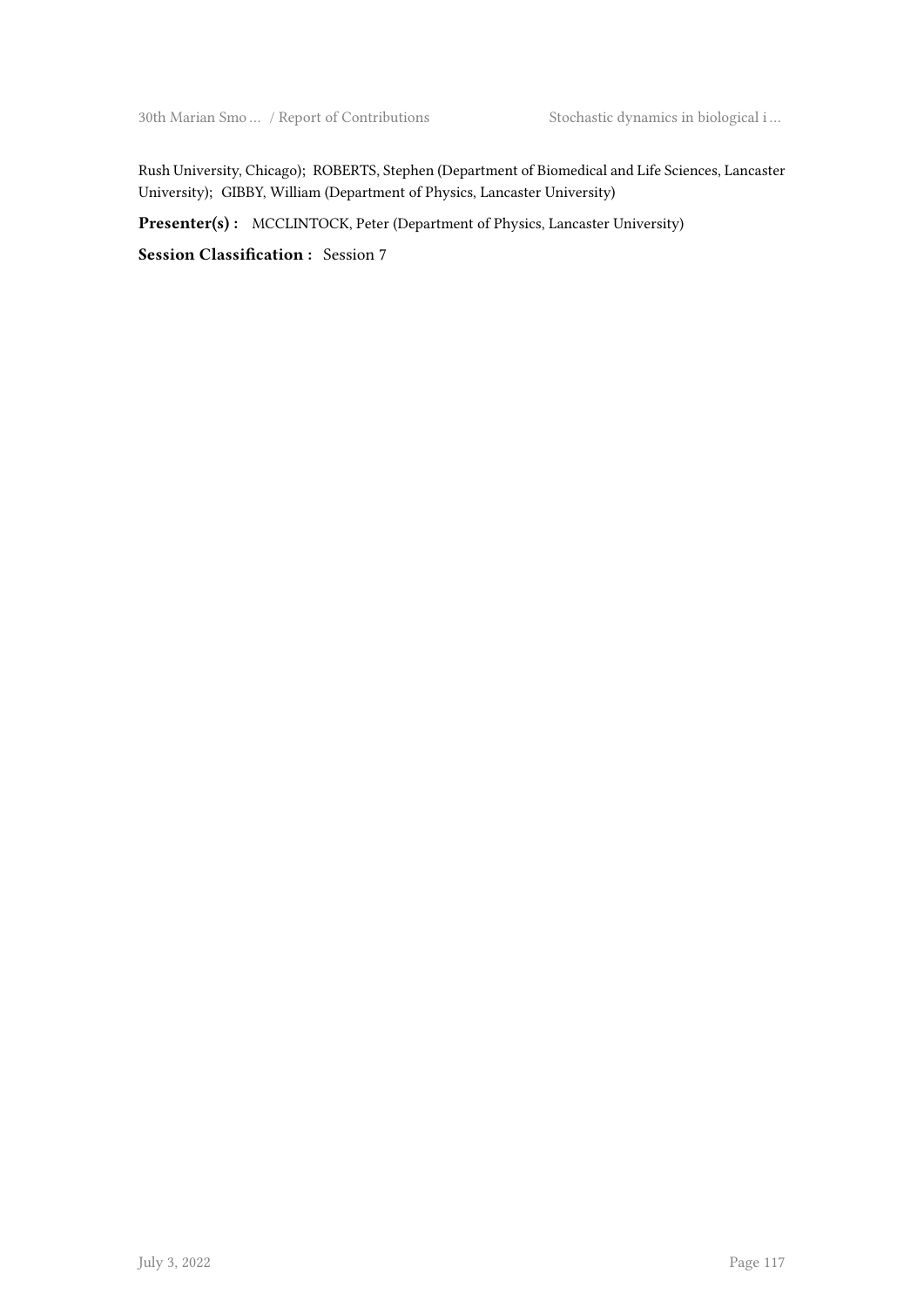Rush University, Chicago); ROBERTS, Stephen (Department of Biomedical and Life Sciences, Lancaster University); GIBBY, William (Department of Physics, Lancaster University)

**Presenter(s) :** MCCLINTOCK, Peter (Department of Physics, Lancaster University)

**Session Classification :** Session 7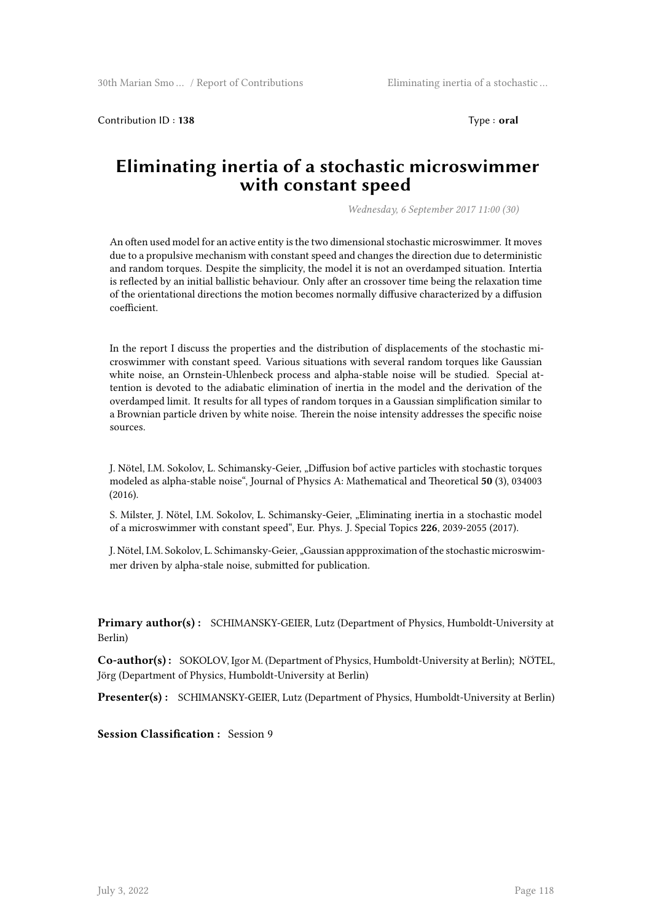Contribution ID : **138** Type : **oral**

# Eliminating inertia of a stochastic microswimmer with constant speed

*Wednesday, 6 September 2017 11:00 (30)*

An often used model for an active entity is the two dimensional stochastic microswimmer. It moves due to a propulsive mechanism with constant speed and changes the direction due to deterministic and random torques. Despite the simplicity, the model it is not an overdamped situation. Intertia is reflected by an initial ballistic behaviour. Only after an crossover time being the relaxation time of the orientational directions the motion becomes normally diffusive characterized by a diffusion coefficient.

In the report I discuss the properties and the distribution of displacements of the stochastic microswimmer with constant speed. Various situations with several random torques like Gaussian white noise, an Ornstein-Uhlenbeck process and alpha-stable noise will be studied. Special attention is devoted to the adiabatic elimination of inertia in the model and the derivation of the overdamped limit. It results for all types of random torques in a Gaussian simplification similar to a Brownian particle driven by white noise. Therein the noise intensity addresses the specific noise sources.

J. Nötel, I.M. Sokolov, L. Schimansky-Geier, „Diffusion bof active particles with stochastic torques modeled as alpha-stable noise", Journal of Physics A: Mathematical and Theoretical **50** (3), 034003 (2016).

S. Milster, J. Nötel, I.M. Sokolov, L. Schimansky-Geier, „Eliminating inertia in a stochastic model of a microswimmer with constant speed", Eur. Phys. J. Special Topics **226**, 2039-2055 (2017).

J. Nötel, I.M. Sokolov, L. Schimansky-Geier, „Gaussian appproximation of the stochastic microswimmer driven by alpha-stale noise, submitted for publication.

**Primary author(s) :** SCHIMANSKY-GEIER, Lutz (Department of Physics, Humboldt-University at Berlin)

**Co-author(s) :** SOKOLOV, Igor M. (Department of Physics, Humboldt-University at Berlin); NÖTEL, Jörg (Department of Physics, Humboldt-University at Berlin)

**Presenter(s) :** SCHIMANSKY-GEIER, Lutz (Department of Physics, Humboldt-University at Berlin)

**Session Classification :** Session 9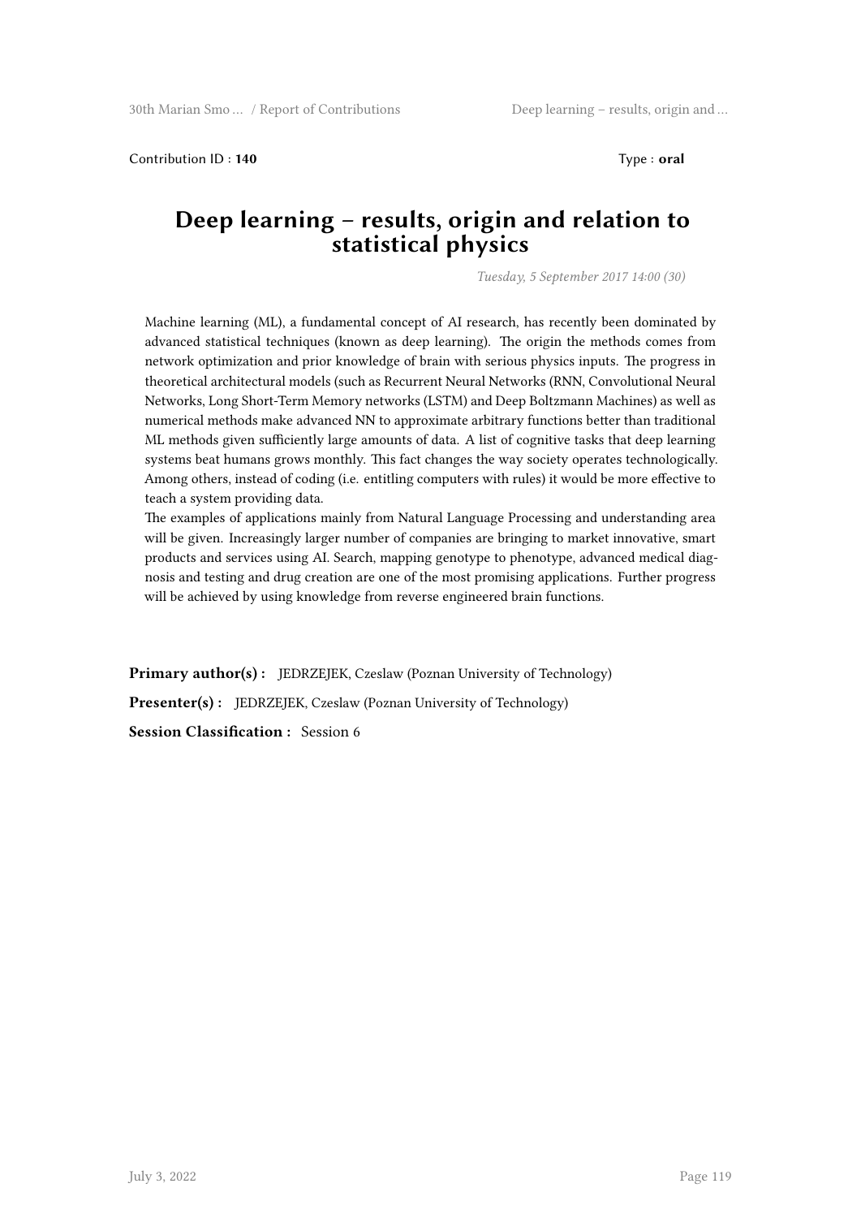Contribution ID : **140** Type : **oral**

# Deep learning – results, origin and relation to statistical physics

*Tuesday, 5 September 2017 14:00 (30)*

Machine learning (ML), a fundamental concept of AI research, has recently been dominated by advanced statistical techniques (known as deep learning). The origin the methods comes from network optimization and prior knowledge of brain with serious physics inputs. The progress in theoretical architectural models (such as Recurrent Neural Networks (RNN, Convolutional Neural Networks, Long Short-Term Memory networks (LSTM) and Deep Boltzmann Machines) as well as numerical methods make advanced NN to approximate arbitrary functions better than traditional ML methods given sufficiently large amounts of data. A list of cognitive tasks that deep learning systems beat humans grows monthly. This fact changes the way society operates technologically. Among others, instead of coding (i.e. entitling computers with rules) it would be more effective to teach a system providing data.

The examples of applications mainly from Natural Language Processing and understanding area will be given. Increasingly larger number of companies are bringing to market innovative, smart products and services using AI. Search, mapping genotype to phenotype, advanced medical diagnosis and testing and drug creation are one of the most promising applications. Further progress will be achieved by using knowledge from reverse engineered brain functions.

**Primary author(s) :** JEDRZEJEK, Czeslaw (Poznan University of Technology)

**Presenter(s) :** JEDRZEJEK, Czeslaw (Poznan University of Technology)

**Session Classification :** Session 6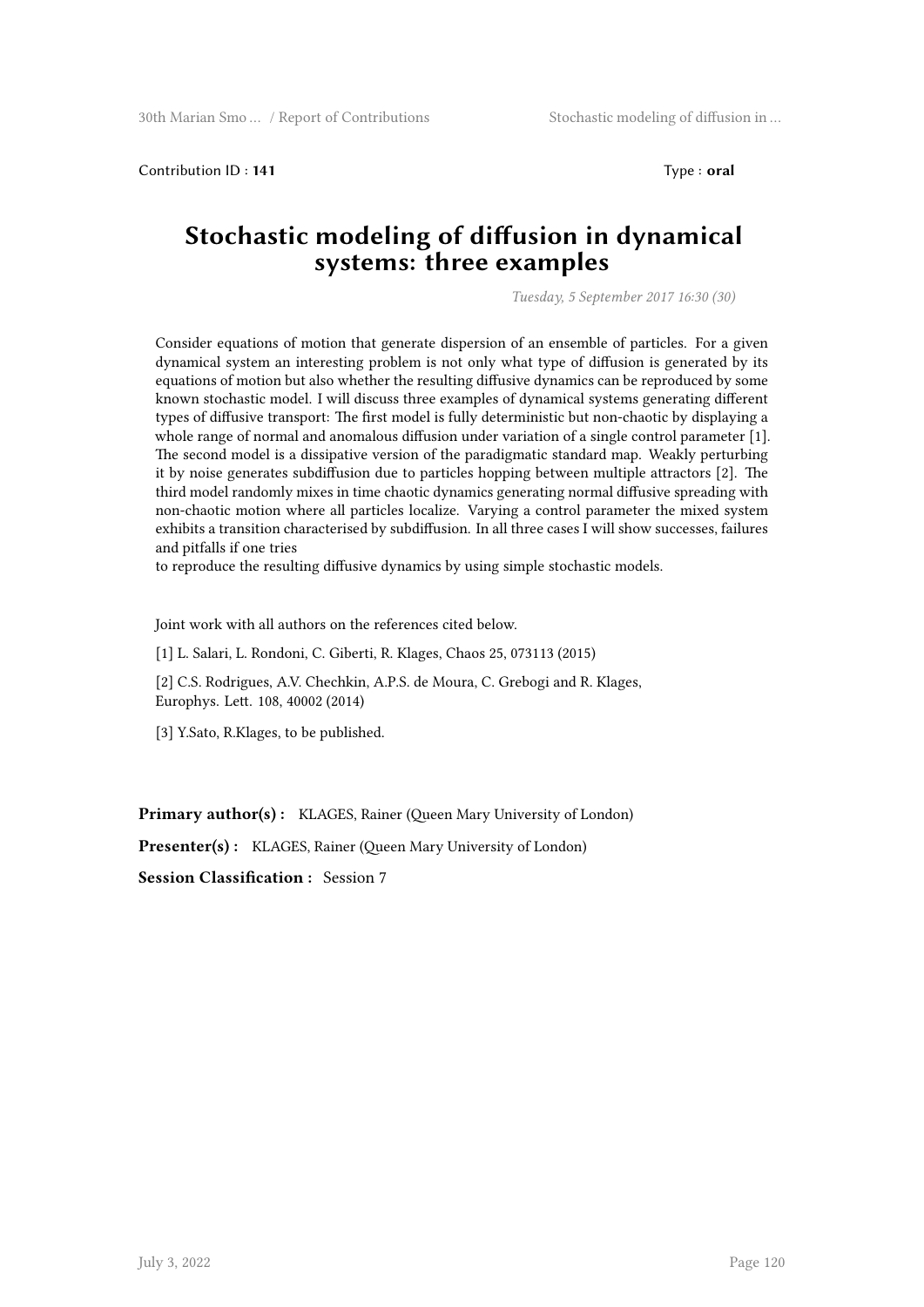Contribution ID : **141** Type : **oral**

# Stochastic modeling of diffusion in dynamical systems: three examples

*Tuesday, 5 September 2017 16:30 (30)*

Consider equations of motion that generate dispersion of an ensemble of particles. For a given dynamical system an interesting problem is not only what type of diffusion is generated by its equations of motion but also whether the resulting diffusive dynamics can be reproduced by some known stochastic model. I will discuss three examples of dynamical systems generating different types of diffusive transport: The first model is fully deterministic but non-chaotic by displaying a whole range of normal and anomalous diffusion under variation of a single control parameter [1]. The second model is a dissipative version of the paradigmatic standard map. Weakly perturbing it by noise generates subdiffusion due to particles hopping between multiple attractors [2]. The third model randomly mixes in time chaotic dynamics generating normal diffusive spreading with non-chaotic motion where all particles localize. Varying a control parameter the mixed system exhibits a transition characterised by subdiffusion. In all three cases I will show successes, failures and pitfalls if one tries
to reproduce the resulting diffusive dynamics by using simple stochastic models.

Joint work with all authors on the references cited below.

[1] L. Salari, L. Rondoni, C. Giberti, R. Klages, Chaos 25, 073113 (2015)

[2] C.S. Rodrigues, A.V. Chechkin, A.P.S. de Moura, C. Grebogi and R. Klages, Europhys. Lett. 108, 40002 (2014)

[3] Y.Sato, R.Klages, to be published.

**Primary author(s) :** KLAGES, Rainer (Queen Mary University of London)

**Presenter(s) :** KLAGES, Rainer (Queen Mary University of London)

**Session Classification :** Session 7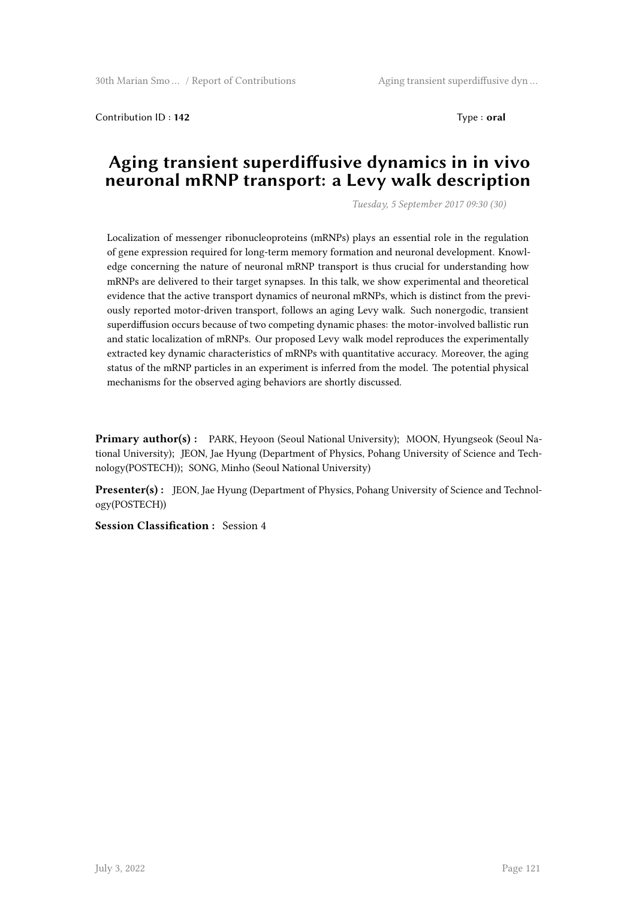Contribution ID : **142** Type : **oral**

# Aging transient superdiffusive dynamics in in vivo neuronal mRNP transport: a Levy walk description

*Tuesday, 5 September 2017 09:30 (30)*

Localization of messenger ribonucleoproteins (mRNPs) plays an essential role in the regulation of gene expression required for long-term memory formation and neuronal development. Knowledge concerning the nature of neuronal mRNP transport is thus crucial for understanding how mRNPs are delivered to their target synapses. In this talk, we show experimental and theoretical evidence that the active transport dynamics of neuronal mRNPs, which is distinct from the previously reported motor-driven transport, follows an aging Levy walk. Such nonergodic, transient superdiffusion occurs because of two competing dynamic phases: the motor-involved ballistic run and static localization of mRNPs. Our proposed Levy walk model reproduces the experimentally extracted key dynamic characteristics of mRNPs with quantitative accuracy. Moreover, the aging status of the mRNP particles in an experiment is inferred from the model. The potential physical mechanisms for the observed aging behaviors are shortly discussed.

**Primary author(s) :** PARK, Heyoon (Seoul National University); MOON, Hyungseok (Seoul National University); JEON, Jae Hyung (Department of Physics, Pohang University of Science and Technology(POSTECH)); SONG, Minho (Seoul National University)

**Presenter(s) :** JEON, Jae Hyung (Department of Physics, Pohang University of Science and Technology(POSTECH))

**Session Classification :** Session 4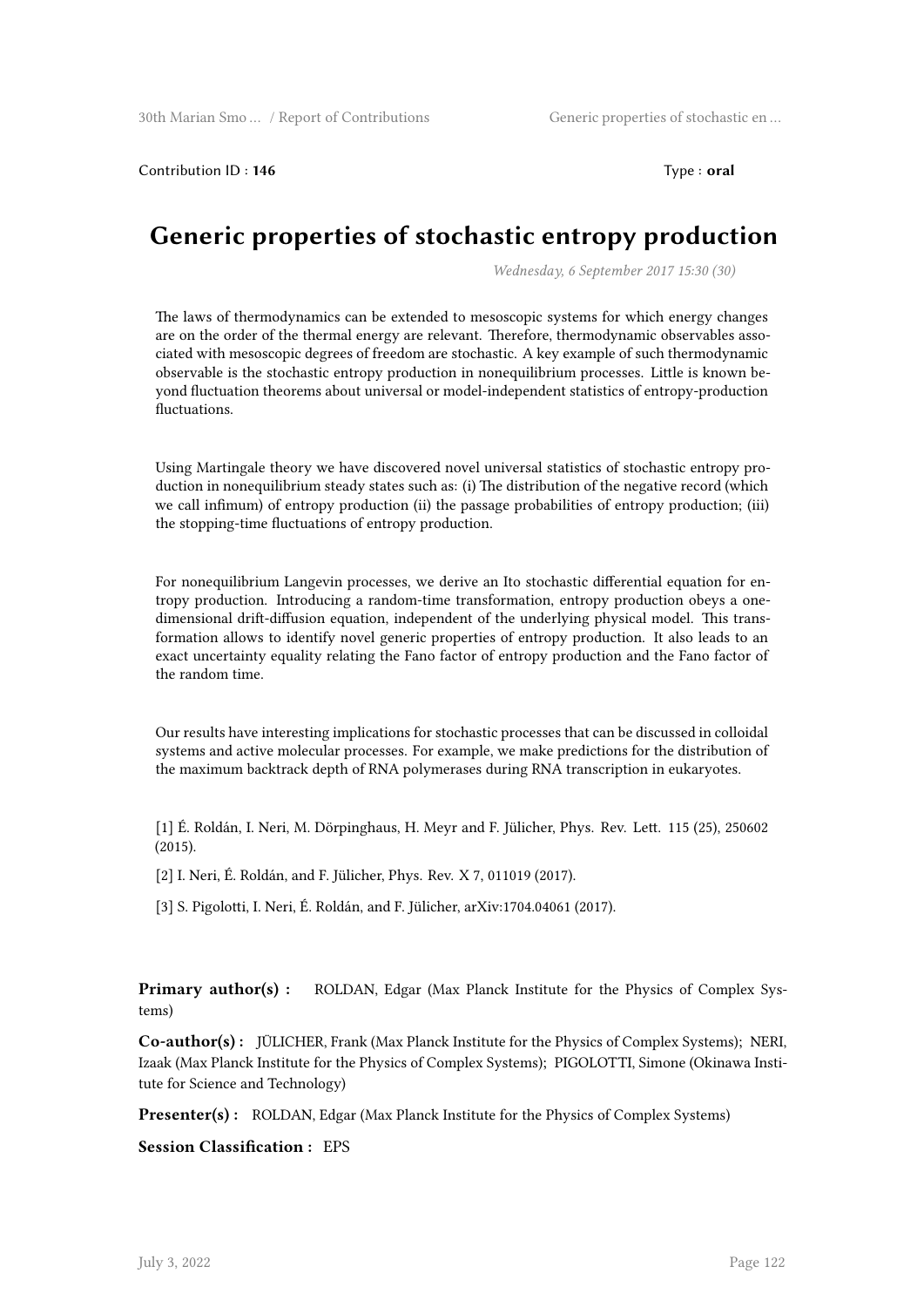Contribution ID : **146** Type : **oral**

# Generic properties of stochastic entropy production

*Wednesday, 6 September 2017 15:30 (30)*

The laws of thermodynamics can be extended to mesoscopic systems for which energy changes are on the order of the thermal energy are relevant. Therefore, thermodynamic observables associated with mesoscopic degrees of freedom are stochastic. A key example of such thermodynamic observable is the stochastic entropy production in nonequilibrium processes. Little is known beyond fluctuation theorems about universal or model-independent statistics of entropy-production fluctuations.

Using Martingale theory we have discovered novel universal statistics of stochastic entropy production in nonequilibrium steady states such as: (i) The distribution of the negative record (which we call infimum) of entropy production (ii) the passage probabilities of entropy production; (iii) the stopping-time fluctuations of entropy production.

For nonequilibrium Langevin processes, we derive an Ito stochastic differential equation for entropy production. Introducing a random-time transformation, entropy production obeys a one-dimensional drift-diffusion equation, independent of the underlying physical model. This transformation allows to identify novel generic properties of entropy production. It also leads to an exact uncertainty equality relating the Fano factor of entropy production and the Fano factor of the random time.

Our results have interesting implications for stochastic processes that can be discussed in colloidal systems and active molecular processes. For example, we make predictions for the distribution of the maximum backtrack depth of RNA polymerases during RNA transcription in eukaryotes.

[1] É. Roldán, I. Neri, M. Dörpinghaus, H. Meyr and F. Jülicher, Phys. Rev. Lett. 115 (25), 250602 (2015).

[2] I. Neri, É. Roldán, and F. Jülicher, Phys. Rev. X 7, 011019 (2017).

[3] S. Pigolotti, I. Neri, É. Roldán, and F. Jülicher, arXiv:1704.04061 (2017).

**Primary author(s) :** ROLDAN, Edgar (Max Planck Institute for the Physics of Complex Systems)

**Co-author(s) :** JÜLICHER, Frank (Max Planck Institute for the Physics of Complex Systems); NERI, Izaak (Max Planck Institute for the Physics of Complex Systems); PIGOLOTTI, Simone (Okinawa Institute for Science and Technology)

**Presenter(s) :** ROLDAN, Edgar (Max Planck Institute for the Physics of Complex Systems)

**Session Classification :** EPS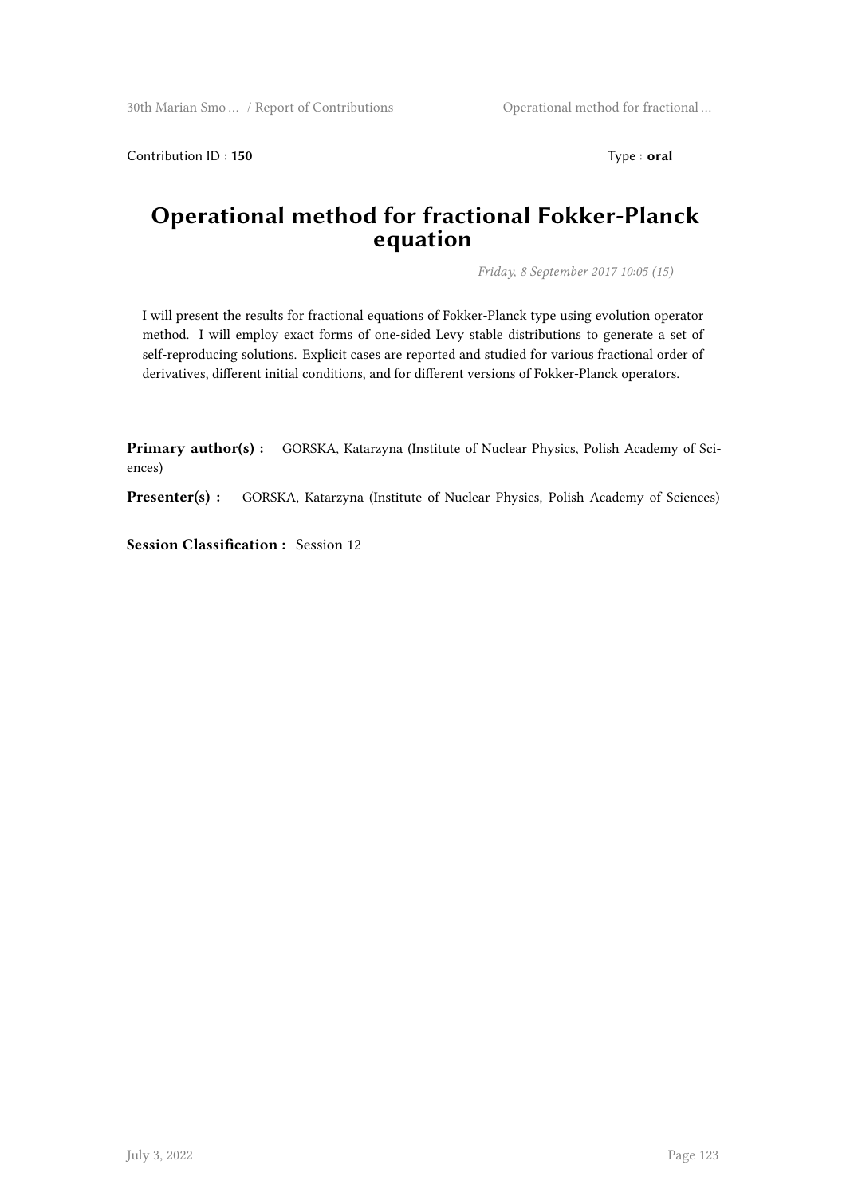Contribution ID : **150** Type : **oral**

# Operational method for fractional Fokker-Planck equation

*Friday, 8 September 2017 10:05 (15)*

I will present the results for fractional equations of Fokker-Planck type using evolution operator method. I will employ exact forms of one-sided Levy stable distributions to generate a set of self-reproducing solutions. Explicit cases are reported and studied for various fractional order of derivatives, different initial conditions, and for different versions of Fokker-Planck operators.

**Primary author(s) :** GORSKA, Katarzyna (Institute of Nuclear Physics, Polish Academy of Sciences)

**Presenter(s) :** GORSKA, Katarzyna (Institute of Nuclear Physics, Polish Academy of Sciences)

**Session Classification :** Session 12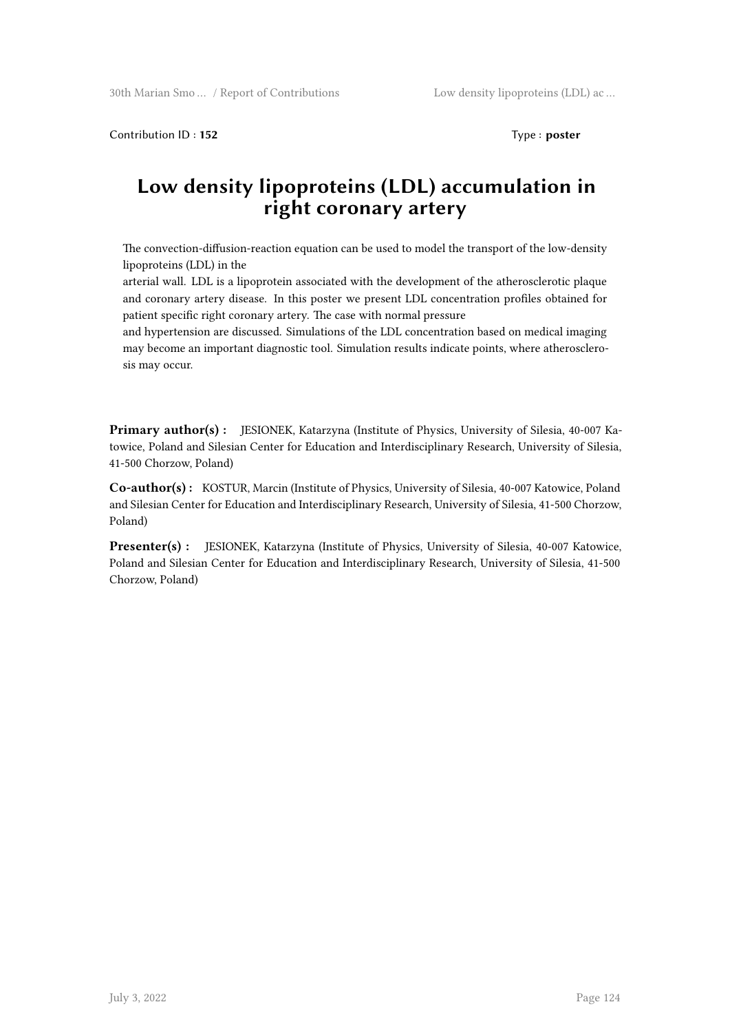Contribution ID : **152** Type : **poster**

# Low density lipoproteins (LDL) accumulation in right coronary artery

The convection-diffusion-reaction equation can be used to model the transport of the low-density lipoproteins (LDL) in the arterial wall. LDL is a lipoprotein associated with the development of the atherosclerotic plaque and coronary artery disease. In this poster we present LDL concentration profiles obtained for patient specific right coronary artery. The case with normal pressure and hypertension are discussed. Simulations of the LDL concentration based on medical imaging may become an important diagnostic tool. Simulation results indicate points, where atherosclerosis may occur.

**Primary author(s) :** JESIONEK, Katarzyna (Institute of Physics, University of Silesia, 40-007 Katowice, Poland and Silesian Center for Education and Interdisciplinary Research, University of Silesia, 41-500 Chorzow, Poland)

**Co-author(s) :** KOSTUR, Marcin (Institute of Physics, University of Silesia, 40-007 Katowice, Poland and Silesian Center for Education and Interdisciplinary Research, University of Silesia, 41-500 Chorzow, Poland)

**Presenter(s) :** JESIONEK, Katarzyna (Institute of Physics, University of Silesia, 40-007 Katowice, Poland and Silesian Center for Education and Interdisciplinary Research, University of Silesia, 41-500 Chorzow, Poland)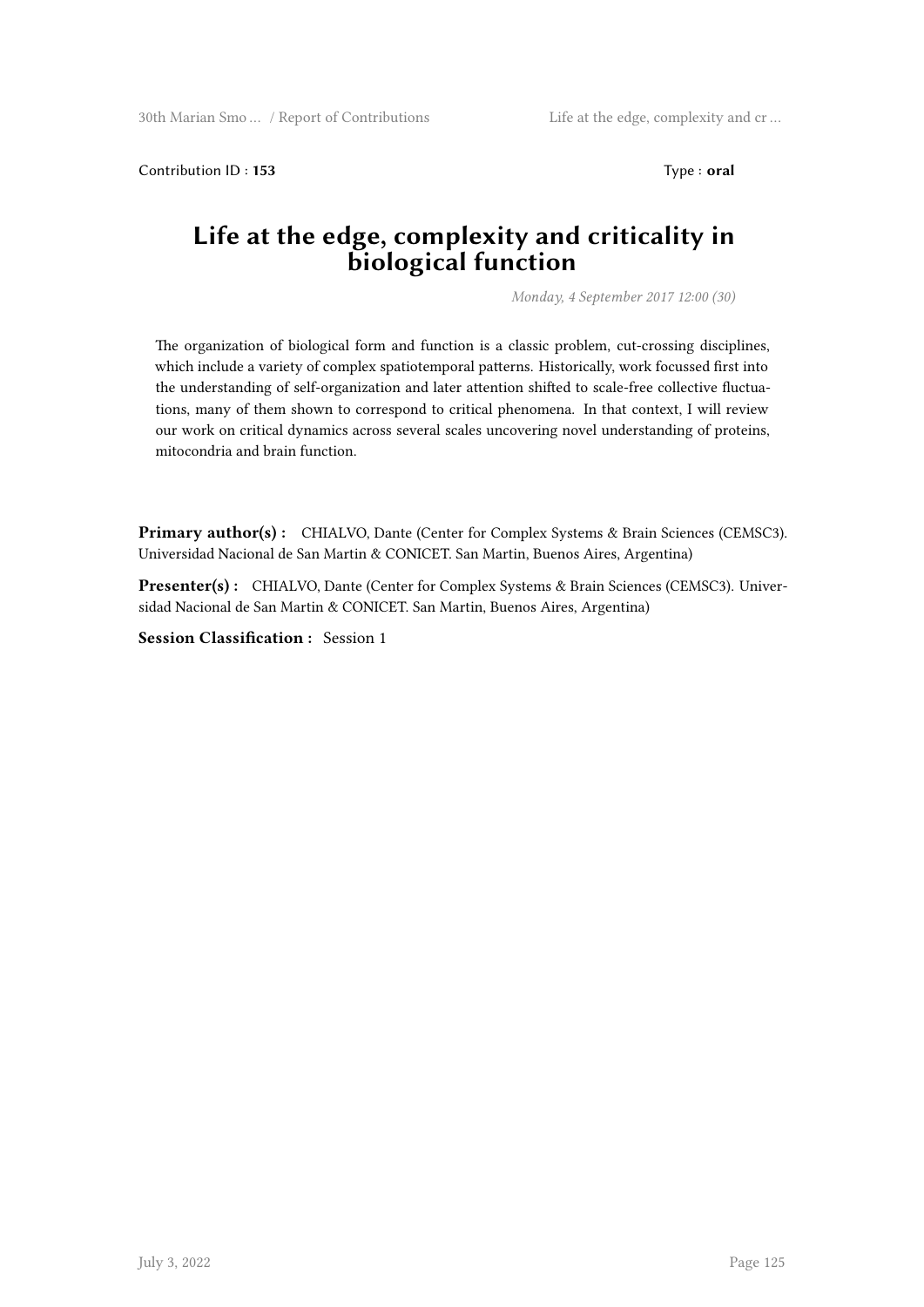Contribution ID : **153** Type : **oral**

# Life at the edge, complexity and criticality in biological function

*Monday, 4 September 2017 12:00 (30)*

The organization of biological form and function is a classic problem, cut-crossing disciplines, which include a variety of complex spatiotemporal patterns. Historically, work focussed first into the understanding of self-organization and later attention shifted to scale-free collective fluctuations, many of them shown to correspond to critical phenomena. In that context, I will review our work on critical dynamics across several scales uncovering novel understanding of proteins, mitocondria and brain function.

**Primary author(s) :** CHIALVO, Dante (Center for Complex Systems & Brain Sciences (CEMSC3). Universidad Nacional de San Martin & CONICET. San Martin, Buenos Aires, Argentina)

**Presenter(s) :** CHIALVO, Dante (Center for Complex Systems & Brain Sciences (CEMSC3). Universidad Nacional de San Martin & CONICET. San Martin, Buenos Aires, Argentina)

**Session Classification :** Session 1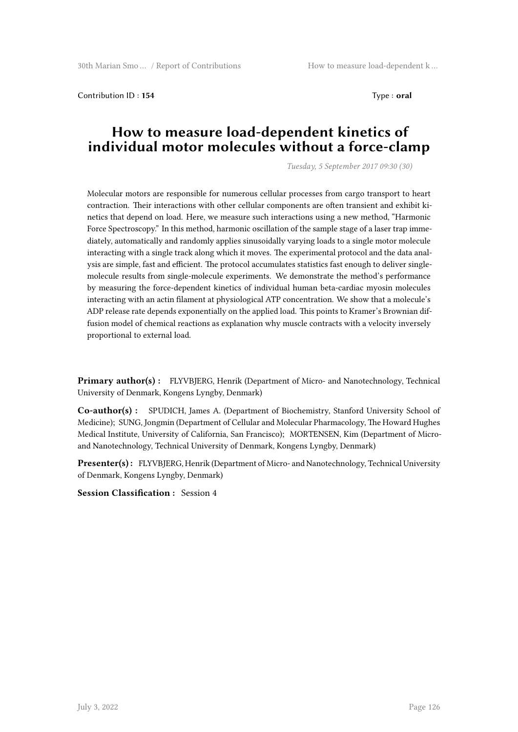Contribution ID : **154** Type : **oral**

# How to measure load-dependent kinetics of individual motor molecules without a force-clamp

*Tuesday, 5 September 2017 09:30 (30)*

Molecular motors are responsible for numerous cellular processes from cargo transport to heart contraction. Their interactions with other cellular components are often transient and exhibit kinetics that depend on load. Here, we measure such interactions using a new method, "Harmonic Force Spectroscopy." In this method, harmonic oscillation of the sample stage of a laser trap immediately, automatically and randomly applies sinusoidally varying loads to a single motor molecule interacting with a single track along which it moves. The experimental protocol and the data analysis are simple, fast and efficient. The protocol accumulates statistics fast enough to deliver single-molecule results from single-molecule experiments. We demonstrate the method's performance by measuring the force-dependent kinetics of individual human beta-cardiac myosin molecules interacting with an actin filament at physiological ATP concentration. We show that a molecule's ADP release rate depends exponentially on the applied load. This points to Kramer's Brownian diffusion model of chemical reactions as explanation why muscle contracts with a velocity inversely proportional to external load.

**Primary author(s) :** FLYVBJERG, Henrik (Department of Micro- and Nanotechnology, Technical University of Denmark, Kongens Lyngby, Denmark)

**Co-author(s) :** SPUDICH, James A. (Department of Biochemistry, Stanford University School of Medicine); SUNG, Jongmin (Department of Cellular and Molecular Pharmacology, The Howard Hughes Medical Institute, University of California, San Francisco); MORTENSEN, Kim (Department of Micro- and Nanotechnology, Technical University of Denmark, Kongens Lyngby, Denmark)

**Presenter(s) :** FLYVBJERG, Henrik (Department of Micro- and Nanotechnology, Technical University of Denmark, Kongens Lyngby, Denmark)

**Session Classification :** Session 4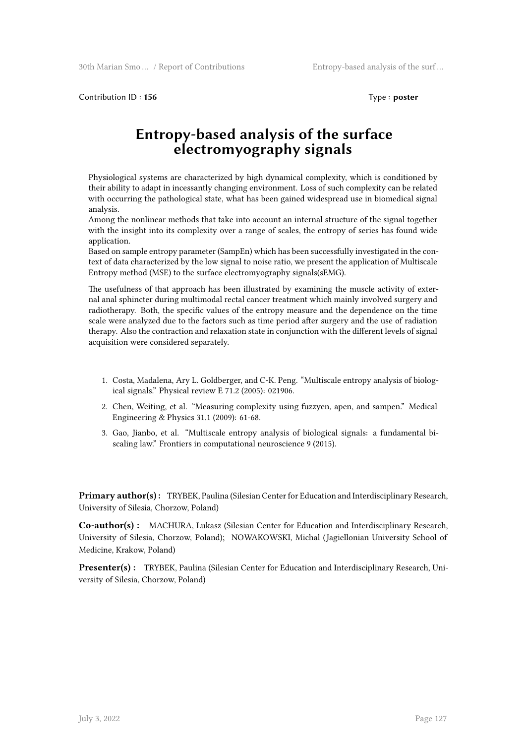Contribution ID : **156** Type : **poster**

# Entropy-based analysis of the surface electromyography signals

Physiological systems are characterized by high dynamical complexity, which is conditioned by their ability to adapt in incessantly changing environment. Loss of such complexity can be related with occurring the pathological state, what has been gained widespread use in biomedical signal analysis.
Among the nonlinear methods that take into account an internal structure of the signal together with the insight into its complexity over a range of scales, the entropy of series has found wide application.
Based on sample entropy parameter (SampEn) which has been successfully investigated in the context of data characterized by the low signal to noise ratio, we present the application of Multiscale Entropy method (MSE) to the surface electromyography signals(sEMG).

The usefulness of that approach has been illustrated by examining the muscle activity of external anal sphincter during multimodal rectal cancer treatment which mainly involved surgery and radiotherapy. Both, the specific values of the entropy measure and the dependence on the time scale were analyzed due to the factors such as time period after surgery and the use of radiation therapy. Also the contraction and relaxation state in conjunction with the different levels of signal acquisition were considered separately.

1. Costa, Madalena, Ary L. Goldberger, and C-K. Peng. "Multiscale entropy analysis of biological signals." Physical review E 71.2 (2005): 021906.
2. Chen, Weiting, et al. "Measuring complexity using fuzzyen, apen, and sampen." Medical Engineering & Physics 31.1 (2009): 61-68.
3. Gao, Jianbo, et al. "Multiscale entropy analysis of biological signals: a fundamental bi-scaling law." Frontiers in computational neuroscience 9 (2015).

**Primary author(s) :** TRYBEK, Paulina (Silesian Center for Education and Interdisciplinary Research, University of Silesia, Chorzow, Poland)

**Co-author(s) :** MACHURA, Lukasz (Silesian Center for Education and Interdisciplinary Research, University of Silesia, Chorzow, Poland); NOWAKOWSKI, Michal (Jagiellonian University School of Medicine, Krakow, Poland)

**Presenter(s) :** TRYBEK, Paulina (Silesian Center for Education and Interdisciplinary Research, University of Silesia, Chorzow, Poland)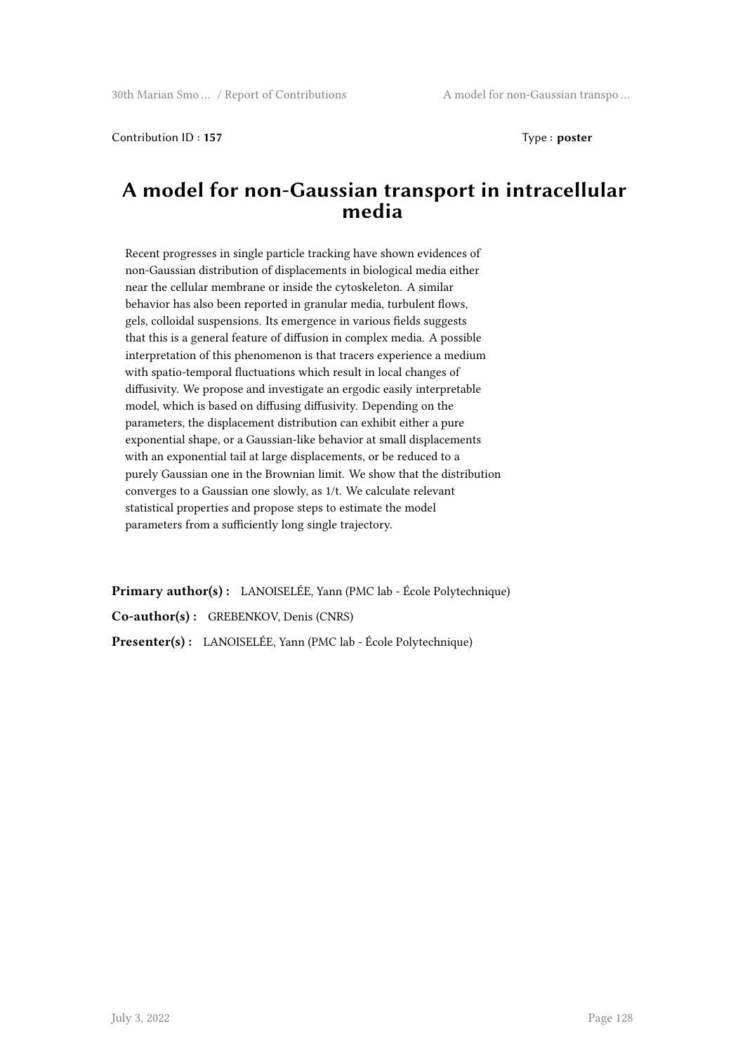Contribution ID : **157** Type : **poster**

# A model for non-Gaussian transport in intracellular media

Recent progresses in single particle tracking have shown evidences of non-Gaussian distribution of displacements in biological media either near the cellular membrane or inside the cytoskeleton. A similar behavior has also been reported in granular media, turbulent flows, gels, colloidal suspensions. Its emergence in various fields suggests that this is a general feature of diffusion in complex media. A possible interpretation of this phenomenon is that tracers experience a medium with spatio-temporal fluctuations which result in local changes of diffusivity. We propose and investigate an ergodic easily interpretable model, which is based on diffusing diffusivity. Depending on the parameters, the displacement distribution can exhibit either a pure exponential shape, or a Gaussian-like behavior at small displacements with an exponential tail at large displacements, or be reduced to a purely Gaussian one in the Brownian limit. We show that the distribution converges to a Gaussian one slowly, as 1/t. We calculate relevant statistical properties and propose steps to estimate the model parameters from a sufficiently long single trajectory.

**Primary author(s) :** LANOISELÉE, Yann (PMC lab - École Polytechnique)

**Co-author(s) :** GREBENKOV, Denis (CNRS)

**Presenter(s) :** LANOISELÉE, Yann (PMC lab - École Polytechnique)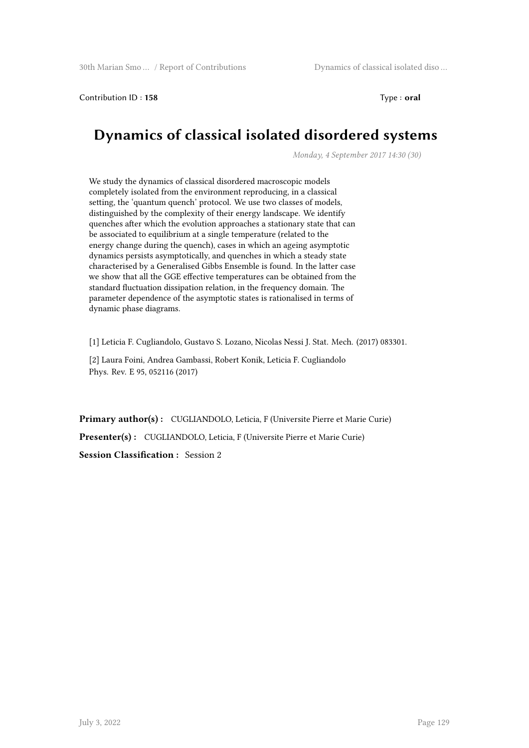Contribution ID : **158** Type : **oral**

# Dynamics of classical isolated disordered systems

*Monday, 4 September 2017 14:30 (30)*

We study the dynamics of classical disordered macroscopic models completely isolated from the environment reproducing, in a classical setting, the 'quantum quench' protocol. We use two classes of models, distinguished by the complexity of their energy landscape. We identify quenches after which the evolution approaches a stationary state that can be associated to equilibrium at a single temperature (related to the energy change during the quench), cases in which an ageing asymptotic dynamics persists asymptotically, and quenches in which a steady state characterised by a Generalised Gibbs Ensemble is found. In the latter case we show that all the GGE effective temperatures can be obtained from the standard fluctuation dissipation relation, in the frequency domain. The parameter dependence of the asymptotic states is rationalised in terms of dynamic phase diagrams.

[1] Leticia F. Cugliandolo, Gustavo S. Lozano, Nicolas Nessi J. Stat. Mech. (2017) 083301.

[2] Laura Foini, Andrea Gambassi, Robert Konik, Leticia F. Cugliandolo Phys. Rev. E 95, 052116 (2017)

**Primary author(s) :** CUGLIANDOLO, Leticia, F (Universite Pierre et Marie Curie)

**Presenter(s) :** CUGLIANDOLO, Leticia, F (Universite Pierre et Marie Curie)

**Session Classification :** Session 2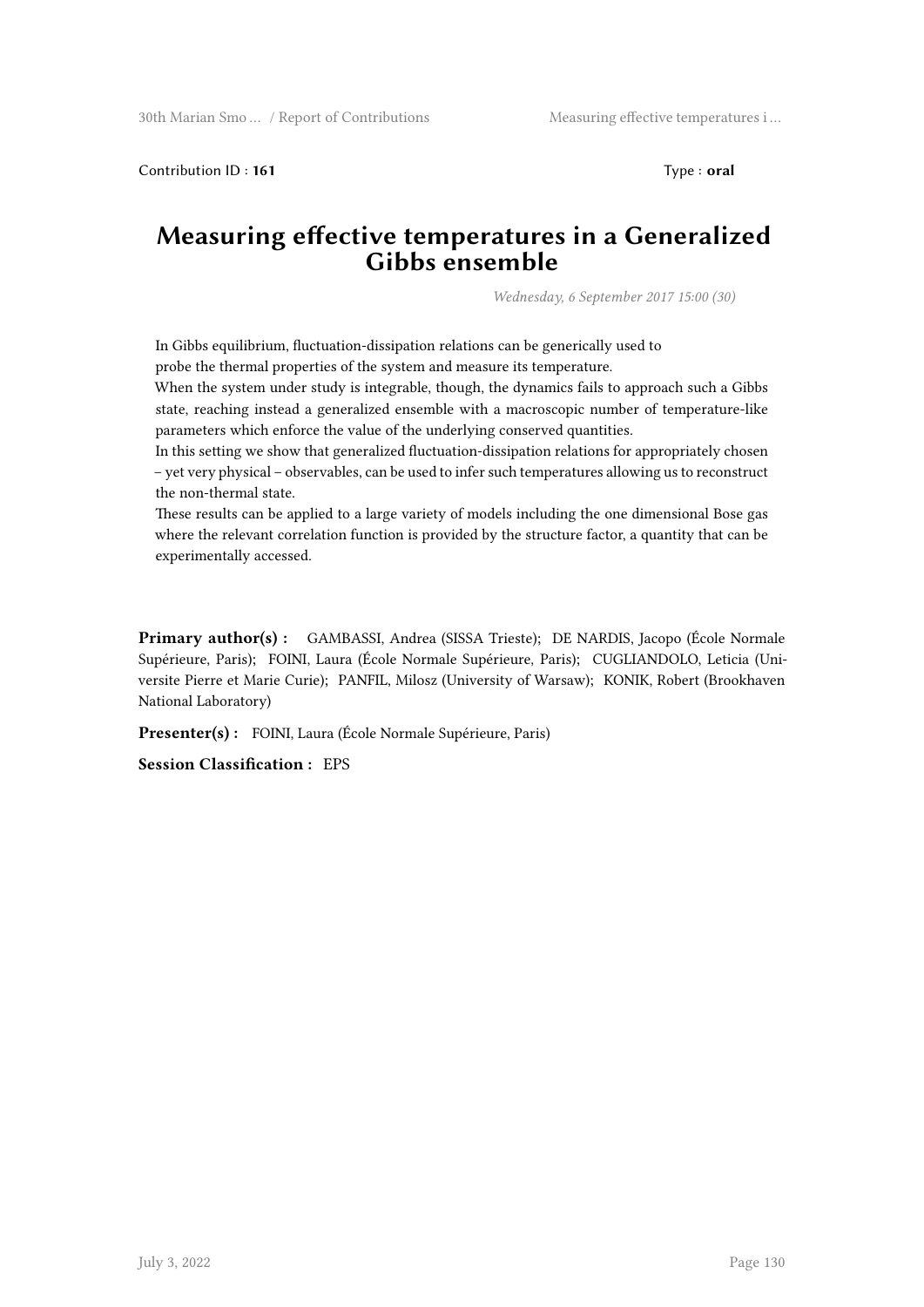Contribution ID : **161** Type : **oral**

# Measuring effective temperatures in a Generalized Gibbs ensemble

*Wednesday, 6 September 2017 15:00 (30)*

In Gibbs equilibrium, fluctuation-dissipation relations can be generically used to probe the thermal properties of the system and measure its temperature.
When the system under study is integrable, though, the dynamics fails to approach such a Gibbs state, reaching instead a generalized ensemble with a macroscopic number of temperature-like parameters which enforce the value of the underlying conserved quantities.
In this setting we show that generalized fluctuation-dissipation relations for appropriately chosen – yet very physical – observables, can be used to infer such temperatures allowing us to reconstruct the non-thermal state.
These results can be applied to a large variety of models including the one dimensional Bose gas where the relevant correlation function is provided by the structure factor, a quantity that can be experimentally accessed.

**Primary author(s) :** GAMBASSI, Andrea (SISSA Trieste); DE NARDIS, Jacopo (École Normale Supérieure, Paris); FOINI, Laura (École Normale Supérieure, Paris); CUGLIANDOLO, Leticia (Universite Pierre et Marie Curie); PANFIL, Milosz (University of Warsaw); KONIK, Robert (Brookhaven National Laboratory)

**Presenter(s) :** FOINI, Laura (École Normale Supérieure, Paris)

**Session Classification :** EPS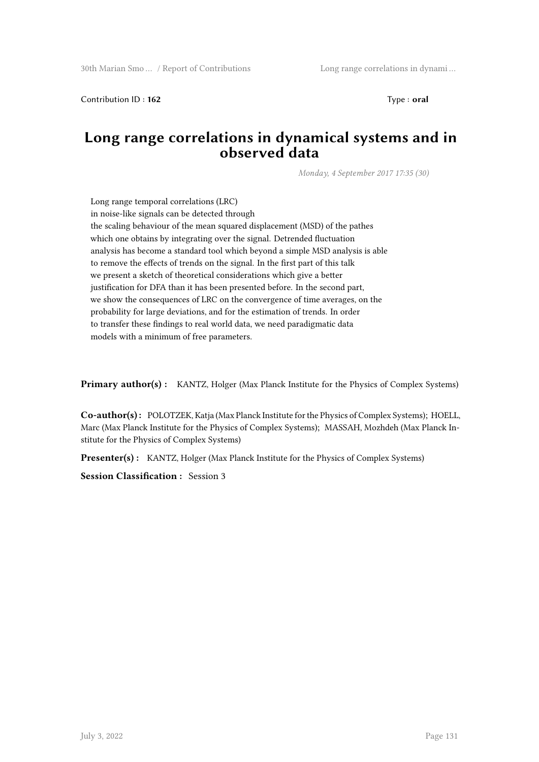Contribution ID : **162** Type : **oral**

# Long range correlations in dynamical systems and in observed data

*Monday, 4 September 2017 17:35 (30)*

Long range temporal correlations (LRC) in noise-like signals can be detected through the scaling behaviour of the mean squared displacement (MSD) of the pathes which one obtains by integrating over the signal. Detrended fluctuation analysis has become a standard tool which beyond a simple MSD analysis is able to remove the effects of trends on the signal. In the first part of this talk we present a sketch of theoretical considerations which give a better justification for DFA than it has been presented before. In the second part, we show the consequences of LRC on the convergence of time averages, on the probability for large deviations, and for the estimation of trends. In order to transfer these findings to real world data, we need paradigmatic data models with a minimum of free parameters.

**Primary author(s) :** KANTZ, Holger (Max Planck Institute for the Physics of Complex Systems)

**Co-author(s) :** POLOTZEK, Katja (Max Planck Institute for the Physics of Complex Systems); HOELL, Marc (Max Planck Institute for the Physics of Complex Systems); MASSAH, Mozhdeh (Max Planck Institute for the Physics of Complex Systems)

**Presenter(s) :** KANTZ, Holger (Max Planck Institute for the Physics of Complex Systems)

**Session Classification :** Session 3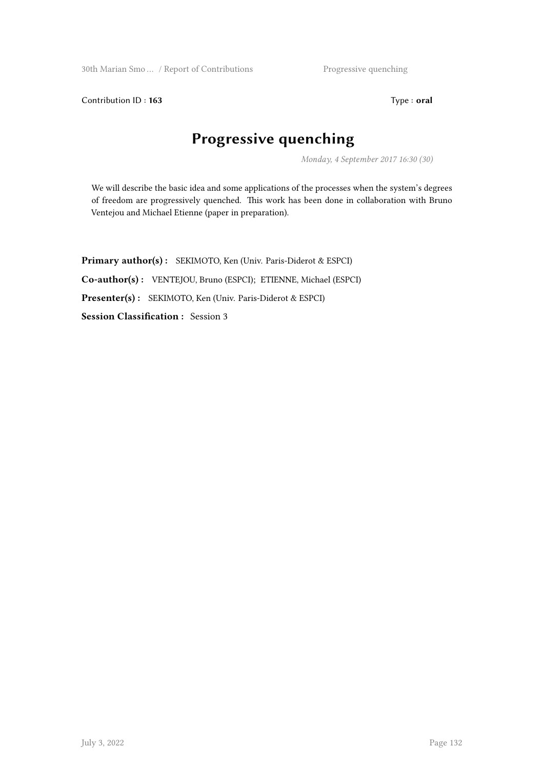Contribution ID : **163**

Type : **oral**

# Progressive quenching

*Monday, 4 September 2017 16:30 (30)*

We will describe the basic idea and some applications of the processes when the system's degrees of freedom are progressively quenched. This work has been done in collaboration with Bruno Ventejou and Michael Etienne (paper in preparation).

**Primary author(s) :** SEKIMOTO, Ken (Univ. Paris-Diderot & ESPCI)

**Co-author(s) :** VENTEJOU, Bruno (ESPCI); ETIENNE, Michael (ESPCI)

**Presenter(s) :** SEKIMOTO, Ken (Univ. Paris-Diderot & ESPCI)

**Session Classification :** Session 3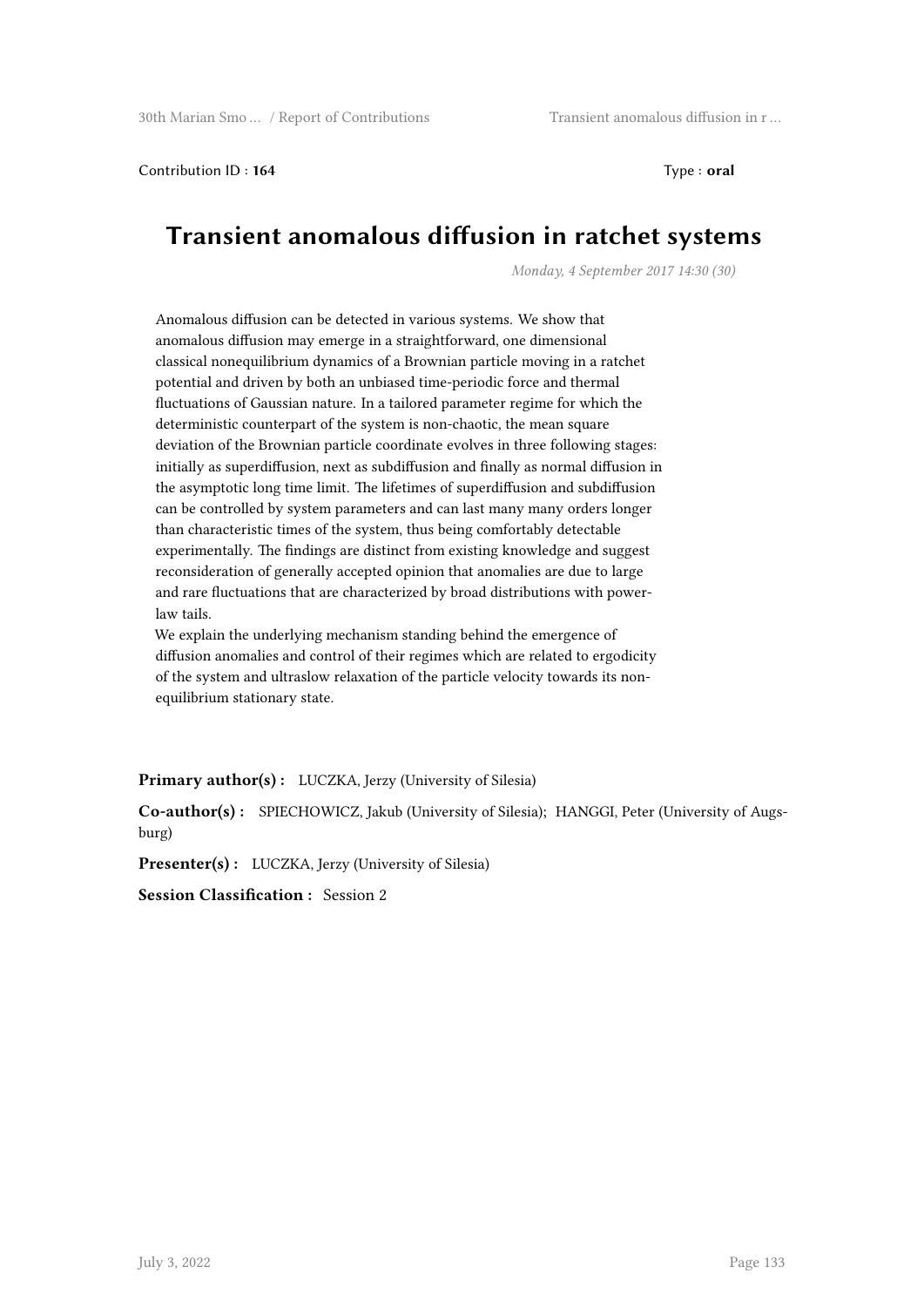Contribution ID : **164** Type : **oral**

# Transient anomalous diffusion in ratchet systems

*Monday, 4 September 2017 14:30 (30)*

Anomalous diffusion can be detected in various systems. We show that anomalous diffusion may emerge in a straightforward, one dimensional classical nonequilibrium dynamics of a Brownian particle moving in a ratchet potential and driven by both an unbiased time-periodic force and thermal fluctuations of Gaussian nature. In a tailored parameter regime for which the deterministic counterpart of the system is non-chaotic, the mean square deviation of the Brownian particle coordinate evolves in three following stages: initially as superdiffusion, next as subdiffusion and finally as normal diffusion in the asymptotic long time limit. The lifetimes of superdiffusion and subdiffusion can be controlled by system parameters and can last many many orders longer than characteristic times of the system, thus being comfortably detectable experimentally. The findings are distinct from existing knowledge and suggest reconsideration of generally accepted opinion that anomalies are due to large and rare fluctuations that are characterized by broad distributions with power-law tails.

We explain the underlying mechanism standing behind the emergence of diffusion anomalies and control of their regimes which are related to ergodicity of the system and ultraslow relaxation of the particle velocity towards its non-equilibrium stationary state.

**Primary author(s) :** LUCZKA, Jerzy (University of Silesia)

**Co-author(s) :** SPIECHOWICZ, Jakub (University of Silesia); HANGGI, Peter (University of Augsburg)

**Presenter(s) :** LUCZKA, Jerzy (University of Silesia)

**Session Classification :** Session 2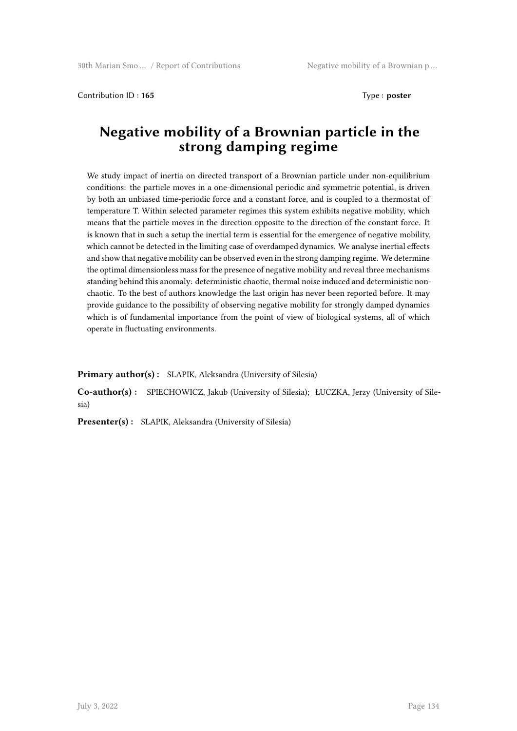Contribution ID : **165** Type : **poster**

# Negative mobility of a Brownian particle in the strong damping regime

We study impact of inertia on directed transport of a Brownian particle under non-equilibrium conditions: the particle moves in a one-dimensional periodic and symmetric potential, is driven by both an unbiased time-periodic force and a constant force, and is coupled to a thermostat of temperature T. Within selected parameter regimes this system exhibits negative mobility, which means that the particle moves in the direction opposite to the direction of the constant force. It is known that in such a setup the inertial term is essential for the emergence of negative mobility, which cannot be detected in the limiting case of overdamped dynamics. We analyse inertial effects and show that negative mobility can be observed even in the strong damping regime. We determine the optimal dimensionless mass for the presence of negative mobility and reveal three mechanisms standing behind this anomaly: deterministic chaotic, thermal noise induced and deterministic non-chaotic. To the best of authors knowledge the last origin has never been reported before. It may provide guidance to the possibility of observing negative mobility for strongly damped dynamics which is of fundamental importance from the point of view of biological systems, all of which operate in fluctuating environments.

**Primary author(s) :** SLAPIK, Aleksandra (University of Silesia)

**Co-author(s) :** SPIECHOWICZ, Jakub (University of Silesia); ŁUCZKA, Jerzy (University of Silesia)

**Presenter(s) :** SLAPIK, Aleksandra (University of Silesia)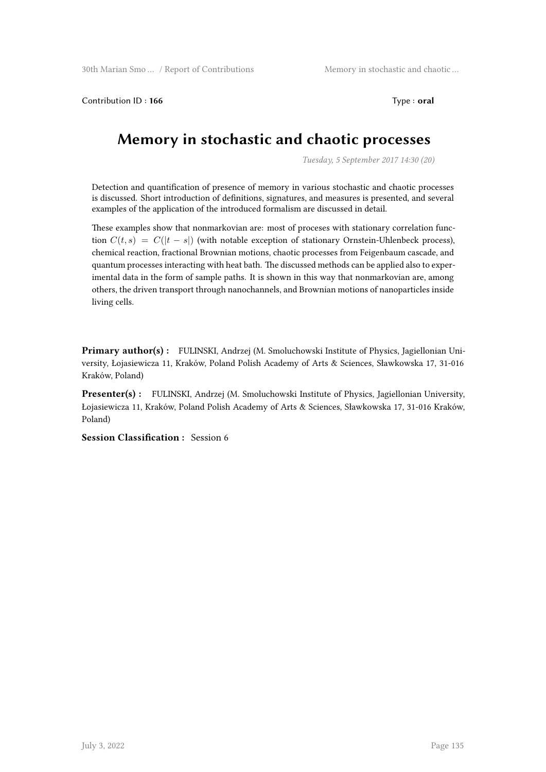Contribution ID : **166** Type : **oral**

# Memory in stochastic and chaotic processes

*Tuesday, 5 September 2017 14:30 (20)*

Detection and quantification of presence of memory in various stochastic and chaotic processes is discussed. Short introduction of definitions, signatures, and measures is presented, and several examples of the application of the introduced formalism are discussed in detail.

These examples show that nonmarkovian are: most of proceses with stationary correlation function $C(t, s) = C(|t - s|)$ (with notable exception of stationary Ornstein-Uhlenbeck process), chemical reaction, fractional Brownian motions, chaotic processes from Feigenbaum cascade, and quantum processes interacting with heat bath. The discussed methods can be applied also to experimental data in the form of sample paths. It is shown in this way that nonmarkovian are, among others, the driven transport through nanochannels, and Brownian motions of nanoparticles inside living cells.

**Primary author(s) :** FULINSKI, Andrzej (M. Smoluchowski Institute of Physics, Jagiellonian University, Łojasiewicza 11, Kraków, Poland Polish Academy of Arts & Sciences, Sławkowska 17, 31-016 Kraków, Poland)

**Presenter(s) :** FULINSKI, Andrzej (M. Smoluchowski Institute of Physics, Jagiellonian University, Łojasiewicza 11, Kraków, Poland Polish Academy of Arts & Sciences, Sławkowska 17, 31-016 Kraków, Poland)

**Session Classification :** Session 6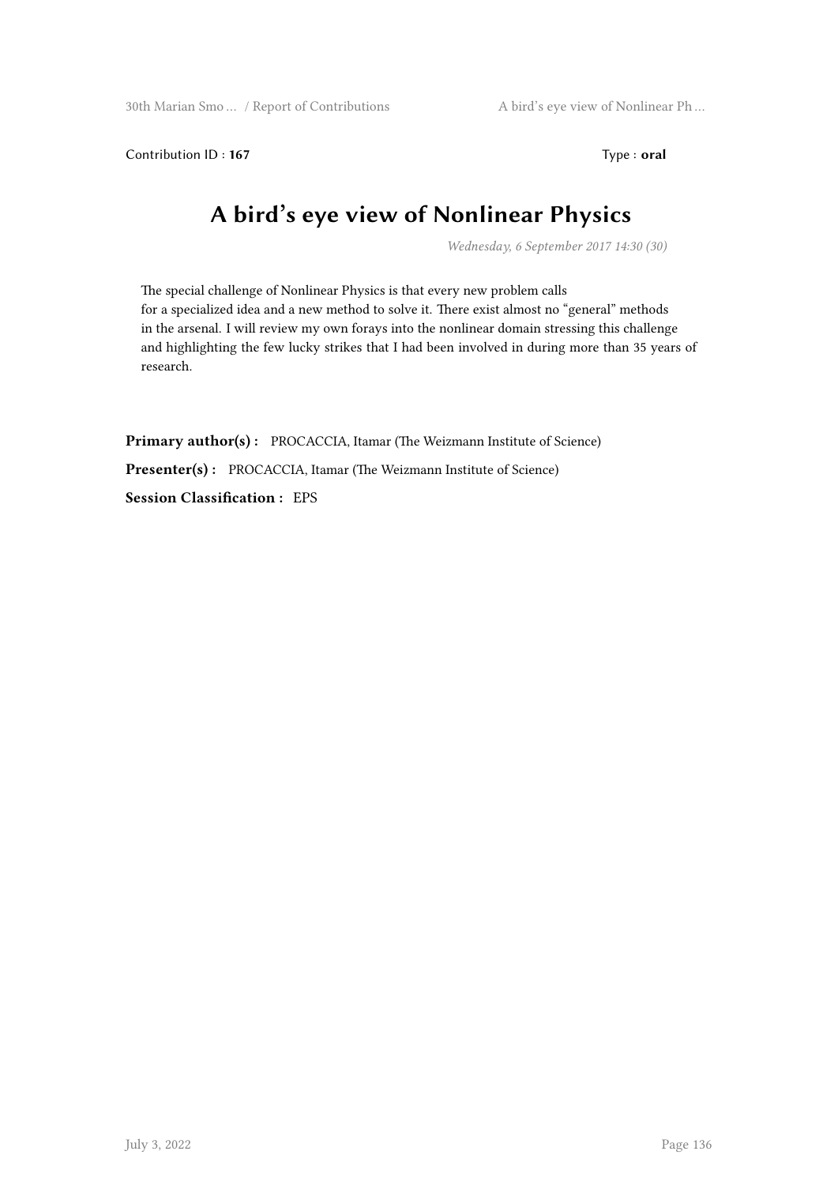Contribution ID : **167** Type : **oral**

# A bird's eye view of Nonlinear Physics

*Wednesday, 6 September 2017 14:30 (30)*

The special challenge of Nonlinear Physics is that every new problem calls for a specialized idea and a new method to solve it. There exist almost no "general" methods in the arsenal. I will review my own forays into the nonlinear domain stressing this challenge and highlighting the few lucky strikes that I had been involved in during more than 35 years of research.

**Primary author(s) :** PROCACCIA, Itamar (The Weizmann Institute of Science)

**Presenter(s) :** PROCACCIA, Itamar (The Weizmann Institute of Science)

**Session Classification :** EPS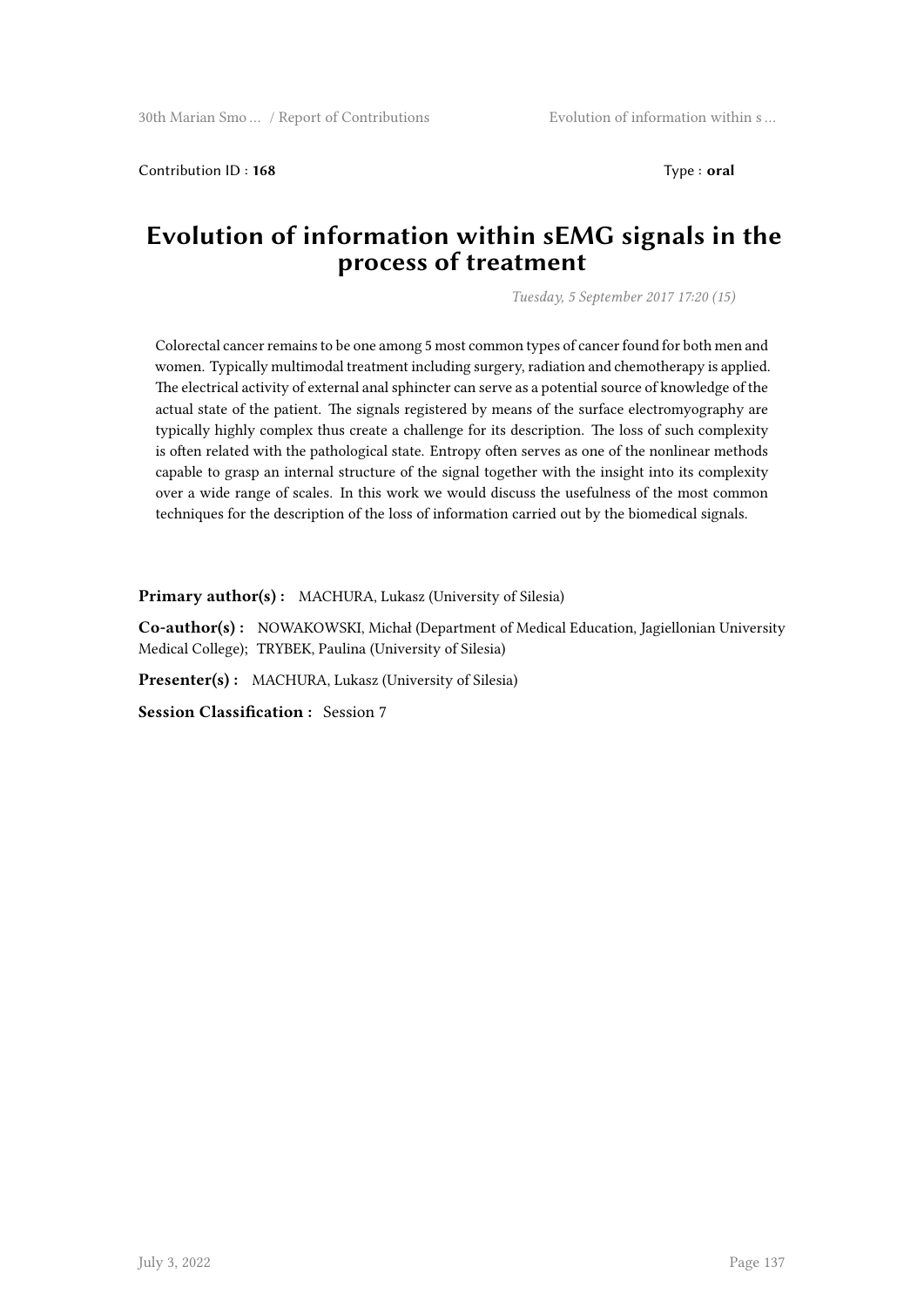Contribution ID : **168** Type : **oral**

# Evolution of information within sEMG signals in the process of treatment

*Tuesday, 5 September 2017 17:20 (15)*

Colorectal cancer remains to be one among 5 most common types of cancer found for both men and women. Typically multimodal treatment including surgery, radiation and chemotherapy is applied. The electrical activity of external anal sphincter can serve as a potential source of knowledge of the actual state of the patient. The signals registered by means of the surface electromyography are typically highly complex thus create a challenge for its description. The loss of such complexity is often related with the pathological state. Entropy often serves as one of the nonlinear methods capable to grasp an internal structure of the signal together with the insight into its complexity over a wide range of scales. In this work we would discuss the usefulness of the most common techniques for the description of the loss of information carried out by the biomedical signals.

**Primary author(s) :** MACHURA, Lukasz (University of Silesia)

**Co-author(s) :** NOWAKOWSKI, Michał (Department of Medical Education, Jagiellonian University Medical College); TRYBEK, Paulina (University of Silesia)

**Presenter(s) :** MACHURA, Lukasz (University of Silesia)

**Session Classification :** Session 7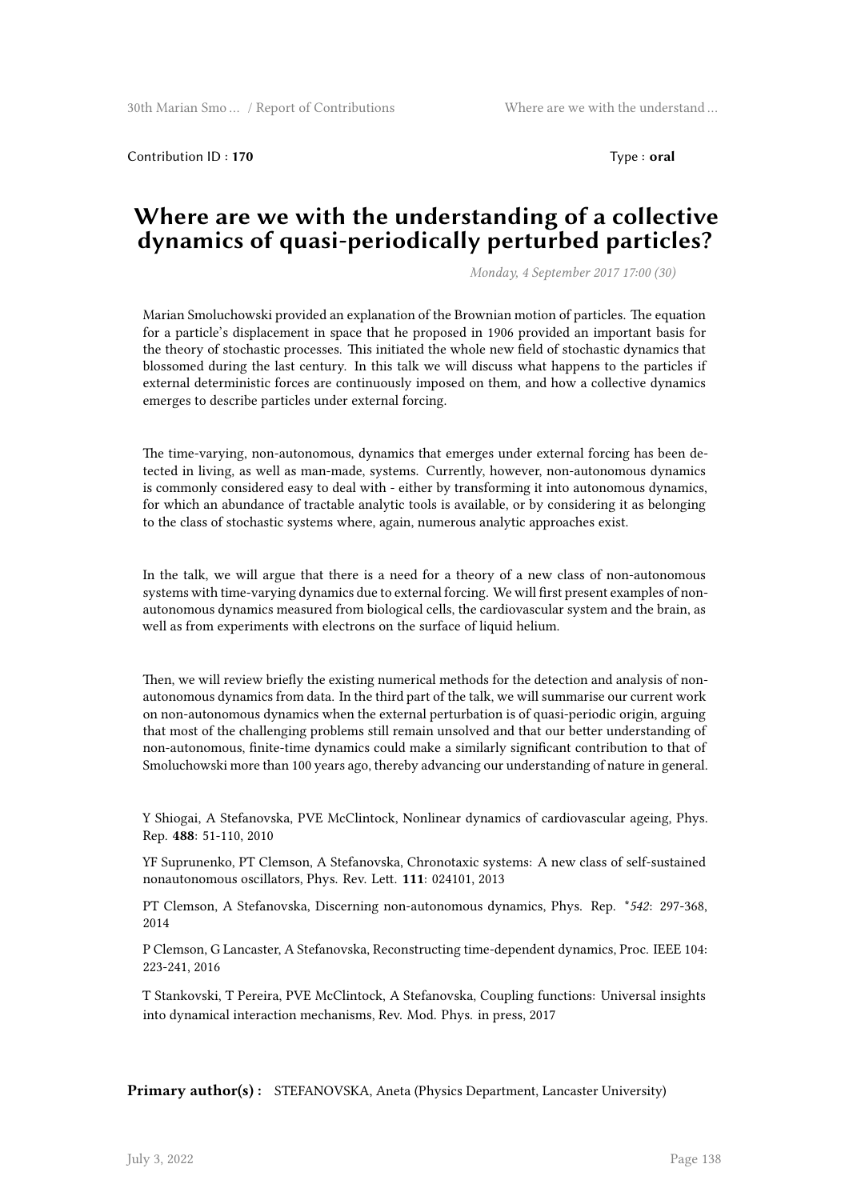Contribution ID : **170** Type : **oral**

# Where are we with the understanding of a collective dynamics of quasi-periodically perturbed particles?

*Monday, 4 September 2017 17:00 (30)*

Marian Smoluchowski provided an explanation of the Brownian motion of particles. The equation for a particle's displacement in space that he proposed in 1906 provided an important basis for the theory of stochastic processes. This initiated the whole new field of stochastic dynamics that blossomed during the last century. In this talk we will discuss what happens to the particles if external deterministic forces are continuously imposed on them, and how a collective dynamics emerges to describe particles under external forcing.

The time-varying, non-autonomous, dynamics that emerges under external forcing has been detected in living, as well as man-made, systems. Currently, however, non-autonomous dynamics is commonly considered easy to deal with - either by transforming it into autonomous dynamics, for which an abundance of tractable analytic tools is available, or by considering it as belonging to the class of stochastic systems where, again, numerous analytic approaches exist.

In the talk, we will argue that there is a need for a theory of a new class of non-autonomous systems with time-varying dynamics due to external forcing. We will first present examples of non-autonomous dynamics measured from biological cells, the cardiovascular system and the brain, as well as from experiments with electrons on the surface of liquid helium.

Then, we will review briefly the existing numerical methods for the detection and analysis of non-autonomous dynamics from data. In the third part of the talk, we will summarise our current work on non-autonomous dynamics when the external perturbation is of quasi-periodic origin, arguing that most of the challenging problems still remain unsolved and that our better understanding of non-autonomous, finite-time dynamics could make a similarly significant contribution to that of Smoluchowski more than 100 years ago, thereby advancing our understanding of nature in general.

Y Shiogai, A Stefanovska, PVE McClintock, Nonlinear dynamics of cardiovascular ageing, Phys. Rep. **488**: 51-110, 2010

YF Suprunenko, PT Clemson, A Stefanovska, Chronotaxic systems: A new class of self-sustained nonautonomous oscillators, Phys. Rev. Lett. **111**: 024101, 2013

PT Clemson, A Stefanovska, Discerning non-autonomous dynamics, Phys. Rep. **542*: 297-368, 2014

P Clemson, G Lancaster, A Stefanovska, Reconstructing time-dependent dynamics, Proc. IEEE 104: 223-241, 2016

T Stankovski, T Pereira, PVE McClintock, A Stefanovska, Coupling functions: Universal insights into dynamical interaction mechanisms, Rev. Mod. Phys. in press, 2017

**Primary author(s) :** STEFANOVSKA, Aneta (Physics Department, Lancaster University)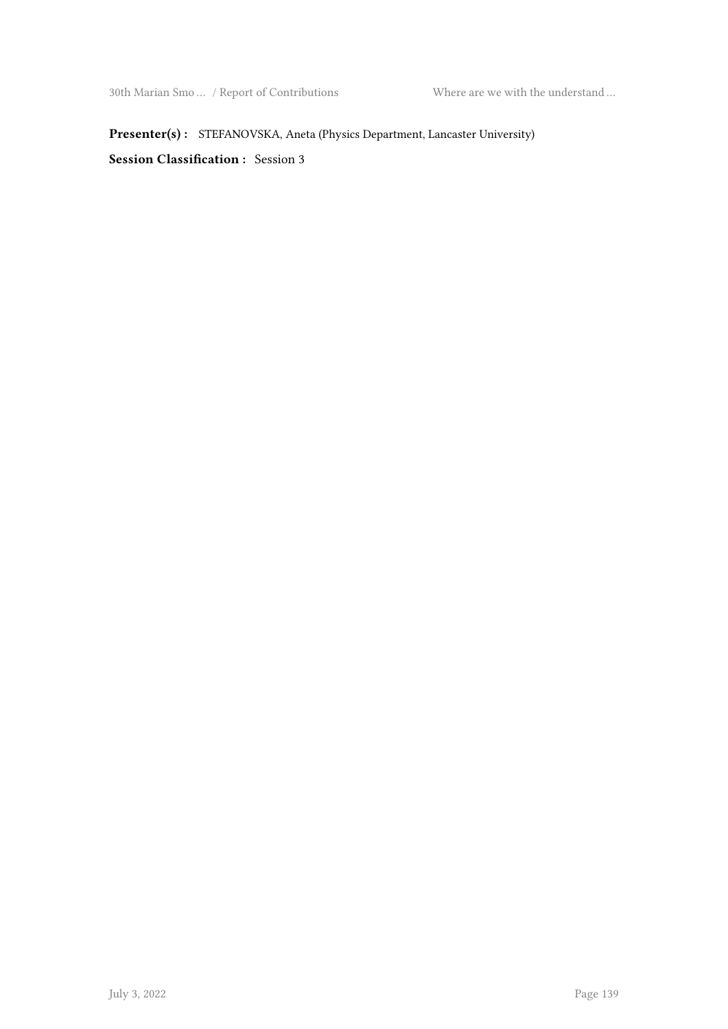**Presenter(s) :** STEFANOVSKA, Aneta (Physics Department, Lancaster University)

**Session Classification :** Session 3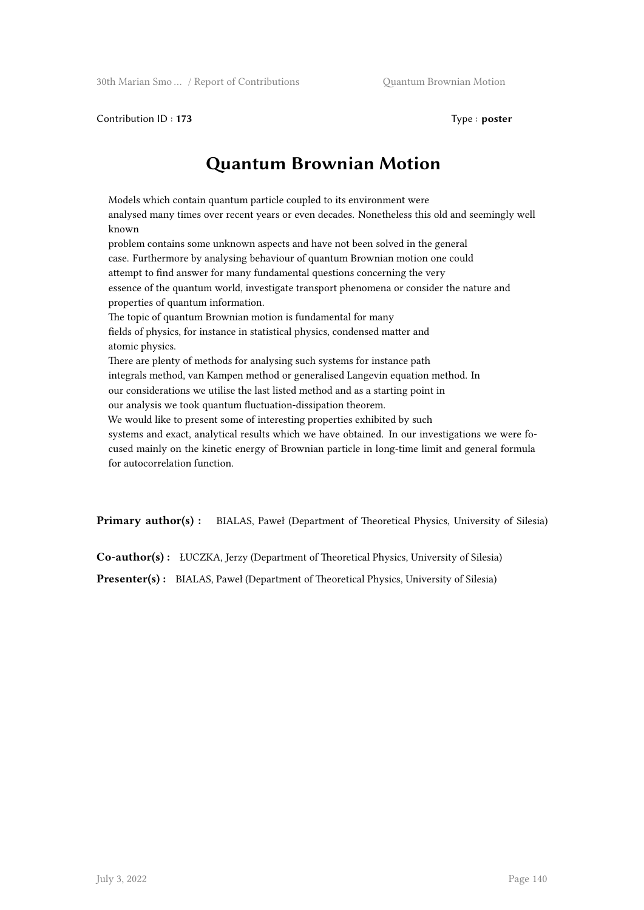Contribution ID : **173** Type : **poster**

# Quantum Brownian Motion

Models which contain quantum particle coupled to its environment were analysed many times over recent years or even decades. Nonetheless this old and seemingly well known problem contains some unknown aspects and have not been solved in the general case. Furthermore by analysing behaviour of quantum Brownian motion one could attempt to find answer for many fundamental questions concerning the very essence of the quantum world, investigate transport phenomena or consider the nature and properties of quantum information.

The topic of quantum Brownian motion is fundamental for many fields of physics, for instance in statistical physics, condensed matter and atomic physics.

There are plenty of methods for analysing such systems for instance path integrals method, van Kampen method or generalised Langevin equation method. In our considerations we utilise the last listed method and as a starting point in our analysis we took quantum fluctuation-dissipation theorem.

We would like to present some of interesting properties exhibited by such systems and exact, analytical results which we have obtained. In our investigations we were focused mainly on the kinetic energy of Brownian particle in long-time limit and general formula for autocorrelation function.

**Primary author(s) :** BIALAS, Paweł (Department of Theoretical Physics, University of Silesia)

**Co-author(s) :** ŁUCZKA, Jerzy (Department of Theoretical Physics, University of Silesia)

**Presenter(s) :** BIALAS, Paweł (Department of Theoretical Physics, University of Silesia)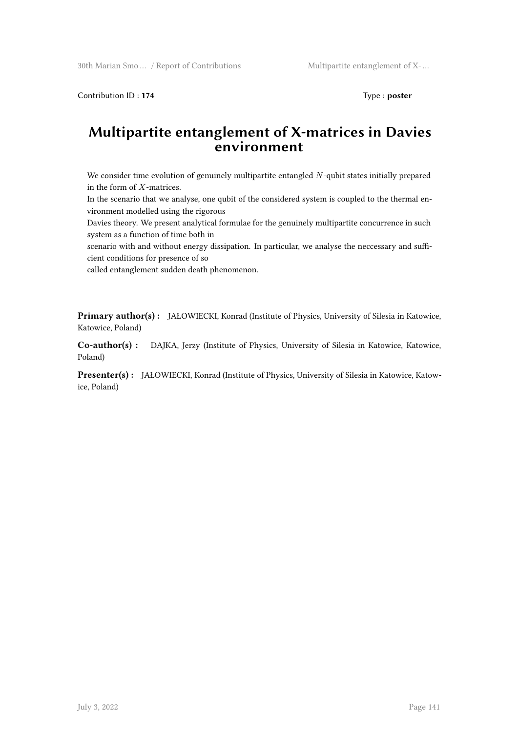Contribution ID : **174** Type : **poster**

# Multipartite entanglement of X-matrices in Davies environment

We consider time evolution of genuinely multipartite entangled $N$-qubit states initially prepared in the form of $X$-matrices.
In the scenario that we analyse, one qubit of the considered system is coupled to the thermal environment modelled using the rigorous
Davies theory. We present analytical formulae for the genuinely multipartite concurrence in such system as a function of time both in
scenario with and without energy dissipation. In particular, we analyse the neccessary and sufficient conditions for presence of so
called entanglement sudden death phenomenon.

**Primary author(s) :** JAŁOWIECKI, Konrad (Institute of Physics, University of Silesia in Katowice, Katowice, Poland)

**Co-author(s) :** DAJKA, Jerzy (Institute of Physics, University of Silesia in Katowice, Katowice, Poland)

**Presenter(s) :** JAŁOWIECKI, Konrad (Institute of Physics, University of Silesia in Katowice, Katowice, Poland)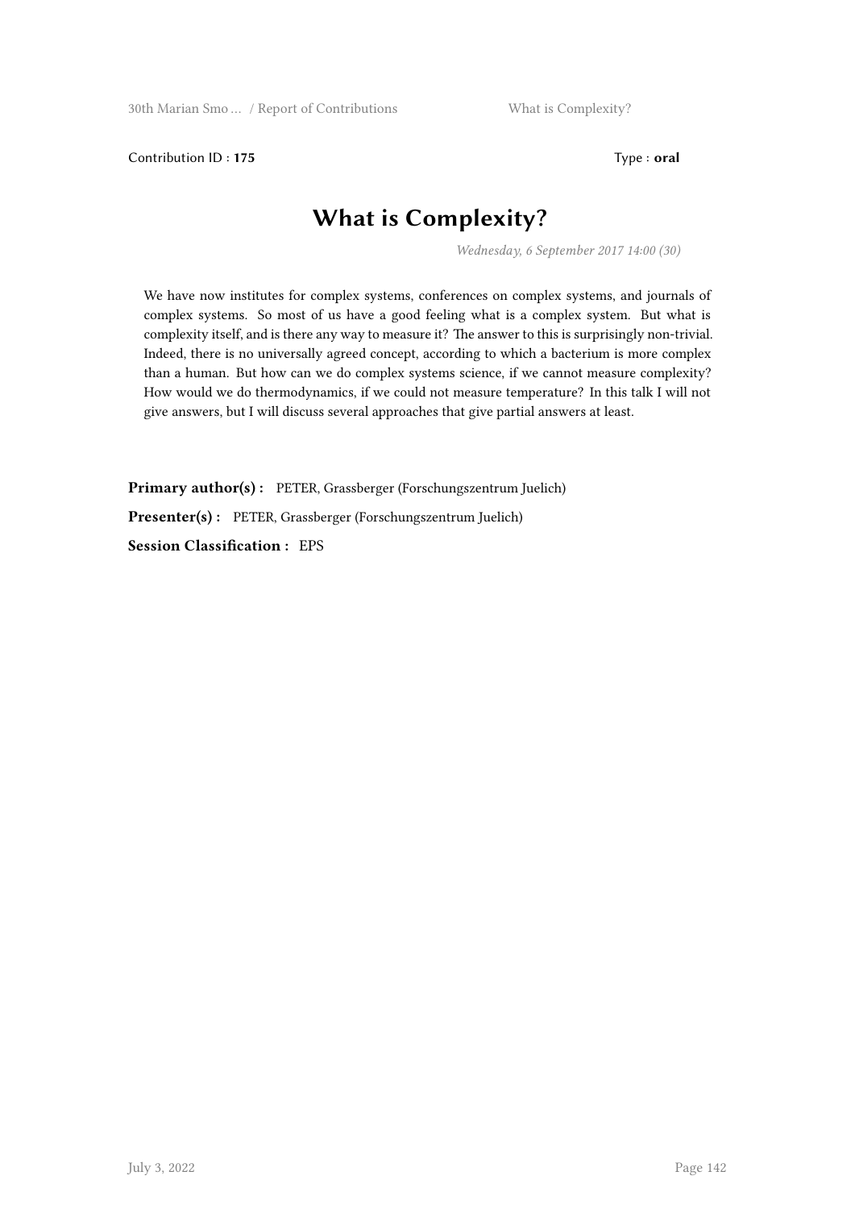Contribution ID : **175** Type : **oral**

# What is Complexity?

*Wednesday, 6 September 2017 14:00 (30)*

We have now institutes for complex systems, conferences on complex systems, and journals of complex systems. So most of us have a good feeling what is a complex system. But what is complexity itself, and is there any way to measure it? The answer to this is surprisingly non-trivial. Indeed, there is no universally agreed concept, according to which a bacterium is more complex than a human. But how can we do complex systems science, if we cannot measure complexity? How would we do thermodynamics, if we could not measure temperature? In this talk I will not give answers, but I will discuss several approaches that give partial answers at least.

**Primary author(s) :** PETER, Grassberger (Forschungszentrum Juelich)

**Presenter(s) :** PETER, Grassberger (Forschungszentrum Juelich)

**Session Classification :** EPS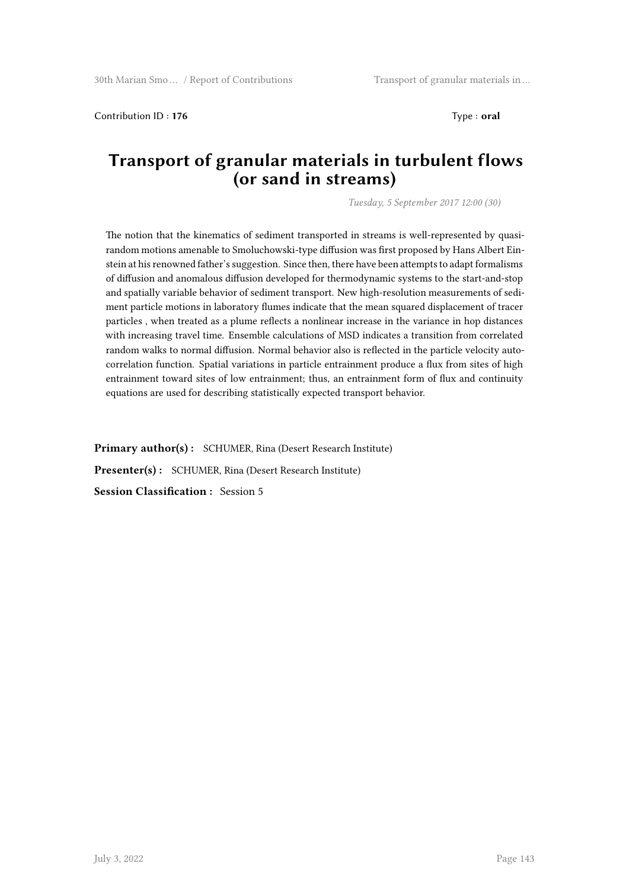Contribution ID : **176** Type : **oral**

# Transport of granular materials in turbulent flows (or sand in streams)

*Tuesday, 5 September 2017 12:00 (30)*

The notion that the kinematics of sediment transported in streams is well-represented by quasi-random motions amenable to Smoluchowski-type diffusion was first proposed by Hans Albert Einstein at his renowned father's suggestion. Since then, there have been attempts to adapt formalisms of diffusion and anomalous diffusion developed for thermodynamic systems to the start-and-stop and spatially variable behavior of sediment transport. New high-resolution measurements of sediment particle motions in laboratory flumes indicate that the mean squared displacement of tracer particles , when treated as a plume reflects a nonlinear increase in the variance in hop distances with increasing travel time. Ensemble calculations of MSD indicates a transition from correlated random walks to normal diffusion. Normal behavior also is reflected in the particle velocity autocorrelation function. Spatial variations in particle entrainment produce a flux from sites of high entrainment toward sites of low entrainment; thus, an entrainment form of flux and continuity equations are used for describing statistically expected transport behavior.

**Primary author(s) :** SCHUMER, Rina (Desert Research Institute)

**Presenter(s) :** SCHUMER, Rina (Desert Research Institute)

**Session Classification :** Session 5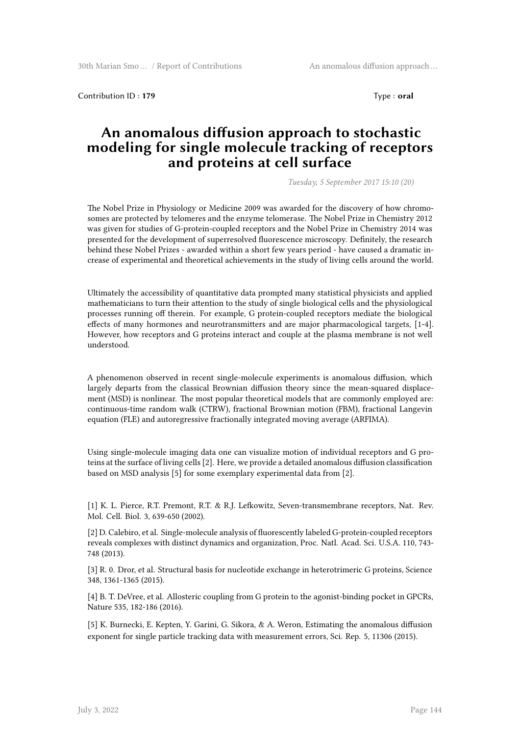Contribution ID : **179** Type : **oral**

# An anomalous diffusion approach to stochastic modeling for single molecule tracking of receptors and proteins at cell surface

*Tuesday, 5 September 2017 15:10 (20)*

The Nobel Prize in Physiology or Medicine 2009 was awarded for the discovery of how chromosomes are protected by telomeres and the enzyme telomerase. The Nobel Prize in Chemistry 2012 was given for studies of G-protein-coupled receptors and the Nobel Prize in Chemistry 2014 was presented for the development of superresolved fluorescence microscopy. Definitely, the research behind these Nobel Prizes - awarded within a short few years period - have caused a dramatic increase of experimental and theoretical achievements in the study of living cells around the world.

Ultimately the accessibility of quantitative data prompted many statistical physicists and applied mathematicians to turn their attention to the study of single biological cells and the physiological processes running off therein. For example, G protein-coupled receptors mediate the biological effects of many hormones and neurotransmitters and are major pharmacological targets, [1-4]. However, how receptors and G proteins interact and couple at the plasma membrane is not well understood.

A phenomenon observed in recent single-molecule experiments is anomalous diffusion, which largely departs from the classical Brownian diffusion theory since the mean-squared displacement (MSD) is nonlinear. The most popular theoretical models that are commonly employed are: continuous-time random walk (CTRW), fractional Brownian motion (FBM), fractional Langevin equation (FLE) and autoregressive fractionally integrated moving average (ARFIMA).

Using single-molecule imaging data one can visualize motion of individual receptors and G proteins at the surface of living cells [2]. Here, we provide a detailed anomalous diffusion classification based on MSD analysis [5] for some exemplary experimental data from [2].

[1] K. L. Pierce, R.T. Premont, R.T. & R.J. Lefkowitz, Seven-transmembrane receptors, Nat. Rev. Mol. Cell. Biol. 3, 639-650 (2002).

[2] D. Calebiro, et al. Single-molecule analysis of fluorescently labeled G-protein-coupled receptors reveals complexes with distinct dynamics and organization, Proc. Natl. Acad. Sci. U.S.A. 110, 743-748 (2013).

[3] R. 0. Dror, et al. Structural basis for nucleotide exchange in heterotrimeric G proteins, Science 348, 1361-1365 (2015).

[4] B. T. DeVree, et al. Allosteric coupling from G protein to the agonist-binding pocket in GPCRs, Nature 535, 182-186 (2016).

[5] K. Burnecki, E. Kepten, Y. Garini, G. Sikora, & A. Weron, Estimating the anomalous diffusion exponent for single particle tracking data with measurement errors, Sci. Rep. 5, 11306 (2015).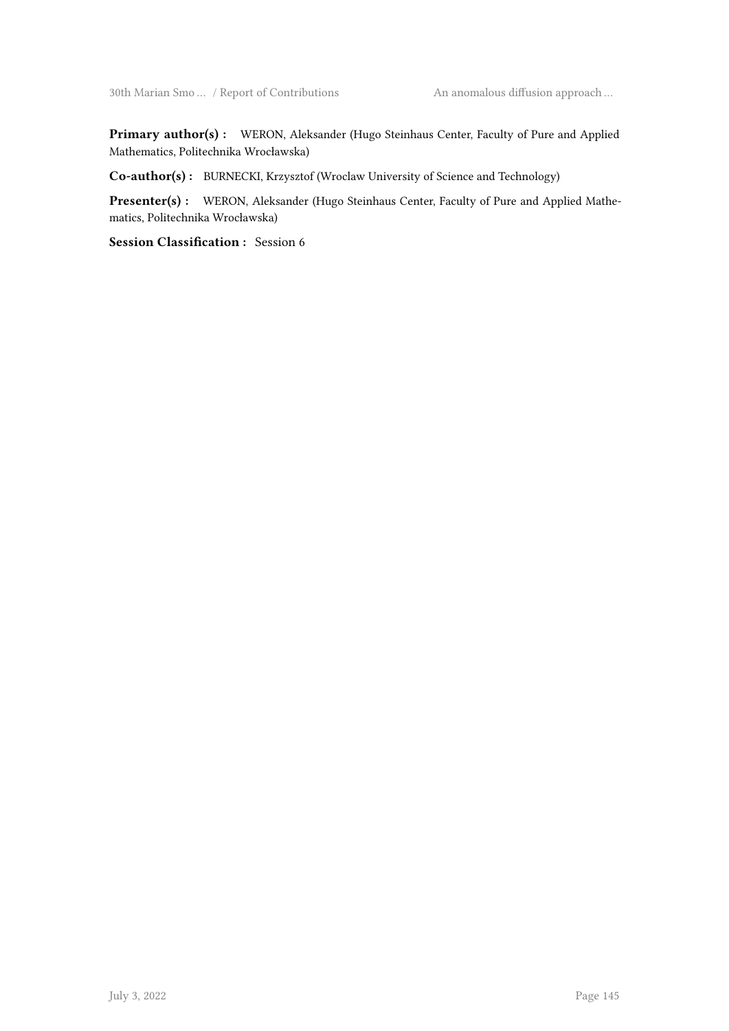**Primary author(s) :** WERON, Aleksander (Hugo Steinhaus Center, Faculty of Pure and Applied Mathematics, Politechnika Wrocławska)

**Co-author(s) :** BURNECKI, Krzysztof (Wroclaw University of Science and Technology)

**Presenter(s) :** WERON, Aleksander (Hugo Steinhaus Center, Faculty of Pure and Applied Mathematics, Politechnika Wrocławska)

**Session Classification :** Session 6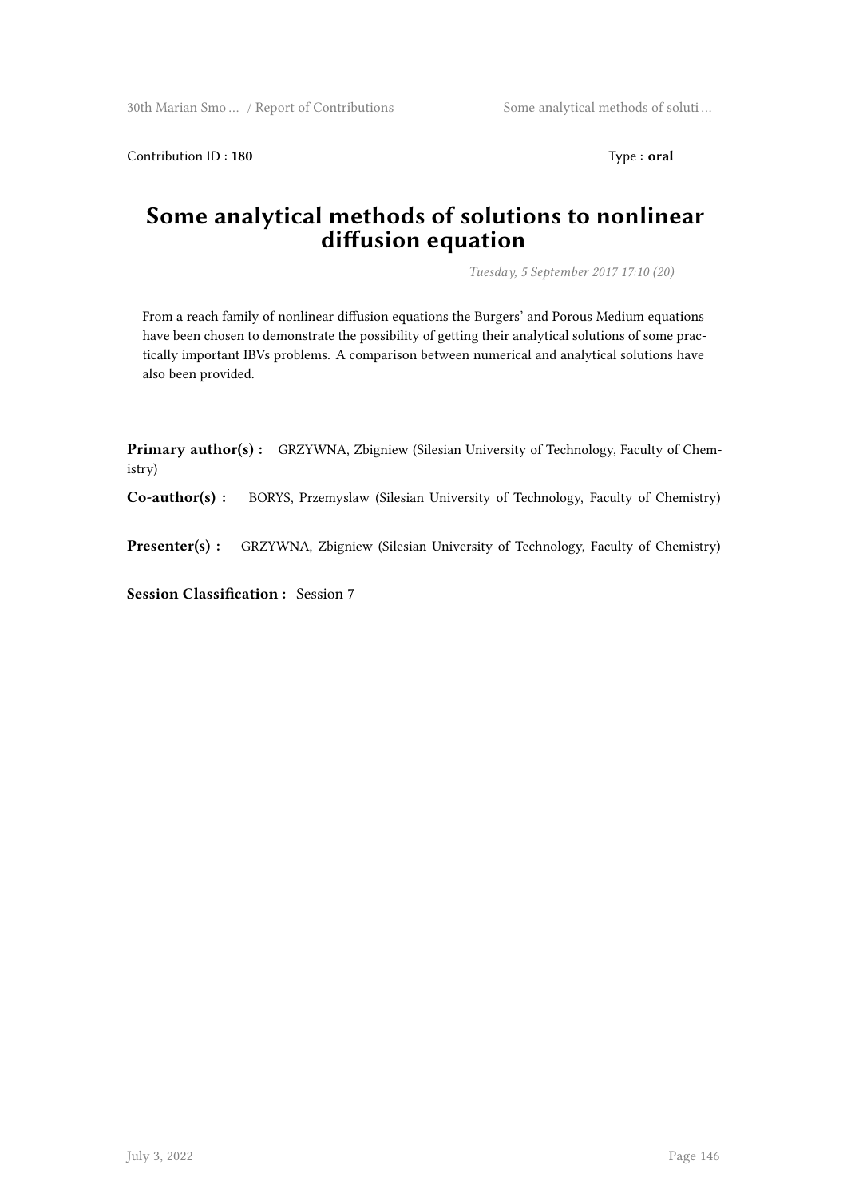Contribution ID : **180** Type : **oral**

# Some analytical methods of solutions to nonlinear diffusion equation

*Tuesday, 5 September 2017 17:10 (20)*

From a reach family of nonlinear diffusion equations the Burgers' and Porous Medium equations have been chosen to demonstrate the possibility of getting their analytical solutions of some practically important IBVs problems. A comparison between numerical and analytical solutions have also been provided.

**Primary author(s) :** GRZYWNA, Zbigniew (Silesian University of Technology, Faculty of Chemistry)

**Co-author(s) :** BORYS, Przemyslaw (Silesian University of Technology, Faculty of Chemistry)

**Presenter(s) :** GRZYWNA, Zbigniew (Silesian University of Technology, Faculty of Chemistry)

**Session Classification :** Session 7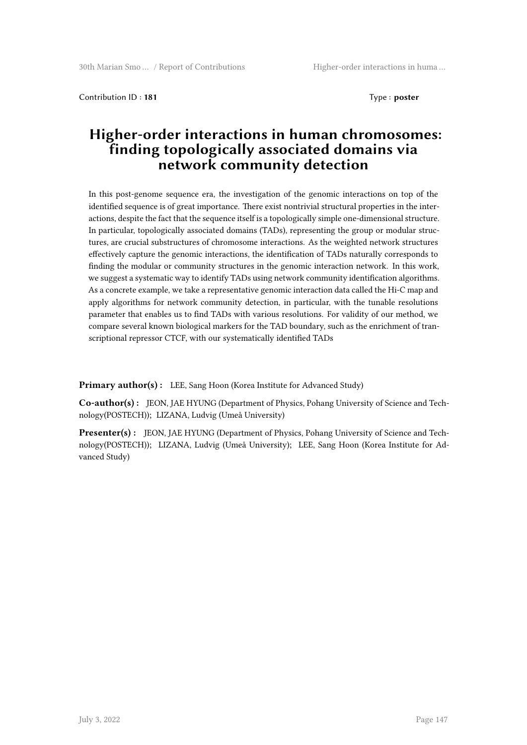Contribution ID : **181**  Type : **poster**

# Higher-order interactions in human chromosomes: finding topologically associated domains via network community detection

In this post-genome sequence era, the investigation of the genomic interactions on top of the identified sequence is of great importance. There exist nontrivial structural properties in the interactions, despite the fact that the sequence itself is a topologically simple one-dimensional structure. In particular, topologically associated domains (TADs), representing the group or modular structures, are crucial substructures of chromosome interactions. As the weighted network structures effectively capture the genomic interactions, the identification of TADs naturally corresponds to finding the modular or community structures in the genomic interaction network. In this work, we suggest a systematic way to identify TADs using network community identification algorithms. As a concrete example, we take a representative genomic interaction data called the Hi-C map and apply algorithms for network community detection, in particular, with the tunable resolutions parameter that enables us to find TADs with various resolutions. For validity of our method, we compare several known biological markers for the TAD boundary, such as the enrichment of transcriptional repressor CTCF, with our systematically identified TADs

**Primary author(s) :** LEE, Sang Hoon (Korea Institute for Advanced Study)

**Co-author(s) :** JEON, JAE HYUNG (Department of Physics, Pohang University of Science and Technology(POSTECH)); LIZANA, Ludvig (Umeå University)

**Presenter(s) :** JEON, JAE HYUNG (Department of Physics, Pohang University of Science and Technology(POSTECH)); LIZANA, Ludvig (Umeå University); LEE, Sang Hoon (Korea Institute for Advanced Study)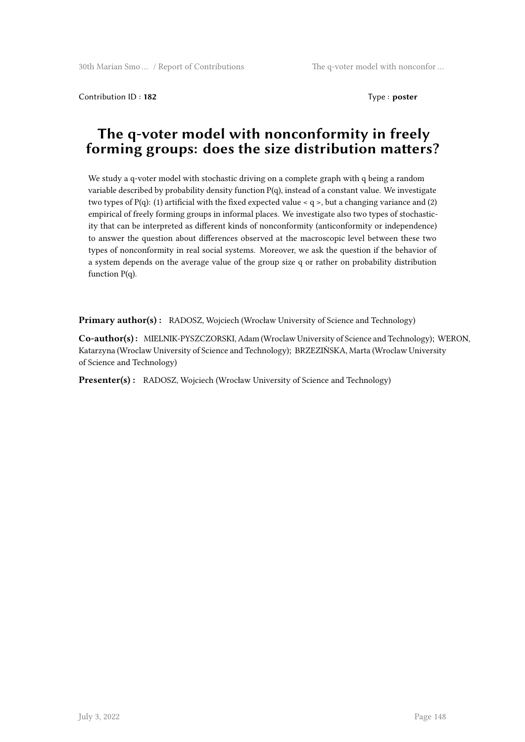Contribution ID : **182** Type : **poster**

# The q-voter model with nonconformity in freely forming groups: does the size distribution matters?

We study a q-voter model with stochastic driving on a complete graph with q being a random variable described by probability density function P(q), instead of a constant value. We investigate two types of P(q): (1) artificial with the fixed expected value < q >, but a changing variance and (2) empirical of freely forming groups in informal places. We investigate also two types of stochasticity that can be interpreted as different kinds of nonconformity (anticonformity or independence) to answer the question about differences observed at the macroscopic level between these two types of nonconformity in real social systems. Moreover, we ask the question if the behavior of a system depends on the average value of the group size q or rather on probability distribution function P(q).

**Primary author(s) :** RADOSZ, Wojciech (Wrocław University of Science and Technology)

**Co-author(s) :** MIELNIK-PYSZCZORSKI, Adam (Wroclaw University of Science and Technology); WERON, Katarzyna (Wroclaw University of Science and Technology); BRZEZIŃSKA, Marta (Wroclaw University of Science and Technology)

**Presenter(s) :** RADOSZ, Wojciech (Wrocław University of Science and Technology)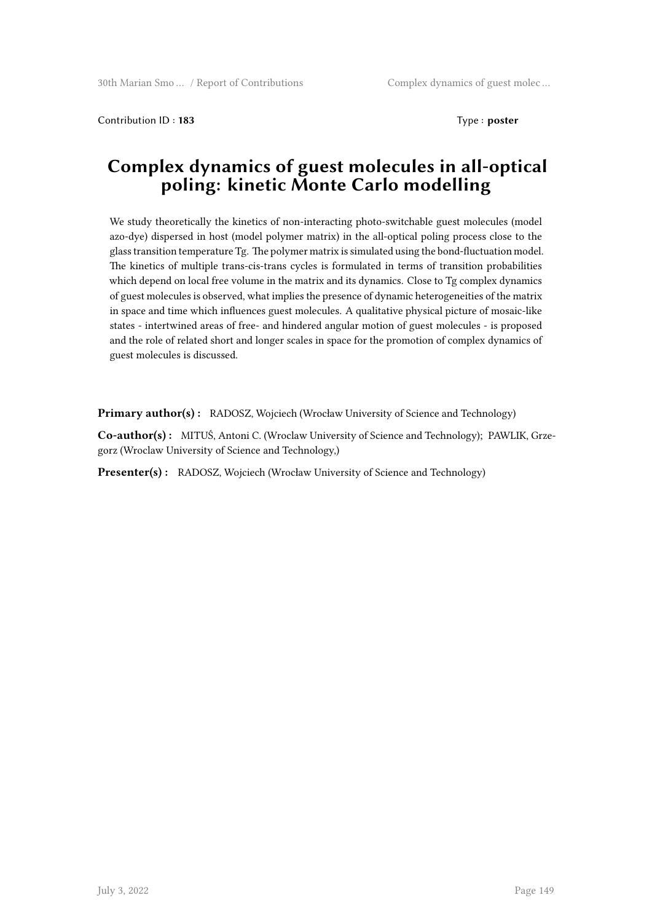Contribution ID : **183** Type : **poster**

# Complex dynamics of guest molecules in all-optical poling: kinetic Monte Carlo modelling

We study theoretically the kinetics of non-interacting photo-switchable guest molecules (model azo-dye) dispersed in host (model polymer matrix) in the all-optical poling process close to the glass transition temperature Tg. The polymer matrix is simulated using the bond-fluctuation model. The kinetics of multiple trans-cis-trans cycles is formulated in terms of transition probabilities which depend on local free volume in the matrix and its dynamics. Close to Tg complex dynamics of guest molecules is observed, what implies the presence of dynamic heterogeneities of the matrix in space and time which influences guest molecules. A qualitative physical picture of mosaic-like states - intertwined areas of free- and hindered angular motion of guest molecules - is proposed and the role of related short and longer scales in space for the promotion of complex dynamics of guest molecules is discussed.

**Primary author(s) :** RADOSZ, Wojciech (Wrocław University of Science and Technology)

**Co-author(s) :** MITUŚ, Antoni C. (Wroclaw University of Science and Technology); PAWLIK, Grzegorz (Wroclaw University of Science and Technology,)

**Presenter(s) :** RADOSZ, Wojciech (Wrocław University of Science and Technology)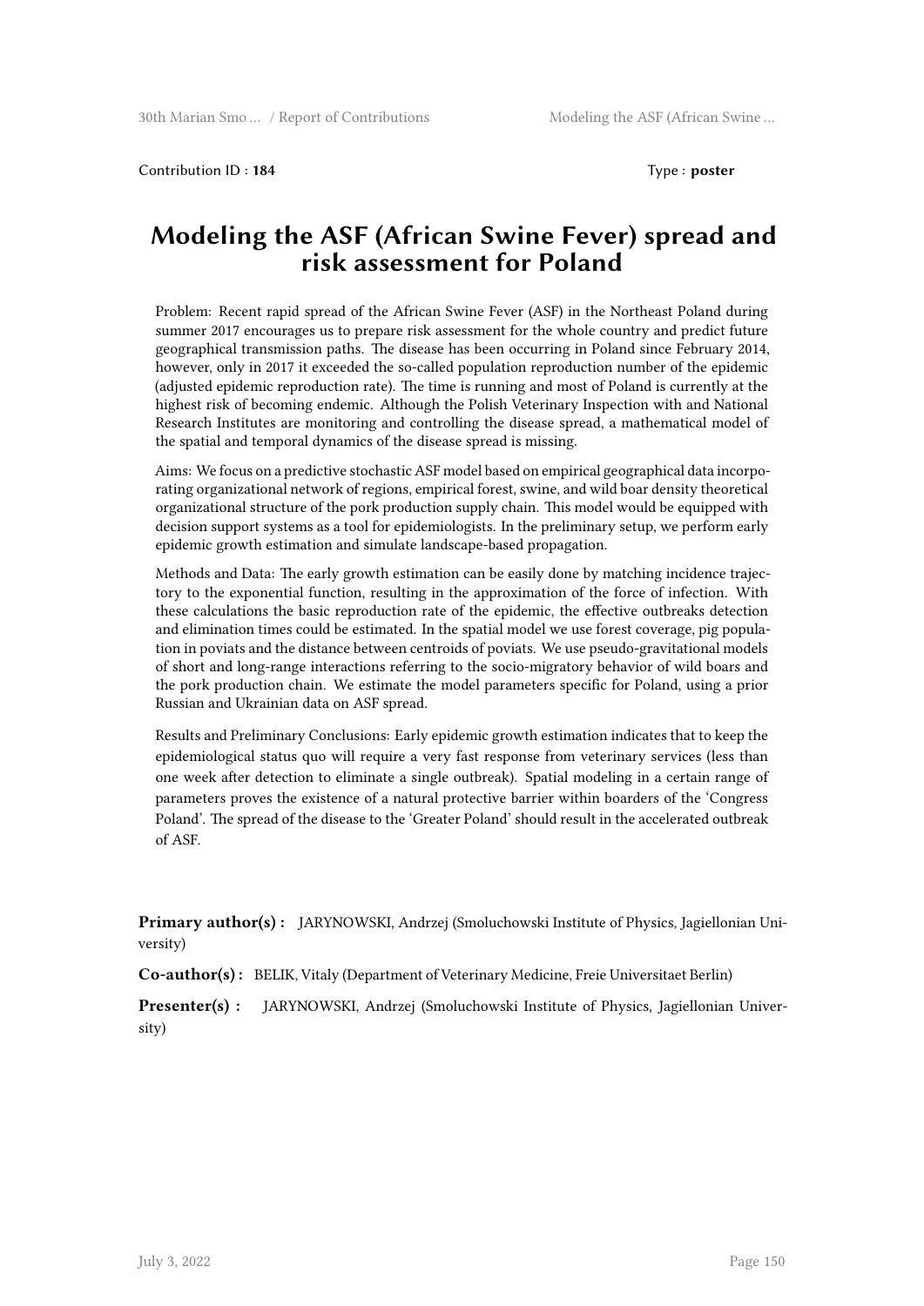Contribution ID : **184** Type : **poster**

# Modeling the ASF (African Swine Fever) spread and risk assessment for Poland

Problem: Recent rapid spread of the African Swine Fever (ASF) in the Northeast Poland during summer 2017 encourages us to prepare risk assessment for the whole country and predict future geographical transmission paths. The disease has been occurring in Poland since February 2014, however, only in 2017 it exceeded the so-called population reproduction number of the epidemic (adjusted epidemic reproduction rate). The time is running and most of Poland is currently at the highest risk of becoming endemic. Although the Polish Veterinary Inspection with and National Research Institutes are monitoring and controlling the disease spread, a mathematical model of the spatial and temporal dynamics of the disease spread is missing.

Aims: We focus on a predictive stochastic ASF model based on empirical geographical data incorporating organizational network of regions, empirical forest, swine, and wild boar density theoretical organizational structure of the pork production supply chain. This model would be equipped with decision support systems as a tool for epidemiologists. In the preliminary setup, we perform early epidemic growth estimation and simulate landscape-based propagation.

Methods and Data: The early growth estimation can be easily done by matching incidence trajectory to the exponential function, resulting in the approximation of the force of infection. With these calculations the basic reproduction rate of the epidemic, the effective outbreaks detection and elimination times could be estimated. In the spatial model we use forest coverage, pig population in poviats and the distance between centroids of poviats. We use pseudo-gravitational models of short and long-range interactions referring to the socio-migratory behavior of wild boars and the pork production chain. We estimate the model parameters specific for Poland, using a prior Russian and Ukrainian data on ASF spread.

Results and Preliminary Conclusions: Early epidemic growth estimation indicates that to keep the epidemiological status quo will require a very fast response from veterinary services (less than one week after detection to eliminate a single outbreak). Spatial modeling in a certain range of parameters proves the existence of a natural protective barrier within boarders of the 'Congress Poland'. The spread of the disease to the 'Greater Poland' should result in the accelerated outbreak of ASF.

**Primary author(s) :** JARYNOWSKI, Andrzej (Smoluchowski Institute of Physics, Jagiellonian University)

**Co-author(s) :** BELIK, Vitaly (Department of Veterinary Medicine, Freie Universitaet Berlin)

**Presenter(s) :** JARYNOWSKI, Andrzej (Smoluchowski Institute of Physics, Jagiellonian University)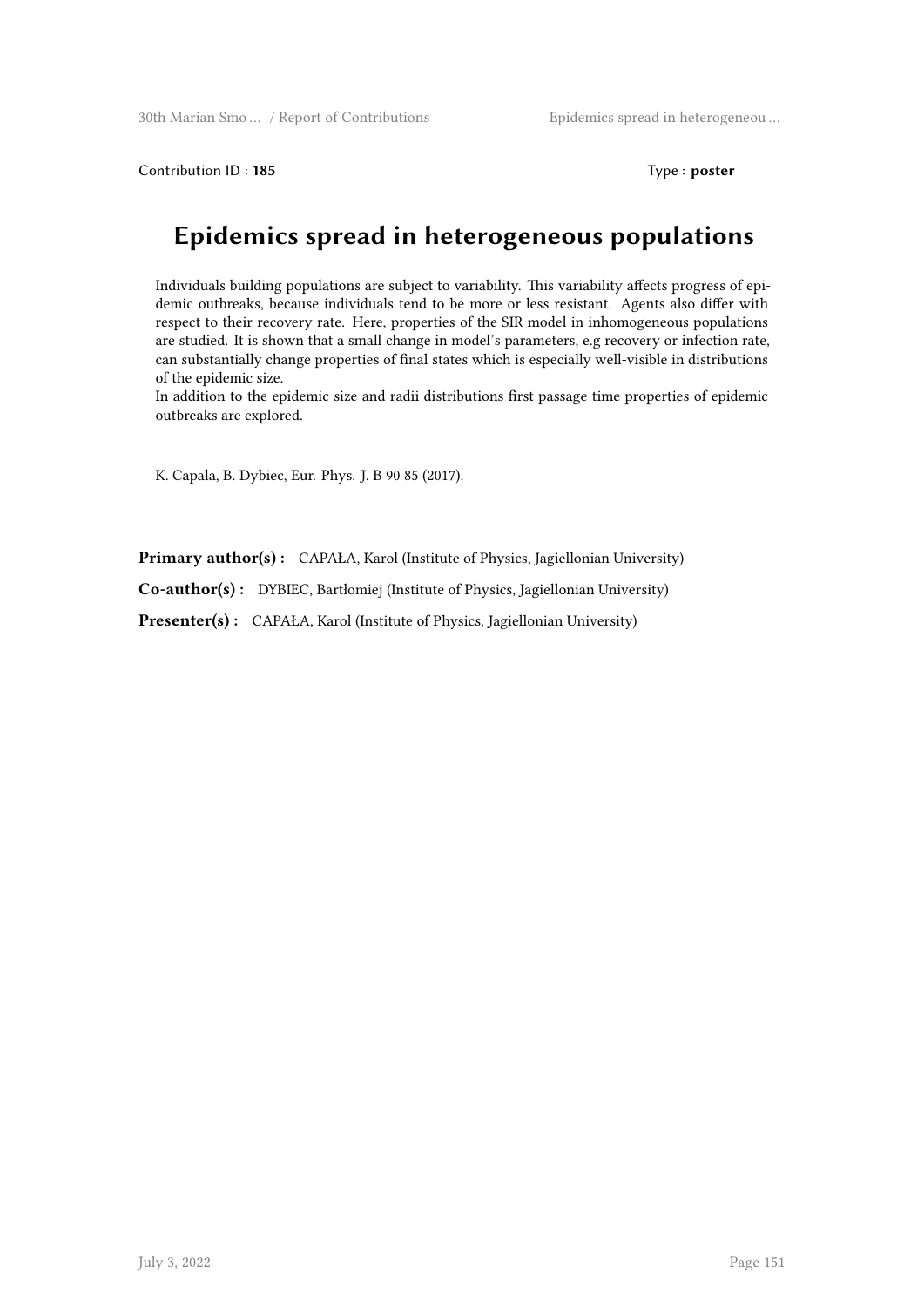Contribution ID : **185** Type : **poster**

# Epidemics spread in heterogeneous populations

Individuals building populations are subject to variability. This variability affects progress of epidemic outbreaks, because individuals tend to be more or less resistant. Agents also differ with respect to their recovery rate. Here, properties of the SIR model in inhomogeneous populations are studied. It is shown that a small change in model's parameters, e.g recovery or infection rate, can substantially change properties of final states which is especially well-visible in distributions of the epidemic size.

In addition to the epidemic size and radii distributions first passage time properties of epidemic outbreaks are explored.

K. Capala, B. Dybiec, Eur. Phys. J. B 90 85 (2017).

**Primary author(s) :** CAPAŁA, Karol (Institute of Physics, Jagiellonian University)

**Co-author(s) :** DYBIEC, Bartłomiej (Institute of Physics, Jagiellonian University)

**Presenter(s) :** CAPAŁA, Karol (Institute of Physics, Jagiellonian University)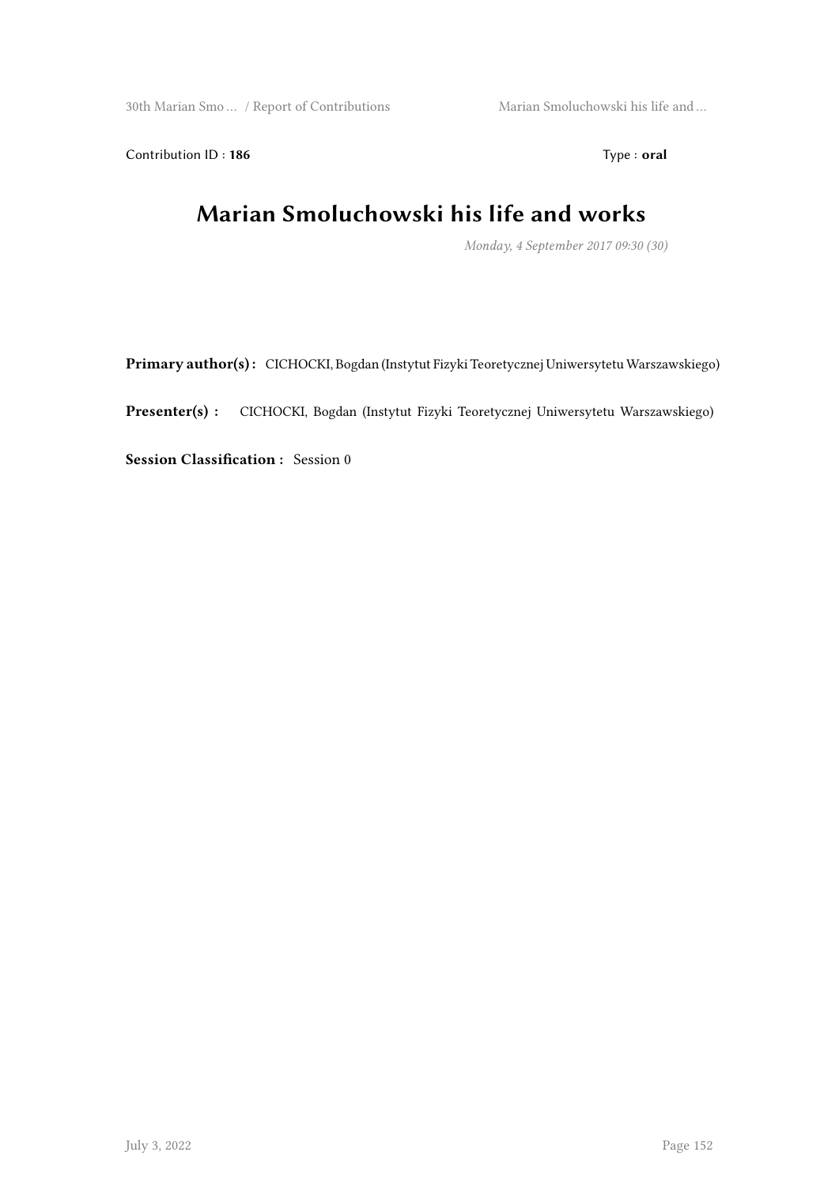Contribution ID : **186** Type : **oral**

# Marian Smoluchowski his life and works

*Monday, 4 September 2017 09:30 (30)*

**Primary author(s) :** CICHOCKI, Bogdan (Instytut Fizyki Teoretycznej Uniwersytetu Warszawskiego)

**Presenter(s) :** CICHOCKI, Bogdan (Instytut Fizyki Teoretycznej Uniwersytetu Warszawskiego)

**Session Classification :** Session 0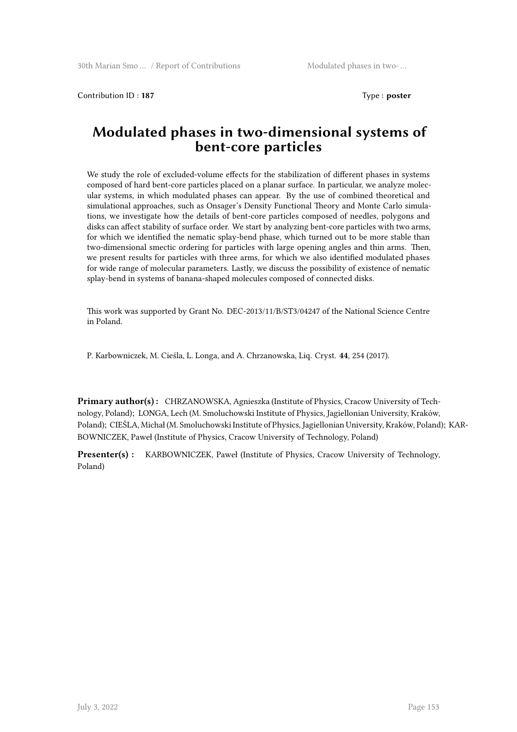Contribution ID : **187** Type : **poster**

# Modulated phases in two-dimensional systems of bent-core particles

We study the role of excluded-volume effects for the stabilization of different phases in systems composed of hard bent-core particles placed on a planar surface. In particular, we analyze molecular systems, in which modulated phases can appear. By the use of combined theoretical and simulational approaches, such as Onsager's Density Functional Theory and Monte Carlo simulations, we investigate how the details of bent-core particles composed of needles, polygons and disks can affect stability of surface order. We start by analyzing bent-core particles with two arms, for which we identified the nematic splay-bend phase, which turned out to be more stable than two-dimensional smectic ordering for particles with large opening angles and thin arms. Then, we present results for particles with three arms, for which we also identified modulated phases for wide range of molecular parameters. Lastly, we discuss the possibility of existence of nematic splay-bend in systems of banana-shaped molecules composed of connected disks.

This work was supported by Grant No. DEC-2013/11/B/ST3/04247 of the National Science Centre in Poland.

P. Karbowniczek, M. Cieśla, L. Longa, and A. Chrzanowska, Liq. Cryst. **44**, 254 (2017).

**Primary author(s) :** CHRZANOWSKA, Agnieszka (Institute of Physics, Cracow University of Technology, Poland); LONGA, Lech (M. Smoluchowski Institute of Physics, Jagiellonian University, Kraków, Poland); CIEŚLA, Michał (M. Smoluchowski Institute of Physics, Jagiellonian University, Kraków, Poland); KARBOWNICZEK, Paweł (Institute of Physics, Cracow University of Technology, Poland)

**Presenter(s) :** KARBOWNICZEK, Paweł (Institute of Physics, Cracow University of Technology, Poland)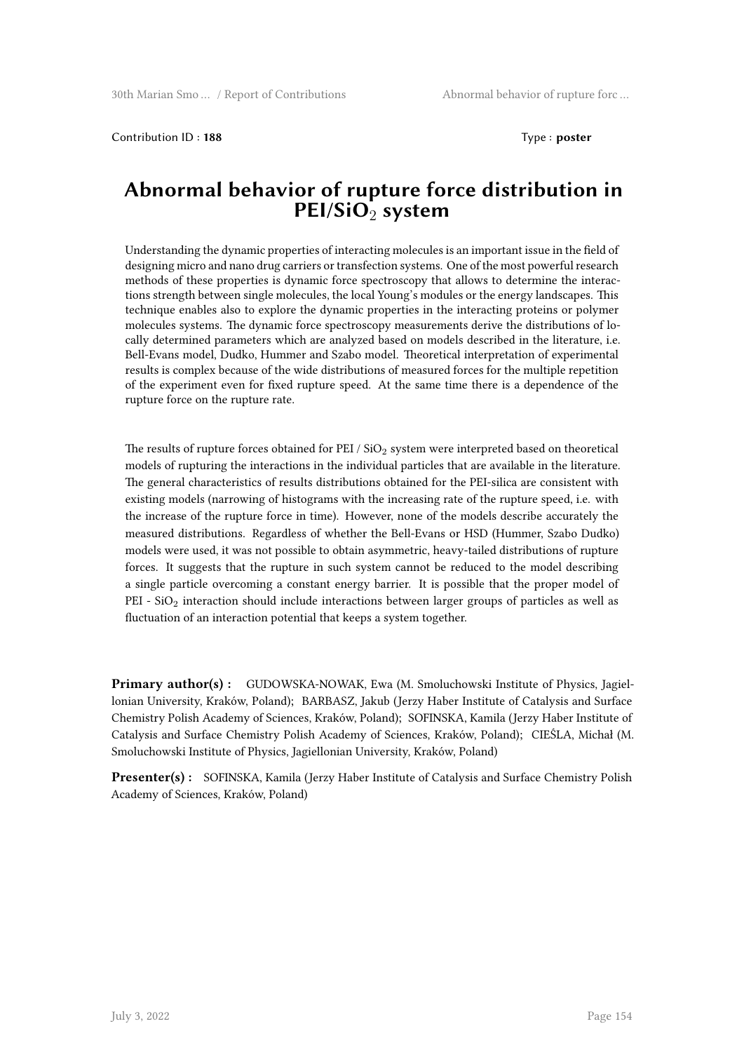Contribution ID : **188** Type : **poster**

# Abnormal behavior of rupture force distribution in PEI/$SiO_2$ system

Understanding the dynamic properties of interacting molecules is an important issue in the field of designing micro and nano drug carriers or transfection systems. One of the most powerful research methods of these properties is dynamic force spectroscopy that allows to determine the interactions strength between single molecules, the local Young's modules or the energy landscapes. This technique enables also to explore the dynamic properties in the interacting proteins or polymer molecules systems. The dynamic force spectroscopy measurements derive the distributions of locally determined parameters which are analyzed based on models described in the literature, i.e. Bell-Evans model, Dudko, Hummer and Szabo model. Theoretical interpretation of experimental results is complex because of the wide distributions of measured forces for the multiple repetition of the experiment even for fixed rupture speed. At the same time there is a dependence of the rupture force on the rupture rate.

The results of rupture forces obtained for PEI / $SiO_2$ system were interpreted based on theoretical models of rupturing the interactions in the individual particles that are available in the literature. The general characteristics of results distributions obtained for the PEI-silica are consistent with existing models (narrowing of histograms with the increasing rate of the rupture speed, i.e. with the increase of the rupture force in time). However, none of the models describe accurately the measured distributions. Regardless of whether the Bell-Evans or HSD (Hummer, Szabo Dudko) models were used, it was not possible to obtain asymmetric, heavy-tailed distributions of rupture forces. It suggests that the rupture in such system cannot be reduced to the model describing a single particle overcoming a constant energy barrier. It is possible that the proper model of PEI - $SiO_2$ interaction should include interactions between larger groups of particles as well as fluctuation of an interaction potential that keeps a system together.

**Primary author(s) :** GUDOWSKA-NOWAK, Ewa (M. Smoluchowski Institute of Physics, Jagiellonian University, Kraków, Poland); BARBASZ, Jakub (Jerzy Haber Institute of Catalysis and Surface Chemistry Polish Academy of Sciences, Kraków, Poland); SOFINSKA, Kamila (Jerzy Haber Institute of Catalysis and Surface Chemistry Polish Academy of Sciences, Kraków, Poland); CIEŚLA, Michał (M. Smoluchowski Institute of Physics, Jagiellonian University, Kraków, Poland)

**Presenter(s) :** SOFINSKA, Kamila (Jerzy Haber Institute of Catalysis and Surface Chemistry Polish Academy of Sciences, Kraków, Poland)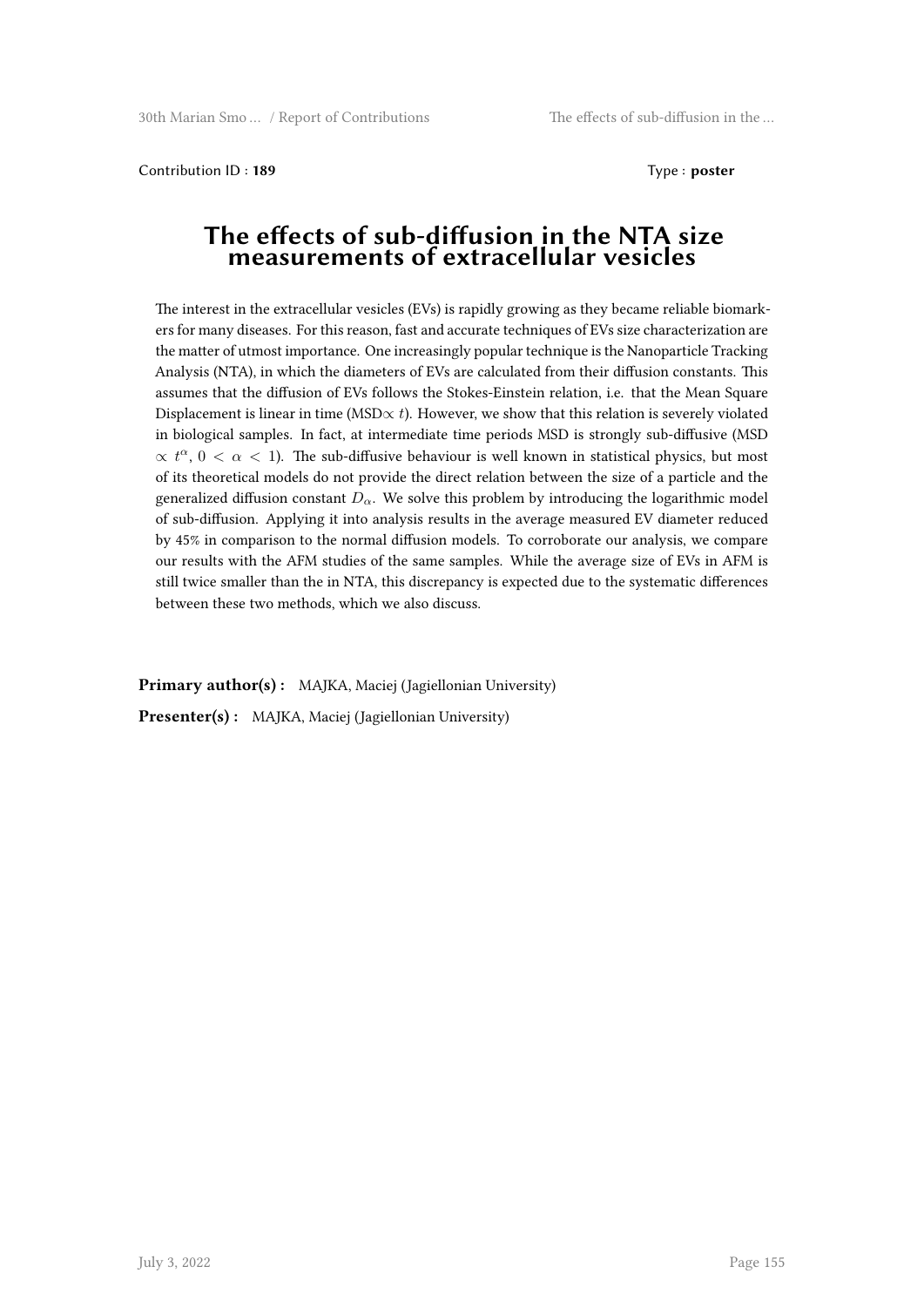Contribution ID : **189**

Type : **poster**

# The effects of sub-diffusion in the NTA size measurements of extracellular vesicles

The interest in the extracellular vesicles (EVs) is rapidly growing as they became reliable biomarkers for many diseases. For this reason, fast and accurate techniques of EVs size characterization are the matter of utmost importance. One increasingly popular technique is the Nanoparticle Tracking Analysis (NTA), in which the diameters of EVs are calculated from their diffusion constants. This assumes that the diffusion of EVs follows the Stokes-Einstein relation, i.e. that the Mean Square Displacement is linear in time (MSD$\propto t$). However, we show that this relation is severely violated in biological samples. In fact, at intermediate time periods MSD is strongly sub-diffusive (MSD $\propto t^{\alpha}$, $0 < \alpha < 1$). The sub-diffusive behaviour is well known in statistical physics, but most of its theoretical models do not provide the direct relation between the size of a particle and the generalized diffusion constant $D_{\alpha}$. We solve this problem by introducing the logarithmic model of sub-diffusion. Applying it into analysis results in the average measured EV diameter reduced by 45% in comparison to the normal diffusion models. To corroborate our analysis, we compare our results with the AFM studies of the same samples. While the average size of EVs in AFM is still twice smaller than the in NTA, this discrepancy is expected due to the systematic differences between these two methods, which we also discuss.

**Primary author(s) :** MAJKA, Maciej (Jagiellonian University)

**Presenter(s) :** MAJKA, Maciej (Jagiellonian University)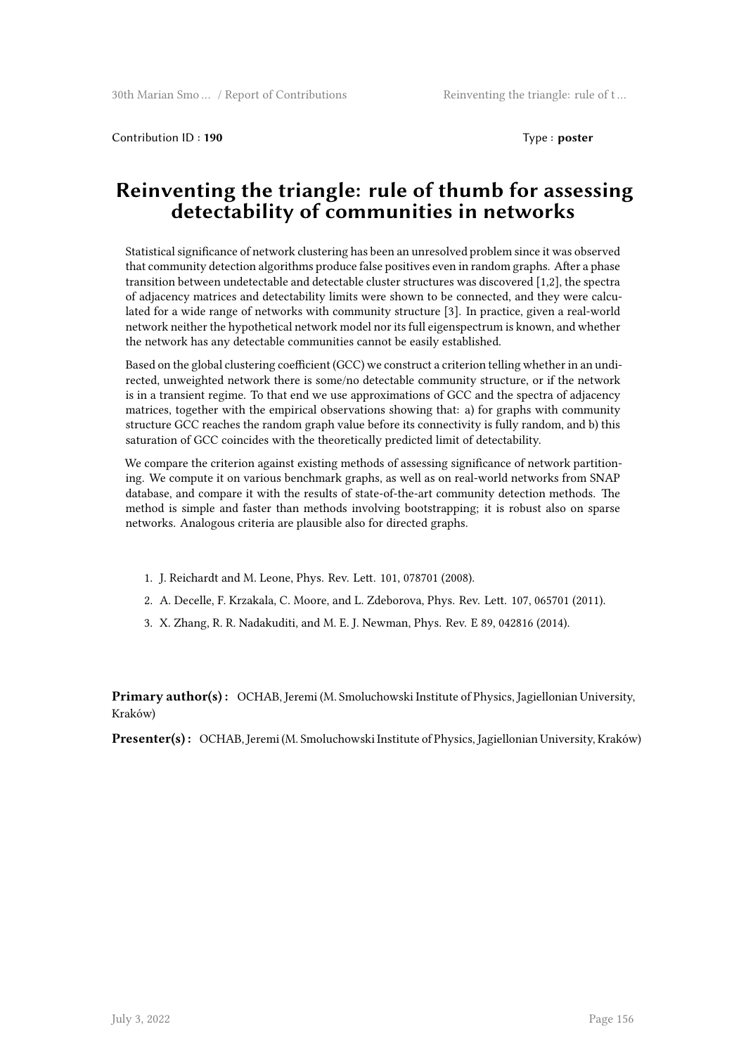Contribution ID : **190** Type : **poster**

# Reinventing the triangle: rule of thumb for assessing detectability of communities in networks

Statistical significance of network clustering has been an unresolved problem since it was observed that community detection algorithms produce false positives even in random graphs. After a phase transition between undetectable and detectable cluster structures was discovered [1,2], the spectra of adjacency matrices and detectability limits were shown to be connected, and they were calculated for a wide range of networks with community structure [3]. In practice, given a real-world network neither the hypothetical network model nor its full eigenspectrum is known, and whether the network has any detectable communities cannot be easily established.

Based on the global clustering coefficient (GCC) we construct a criterion telling whether in an undirected, unweighted network there is some/no detectable community structure, or if the network is in a transient regime. To that end we use approximations of GCC and the spectra of adjacency matrices, together with the empirical observations showing that: a) for graphs with community structure GCC reaches the random graph value before its connectivity is fully random, and b) this saturation of GCC coincides with the theoretically predicted limit of detectability.

We compare the criterion against existing methods of assessing significance of network partitioning. We compute it on various benchmark graphs, as well as on real-world networks from SNAP database, and compare it with the results of state-of-the-art community detection methods. The method is simple and faster than methods involving bootstrapping; it is robust also on sparse networks. Analogous criteria are plausible also for directed graphs.

1. J. Reichardt and M. Leone, Phys. Rev. Lett. 101, 078701 (2008).
2. A. Decelle, F. Krzakala, C. Moore, and L. Zdeborova, Phys. Rev. Lett. 107, 065701 (2011).
3. X. Zhang, R. R. Nadakuditi, and M. E. J. Newman, Phys. Rev. E 89, 042816 (2014).

**Primary author(s) :** OCHAB, Jeremi (M. Smoluchowski Institute of Physics, Jagiellonian University, Kraków)

**Presenter(s) :** OCHAB, Jeremi (M. Smoluchowski Institute of Physics, Jagiellonian University, Kraków)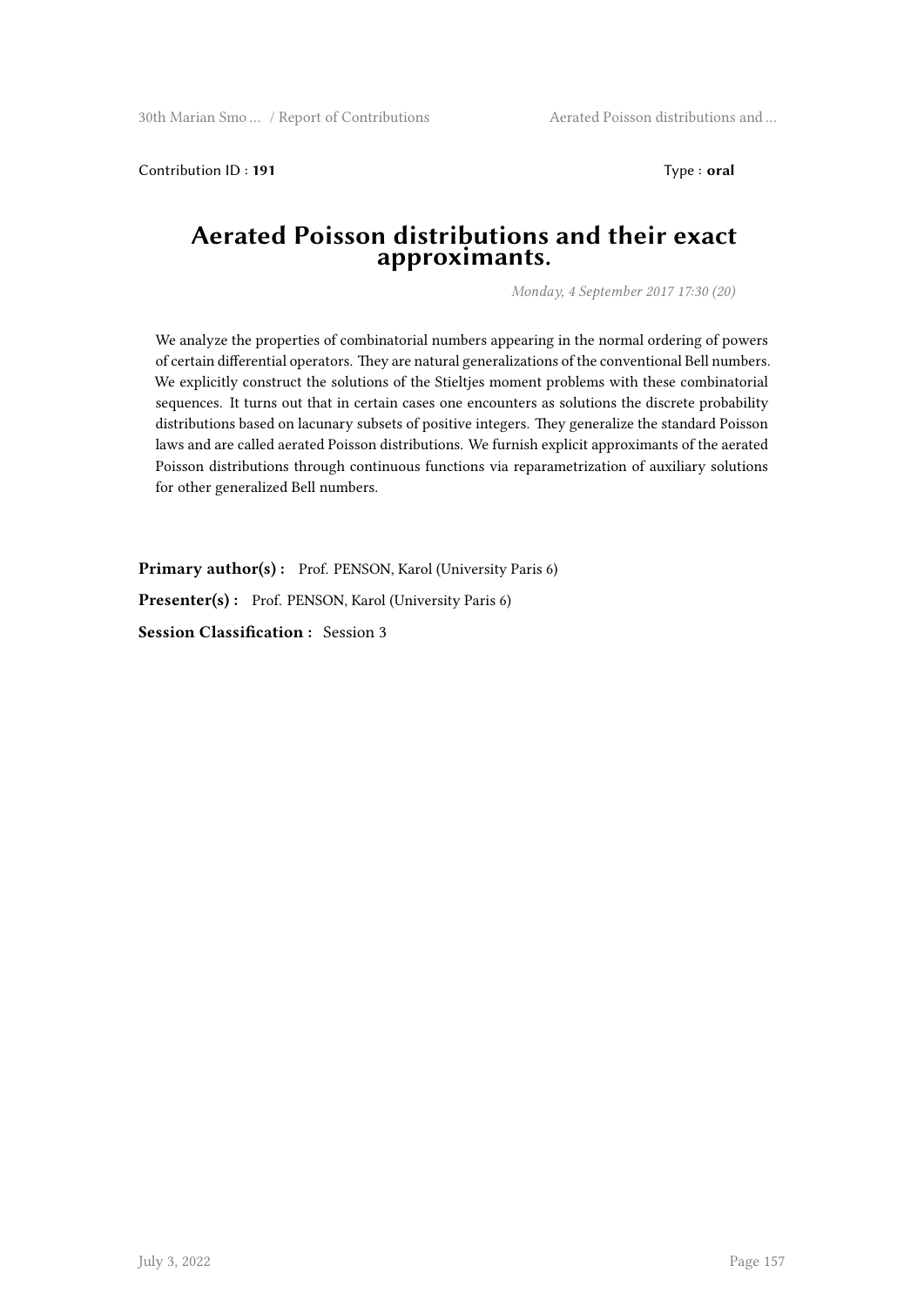Contribution ID : **191** Type : **oral**

# Aerated Poisson distributions and their exact approximants.

*Monday, 4 September 2017 17:30 (20)*

We analyze the properties of combinatorial numbers appearing in the normal ordering of powers of certain differential operators. They are natural generalizations of the conventional Bell numbers. We explicitly construct the solutions of the Stieltjes moment problems with these combinatorial sequences. It turns out that in certain cases one encounters as solutions the discrete probability distributions based on lacunary subsets of positive integers. They generalize the standard Poisson laws and are called aerated Poisson distributions. We furnish explicit approximants of the aerated Poisson distributions through continuous functions via reparametrization of auxiliary solutions for other generalized Bell numbers.

**Primary author(s) :** Prof. PENSON, Karol (University Paris 6)

**Presenter(s) :** Prof. PENSON, Karol (University Paris 6)

**Session Classification :** Session 3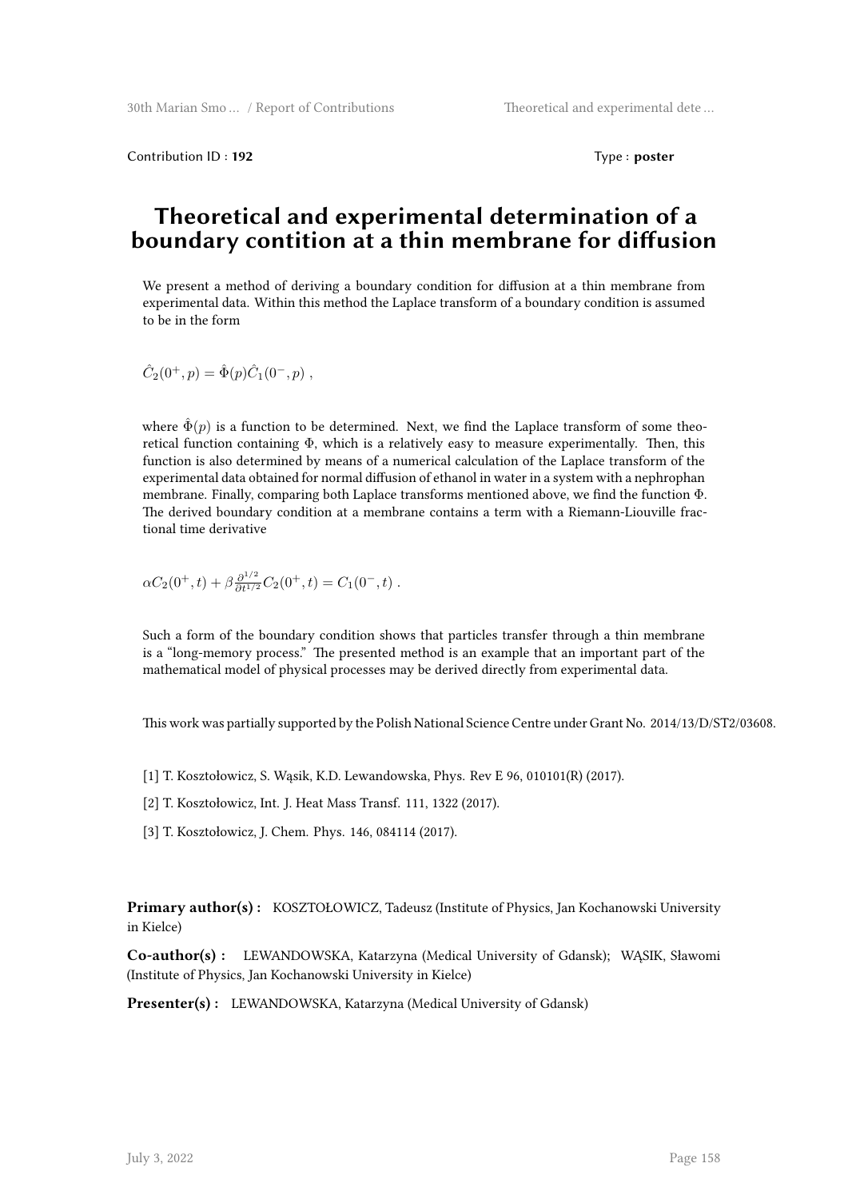Contribution ID : **192** Type : **poster**

# Theoretical and experimental determination of a boundary contition at a thin membrane for diffusion

We present a method of deriving a boundary condition for diffusion at a thin membrane from experimental data. Within this method the Laplace transform of a boundary condition is assumed to be in the form

$$\hat{C}_2(0^+,p)=\hat{\Phi}(p)\hat{C}_1(0^-,p)\ ,$$

where $\hat{\Phi}(p)$ is a function to be determined. Next, we find the Laplace transform of some theoretical function containing $\Phi$, which is a relatively easy to measure experimentally. Then, this function is also determined by means of a numerical calculation of the Laplace transform of the experimental data obtained for normal diffusion of ethanol in water in a system with a nephrophan membrane. Finally, comparing both Laplace transforms mentioned above, we find the function $\Phi$. The derived boundary condition at a membrane contains a term with a Riemann-Liouville fractional time derivative

$$\alpha C_2(0^+,t)+\beta\frac{\partial^{1/2}}{\partial t^{1/2}}C_2(0^+,t)=C_1(0^-,t)\ .$$

Such a form of the boundary condition shows that particles transfer through a thin membrane is a "long-memory process." The presented method is an example that an important part of the mathematical model of physical processes may be derived directly from experimental data.

This work was partially supported by the Polish National Science Centre under Grant No. 2014/13/D/ST2/03608.

[1] T. Kosztołowicz, S. Wąsik, K.D. Lewandowska, Phys. Rev E 96, 010101(R) (2017).

[2] T. Kosztołowicz, Int. J. Heat Mass Transf. 111, 1322 (2017).

[3] T. Kosztołowicz, J. Chem. Phys. 146, 084114 (2017).

**Primary author(s) :** KOSZTOŁOWICZ, Tadeusz (Institute of Physics, Jan Kochanowski University in Kielce)

**Co-author(s) :** LEWANDOWSKA, Katarzyna (Medical University of Gdansk); WĄSIK, Sławomi (Institute of Physics, Jan Kochanowski University in Kielce)

**Presenter(s) :** LEWANDOWSKA, Katarzyna (Medical University of Gdansk)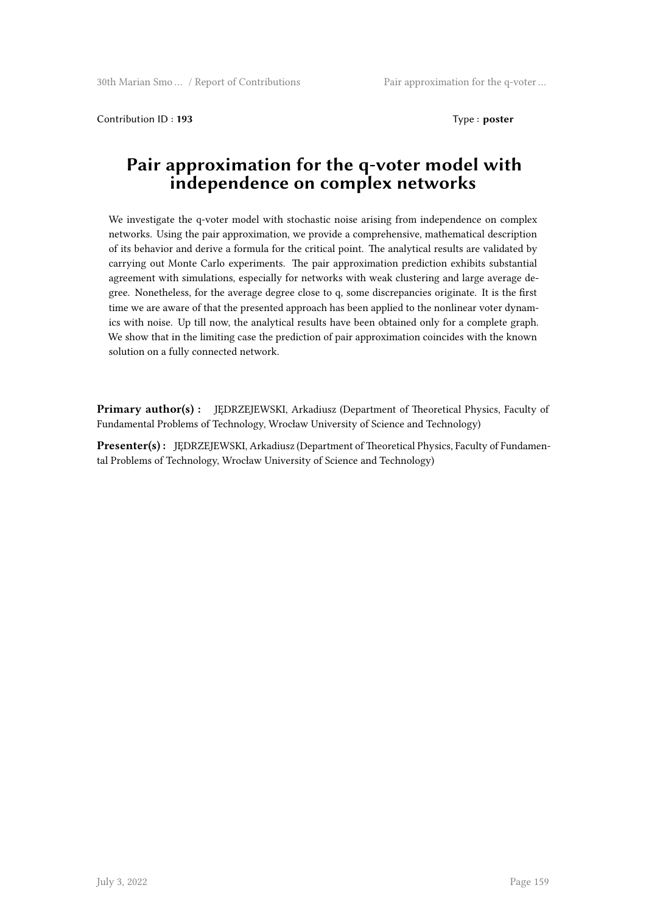Contribution ID : **193** Type : **poster**

# Pair approximation for the q-voter model with independence on complex networks

We investigate the q-voter model with stochastic noise arising from independence on complex networks. Using the pair approximation, we provide a comprehensive, mathematical description of its behavior and derive a formula for the critical point. The analytical results are validated by carrying out Monte Carlo experiments. The pair approximation prediction exhibits substantial agreement with simulations, especially for networks with weak clustering and large average degree. Nonetheless, for the average degree close to q, some discrepancies originate. It is the first time we are aware of that the presented approach has been applied to the nonlinear voter dynamics with noise. Up till now, the analytical results have been obtained only for a complete graph. We show that in the limiting case the prediction of pair approximation coincides with the known solution on a fully connected network.

**Primary author(s) :** JĘDRZEJEWSKI, Arkadiusz (Department of Theoretical Physics, Faculty of Fundamental Problems of Technology, Wrocław University of Science and Technology)

**Presenter(s) :** JĘDRZEJEWSKI, Arkadiusz (Department of Theoretical Physics, Faculty of Fundamental Problems of Technology, Wrocław University of Science and Technology)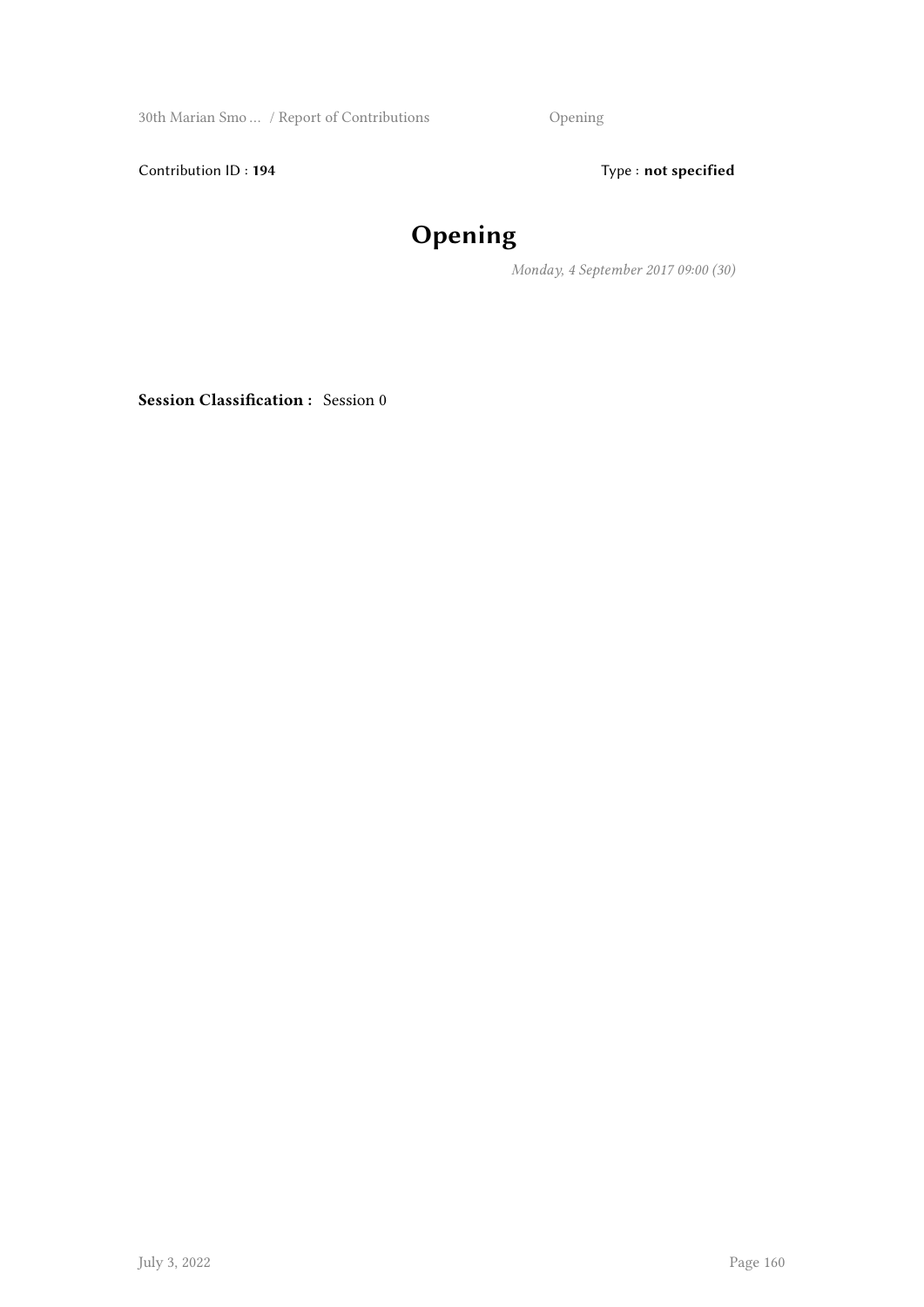Contribution ID : **194** Type : **not specified**

# Opening

*Monday, 4 September 2017 09:00 (30)*

**Session Classification :** Session 0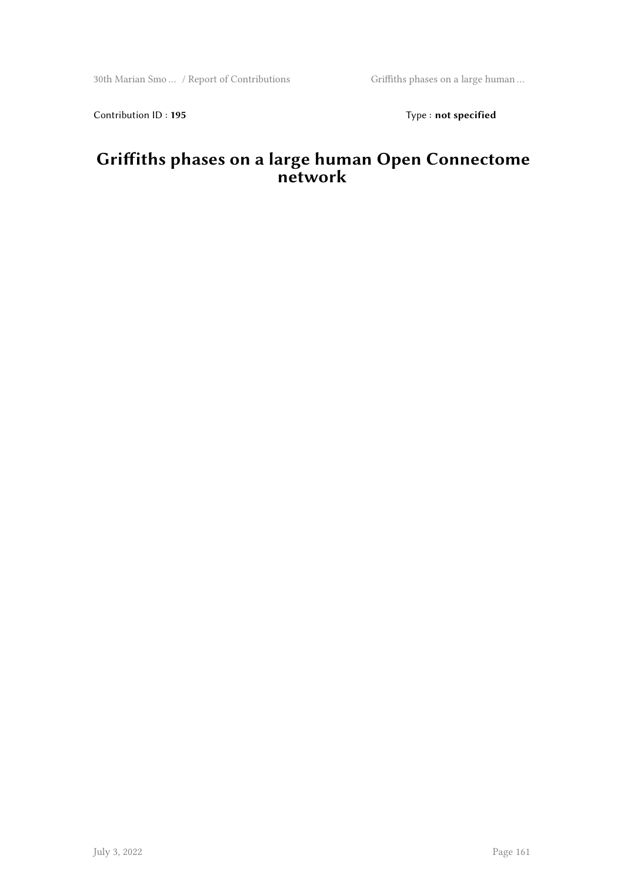Contribution ID : **195** Type : **not specified**

# Griffiths phases on a large human Open Connectome network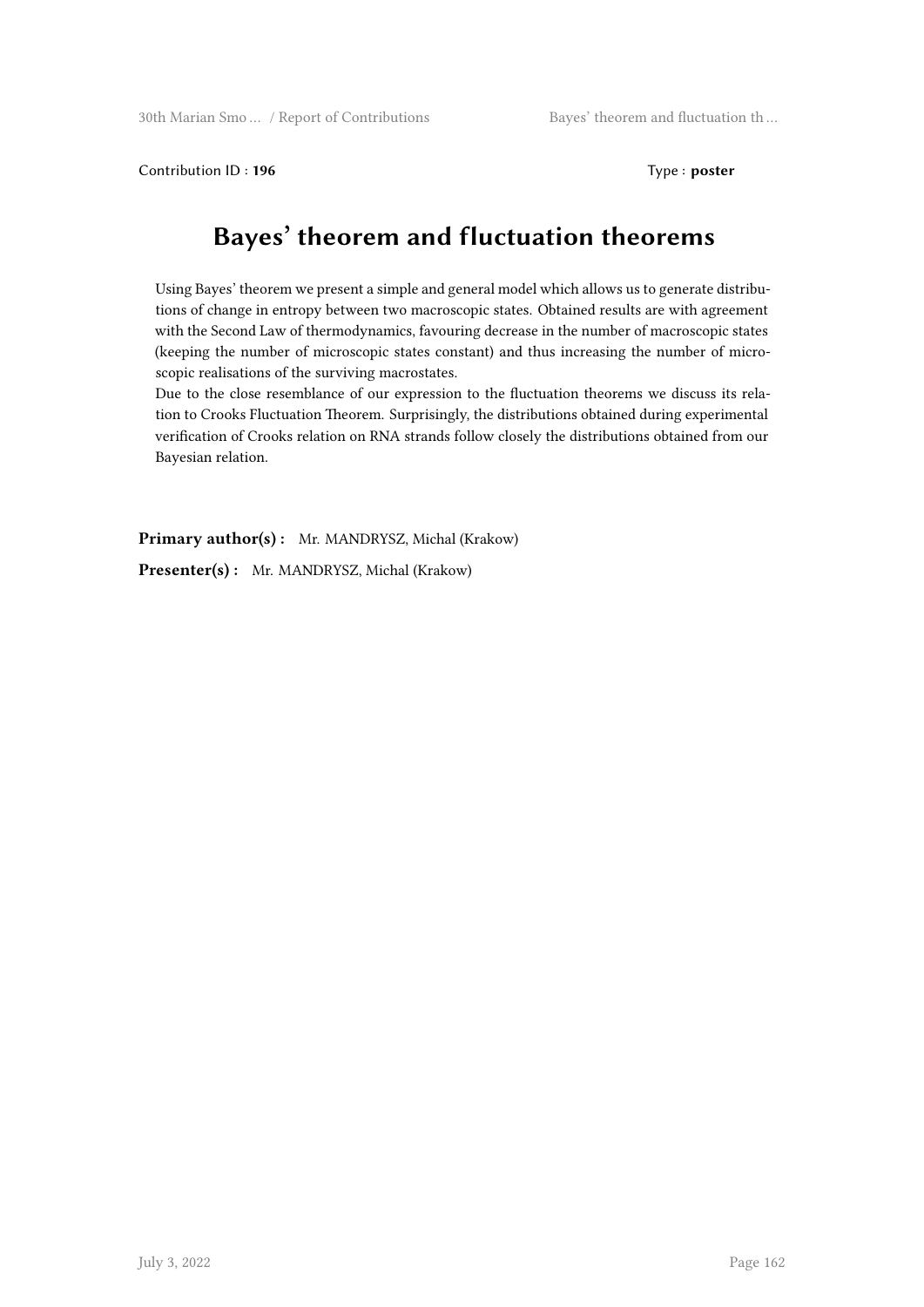Contribution ID : **196**

Type : **poster**

# Bayes' theorem and fluctuation theorems

Using Bayes' theorem we present a simple and general model which allows us to generate distributions of change in entropy between two macroscopic states. Obtained results are with agreement with the Second Law of thermodynamics, favouring decrease in the number of macroscopic states (keeping the number of microscopic states constant) and thus increasing the number of microscopic realisations of the surviving macrostates.

Due to the close resemblance of our expression to the fluctuation theorems we discuss its relation to Crooks Fluctuation Theorem. Surprisingly, the distributions obtained during experimental verification of Crooks relation on RNA strands follow closely the distributions obtained from our Bayesian relation.

**Primary author(s) :** Mr. MANDRYSZ, Michal (Krakow)

**Presenter(s) :** Mr. MANDRYSZ, Michal (Krakow)